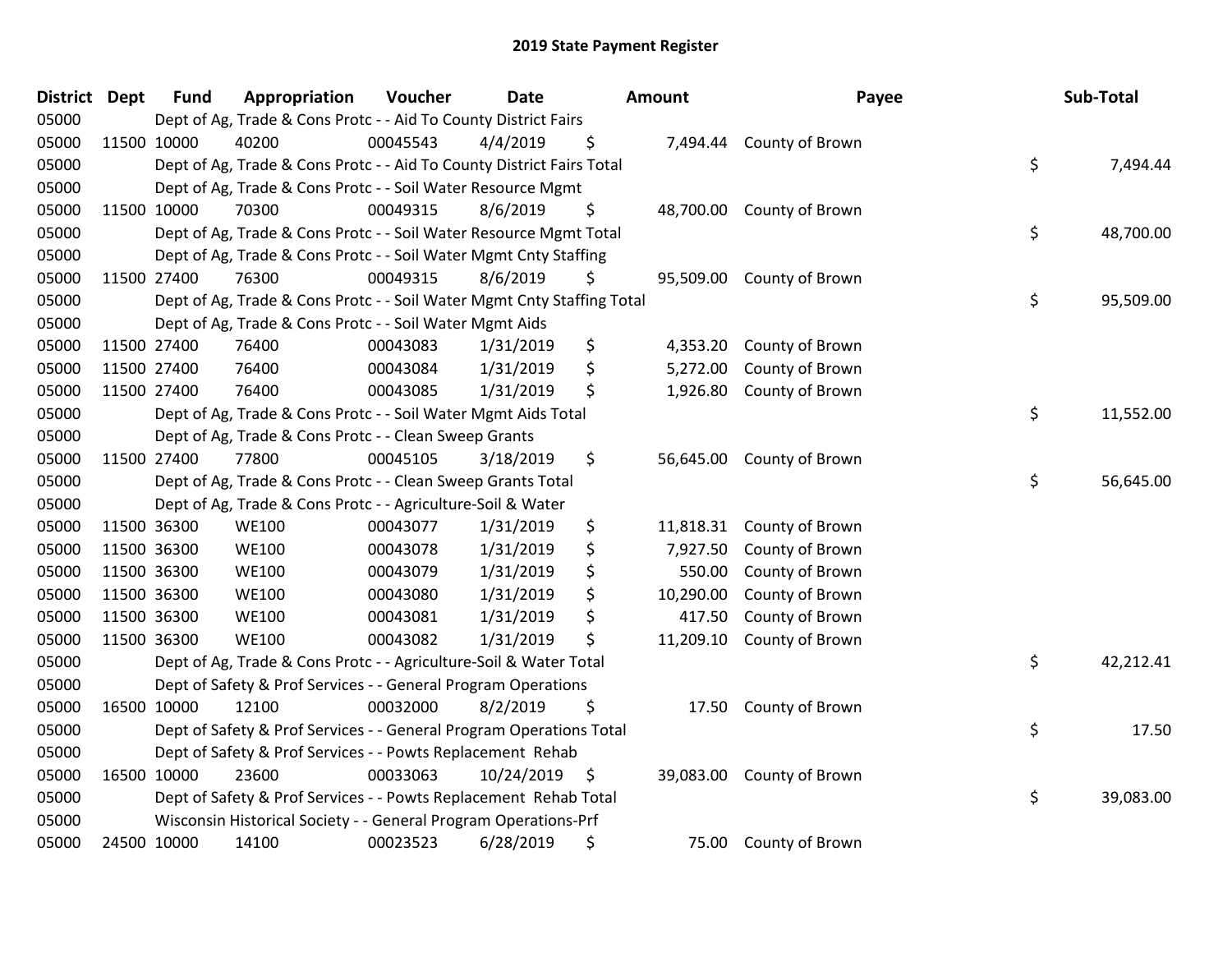# 2019 State Payment Register

| District | Dept | Fund | Appropriation | Voucher | Date | Amount | Payee | Sub-Total |
|---|---|---|---|---|---|---|---|---|
| 05000 | Dept of Ag, Trade & Cons Protc - - Aid To County District Fairs | | | | | | | |
| 05000 | 11500 | 10000 | 40200 | 00045543 | 4/4/2019 | $ 7,494.44 | County of Brown | |
| 05000 | Dept of Ag, Trade & Cons Protc - - Aid To County District Fairs Total | | | | | | | $ 7,494.44 |
| 05000 | Dept of Ag, Trade & Cons Protc - - Soil Water Resource Mgmt | | | | | | | |
| 05000 | 11500 | 10000 | 70300 | 00049315 | 8/6/2019 | $ 48,700.00 | County of Brown | |
| 05000 | Dept of Ag, Trade & Cons Protc - - Soil Water Resource Mgmt Total | | | | | | | $ 48,700.00 |
| 05000 | Dept of Ag, Trade & Cons Protc - - Soil Water Mgmt Cnty Staffing | | | | | | | |
| 05000 | 11500 | 27400 | 76300 | 00049315 | 8/6/2019 | $ 95,509.00 | County of Brown | |
| 05000 | Dept of Ag, Trade & Cons Protc - - Soil Water Mgmt Cnty Staffing Total | | | | | | | $ 95,509.00 |
| 05000 | Dept of Ag, Trade & Cons Protc - - Soil Water Mgmt Aids | | | | | | | |
| 05000 | 11500 | 27400 | 76400 | 00043083 | 1/31/2019 | $ 4,353.20 | County of Brown | |
| 05000 | 11500 | 27400 | 76400 | 00043084 | 1/31/2019 | $ 5,272.00 | County of Brown | |
| 05000 | 11500 | 27400 | 76400 | 00043085 | 1/31/2019 | $ 1,926.80 | County of Brown | |
| 05000 | Dept of Ag, Trade & Cons Protc - - Soil Water Mgmt Aids Total | | | | | | | $ 11,552.00 |
| 05000 | Dept of Ag, Trade & Cons Protc - - Clean Sweep Grants | | | | | | | |
| 05000 | 11500 | 27400 | 77800 | 00045105 | 3/18/2019 | $ 56,645.00 | County of Brown | |
| 05000 | Dept of Ag, Trade & Cons Protc - - Clean Sweep Grants Total | | | | | | | $ 56,645.00 |
| 05000 | Dept of Ag, Trade & Cons Protc - - Agriculture-Soil & Water | | | | | | | |
| 05000 | 11500 | 36300 | WE100 | 00043077 | 1/31/2019 | $ 11,818.31 | County of Brown | |
| 05000 | 11500 | 36300 | WE100 | 00043078 | 1/31/2019 | $ 7,927.50 | County of Brown | |
| 05000 | 11500 | 36300 | WE100 | 00043079 | 1/31/2019 | $ 550.00 | County of Brown | |
| 05000 | 11500 | 36300 | WE100 | 00043080 | 1/31/2019 | $ 10,290.00 | County of Brown | |
| 05000 | 11500 | 36300 | WE100 | 00043081 | 1/31/2019 | $ 417.50 | County of Brown | |
| 05000 | 11500 | 36300 | WE100 | 00043082 | 1/31/2019 | $ 11,209.10 | County of Brown | |
| 05000 | Dept of Ag, Trade & Cons Protc - - Agriculture-Soil & Water Total | | | | | | | $ 42,212.41 |
| 05000 | Dept of Safety & Prof Services - - General Program Operations | | | | | | | |
| 05000 | 16500 | 10000 | 12100 | 00032000 | 8/2/2019 | $ 17.50 | County of Brown | |
| 05000 | Dept of Safety & Prof Services - - General Program Operations Total | | | | | | | $ 17.50 |
| 05000 | Dept of Safety & Prof Services - - Powts Replacement Rehab | | | | | | | |
| 05000 | 16500 | 10000 | 23600 | 00033063 | 10/24/2019 | $ 39,083.00 | County of Brown | |
| 05000 | Dept of Safety & Prof Services - - Powts Replacement Rehab Total | | | | | | | $ 39,083.00 |
| 05000 | Wisconsin Historical Society - - General Program Operations-Prf | | | | | | | |
| 05000 | 24500 | 10000 | 14100 | 00023523 | 6/28/2019 | $ 75.00 | County of Brown | |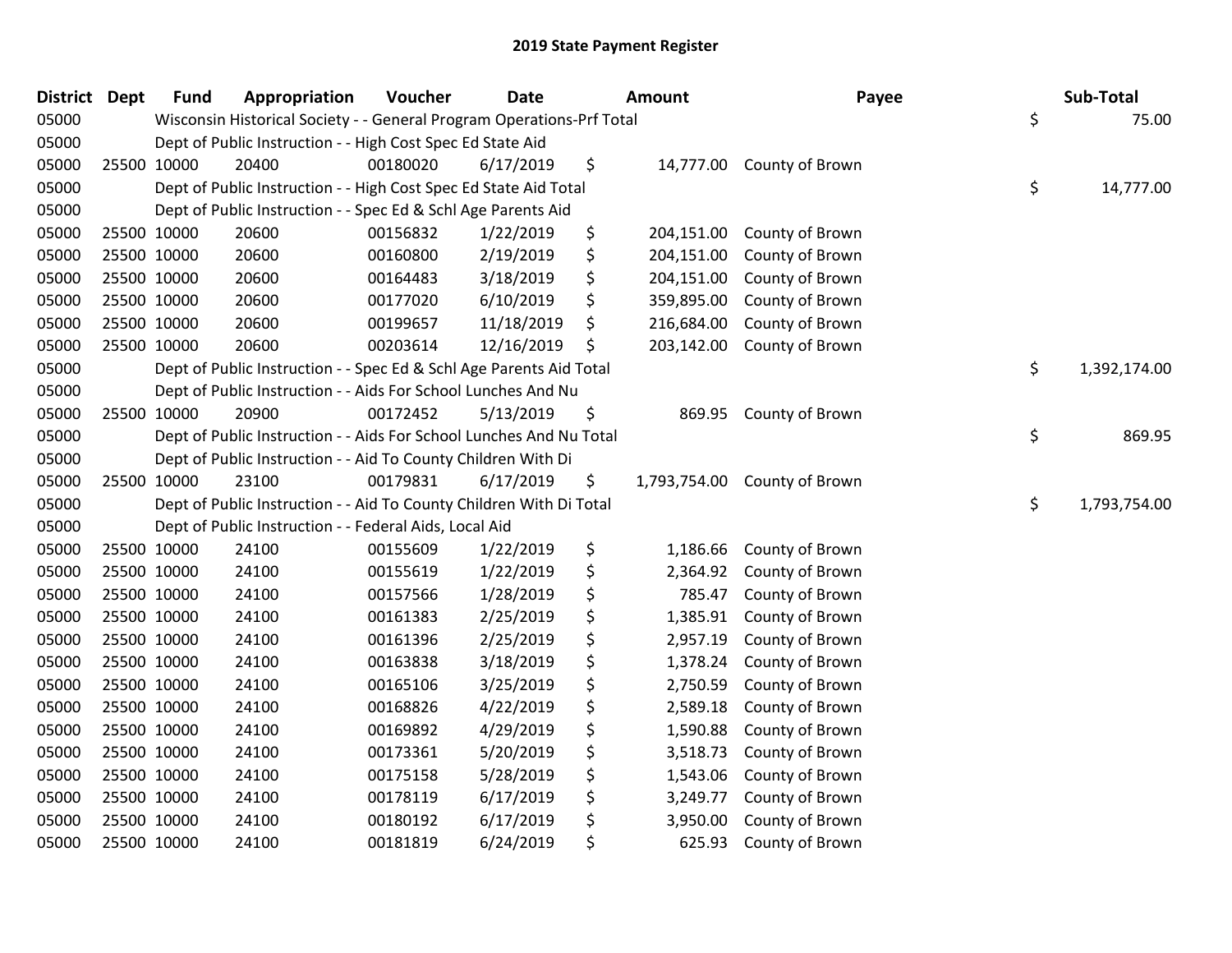## 2019 State Payment Register

| District | Dept | Fund | Appropriation | Voucher | Date | Amount | Payee | Sub-Total |
|---|---|---|---|---|---|---|---|---|
| 05000 | | Wisconsin Historical Society - - General Program Operations-Prf Total | | | | | | $ 75.00 |
| 05000 | | Dept of Public Instruction - - High Cost Spec Ed State Aid | | | | | | |
| 05000 | 25500 | 10000 | 20400 | 00180020 | 6/17/2019 | $ 14,777.00 | County of Brown | |
| 05000 | | Dept of Public Instruction - - High Cost Spec Ed State Aid Total | | | | | | $ 14,777.00 |
| 05000 | | Dept of Public Instruction - - Spec Ed & Schl Age Parents Aid | | | | | | |
| 05000 | 25500 | 10000 | 20600 | 00156832 | 1/22/2019 | $ 204,151.00 | County of Brown | |
| 05000 | 25500 | 10000 | 20600 | 00160800 | 2/19/2019 | $ 204,151.00 | County of Brown | |
| 05000 | 25500 | 10000 | 20600 | 00164483 | 3/18/2019 | $ 204,151.00 | County of Brown | |
| 05000 | 25500 | 10000 | 20600 | 00177020 | 6/10/2019 | $ 359,895.00 | County of Brown | |
| 05000 | 25500 | 10000 | 20600 | 00199657 | 11/18/2019 | $ 216,684.00 | County of Brown | |
| 05000 | 25500 | 10000 | 20600 | 00203614 | 12/16/2019 | $ 203,142.00 | County of Brown | |
| 05000 | | Dept of Public Instruction - - Spec Ed & Schl Age Parents Aid Total | | | | | | $ 1,392,174.00 |
| 05000 | | Dept of Public Instruction - - Aids For School Lunches And Nu | | | | | | |
| 05000 | 25500 | 10000 | 20900 | 00172452 | 5/13/2019 | $ 869.95 | County of Brown | |
| 05000 | | Dept of Public Instruction - - Aids For School Lunches And Nu Total | | | | | | $ 869.95 |
| 05000 | | Dept of Public Instruction - - Aid To County Children With Di | | | | | | |
| 05000 | 25500 | 10000 | 23100 | 00179831 | 6/17/2019 | $ 1,793,754.00 | County of Brown | |
| 05000 | | Dept of Public Instruction - - Aid To County Children With Di Total | | | | | | $ 1,793,754.00 |
| 05000 | | Dept of Public Instruction - - Federal Aids, Local Aid | | | | | | |
| 05000 | 25500 | 10000 | 24100 | 00155609 | 1/22/2019 | $ 1,186.66 | County of Brown | |
| 05000 | 25500 | 10000 | 24100 | 00155619 | 1/22/2019 | $ 2,364.92 | County of Brown | |
| 05000 | 25500 | 10000 | 24100 | 00157566 | 1/28/2019 | $ 785.47 | County of Brown | |
| 05000 | 25500 | 10000 | 24100 | 00161383 | 2/25/2019 | $ 1,385.91 | County of Brown | |
| 05000 | 25500 | 10000 | 24100 | 00161396 | 2/25/2019 | $ 2,957.19 | County of Brown | |
| 05000 | 25500 | 10000 | 24100 | 00163838 | 3/18/2019 | $ 1,378.24 | County of Brown | |
| 05000 | 25500 | 10000 | 24100 | 00165106 | 3/25/2019 | $ 2,750.59 | County of Brown | |
| 05000 | 25500 | 10000 | 24100 | 00168826 | 4/22/2019 | $ 2,589.18 | County of Brown | |
| 05000 | 25500 | 10000 | 24100 | 00169892 | 4/29/2019 | $ 1,590.88 | County of Brown | |
| 05000 | 25500 | 10000 | 24100 | 00173361 | 5/20/2019 | $ 3,518.73 | County of Brown | |
| 05000 | 25500 | 10000 | 24100 | 00175158 | 5/28/2019 | $ 1,543.06 | County of Brown | |
| 05000 | 25500 | 10000 | 24100 | 00178119 | 6/17/2019 | $ 3,249.77 | County of Brown | |
| 05000 | 25500 | 10000 | 24100 | 00180192 | 6/17/2019 | $ 3,950.00 | County of Brown | |
| 05000 | 25500 | 10000 | 24100 | 00181819 | 6/24/2019 | $ 625.93 | County of Brown | |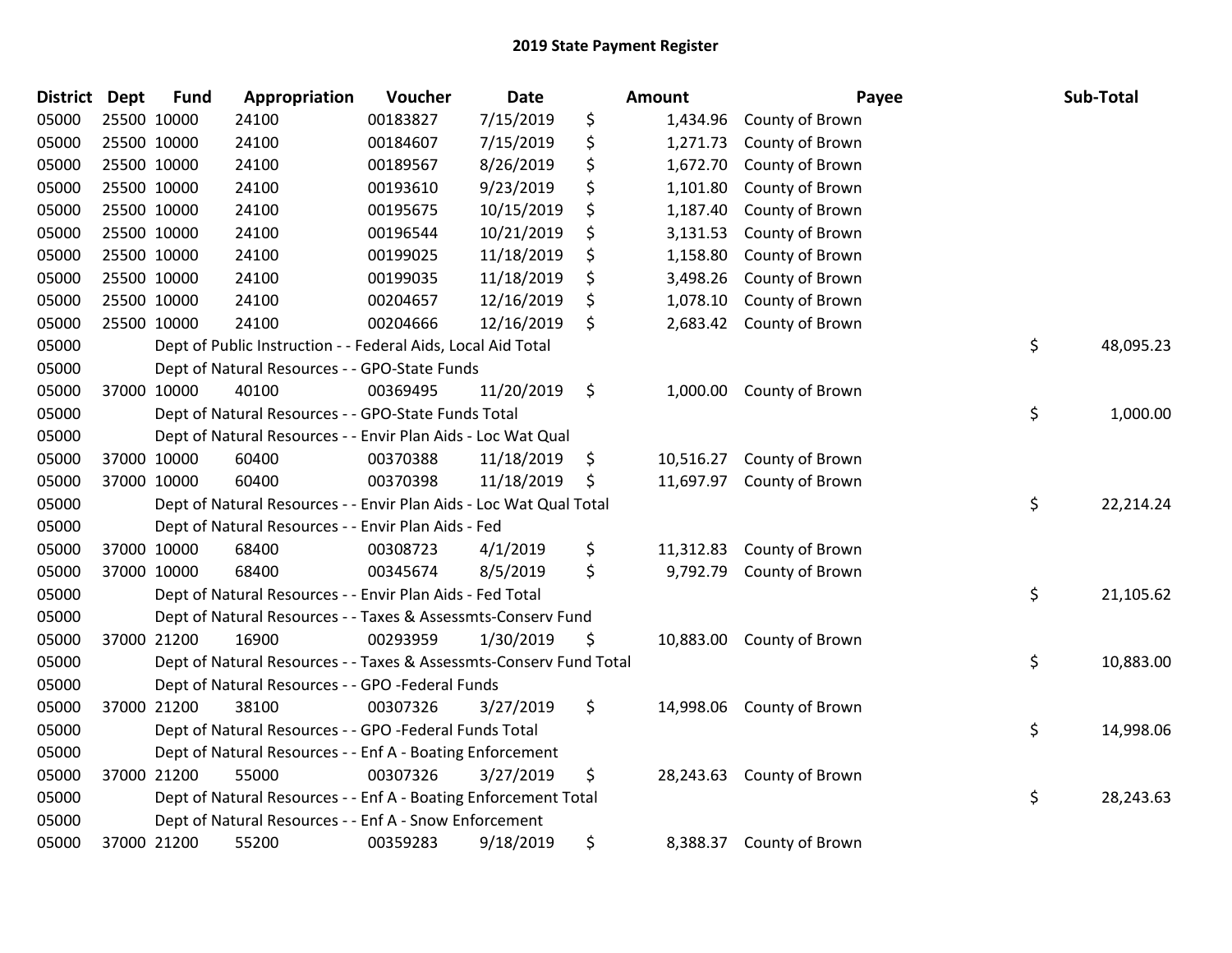# 2019 State Payment Register

| District | Dept | Fund | Appropriation | Voucher | Date | | Amount | Payee | | Sub-Total |
|---|---|---|---|---|---|---|---|---|---|---|
| 05000 | 25500 | 10000 | 24100 | 00183827 | 7/15/2019 | $ | 1,434.96 | County of Brown | | |
| 05000 | 25500 | 10000 | 24100 | 00184607 | 7/15/2019 | $ | 1,271.73 | County of Brown | | |
| 05000 | 25500 | 10000 | 24100 | 00189567 | 8/26/2019 | $ | 1,672.70 | County of Brown | | |
| 05000 | 25500 | 10000 | 24100 | 00193610 | 9/23/2019 | $ | 1,101.80 | County of Brown | | |
| 05000 | 25500 | 10000 | 24100 | 00195675 | 10/15/2019 | $ | 1,187.40 | County of Brown | | |
| 05000 | 25500 | 10000 | 24100 | 00196544 | 10/21/2019 | $ | 3,131.53 | County of Brown | | |
| 05000 | 25500 | 10000 | 24100 | 00199025 | 11/18/2019 | $ | 1,158.80 | County of Brown | | |
| 05000 | 25500 | 10000 | 24100 | 00199035 | 11/18/2019 | $ | 3,498.26 | County of Brown | | |
| 05000 | 25500 | 10000 | 24100 | 00204657 | 12/16/2019 | $ | 1,078.10 | County of Brown | | |
| 05000 | 25500 | 10000 | 24100 | 00204666 | 12/16/2019 | $ | 2,683.42 | County of Brown | | |
| 05000 | | | Dept of Public Instruction - - Federal Aids, Local Aid Total | | | | | | $ | 48,095.23 |
| 05000 | | | Dept of Natural Resources - - GPO-State Funds | | | | | | | |
| 05000 | 37000 | 10000 | 40100 | 00369495 | 11/20/2019 | $ | 1,000.00 | County of Brown | | |
| 05000 | | | Dept of Natural Resources - - GPO-State Funds Total | | | | | | $ | 1,000.00 |
| 05000 | | | Dept of Natural Resources - - Envir Plan Aids - Loc Wat Qual | | | | | | | |
| 05000 | 37000 | 10000 | 60400 | 00370388 | 11/18/2019 | $ | 10,516.27 | County of Brown | | |
| 05000 | 37000 | 10000 | 60400 | 00370398 | 11/18/2019 | $ | 11,697.97 | County of Brown | | |
| 05000 | | | Dept of Natural Resources - - Envir Plan Aids - Loc Wat Qual Total | | | | | | $ | 22,214.24 |
| 05000 | | | Dept of Natural Resources - - Envir Plan Aids - Fed | | | | | | | |
| 05000 | 37000 | 10000 | 68400 | 00308723 | 4/1/2019 | $ | 11,312.83 | County of Brown | | |
| 05000 | 37000 | 10000 | 68400 | 00345674 | 8/5/2019 | $ | 9,792.79 | County of Brown | | |
| 05000 | | | Dept of Natural Resources - - Envir Plan Aids - Fed Total | | | | | | $ | 21,105.62 |
| 05000 | | | Dept of Natural Resources - - Taxes & Assessmts-Conserv Fund | | | | | | | |
| 05000 | 37000 | 21200 | 16900 | 00293959 | 1/30/2019 | $ | 10,883.00 | County of Brown | | |
| 05000 | | | Dept of Natural Resources - - Taxes & Assessmts-Conserv Fund Total | | | | | | $ | 10,883.00 |
| 05000 | | | Dept of Natural Resources - - GPO -Federal Funds | | | | | | | |
| 05000 | 37000 | 21200 | 38100 | 00307326 | 3/27/2019 | $ | 14,998.06 | County of Brown | | |
| 05000 | | | Dept of Natural Resources - - GPO -Federal Funds Total | | | | | | $ | 14,998.06 |
| 05000 | | | Dept of Natural Resources - - Enf A - Boating Enforcement | | | | | | | |
| 05000 | 37000 | 21200 | 55000 | 00307326 | 3/27/2019 | $ | 28,243.63 | County of Brown | | |
| 05000 | | | Dept of Natural Resources - - Enf A - Boating Enforcement Total | | | | | | $ | 28,243.63 |
| 05000 | | | Dept of Natural Resources - - Enf A - Snow Enforcement | | | | | | | |
| 05000 | 37000 | 21200 | 55200 | 00359283 | 9/18/2019 | $ | 8,388.37 | County of Brown | | |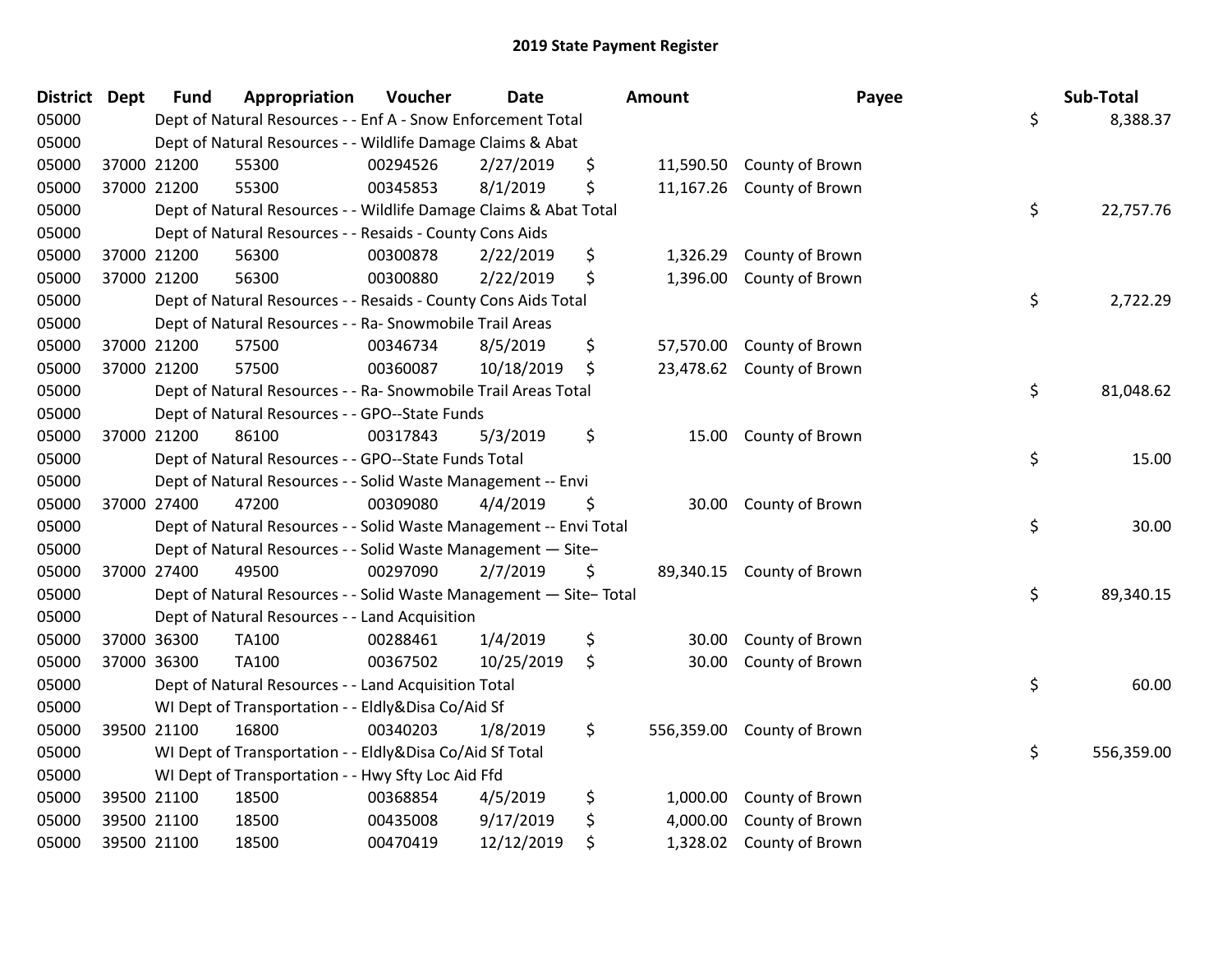# 2019 State Payment Register

| District | Dept | Fund | Appropriation | Voucher | Date | Amount | Payee | Sub-Total |
|---|---|---|---|---|---|---|---|---|
| 05000 | | Dept of Natural Resources - - Enf A - Snow Enforcement Total | | | | | | $ 8,388.37 |
| 05000 | | Dept of Natural Resources - - Wildlife Damage Claims & Abat | | | | | | |
| 05000 | 37000 | 21200 | 55300 | 00294526 | 2/27/2019 | $ 11,590.50 | County of Brown | |
| 05000 | 37000 | 21200 | 55300 | 00345853 | 8/1/2019 | $ 11,167.26 | County of Brown | |
| 05000 | | Dept of Natural Resources - - Wildlife Damage Claims & Abat Total | | | | | | $ 22,757.76 |
| 05000 | | Dept of Natural Resources - - Resaids - County Cons Aids | | | | | | |
| 05000 | 37000 | 21200 | 56300 | 00300878 | 2/22/2019 | $ 1,326.29 | County of Brown | |
| 05000 | 37000 | 21200 | 56300 | 00300880 | 2/22/2019 | $ 1,396.00 | County of Brown | |
| 05000 | | Dept of Natural Resources - - Resaids - County Cons Aids Total | | | | | | $ 2,722.29 |
| 05000 | | Dept of Natural Resources - - Ra- Snowmobile Trail Areas | | | | | | |
| 05000 | 37000 | 21200 | 57500 | 00346734 | 8/5/2019 | $ 57,570.00 | County of Brown | |
| 05000 | 37000 | 21200 | 57500 | 00360087 | 10/18/2019 | $ 23,478.62 | County of Brown | |
| 05000 | | Dept of Natural Resources - - Ra- Snowmobile Trail Areas Total | | | | | | $ 81,048.62 |
| 05000 | | Dept of Natural Resources - - GPO--State Funds | | | | | | |
| 05000 | 37000 | 21200 | 86100 | 00317843 | 5/3/2019 | $ 15.00 | County of Brown | |
| 05000 | | Dept of Natural Resources - - GPO--State Funds Total | | | | | | $ 15.00 |
| 05000 | | Dept of Natural Resources - - Solid Waste Management -- Envi | | | | | | |
| 05000 | 37000 | 27400 | 47200 | 00309080 | 4/4/2019 | $ 30.00 | County of Brown | |
| 05000 | | Dept of Natural Resources - - Solid Waste Management -- Envi Total | | | | | | $ 30.00 |
| 05000 | | Dept of Natural Resources - - Solid Waste Management — Site– | | | | | | |
| 05000 | 37000 | 27400 | 49500 | 00297090 | 2/7/2019 | $ 89,340.15 | County of Brown | |
| 05000 | | Dept of Natural Resources - - Solid Waste Management — Site– Total | | | | | | $ 89,340.15 |
| 05000 | | Dept of Natural Resources - - Land Acquisition | | | | | | |
| 05000 | 37000 | 36300 | TA100 | 00288461 | 1/4/2019 | $ 30.00 | County of Brown | |
| 05000 | 37000 | 36300 | TA100 | 00367502 | 10/25/2019 | $ 30.00 | County of Brown | |
| 05000 | | Dept of Natural Resources - - Land Acquisition Total | | | | | | $ 60.00 |
| 05000 | | WI Dept of Transportation - - Eldly&Disa Co/Aid Sf | | | | | | |
| 05000 | 39500 | 21100 | 16800 | 00340203 | 1/8/2019 | $ 556,359.00 | County of Brown | |
| 05000 | | WI Dept of Transportation - - Eldly&Disa Co/Aid Sf Total | | | | | | $ 556,359.00 |
| 05000 | | WI Dept of Transportation - - Hwy Sfty Loc Aid Ffd | | | | | | |
| 05000 | 39500 | 21100 | 18500 | 00368854 | 4/5/2019 | $ 1,000.00 | County of Brown | |
| 05000 | 39500 | 21100 | 18500 | 00435008 | 9/17/2019 | $ 4,000.00 | County of Brown | |
| 05000 | 39500 | 21100 | 18500 | 00470419 | 12/12/2019 | $ 1,328.02 | County of Brown | |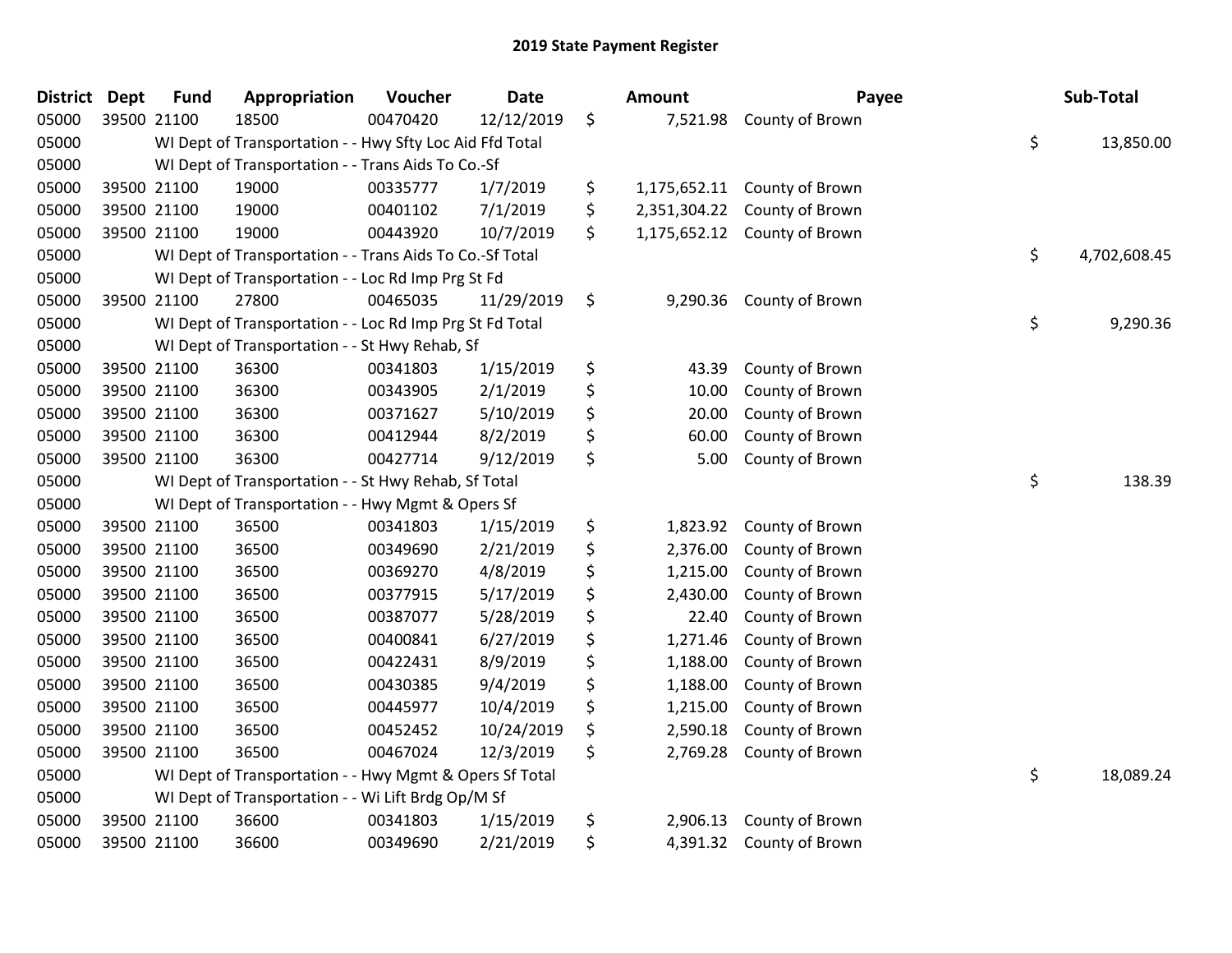## 2019 State Payment Register

| District | Dept | Fund | Appropriation | Voucher | Date | Amount | Payee | Sub-Total |
|---|---|---|---|---|---|---|---|---|
| 05000 | 39500 | 21100 | 18500 | 00470420 | 12/12/2019 | $ 7,521.98 | County of Brown | |
| 05000 | | WI Dept of Transportation - - Hwy Sfty Loc Aid Ffd Total | | | | | | $ 13,850.00 |
| 05000 | | WI Dept of Transportation - - Trans Aids To Co.-Sf | | | | | | |
| 05000 | 39500 | 21100 | 19000 | 00335777 | 1/7/2019 | $ 1,175,652.11 | County of Brown | |
| 05000 | 39500 | 21100 | 19000 | 00401102 | 7/1/2019 | $ 2,351,304.22 | County of Brown | |
| 05000 | 39500 | 21100 | 19000 | 00443920 | 10/7/2019 | $ 1,175,652.12 | County of Brown | |
| 05000 | | WI Dept of Transportation - - Trans Aids To Co.-Sf Total | | | | | | $ 4,702,608.45 |
| 05000 | | WI Dept of Transportation - - Loc Rd Imp Prg St Fd | | | | | | |
| 05000 | 39500 | 21100 | 27800 | 00465035 | 11/29/2019 | $ 9,290.36 | County of Brown | |
| 05000 | | WI Dept of Transportation - - Loc Rd Imp Prg St Fd Total | | | | | | $ 9,290.36 |
| 05000 | | WI Dept of Transportation - - St Hwy Rehab, Sf | | | | | | |
| 05000 | 39500 | 21100 | 36300 | 00341803 | 1/15/2019 | $ 43.39 | County of Brown | |
| 05000 | 39500 | 21100 | 36300 | 00343905 | 2/1/2019 | $ 10.00 | County of Brown | |
| 05000 | 39500 | 21100 | 36300 | 00371627 | 5/10/2019 | $ 20.00 | County of Brown | |
| 05000 | 39500 | 21100 | 36300 | 00412944 | 8/2/2019 | $ 60.00 | County of Brown | |
| 05000 | 39500 | 21100 | 36300 | 00427714 | 9/12/2019 | $ 5.00 | County of Brown | |
| 05000 | | WI Dept of Transportation - - St Hwy Rehab, Sf Total | | | | | | $ 138.39 |
| 05000 | | WI Dept of Transportation - - Hwy Mgmt & Opers Sf | | | | | | |
| 05000 | 39500 | 21100 | 36500 | 00341803 | 1/15/2019 | $ 1,823.92 | County of Brown | |
| 05000 | 39500 | 21100 | 36500 | 00349690 | 2/21/2019 | $ 2,376.00 | County of Brown | |
| 05000 | 39500 | 21100 | 36500 | 00369270 | 4/8/2019 | $ 1,215.00 | County of Brown | |
| 05000 | 39500 | 21100 | 36500 | 00377915 | 5/17/2019 | $ 2,430.00 | County of Brown | |
| 05000 | 39500 | 21100 | 36500 | 00387077 | 5/28/2019 | $ 22.40 | County of Brown | |
| 05000 | 39500 | 21100 | 36500 | 00400841 | 6/27/2019 | $ 1,271.46 | County of Brown | |
| 05000 | 39500 | 21100 | 36500 | 00422431 | 8/9/2019 | $ 1,188.00 | County of Brown | |
| 05000 | 39500 | 21100 | 36500 | 00430385 | 9/4/2019 | $ 1,188.00 | County of Brown | |
| 05000 | 39500 | 21100 | 36500 | 00445977 | 10/4/2019 | $ 1,215.00 | County of Brown | |
| 05000 | 39500 | 21100 | 36500 | 00452452 | 10/24/2019 | $ 2,590.18 | County of Brown | |
| 05000 | 39500 | 21100 | 36500 | 00467024 | 12/3/2019 | $ 2,769.28 | County of Brown | |
| 05000 | | WI Dept of Transportation - - Hwy Mgmt & Opers Sf Total | | | | | | $ 18,089.24 |
| 05000 | | WI Dept of Transportation - - Wi Lift Brdg Op/M Sf | | | | | | |
| 05000 | 39500 | 21100 | 36600 | 00341803 | 1/15/2019 | $ 2,906.13 | County of Brown | |
| 05000 | 39500 | 21100 | 36600 | 00349690 | 2/21/2019 | $ 4,391.32 | County of Brown | |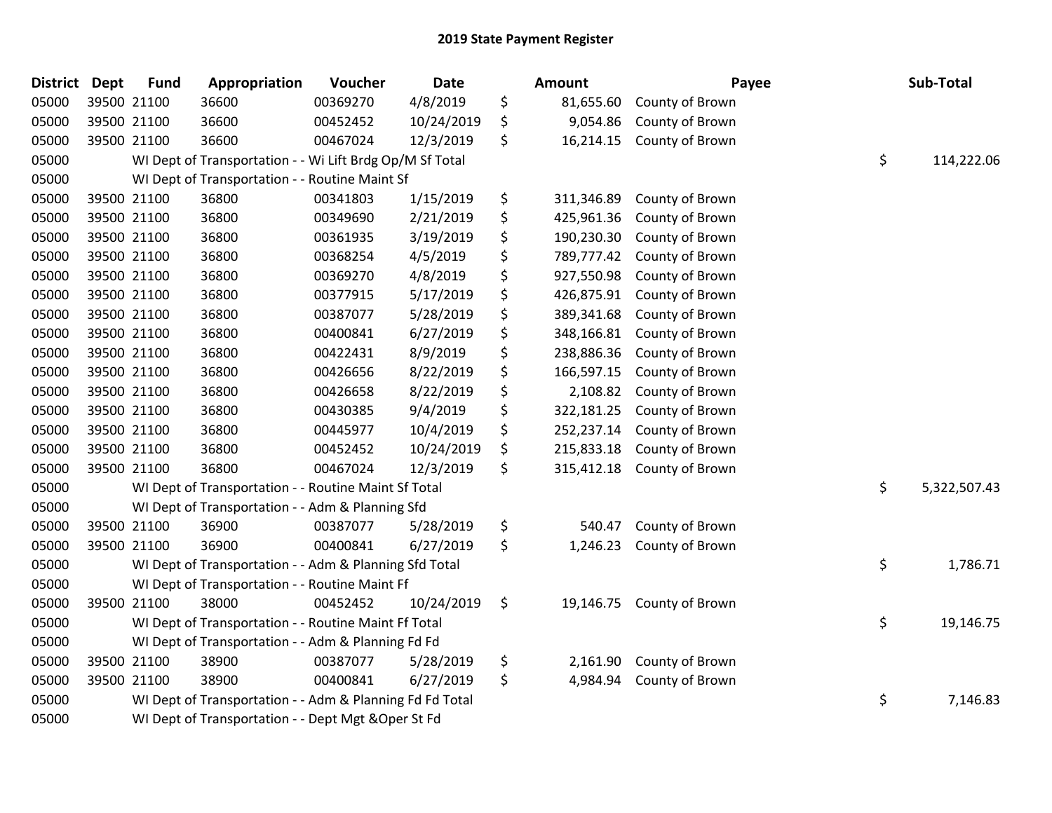# 2019 State Payment Register

| District | Dept | Fund | Appropriation | Voucher | Date | | Amount | Payee | | Sub-Total |
|---|---|---|---|---|---|---|---|---|---|---|
| 05000 | 39500 | 21100 | 36600 | 00369270 | 4/8/2019 | $ | 81,655.60 | County of Brown | | |
| 05000 | 39500 | 21100 | 36600 | 00452452 | 10/24/2019 | $ | 9,054.86 | County of Brown | | |
| 05000 | 39500 | 21100 | 36600 | 00467024 | 12/3/2019 | $ | 16,214.15 | County of Brown | | |
| 05000 | | WI Dept of Transportation - - Wi Lift Brdg Op/M Sf Total | | | | | | | $ | 114,222.06 |
| 05000 | | WI Dept of Transportation - - Routine Maint Sf | | | | | | | | |
| 05000 | 39500 | 21100 | 36800 | 00341803 | 1/15/2019 | $ | 311,346.89 | County of Brown | | |
| 05000 | 39500 | 21100 | 36800 | 00349690 | 2/21/2019 | $ | 425,961.36 | County of Brown | | |
| 05000 | 39500 | 21100 | 36800 | 00361935 | 3/19/2019 | $ | 190,230.30 | County of Brown | | |
| 05000 | 39500 | 21100 | 36800 | 00368254 | 4/5/2019 | $ | 789,777.42 | County of Brown | | |
| 05000 | 39500 | 21100 | 36800 | 00369270 | 4/8/2019 | $ | 927,550.98 | County of Brown | | |
| 05000 | 39500 | 21100 | 36800 | 00377915 | 5/17/2019 | $ | 426,875.91 | County of Brown | | |
| 05000 | 39500 | 21100 | 36800 | 00387077 | 5/28/2019 | $ | 389,341.68 | County of Brown | | |
| 05000 | 39500 | 21100 | 36800 | 00400841 | 6/27/2019 | $ | 348,166.81 | County of Brown | | |
| 05000 | 39500 | 21100 | 36800 | 00422431 | 8/9/2019 | $ | 238,886.36 | County of Brown | | |
| 05000 | 39500 | 21100 | 36800 | 00426656 | 8/22/2019 | $ | 166,597.15 | County of Brown | | |
| 05000 | 39500 | 21100 | 36800 | 00426658 | 8/22/2019 | $ | 2,108.82 | County of Brown | | |
| 05000 | 39500 | 21100 | 36800 | 00430385 | 9/4/2019 | $ | 322,181.25 | County of Brown | | |
| 05000 | 39500 | 21100 | 36800 | 00445977 | 10/4/2019 | $ | 252,237.14 | County of Brown | | |
| 05000 | 39500 | 21100 | 36800 | 00452452 | 10/24/2019 | $ | 215,833.18 | County of Brown | | |
| 05000 | 39500 | 21100 | 36800 | 00467024 | 12/3/2019 | $ | 315,412.18 | County of Brown | | |
| 05000 | | WI Dept of Transportation - - Routine Maint Sf Total | | | | | | | $ | 5,322,507.43 |
| 05000 | | WI Dept of Transportation - - Adm & Planning Sfd | | | | | | | | |
| 05000 | 39500 | 21100 | 36900 | 00387077 | 5/28/2019 | $ | 540.47 | County of Brown | | |
| 05000 | 39500 | 21100 | 36900 | 00400841 | 6/27/2019 | $ | 1,246.23 | County of Brown | | |
| 05000 | | WI Dept of Transportation - - Adm & Planning Sfd Total | | | | | | | $ | 1,786.71 |
| 05000 | | WI Dept of Transportation - - Routine Maint Ff | | | | | | | | |
| 05000 | 39500 | 21100 | 38000 | 00452452 | 10/24/2019 | $ | 19,146.75 | County of Brown | | |
| 05000 | | WI Dept of Transportation - - Routine Maint Ff Total | | | | | | | $ | 19,146.75 |
| 05000 | | WI Dept of Transportation - - Adm & Planning Fd Fd | | | | | | | | |
| 05000 | 39500 | 21100 | 38900 | 00387077 | 5/28/2019 | $ | 2,161.90 | County of Brown | | |
| 05000 | 39500 | 21100 | 38900 | 00400841 | 6/27/2019 | $ | 4,984.94 | County of Brown | | |
| 05000 | | WI Dept of Transportation - - Adm & Planning Fd Fd Total | | | | | | | $ | 7,146.83 |
| 05000 | | WI Dept of Transportation - - Dept Mgt &Oper St Fd | | | | | | | | |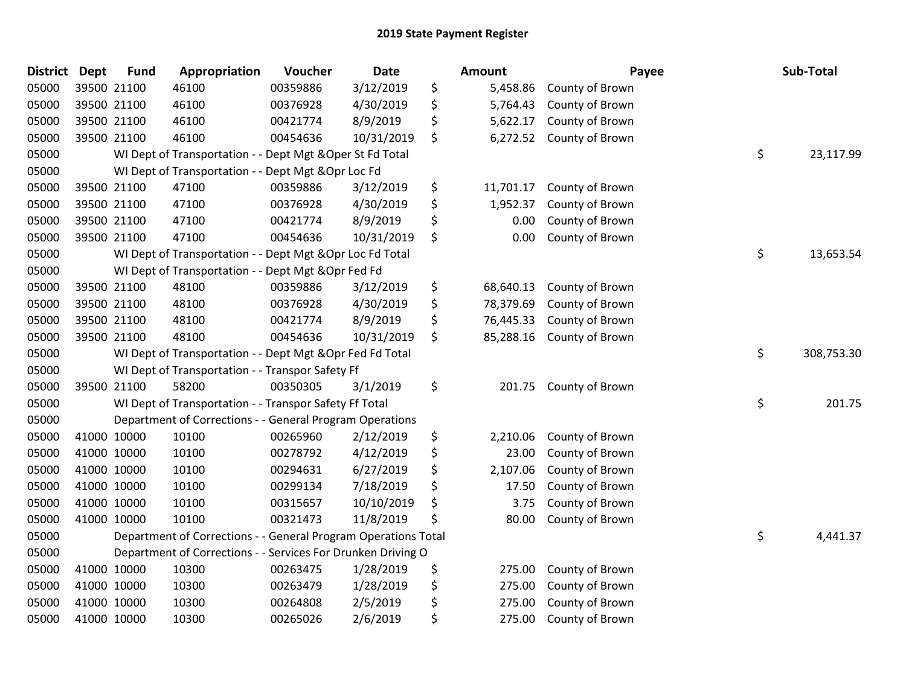# 2019 State Payment Register

| District | Dept | Fund | Appropriation | Voucher | Date | | Amount | Payee | | Sub-Total |
|---|---|---|---|---|---|---|---|---|---|---|
| 05000 | 39500 | 21100 | 46100 | 00359886 | 3/12/2019 | $ | 5,458.86 | County of Brown | | |
| 05000 | 39500 | 21100 | 46100 | 00376928 | 4/30/2019 | $ | 5,764.43 | County of Brown | | |
| 05000 | 39500 | 21100 | 46100 | 00421774 | 8/9/2019 | $ | 5,622.17 | County of Brown | | |
| 05000 | 39500 | 21100 | 46100 | 00454636 | 10/31/2019 | $ | 6,272.52 | County of Brown | | |
| 05000 | | WI Dept of Transportation - - Dept Mgt &Oper St Fd Total | | | | | | | $ | 23,117.99 |
| 05000 | | WI Dept of Transportation - - Dept Mgt &Opr Loc Fd | | | | | | | | |
| 05000 | 39500 | 21100 | 47100 | 00359886 | 3/12/2019 | $ | 11,701.17 | County of Brown | | |
| 05000 | 39500 | 21100 | 47100 | 00376928 | 4/30/2019 | $ | 1,952.37 | County of Brown | | |
| 05000 | 39500 | 21100 | 47100 | 00421774 | 8/9/2019 | $ | 0.00 | County of Brown | | |
| 05000 | 39500 | 21100 | 47100 | 00454636 | 10/31/2019 | $ | 0.00 | County of Brown | | |
| 05000 | | WI Dept of Transportation - - Dept Mgt &Opr Loc Fd Total | | | | | | | $ | 13,653.54 |
| 05000 | | WI Dept of Transportation - - Dept Mgt &Opr Fed Fd | | | | | | | | |
| 05000 | 39500 | 21100 | 48100 | 00359886 | 3/12/2019 | $ | 68,640.13 | County of Brown | | |
| 05000 | 39500 | 21100 | 48100 | 00376928 | 4/30/2019 | $ | 78,379.69 | County of Brown | | |
| 05000 | 39500 | 21100 | 48100 | 00421774 | 8/9/2019 | $ | 76,445.33 | County of Brown | | |
| 05000 | 39500 | 21100 | 48100 | 00454636 | 10/31/2019 | $ | 85,288.16 | County of Brown | | |
| 05000 | | WI Dept of Transportation - - Dept Mgt &Opr Fed Fd Total | | | | | | | $ | 308,753.30 |
| 05000 | | WI Dept of Transportation - - Transpor Safety Ff | | | | | | | | |
| 05000 | 39500 | 21100 | 58200 | 00350305 | 3/1/2019 | $ | 201.75 | County of Brown | | |
| 05000 | | WI Dept of Transportation - - Transpor Safety Ff Total | | | | | | | $ | 201.75 |
| 05000 | | Department of Corrections - - General Program Operations | | | | | | | | |
| 05000 | 41000 | 10000 | 10100 | 00265960 | 2/12/2019 | $ | 2,210.06 | County of Brown | | |
| 05000 | 41000 | 10000 | 10100 | 00278792 | 4/12/2019 | $ | 23.00 | County of Brown | | |
| 05000 | 41000 | 10000 | 10100 | 00294631 | 6/27/2019 | $ | 2,107.06 | County of Brown | | |
| 05000 | 41000 | 10000 | 10100 | 00299134 | 7/18/2019 | $ | 17.50 | County of Brown | | |
| 05000 | 41000 | 10000 | 10100 | 00315657 | 10/10/2019 | $ | 3.75 | County of Brown | | |
| 05000 | 41000 | 10000 | 10100 | 00321473 | 11/8/2019 | $ | 80.00 | County of Brown | | |
| 05000 | | Department of Corrections - - General Program Operations Total | | | | | | | $ | 4,441.37 |
| 05000 | | Department of Corrections - - Services For Drunken Driving O | | | | | | | | |
| 05000 | 41000 | 10000 | 10300 | 00263475 | 1/28/2019 | $ | 275.00 | County of Brown | | |
| 05000 | 41000 | 10000 | 10300 | 00263479 | 1/28/2019 | $ | 275.00 | County of Brown | | |
| 05000 | 41000 | 10000 | 10300 | 00264808 | 2/5/2019 | $ | 275.00 | County of Brown | | |
| 05000 | 41000 | 10000 | 10300 | 00265026 | 2/6/2019 | $ | 275.00 | County of Brown | | |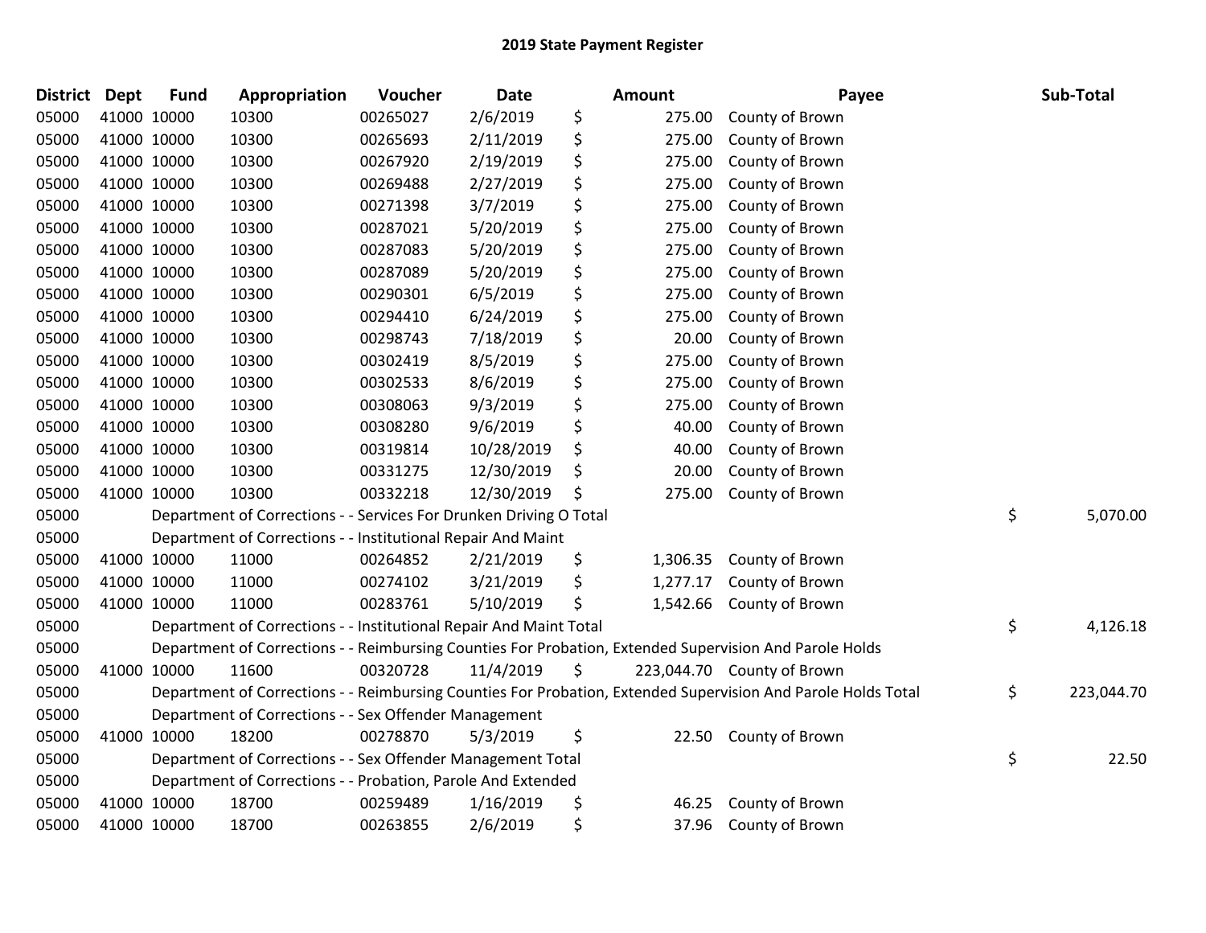## 2019 State Payment Register

| District | Dept | Fund | Appropriation | Voucher | Date | Amount | Payee | Sub-Total |
|---|---|---|---|---|---|---|---|---|
| 05000 | 41000 | 10000 | 10300 | 00265027 | 2/6/2019 | $ 275.00 | County of Brown | |
| 05000 | 41000 | 10000 | 10300 | 00265693 | 2/11/2019 | $ 275.00 | County of Brown | |
| 05000 | 41000 | 10000 | 10300 | 00267920 | 2/19/2019 | $ 275.00 | County of Brown | |
| 05000 | 41000 | 10000 | 10300 | 00269488 | 2/27/2019 | $ 275.00 | County of Brown | |
| 05000 | 41000 | 10000 | 10300 | 00271398 | 3/7/2019 | $ 275.00 | County of Brown | |
| 05000 | 41000 | 10000 | 10300 | 00287021 | 5/20/2019 | $ 275.00 | County of Brown | |
| 05000 | 41000 | 10000 | 10300 | 00287083 | 5/20/2019 | $ 275.00 | County of Brown | |
| 05000 | 41000 | 10000 | 10300 | 00287089 | 5/20/2019 | $ 275.00 | County of Brown | |
| 05000 | 41000 | 10000 | 10300 | 00290301 | 6/5/2019 | $ 275.00 | County of Brown | |
| 05000 | 41000 | 10000 | 10300 | 00294410 | 6/24/2019 | $ 275.00 | County of Brown | |
| 05000 | 41000 | 10000 | 10300 | 00298743 | 7/18/2019 | $ 20.00 | County of Brown | |
| 05000 | 41000 | 10000 | 10300 | 00302419 | 8/5/2019 | $ 275.00 | County of Brown | |
| 05000 | 41000 | 10000 | 10300 | 00302533 | 8/6/2019 | $ 275.00 | County of Brown | |
| 05000 | 41000 | 10000 | 10300 | 00308063 | 9/3/2019 | $ 275.00 | County of Brown | |
| 05000 | 41000 | 10000 | 10300 | 00308280 | 9/6/2019 | $ 40.00 | County of Brown | |
| 05000 | 41000 | 10000 | 10300 | 00319814 | 10/28/2019 | $ 40.00 | County of Brown | |
| 05000 | 41000 | 10000 | 10300 | 00331275 | 12/30/2019 | $ 20.00 | County of Brown | |
| 05000 | 41000 | 10000 | 10300 | 00332218 | 12/30/2019 | $ 275.00 | County of Brown | |
| 05000 | | Department of Corrections - - Services For Drunken Driving O Total | | | | | | $ 5,070.00 |
| 05000 | | Department of Corrections - - Institutional Repair And Maint | | | | | | |
| 05000 | 41000 | 10000 | 11000 | 00264852 | 2/21/2019 | $ 1,306.35 | County of Brown | |
| 05000 | 41000 | 10000 | 11000 | 00274102 | 3/21/2019 | $ 1,277.17 | County of Brown | |
| 05000 | 41000 | 10000 | 11000 | 00283761 | 5/10/2019 | $ 1,542.66 | County of Brown | |
| 05000 | | Department of Corrections - - Institutional Repair And Maint Total | | | | | | $ 4,126.18 |
| 05000 | | Department of Corrections - - Reimbursing Counties For Probation, Extended Supervision And Parole Holds | | | | | | |
| 05000 | 41000 | 10000 | 11600 | 00320728 | 11/4/2019 | $ 223,044.70 | County of Brown | |
| 05000 | | Department of Corrections - - Reimbursing Counties For Probation, Extended Supervision And Parole Holds Total | | | | | | $ 223,044.70 |
| 05000 | | Department of Corrections - - Sex Offender Management | | | | | | |
| 05000 | 41000 | 10000 | 18200 | 00278870 | 5/3/2019 | $ 22.50 | County of Brown | |
| 05000 | | Department of Corrections - - Sex Offender Management Total | | | | | | $ 22.50 |
| 05000 | | Department of Corrections - - Probation, Parole And Extended | | | | | | |
| 05000 | 41000 | 10000 | 18700 | 00259489 | 1/16/2019 | $ 46.25 | County of Brown | |
| 05000 | 41000 | 10000 | 18700 | 00263855 | 2/6/2019 | $ 37.96 | County of Brown | |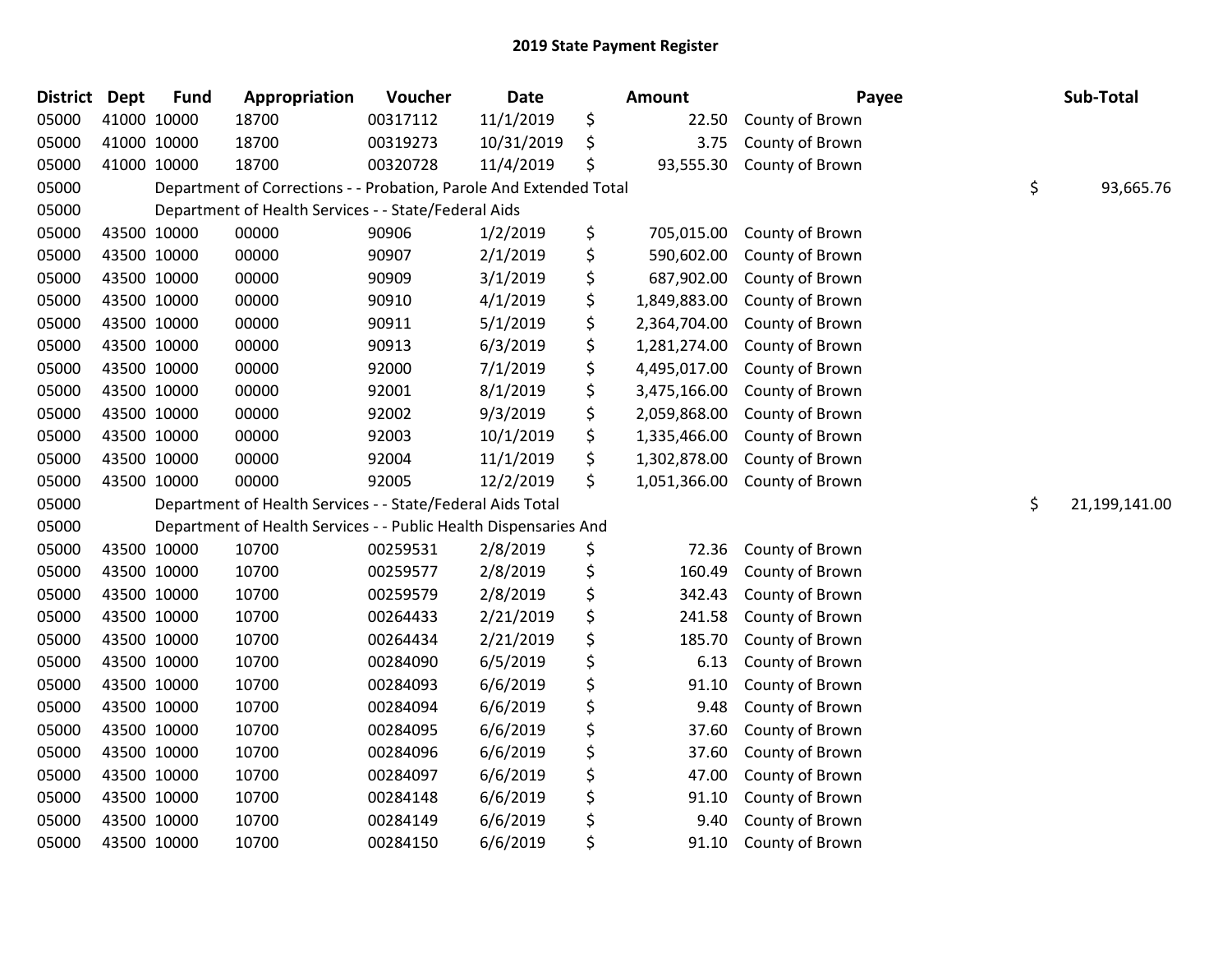## 2019 State Payment Register

| District | Dept | Fund | Appropriation | Voucher | Date | | Amount | Payee | | Sub-Total |
|---|---|---|---|---|---|---|---|---|---|---|
| 05000 | 41000 | 10000 | 18700 | 00317112 | 11/1/2019 | $ | 22.50 | County of Brown | | |
| 05000 | 41000 | 10000 | 18700 | 00319273 | 10/31/2019 | $ | 3.75 | County of Brown | | |
| 05000 | 41000 | 10000 | 18700 | 00320728 | 11/4/2019 | $ | 93,555.30 | County of Brown | | |
| 05000 | Department of Corrections - - Probation, Parole And Extended Total | | | | | | | | $ | 93,665.76 |
| 05000 | Department of Health Services - - State/Federal Aids | | | | | | | | | |
| 05000 | 43500 | 10000 | 00000 | 90906 | 1/2/2019 | $ | 705,015.00 | County of Brown | | |
| 05000 | 43500 | 10000 | 00000 | 90907 | 2/1/2019 | $ | 590,602.00 | County of Brown | | |
| 05000 | 43500 | 10000 | 00000 | 90909 | 3/1/2019 | $ | 687,902.00 | County of Brown | | |
| 05000 | 43500 | 10000 | 00000 | 90910 | 4/1/2019 | $ | 1,849,883.00 | County of Brown | | |
| 05000 | 43500 | 10000 | 00000 | 90911 | 5/1/2019 | $ | 2,364,704.00 | County of Brown | | |
| 05000 | 43500 | 10000 | 00000 | 90913 | 6/3/2019 | $ | 1,281,274.00 | County of Brown | | |
| 05000 | 43500 | 10000 | 00000 | 92000 | 7/1/2019 | $ | 4,495,017.00 | County of Brown | | |
| 05000 | 43500 | 10000 | 00000 | 92001 | 8/1/2019 | $ | 3,475,166.00 | County of Brown | | |
| 05000 | 43500 | 10000 | 00000 | 92002 | 9/3/2019 | $ | 2,059,868.00 | County of Brown | | |
| 05000 | 43500 | 10000 | 00000 | 92003 | 10/1/2019 | $ | 1,335,466.00 | County of Brown | | |
| 05000 | 43500 | 10000 | 00000 | 92004 | 11/1/2019 | $ | 1,302,878.00 | County of Brown | | |
| 05000 | 43500 | 10000 | 00000 | 92005 | 12/2/2019 | $ | 1,051,366.00 | County of Brown | | |
| 05000 | Department of Health Services - - State/Federal Aids Total | | | | | | | | $ | 21,199,141.00 |
| 05000 | Department of Health Services - - Public Health Dispensaries And | | | | | | | | | |
| 05000 | 43500 | 10000 | 10700 | 00259531 | 2/8/2019 | $ | 72.36 | County of Brown | | |
| 05000 | 43500 | 10000 | 10700 | 00259577 | 2/8/2019 | $ | 160.49 | County of Brown | | |
| 05000 | 43500 | 10000 | 10700 | 00259579 | 2/8/2019 | $ | 342.43 | County of Brown | | |
| 05000 | 43500 | 10000 | 10700 | 00264433 | 2/21/2019 | $ | 241.58 | County of Brown | | |
| 05000 | 43500 | 10000 | 10700 | 00264434 | 2/21/2019 | $ | 185.70 | County of Brown | | |
| 05000 | 43500 | 10000 | 10700 | 00284090 | 6/5/2019 | $ | 6.13 | County of Brown | | |
| 05000 | 43500 | 10000 | 10700 | 00284093 | 6/6/2019 | $ | 91.10 | County of Brown | | |
| 05000 | 43500 | 10000 | 10700 | 00284094 | 6/6/2019 | $ | 9.48 | County of Brown | | |
| 05000 | 43500 | 10000 | 10700 | 00284095 | 6/6/2019 | $ | 37.60 | County of Brown | | |
| 05000 | 43500 | 10000 | 10700 | 00284096 | 6/6/2019 | $ | 37.60 | County of Brown | | |
| 05000 | 43500 | 10000 | 10700 | 00284097 | 6/6/2019 | $ | 47.00 | County of Brown | | |
| 05000 | 43500 | 10000 | 10700 | 00284148 | 6/6/2019 | $ | 91.10 | County of Brown | | |
| 05000 | 43500 | 10000 | 10700 | 00284149 | 6/6/2019 | $ | 9.40 | County of Brown | | |
| 05000 | 43500 | 10000 | 10700 | 00284150 | 6/6/2019 | $ | 91.10 | County of Brown | | |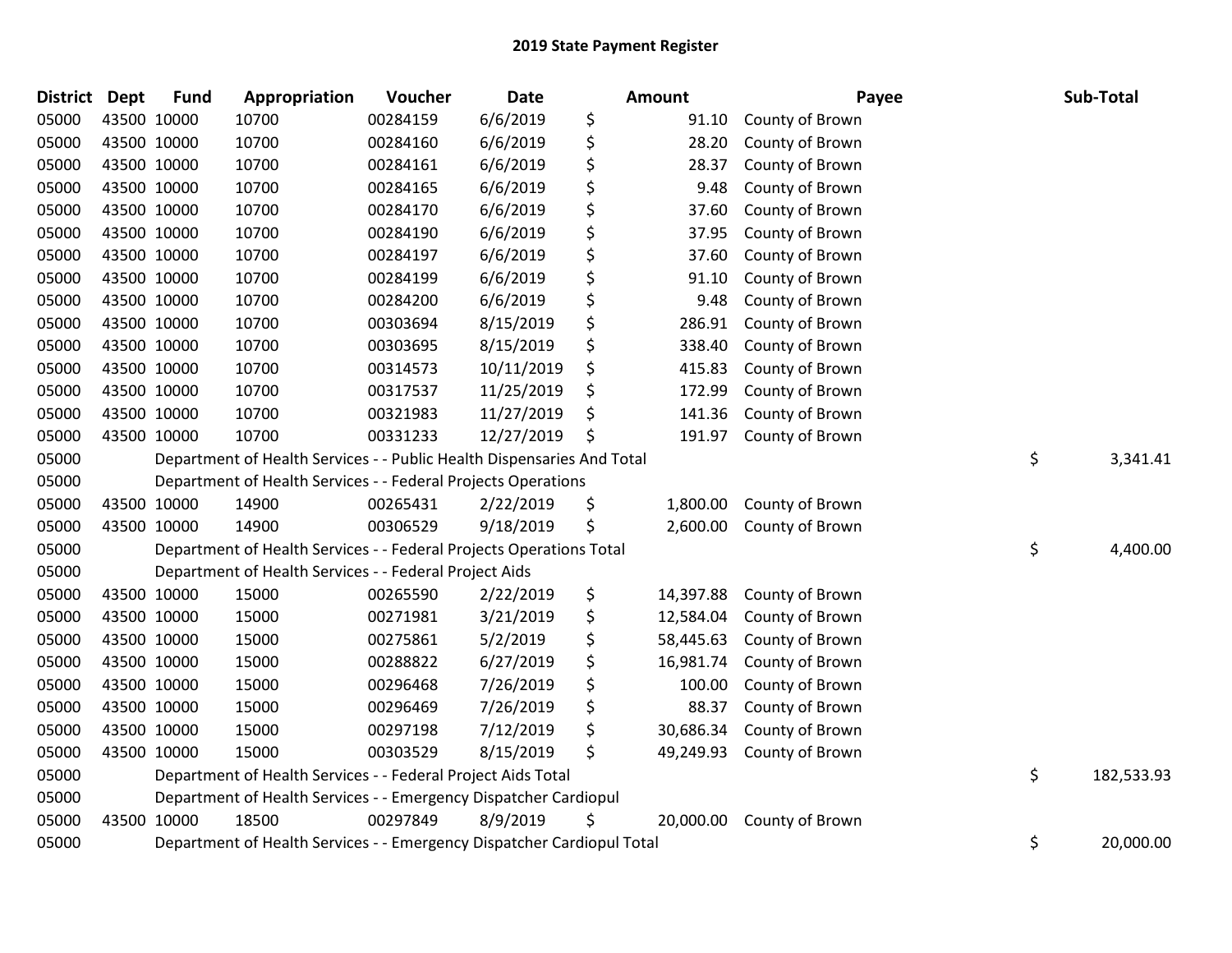# 2019 State Payment Register

| District | Dept | Fund | Appropriation | Voucher | Date | Amount | Payee | Sub-Total |
|---|---|---|---|---|---|---|---|---|
| 05000 | 43500 | 10000 | 10700 | 00284159 | 6/6/2019 | $ 91.10 | County of Brown | |
| 05000 | 43500 | 10000 | 10700 | 00284160 | 6/6/2019 | $ 28.20 | County of Brown | |
| 05000 | 43500 | 10000 | 10700 | 00284161 | 6/6/2019 | $ 28.37 | County of Brown | |
| 05000 | 43500 | 10000 | 10700 | 00284165 | 6/6/2019 | $ 9.48 | County of Brown | |
| 05000 | 43500 | 10000 | 10700 | 00284170 | 6/6/2019 | $ 37.60 | County of Brown | |
| 05000 | 43500 | 10000 | 10700 | 00284190 | 6/6/2019 | $ 37.95 | County of Brown | |
| 05000 | 43500 | 10000 | 10700 | 00284197 | 6/6/2019 | $ 37.60 | County of Brown | |
| 05000 | 43500 | 10000 | 10700 | 00284199 | 6/6/2019 | $ 91.10 | County of Brown | |
| 05000 | 43500 | 10000 | 10700 | 00284200 | 6/6/2019 | $ 9.48 | County of Brown | |
| 05000 | 43500 | 10000 | 10700 | 00303694 | 8/15/2019 | $ 286.91 | County of Brown | |
| 05000 | 43500 | 10000 | 10700 | 00303695 | 8/15/2019 | $ 338.40 | County of Brown | |
| 05000 | 43500 | 10000 | 10700 | 00314573 | 10/11/2019 | $ 415.83 | County of Brown | |
| 05000 | 43500 | 10000 | 10700 | 00317537 | 11/25/2019 | $ 172.99 | County of Brown | |
| 05000 | 43500 | 10000 | 10700 | 00321983 | 11/27/2019 | $ 141.36 | County of Brown | |
| 05000 | 43500 | 10000 | 10700 | 00331233 | 12/27/2019 | $ 191.97 | County of Brown | |
| 05000 | | Department of Health Services - - Public Health Dispensaries And Total | | | | | | $ 3,341.41 |
| 05000 | | Department of Health Services - - Federal Projects Operations | | | | | | |
| 05000 | 43500 | 10000 | 14900 | 00265431 | 2/22/2019 | $ 1,800.00 | County of Brown | |
| 05000 | 43500 | 10000 | 14900 | 00306529 | 9/18/2019 | $ 2,600.00 | County of Brown | |
| 05000 | | Department of Health Services - - Federal Projects Operations Total | | | | | | $ 4,400.00 |
| 05000 | | Department of Health Services - - Federal Project Aids | | | | | | |
| 05000 | 43500 | 10000 | 15000 | 00265590 | 2/22/2019 | $ 14,397.88 | County of Brown | |
| 05000 | 43500 | 10000 | 15000 | 00271981 | 3/21/2019 | $ 12,584.04 | County of Brown | |
| 05000 | 43500 | 10000 | 15000 | 00275861 | 5/2/2019 | $ 58,445.63 | County of Brown | |
| 05000 | 43500 | 10000 | 15000 | 00288822 | 6/27/2019 | $ 16,981.74 | County of Brown | |
| 05000 | 43500 | 10000 | 15000 | 00296468 | 7/26/2019 | $ 100.00 | County of Brown | |
| 05000 | 43500 | 10000 | 15000 | 00296469 | 7/26/2019 | $ 88.37 | County of Brown | |
| 05000 | 43500 | 10000 | 15000 | 00297198 | 7/12/2019 | $ 30,686.34 | County of Brown | |
| 05000 | 43500 | 10000 | 15000 | 00303529 | 8/15/2019 | $ 49,249.93 | County of Brown | |
| 05000 | | Department of Health Services - - Federal Project Aids Total | | | | | | $ 182,533.93 |
| 05000 | | Department of Health Services - - Emergency Dispatcher Cardiopul | | | | | | |
| 05000 | 43500 | 10000 | 18500 | 00297849 | 8/9/2019 | $ 20,000.00 | County of Brown | |
| 05000 | | Department of Health Services - - Emergency Dispatcher Cardiopul Total | | | | | | $ 20,000.00 |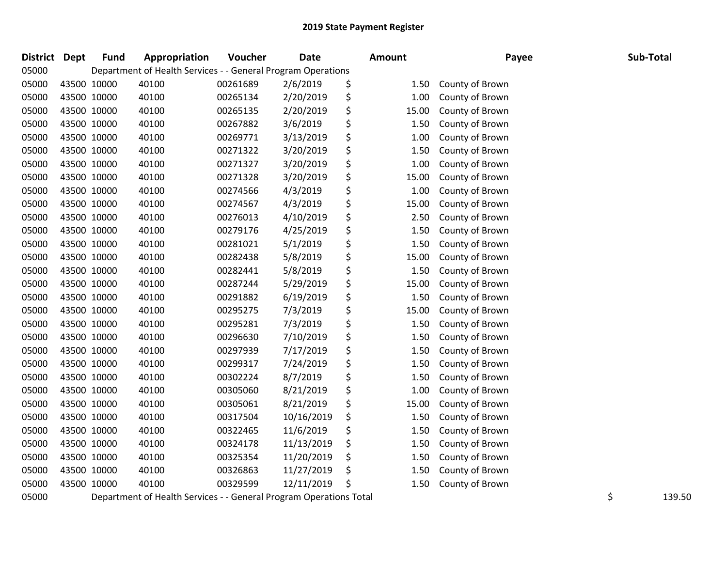# 2019 State Payment Register

| District | Dept | Fund | Appropriation | Voucher | Date | Amount | Payee | Sub-Total |
|---|---|---|---|---|---|---|---|---|
| 05000 | Department of Health Services - - General Program Operations | | | | | | | |
| 05000 | 43500 | 10000 | 40100 | 00261689 | 2/6/2019 | $ 1.50 | County of Brown | |
| 05000 | 43500 | 10000 | 40100 | 00265134 | 2/20/2019 | $ 1.00 | County of Brown | |
| 05000 | 43500 | 10000 | 40100 | 00265135 | 2/20/2019 | $ 15.00 | County of Brown | |
| 05000 | 43500 | 10000 | 40100 | 00267882 | 3/6/2019 | $ 1.50 | County of Brown | |
| 05000 | 43500 | 10000 | 40100 | 00269771 | 3/13/2019 | $ 1.00 | County of Brown | |
| 05000 | 43500 | 10000 | 40100 | 00271322 | 3/20/2019 | $ 1.50 | County of Brown | |
| 05000 | 43500 | 10000 | 40100 | 00271327 | 3/20/2019 | $ 1.00 | County of Brown | |
| 05000 | 43500 | 10000 | 40100 | 00271328 | 3/20/2019 | $ 15.00 | County of Brown | |
| 05000 | 43500 | 10000 | 40100 | 00274566 | 4/3/2019 | $ 1.00 | County of Brown | |
| 05000 | 43500 | 10000 | 40100 | 00274567 | 4/3/2019 | $ 15.00 | County of Brown | |
| 05000 | 43500 | 10000 | 40100 | 00276013 | 4/10/2019 | $ 2.50 | County of Brown | |
| 05000 | 43500 | 10000 | 40100 | 00279176 | 4/25/2019 | $ 1.50 | County of Brown | |
| 05000 | 43500 | 10000 | 40100 | 00281021 | 5/1/2019 | $ 1.50 | County of Brown | |
| 05000 | 43500 | 10000 | 40100 | 00282438 | 5/8/2019 | $ 15.00 | County of Brown | |
| 05000 | 43500 | 10000 | 40100 | 00282441 | 5/8/2019 | $ 1.50 | County of Brown | |
| 05000 | 43500 | 10000 | 40100 | 00287244 | 5/29/2019 | $ 15.00 | County of Brown | |
| 05000 | 43500 | 10000 | 40100 | 00291882 | 6/19/2019 | $ 1.50 | County of Brown | |
| 05000 | 43500 | 10000 | 40100 | 00295275 | 7/3/2019 | $ 15.00 | County of Brown | |
| 05000 | 43500 | 10000 | 40100 | 00295281 | 7/3/2019 | $ 1.50 | County of Brown | |
| 05000 | 43500 | 10000 | 40100 | 00296630 | 7/10/2019 | $ 1.50 | County of Brown | |
| 05000 | 43500 | 10000 | 40100 | 00297939 | 7/17/2019 | $ 1.50 | County of Brown | |
| 05000 | 43500 | 10000 | 40100 | 00299317 | 7/24/2019 | $ 1.50 | County of Brown | |
| 05000 | 43500 | 10000 | 40100 | 00302224 | 8/7/2019 | $ 1.50 | County of Brown | |
| 05000 | 43500 | 10000 | 40100 | 00305060 | 8/21/2019 | $ 1.00 | County of Brown | |
| 05000 | 43500 | 10000 | 40100 | 00305061 | 8/21/2019 | $ 15.00 | County of Brown | |
| 05000 | 43500 | 10000 | 40100 | 00317504 | 10/16/2019 | $ 1.50 | County of Brown | |
| 05000 | 43500 | 10000 | 40100 | 00322465 | 11/6/2019 | $ 1.50 | County of Brown | |
| 05000 | 43500 | 10000 | 40100 | 00324178 | 11/13/2019 | $ 1.50 | County of Brown | |
| 05000 | 43500 | 10000 | 40100 | 00325354 | 11/20/2019 | $ 1.50 | County of Brown | |
| 05000 | 43500 | 10000 | 40100 | 00326863 | 11/27/2019 | $ 1.50 | County of Brown | |
| 05000 | 43500 | 10000 | 40100 | 00329599 | 12/11/2019 | $ 1.50 | County of Brown | |
| 05000 | Department of Health Services - - General Program Operations Total | | | | | | | $ 139.50 |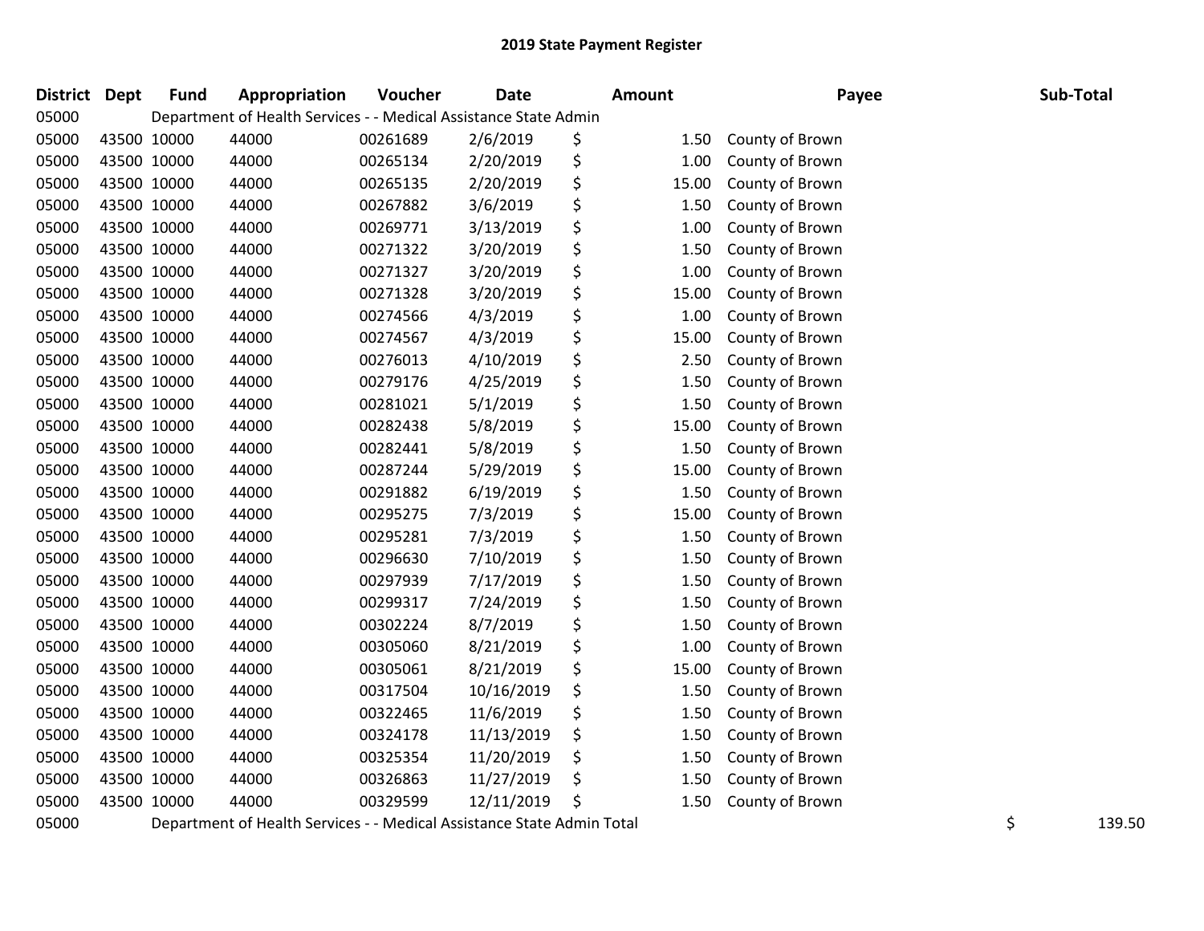# 2019 State Payment Register

| District | Dept | Fund | Appropriation | Voucher | Date | Amount | Payee | Sub-Total |
|---|---|---|---|---|---|---|---|---|
| 05000 | Department of Health Services - - Medical Assistance State Admin | | | | | | | |
| 05000 | 43500 | 10000 | 44000 | 00261689 | 2/6/2019 | $ 1.50 | County of Brown | |
| 05000 | 43500 | 10000 | 44000 | 00265134 | 2/20/2019 | $ 1.00 | County of Brown | |
| 05000 | 43500 | 10000 | 44000 | 00265135 | 2/20/2019 | $ 15.00 | County of Brown | |
| 05000 | 43500 | 10000 | 44000 | 00267882 | 3/6/2019 | $ 1.50 | County of Brown | |
| 05000 | 43500 | 10000 | 44000 | 00269771 | 3/13/2019 | $ 1.00 | County of Brown | |
| 05000 | 43500 | 10000 | 44000 | 00271322 | 3/20/2019 | $ 1.50 | County of Brown | |
| 05000 | 43500 | 10000 | 44000 | 00271327 | 3/20/2019 | $ 1.00 | County of Brown | |
| 05000 | 43500 | 10000 | 44000 | 00271328 | 3/20/2019 | $ 15.00 | County of Brown | |
| 05000 | 43500 | 10000 | 44000 | 00274566 | 4/3/2019 | $ 1.00 | County of Brown | |
| 05000 | 43500 | 10000 | 44000 | 00274567 | 4/3/2019 | $ 15.00 | County of Brown | |
| 05000 | 43500 | 10000 | 44000 | 00276013 | 4/10/2019 | $ 2.50 | County of Brown | |
| 05000 | 43500 | 10000 | 44000 | 00279176 | 4/25/2019 | $ 1.50 | County of Brown | |
| 05000 | 43500 | 10000 | 44000 | 00281021 | 5/1/2019 | $ 1.50 | County of Brown | |
| 05000 | 43500 | 10000 | 44000 | 00282438 | 5/8/2019 | $ 15.00 | County of Brown | |
| 05000 | 43500 | 10000 | 44000 | 00282441 | 5/8/2019 | $ 1.50 | County of Brown | |
| 05000 | 43500 | 10000 | 44000 | 00287244 | 5/29/2019 | $ 15.00 | County of Brown | |
| 05000 | 43500 | 10000 | 44000 | 00291882 | 6/19/2019 | $ 1.50 | County of Brown | |
| 05000 | 43500 | 10000 | 44000 | 00295275 | 7/3/2019 | $ 15.00 | County of Brown | |
| 05000 | 43500 | 10000 | 44000 | 00295281 | 7/3/2019 | $ 1.50 | County of Brown | |
| 05000 | 43500 | 10000 | 44000 | 00296630 | 7/10/2019 | $ 1.50 | County of Brown | |
| 05000 | 43500 | 10000 | 44000 | 00297939 | 7/17/2019 | $ 1.50 | County of Brown | |
| 05000 | 43500 | 10000 | 44000 | 00299317 | 7/24/2019 | $ 1.50 | County of Brown | |
| 05000 | 43500 | 10000 | 44000 | 00302224 | 8/7/2019 | $ 1.50 | County of Brown | |
| 05000 | 43500 | 10000 | 44000 | 00305060 | 8/21/2019 | $ 1.00 | County of Brown | |
| 05000 | 43500 | 10000 | 44000 | 00305061 | 8/21/2019 | $ 15.00 | County of Brown | |
| 05000 | 43500 | 10000 | 44000 | 00317504 | 10/16/2019 | $ 1.50 | County of Brown | |
| 05000 | 43500 | 10000 | 44000 | 00322465 | 11/6/2019 | $ 1.50 | County of Brown | |
| 05000 | 43500 | 10000 | 44000 | 00324178 | 11/13/2019 | $ 1.50 | County of Brown | |
| 05000 | 43500 | 10000 | 44000 | 00325354 | 11/20/2019 | $ 1.50 | County of Brown | |
| 05000 | 43500 | 10000 | 44000 | 00326863 | 11/27/2019 | $ 1.50 | County of Brown | |
| 05000 | 43500 | 10000 | 44000 | 00329599 | 12/11/2019 | $ 1.50 | County of Brown | |
| 05000 | Department of Health Services - - Medical Assistance State Admin Total | | | | | | | $ 139.50 |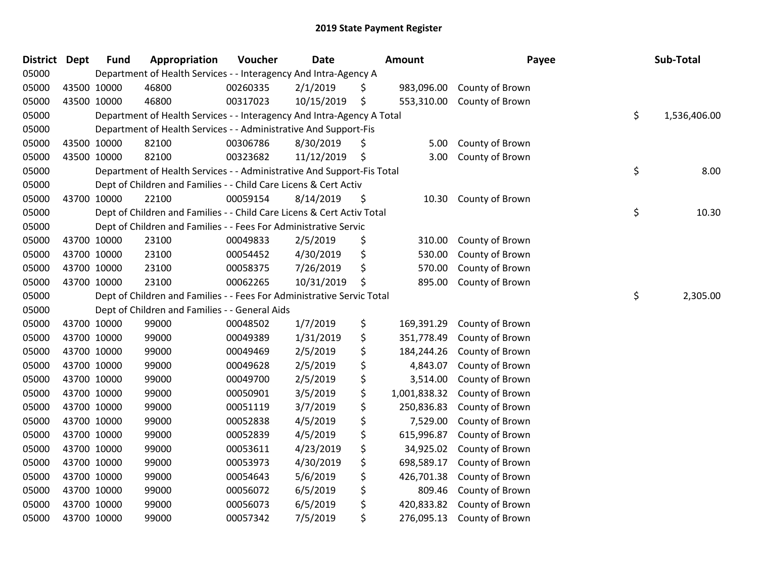## 2019 State Payment Register

| District | Dept | Fund | Appropriation | Voucher | Date | Amount | Payee | Sub-Total |
|---|---|---|---|---|---|---|---|---|
| 05000 | | Department of Health Services - - Interagency And Intra-Agency A | | | | | | |
| 05000 | 43500 | 10000 | 46800 | 00260335 | 2/1/2019 | $ 983,096.00 | County of Brown | |
| 05000 | 43500 | 10000 | 46800 | 00317023 | 10/15/2019 | $ 553,310.00 | County of Brown | |
| 05000 | | Department of Health Services - - Interagency And Intra-Agency A Total | | | | | | $ 1,536,406.00 |
| 05000 | | Department of Health Services - - Administrative And Support-Fis | | | | | | |
| 05000 | 43500 | 10000 | 82100 | 00306786 | 8/30/2019 | $ 5.00 | County of Brown | |
| 05000 | 43500 | 10000 | 82100 | 00323682 | 11/12/2019 | $ 3.00 | County of Brown | |
| 05000 | | Department of Health Services - - Administrative And Support-Fis Total | | | | | | $ 8.00 |
| 05000 | | Dept of Children and Families - - Child Care Licens & Cert Activ | | | | | | |
| 05000 | 43700 | 10000 | 22100 | 00059154 | 8/14/2019 | $ 10.30 | County of Brown | |
| 05000 | | Dept of Children and Families - - Child Care Licens & Cert Activ Total | | | | | | $ 10.30 |
| 05000 | | Dept of Children and Families - - Fees For Administrative Servic | | | | | | |
| 05000 | 43700 | 10000 | 23100 | 00049833 | 2/5/2019 | $ 310.00 | County of Brown | |
| 05000 | 43700 | 10000 | 23100 | 00054452 | 4/30/2019 | $ 530.00 | County of Brown | |
| 05000 | 43700 | 10000 | 23100 | 00058375 | 7/26/2019 | $ 570.00 | County of Brown | |
| 05000 | 43700 | 10000 | 23100 | 00062265 | 10/31/2019 | $ 895.00 | County of Brown | |
| 05000 | | Dept of Children and Families - - Fees For Administrative Servic Total | | | | | | $ 2,305.00 |
| 05000 | | Dept of Children and Families - - General Aids | | | | | | |
| 05000 | 43700 | 10000 | 99000 | 00048502 | 1/7/2019 | $ 169,391.29 | County of Brown | |
| 05000 | 43700 | 10000 | 99000 | 00049389 | 1/31/2019 | $ 351,778.49 | County of Brown | |
| 05000 | 43700 | 10000 | 99000 | 00049469 | 2/5/2019 | $ 184,244.26 | County of Brown | |
| 05000 | 43700 | 10000 | 99000 | 00049628 | 2/5/2019 | $ 4,843.07 | County of Brown | |
| 05000 | 43700 | 10000 | 99000 | 00049700 | 2/5/2019 | $ 3,514.00 | County of Brown | |
| 05000 | 43700 | 10000 | 99000 | 00050901 | 3/5/2019 | $ 1,001,838.32 | County of Brown | |
| 05000 | 43700 | 10000 | 99000 | 00051119 | 3/7/2019 | $ 250,836.83 | County of Brown | |
| 05000 | 43700 | 10000 | 99000 | 00052838 | 4/5/2019 | $ 7,529.00 | County of Brown | |
| 05000 | 43700 | 10000 | 99000 | 00052839 | 4/5/2019 | $ 615,996.87 | County of Brown | |
| 05000 | 43700 | 10000 | 99000 | 00053611 | 4/23/2019 | $ 34,925.02 | County of Brown | |
| 05000 | 43700 | 10000 | 99000 | 00053973 | 4/30/2019 | $ 698,589.17 | County of Brown | |
| 05000 | 43700 | 10000 | 99000 | 00054643 | 5/6/2019 | $ 426,701.38 | County of Brown | |
| 05000 | 43700 | 10000 | 99000 | 00056072 | 6/5/2019 | $ 809.46 | County of Brown | |
| 05000 | 43700 | 10000 | 99000 | 00056073 | 6/5/2019 | $ 420,833.82 | County of Brown | |
| 05000 | 43700 | 10000 | 99000 | 00057342 | 7/5/2019 | $ 276,095.13 | County of Brown | |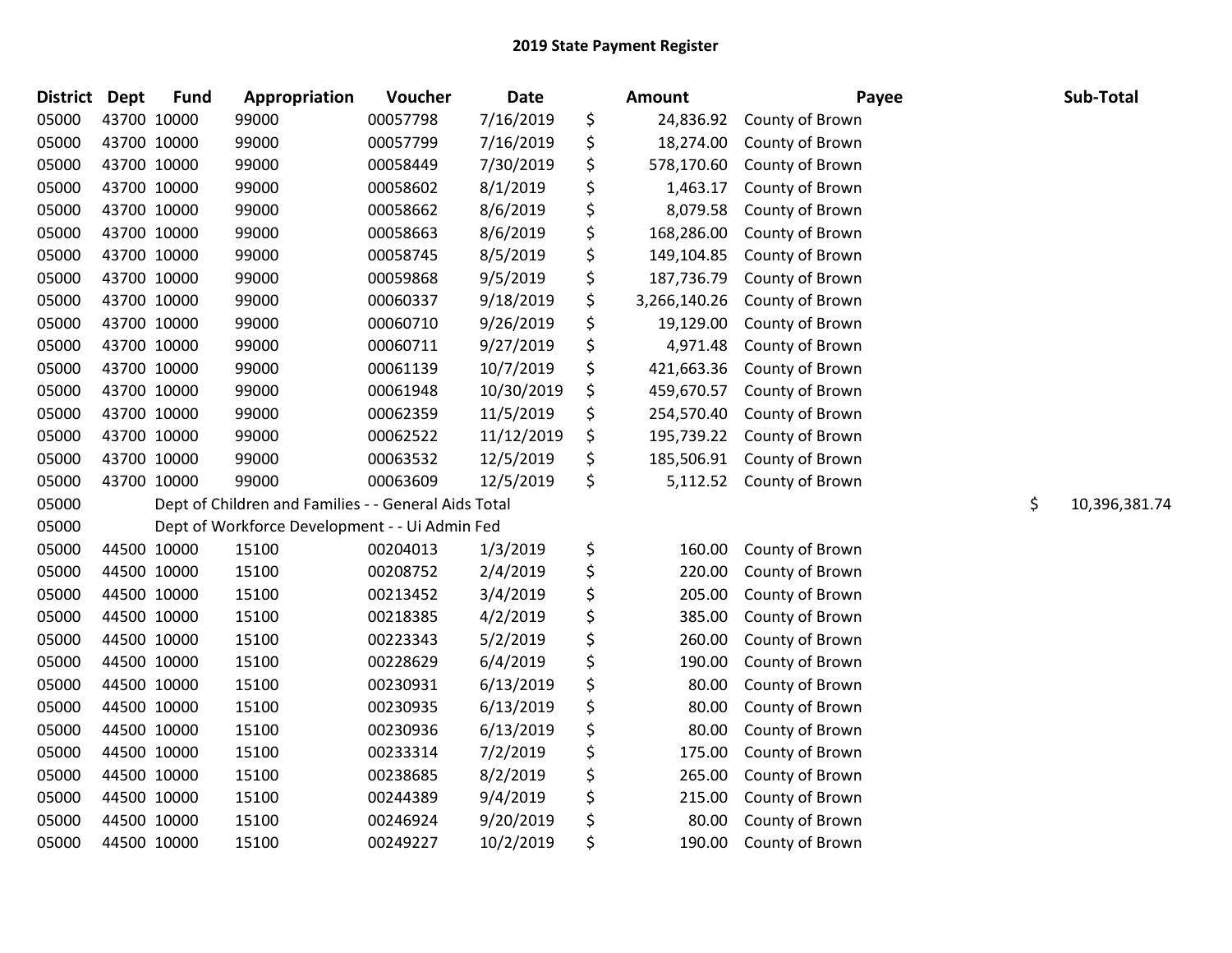## 2019 State Payment Register

| District | Dept | Fund | Appropriation | Voucher | Date | | Amount | Payee | | Sub-Total |
|---|---|---|---|---|---|---|---|---|---|---|
| 05000 | 43700 | 10000 | 99000 | 00057798 | 7/16/2019 | $ | 24,836.92 | County of Brown | | |
| 05000 | 43700 | 10000 | 99000 | 00057799 | 7/16/2019 | $ | 18,274.00 | County of Brown | | |
| 05000 | 43700 | 10000 | 99000 | 00058449 | 7/30/2019 | $ | 578,170.60 | County of Brown | | |
| 05000 | 43700 | 10000 | 99000 | 00058602 | 8/1/2019 | $ | 1,463.17 | County of Brown | | |
| 05000 | 43700 | 10000 | 99000 | 00058662 | 8/6/2019 | $ | 8,079.58 | County of Brown | | |
| 05000 | 43700 | 10000 | 99000 | 00058663 | 8/6/2019 | $ | 168,286.00 | County of Brown | | |
| 05000 | 43700 | 10000 | 99000 | 00058745 | 8/5/2019 | $ | 149,104.85 | County of Brown | | |
| 05000 | 43700 | 10000 | 99000 | 00059868 | 9/5/2019 | $ | 187,736.79 | County of Brown | | |
| 05000 | 43700 | 10000 | 99000 | 00060337 | 9/18/2019 | $ | 3,266,140.26 | County of Brown | | |
| 05000 | 43700 | 10000 | 99000 | 00060710 | 9/26/2019 | $ | 19,129.00 | County of Brown | | |
| 05000 | 43700 | 10000 | 99000 | 00060711 | 9/27/2019 | $ | 4,971.48 | County of Brown | | |
| 05000 | 43700 | 10000 | 99000 | 00061139 | 10/7/2019 | $ | 421,663.36 | County of Brown | | |
| 05000 | 43700 | 10000 | 99000 | 00061948 | 10/30/2019 | $ | 459,670.57 | County of Brown | | |
| 05000 | 43700 | 10000 | 99000 | 00062359 | 11/5/2019 | $ | 254,570.40 | County of Brown | | |
| 05000 | 43700 | 10000 | 99000 | 00062522 | 11/12/2019 | $ | 195,739.22 | County of Brown | | |
| 05000 | 43700 | 10000 | 99000 | 00063532 | 12/5/2019 | $ | 185,506.91 | County of Brown | | |
| 05000 | 43700 | 10000 | 99000 | 00063609 | 12/5/2019 | $ | 5,112.52 | County of Brown | | |
| 05000 | | Dept of Children and Families - - General Aids Total | | | | | | | $ | 10,396,381.74 |
| 05000 | | Dept of Workforce Development - - Ui Admin Fed | | | | | | | | |
| 05000 | 44500 | 10000 | 15100 | 00204013 | 1/3/2019 | $ | 160.00 | County of Brown | | |
| 05000 | 44500 | 10000 | 15100 | 00208752 | 2/4/2019 | $ | 220.00 | County of Brown | | |
| 05000 | 44500 | 10000 | 15100 | 00213452 | 3/4/2019 | $ | 205.00 | County of Brown | | |
| 05000 | 44500 | 10000 | 15100 | 00218385 | 4/2/2019 | $ | 385.00 | County of Brown | | |
| 05000 | 44500 | 10000 | 15100 | 00223343 | 5/2/2019 | $ | 260.00 | County of Brown | | |
| 05000 | 44500 | 10000 | 15100 | 00228629 | 6/4/2019 | $ | 190.00 | County of Brown | | |
| 05000 | 44500 | 10000 | 15100 | 00230931 | 6/13/2019 | $ | 80.00 | County of Brown | | |
| 05000 | 44500 | 10000 | 15100 | 00230935 | 6/13/2019 | $ | 80.00 | County of Brown | | |
| 05000 | 44500 | 10000 | 15100 | 00230936 | 6/13/2019 | $ | 80.00 | County of Brown | | |
| 05000 | 44500 | 10000 | 15100 | 00233314 | 7/2/2019 | $ | 175.00 | County of Brown | | |
| 05000 | 44500 | 10000 | 15100 | 00238685 | 8/2/2019 | $ | 265.00 | County of Brown | | |
| 05000 | 44500 | 10000 | 15100 | 00244389 | 9/4/2019 | $ | 215.00 | County of Brown | | |
| 05000 | 44500 | 10000 | 15100 | 00246924 | 9/20/2019 | $ | 80.00 | County of Brown | | |
| 05000 | 44500 | 10000 | 15100 | 00249227 | 10/2/2019 | $ | 190.00 | County of Brown | | |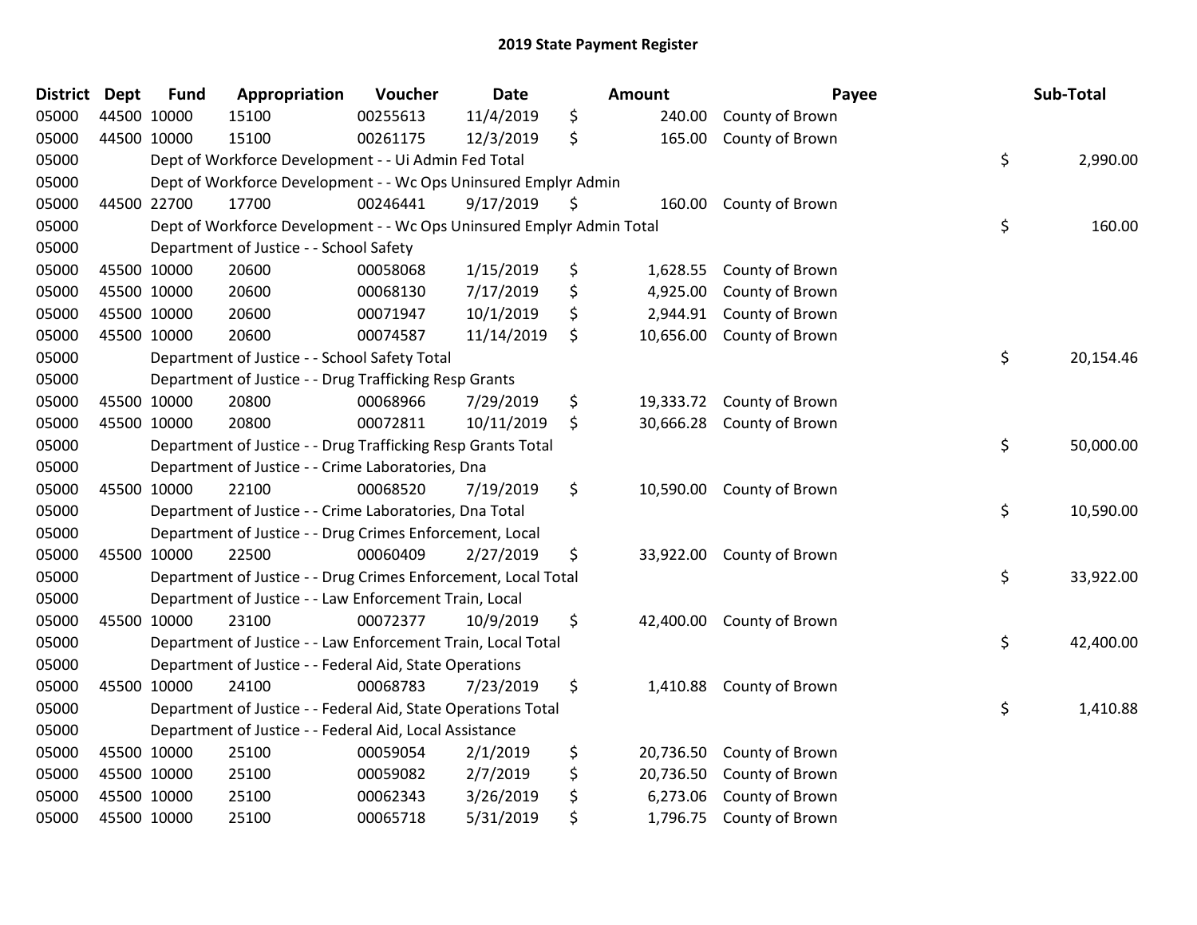## 2019 State Payment Register

| District | Dept | Fund | Appropriation | Voucher | Date | Amount | Payee | Sub-Total |
|---|---|---|---|---|---|---|---|---|
| 05000 | 44500 | 10000 | 15100 | 00255613 | 11/4/2019 | $ 240.00 | County of Brown | |
| 05000 | 44500 | 10000 | 15100 | 00261175 | 12/3/2019 | $ 165.00 | County of Brown | |
| 05000 | | | Dept of Workforce Development - - Ui Admin Fed Total | | | | | $ 2,990.00 |
| 05000 | | | Dept of Workforce Development - - Wc Ops Uninsured Emplyr Admin | | | | | |
| 05000 | 44500 | 22700 | 17700 | 00246441 | 9/17/2019 | $ 160.00 | County of Brown | |
| 05000 | | | Dept of Workforce Development - - Wc Ops Uninsured Emplyr Admin Total | | | | | $ 160.00 |
| 05000 | | | Department of Justice - - School Safety | | | | | |
| 05000 | 45500 | 10000 | 20600 | 00058068 | 1/15/2019 | $ 1,628.55 | County of Brown | |
| 05000 | 45500 | 10000 | 20600 | 00068130 | 7/17/2019 | $ 4,925.00 | County of Brown | |
| 05000 | 45500 | 10000 | 20600 | 00071947 | 10/1/2019 | $ 2,944.91 | County of Brown | |
| 05000 | 45500 | 10000 | 20600 | 00074587 | 11/14/2019 | $ 10,656.00 | County of Brown | |
| 05000 | | | Department of Justice - - School Safety Total | | | | | $ 20,154.46 |
| 05000 | | | Department of Justice - - Drug Trafficking Resp Grants | | | | | |
| 05000 | 45500 | 10000 | 20800 | 00068966 | 7/29/2019 | $ 19,333.72 | County of Brown | |
| 05000 | 45500 | 10000 | 20800 | 00072811 | 10/11/2019 | $ 30,666.28 | County of Brown | |
| 05000 | | | Department of Justice - - Drug Trafficking Resp Grants Total | | | | | $ 50,000.00 |
| 05000 | | | Department of Justice - - Crime Laboratories, Dna | | | | | |
| 05000 | 45500 | 10000 | 22100 | 00068520 | 7/19/2019 | $ 10,590.00 | County of Brown | |
| 05000 | | | Department of Justice - - Crime Laboratories, Dna Total | | | | | $ 10,590.00 |
| 05000 | | | Department of Justice - - Drug Crimes Enforcement, Local | | | | | |
| 05000 | 45500 | 10000 | 22500 | 00060409 | 2/27/2019 | $ 33,922.00 | County of Brown | |
| 05000 | | | Department of Justice - - Drug Crimes Enforcement, Local Total | | | | | $ 33,922.00 |
| 05000 | | | Department of Justice - - Law Enforcement Train, Local | | | | | |
| 05000 | 45500 | 10000 | 23100 | 00072377 | 10/9/2019 | $ 42,400.00 | County of Brown | |
| 05000 | | | Department of Justice - - Law Enforcement Train, Local Total | | | | | $ 42,400.00 |
| 05000 | | | Department of Justice - - Federal Aid, State Operations | | | | | |
| 05000 | 45500 | 10000 | 24100 | 00068783 | 7/23/2019 | $ 1,410.88 | County of Brown | |
| 05000 | | | Department of Justice - - Federal Aid, State Operations Total | | | | | $ 1,410.88 |
| 05000 | | | Department of Justice - - Federal Aid, Local Assistance | | | | | |
| 05000 | 45500 | 10000 | 25100 | 00059054 | 2/1/2019 | $ 20,736.50 | County of Brown | |
| 05000 | 45500 | 10000 | 25100 | 00059082 | 2/7/2019 | $ 20,736.50 | County of Brown | |
| 05000 | 45500 | 10000 | 25100 | 00062343 | 3/26/2019 | $ 6,273.06 | County of Brown | |
| 05000 | 45500 | 10000 | 25100 | 00065718 | 5/31/2019 | $ 1,796.75 | County of Brown | |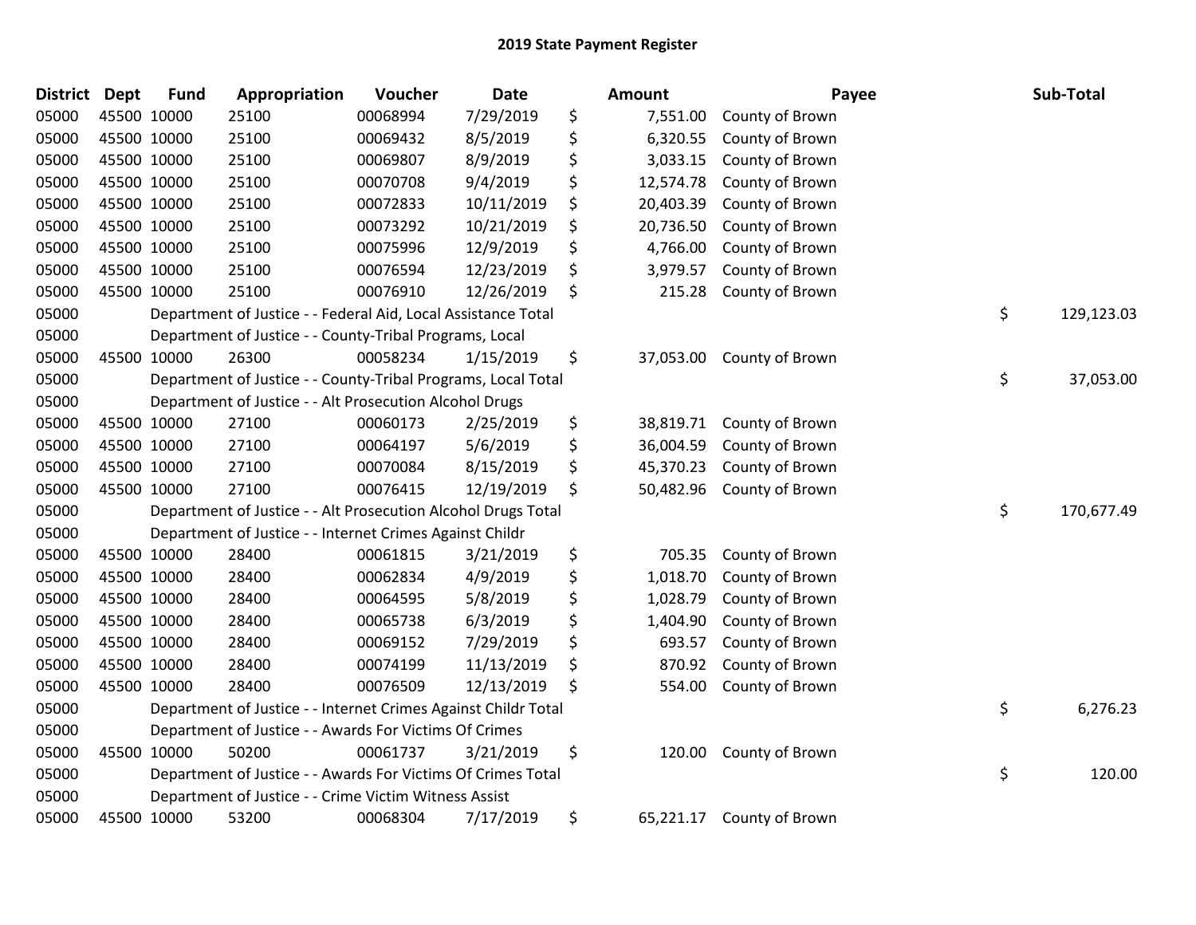# 2019 State Payment Register

| District | Dept | Fund | Appropriation | Voucher | Date | | Amount | Payee | | Sub-Total |
|---|---|---|---|---|---|---|---|---|---|---|
| 05000 | 45500 | 10000 | 25100 | 00068994 | 7/29/2019 | $ | 7,551.00 | County of Brown | | |
| 05000 | 45500 | 10000 | 25100 | 00069432 | 8/5/2019 | $ | 6,320.55 | County of Brown | | |
| 05000 | 45500 | 10000 | 25100 | 00069807 | 8/9/2019 | $ | 3,033.15 | County of Brown | | |
| 05000 | 45500 | 10000 | 25100 | 00070708 | 9/4/2019 | $ | 12,574.78 | County of Brown | | |
| 05000 | 45500 | 10000 | 25100 | 00072833 | 10/11/2019 | $ | 20,403.39 | County of Brown | | |
| 05000 | 45500 | 10000 | 25100 | 00073292 | 10/21/2019 | $ | 20,736.50 | County of Brown | | |
| 05000 | 45500 | 10000 | 25100 | 00075996 | 12/9/2019 | $ | 4,766.00 | County of Brown | | |
| 05000 | 45500 | 10000 | 25100 | 00076594 | 12/23/2019 | $ | 3,979.57 | County of Brown | | |
| 05000 | 45500 | 10000 | 25100 | 00076910 | 12/26/2019 | $ | 215.28 | County of Brown | | |
| 05000 | | Department of Justice - - Federal Aid, Local Assistance Total | | | | | | | $ | 129,123.03 |
| 05000 | | Department of Justice - - County-Tribal Programs, Local | | | | | | | | |
| 05000 | 45500 | 10000 | 26300 | 00058234 | 1/15/2019 | $ | 37,053.00 | County of Brown | | |
| 05000 | | Department of Justice - - County-Tribal Programs, Local Total | | | | | | | $ | 37,053.00 |
| 05000 | | Department of Justice - - Alt Prosecution Alcohol Drugs | | | | | | | | |
| 05000 | 45500 | 10000 | 27100 | 00060173 | 2/25/2019 | $ | 38,819.71 | County of Brown | | |
| 05000 | 45500 | 10000 | 27100 | 00064197 | 5/6/2019 | $ | 36,004.59 | County of Brown | | |
| 05000 | 45500 | 10000 | 27100 | 00070084 | 8/15/2019 | $ | 45,370.23 | County of Brown | | |
| 05000 | 45500 | 10000 | 27100 | 00076415 | 12/19/2019 | $ | 50,482.96 | County of Brown | | |
| 05000 | | Department of Justice - - Alt Prosecution Alcohol Drugs Total | | | | | | | $ | 170,677.49 |
| 05000 | | Department of Justice - - Internet Crimes Against Childr | | | | | | | | |
| 05000 | 45500 | 10000 | 28400 | 00061815 | 3/21/2019 | $ | 705.35 | County of Brown | | |
| 05000 | 45500 | 10000 | 28400 | 00062834 | 4/9/2019 | $ | 1,018.70 | County of Brown | | |
| 05000 | 45500 | 10000 | 28400 | 00064595 | 5/8/2019 | $ | 1,028.79 | County of Brown | | |
| 05000 | 45500 | 10000 | 28400 | 00065738 | 6/3/2019 | $ | 1,404.90 | County of Brown | | |
| 05000 | 45500 | 10000 | 28400 | 00069152 | 7/29/2019 | $ | 693.57 | County of Brown | | |
| 05000 | 45500 | 10000 | 28400 | 00074199 | 11/13/2019 | $ | 870.92 | County of Brown | | |
| 05000 | 45500 | 10000 | 28400 | 00076509 | 12/13/2019 | $ | 554.00 | County of Brown | | |
| 05000 | | Department of Justice - - Internet Crimes Against Childr Total | | | | | | | $ | 6,276.23 |
| 05000 | | Department of Justice - - Awards For Victims Of Crimes | | | | | | | | |
| 05000 | 45500 | 10000 | 50200 | 00061737 | 3/21/2019 | $ | 120.00 | County of Brown | | |
| 05000 | | Department of Justice - - Awards For Victims Of Crimes Total | | | | | | | $ | 120.00 |
| 05000 | | Department of Justice - - Crime Victim Witness Assist | | | | | | | | |
| 05000 | 45500 | 10000 | 53200 | 00068304 | 7/17/2019 | $ | 65,221.17 | County of Brown | | |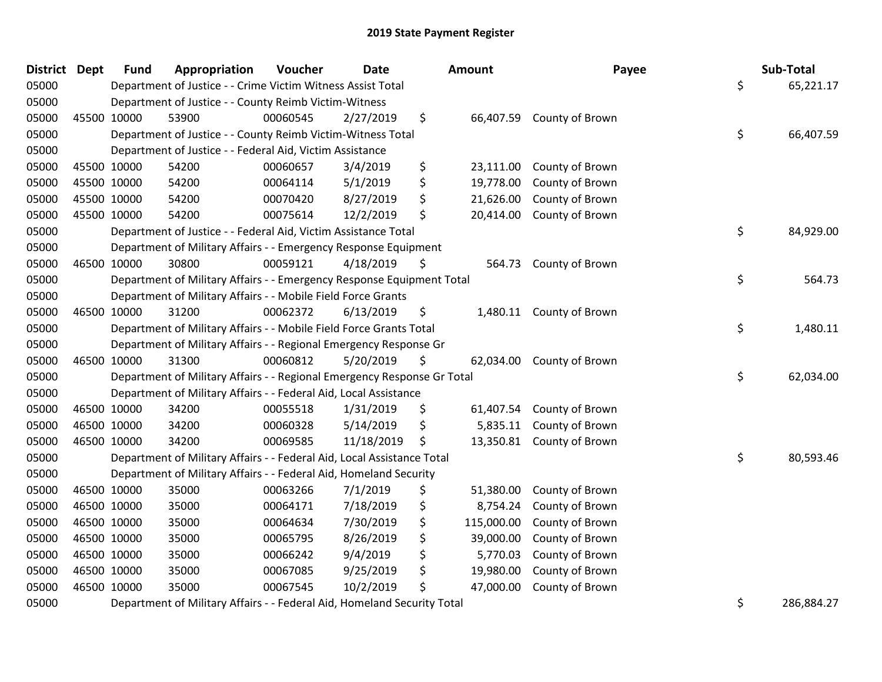# 2019 State Payment Register

| District | Dept | Fund | Appropriation | Voucher | Date | Amount | Payee | Sub-Total |
|---|---|---|---|---|---|---|---|---|
| 05000 | | Department of Justice - - Crime Victim Witness Assist Total | | | | | | $ 65,221.17 |
| 05000 | | Department of Justice - - County Reimb Victim-Witness | | | | | | |
| 05000 | 45500 | 10000 | 53900 | 00060545 | 2/27/2019 | $ 66,407.59 | County of Brown | |
| 05000 | | Department of Justice - - County Reimb Victim-Witness Total | | | | | | $ 66,407.59 |
| 05000 | | Department of Justice - - Federal Aid, Victim Assistance | | | | | | |
| 05000 | 45500 | 10000 | 54200 | 00060657 | 3/4/2019 | $ 23,111.00 | County of Brown | |
| 05000 | 45500 | 10000 | 54200 | 00064114 | 5/1/2019 | $ 19,778.00 | County of Brown | |
| 05000 | 45500 | 10000 | 54200 | 00070420 | 8/27/2019 | $ 21,626.00 | County of Brown | |
| 05000 | 45500 | 10000 | 54200 | 00075614 | 12/2/2019 | $ 20,414.00 | County of Brown | |
| 05000 | | Department of Justice - - Federal Aid, Victim Assistance Total | | | | | | $ 84,929.00 |
| 05000 | | Department of Military Affairs - - Emergency Response Equipment | | | | | | |
| 05000 | 46500 | 10000 | 30800 | 00059121 | 4/18/2019 | $ 564.73 | County of Brown | |
| 05000 | | Department of Military Affairs - - Emergency Response Equipment Total | | | | | | $ 564.73 |
| 05000 | | Department of Military Affairs - - Mobile Field Force Grants | | | | | | |
| 05000 | 46500 | 10000 | 31200 | 00062372 | 6/13/2019 | $ 1,480.11 | County of Brown | |
| 05000 | | Department of Military Affairs - - Mobile Field Force Grants Total | | | | | | $ 1,480.11 |
| 05000 | | Department of Military Affairs - - Regional Emergency Response Gr | | | | | | |
| 05000 | 46500 | 10000 | 31300 | 00060812 | 5/20/2019 | $ 62,034.00 | County of Brown | |
| 05000 | | Department of Military Affairs - - Regional Emergency Response Gr Total | | | | | | $ 62,034.00 |
| 05000 | | Department of Military Affairs - - Federal Aid, Local Assistance | | | | | | |
| 05000 | 46500 | 10000 | 34200 | 00055518 | 1/31/2019 | $ 61,407.54 | County of Brown | |
| 05000 | 46500 | 10000 | 34200 | 00060328 | 5/14/2019 | $ 5,835.11 | County of Brown | |
| 05000 | 46500 | 10000 | 34200 | 00069585 | 11/18/2019 | $ 13,350.81 | County of Brown | |
| 05000 | | Department of Military Affairs - - Federal Aid, Local Assistance Total | | | | | | $ 80,593.46 |
| 05000 | | Department of Military Affairs - - Federal Aid, Homeland Security | | | | | | |
| 05000 | 46500 | 10000 | 35000 | 00063266 | 7/1/2019 | $ 51,380.00 | County of Brown | |
| 05000 | 46500 | 10000 | 35000 | 00064171 | 7/18/2019 | $ 8,754.24 | County of Brown | |
| 05000 | 46500 | 10000 | 35000 | 00064634 | 7/30/2019 | $ 115,000.00 | County of Brown | |
| 05000 | 46500 | 10000 | 35000 | 00065795 | 8/26/2019 | $ 39,000.00 | County of Brown | |
| 05000 | 46500 | 10000 | 35000 | 00066242 | 9/4/2019 | $ 5,770.03 | County of Brown | |
| 05000 | 46500 | 10000 | 35000 | 00067085 | 9/25/2019 | $ 19,980.00 | County of Brown | |
| 05000 | 46500 | 10000 | 35000 | 00067545 | 10/2/2019 | $ 47,000.00 | County of Brown | |
| 05000 | | Department of Military Affairs - - Federal Aid, Homeland Security Total | | | | | | $ 286,884.27 |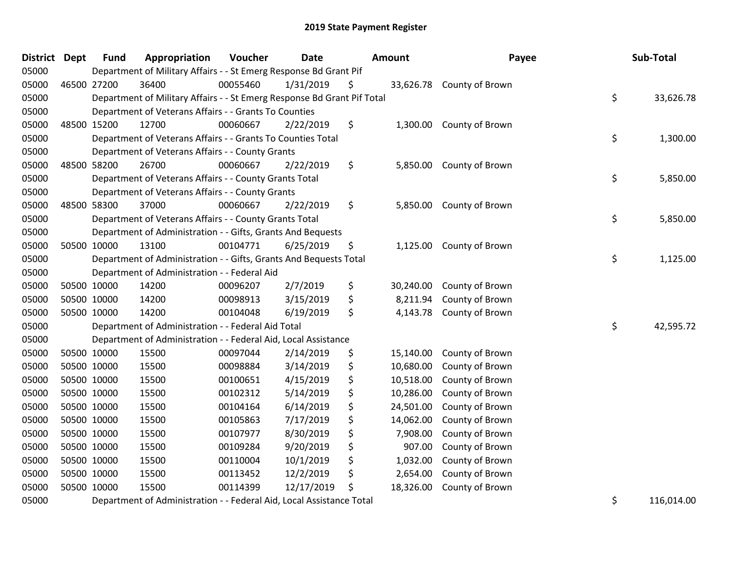# 2019 State Payment Register

| District | Dept | Fund | Appropriation | Voucher | Date | Amount | Payee | Sub-Total |
|---|---|---|---|---|---|---|---|---|
| 05000 | | Department of Military Affairs - - St Emerg Response Bd Grant Pif | | | | | | |
| 05000 | 46500 | 27200 | 36400 | 00055460 | 1/31/2019 | $ 33,626.78 | County of Brown | |
| 05000 | | Department of Military Affairs - - St Emerg Response Bd Grant Pif Total | | | | | | $ 33,626.78 |
| 05000 | | Department of Veterans Affairs - - Grants To Counties | | | | | | |
| 05000 | 48500 | 15200 | 12700 | 00060667 | 2/22/2019 | $ 1,300.00 | County of Brown | |
| 05000 | | Department of Veterans Affairs - - Grants To Counties Total | | | | | | $ 1,300.00 |
| 05000 | | Department of Veterans Affairs - - County Grants | | | | | | |
| 05000 | 48500 | 58200 | 26700 | 00060667 | 2/22/2019 | $ 5,850.00 | County of Brown | |
| 05000 | | Department of Veterans Affairs - - County Grants Total | | | | | | $ 5,850.00 |
| 05000 | | Department of Veterans Affairs - - County Grants | | | | | | |
| 05000 | 48500 | 58300 | 37000 | 00060667 | 2/22/2019 | $ 5,850.00 | County of Brown | |
| 05000 | | Department of Veterans Affairs - - County Grants Total | | | | | | $ 5,850.00 |
| 05000 | | Department of Administration - - Gifts, Grants And Bequests | | | | | | |
| 05000 | 50500 | 10000 | 13100 | 00104771 | 6/25/2019 | $ 1,125.00 | County of Brown | |
| 05000 | | Department of Administration - - Gifts, Grants And Bequests Total | | | | | | $ 1,125.00 |
| 05000 | | Department of Administration - - Federal Aid | | | | | | |
| 05000 | 50500 | 10000 | 14200 | 00096207 | 2/7/2019 | $ 30,240.00 | County of Brown | |
| 05000 | 50500 | 10000 | 14200 | 00098913 | 3/15/2019 | $ 8,211.94 | County of Brown | |
| 05000 | 50500 | 10000 | 14200 | 00104048 | 6/19/2019 | $ 4,143.78 | County of Brown | |
| 05000 | | Department of Administration - - Federal Aid Total | | | | | | $ 42,595.72 |
| 05000 | | Department of Administration - - Federal Aid, Local Assistance | | | | | | |
| 05000 | 50500 | 10000 | 15500 | 00097044 | 2/14/2019 | $ 15,140.00 | County of Brown | |
| 05000 | 50500 | 10000 | 15500 | 00098884 | 3/14/2019 | $ 10,680.00 | County of Brown | |
| 05000 | 50500 | 10000 | 15500 | 00100651 | 4/15/2019 | $ 10,518.00 | County of Brown | |
| 05000 | 50500 | 10000 | 15500 | 00102312 | 5/14/2019 | $ 10,286.00 | County of Brown | |
| 05000 | 50500 | 10000 | 15500 | 00104164 | 6/14/2019 | $ 24,501.00 | County of Brown | |
| 05000 | 50500 | 10000 | 15500 | 00105863 | 7/17/2019 | $ 14,062.00 | County of Brown | |
| 05000 | 50500 | 10000 | 15500 | 00107977 | 8/30/2019 | $ 7,908.00 | County of Brown | |
| 05000 | 50500 | 10000 | 15500 | 00109284 | 9/20/2019 | $ 907.00 | County of Brown | |
| 05000 | 50500 | 10000 | 15500 | 00110004 | 10/1/2019 | $ 1,032.00 | County of Brown | |
| 05000 | 50500 | 10000 | 15500 | 00113452 | 12/2/2019 | $ 2,654.00 | County of Brown | |
| 05000 | 50500 | 10000 | 15500 | 00114399 | 12/17/2019 | $ 18,326.00 | County of Brown | |
| 05000 | | Department of Administration - - Federal Aid, Local Assistance Total | | | | | | $ 116,014.00 |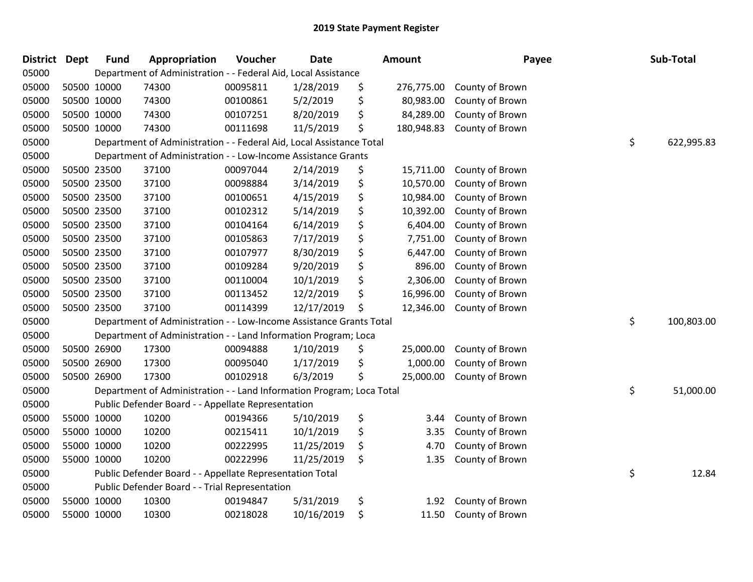# 2019 State Payment Register

| District | Dept | Fund | Appropriation | Voucher | Date | Amount | Payee | Sub-Total |
|---|---|---|---|---|---|---|---|---|
| 05000 | Department of Administration - - Federal Aid, Local Assistance | | | | | | | |
| 05000 | 50500 | 10000 | 74300 | 00095811 | 1/28/2019 | $ 276,775.00 | County of Brown | |
| 05000 | 50500 | 10000 | 74300 | 00100861 | 5/2/2019 | $ 80,983.00 | County of Brown | |
| 05000 | 50500 | 10000 | 74300 | 00107251 | 8/20/2019 | $ 84,289.00 | County of Brown | |
| 05000 | 50500 | 10000 | 74300 | 00111698 | 11/5/2019 | $ 180,948.83 | County of Brown | |
| 05000 | Department of Administration - - Federal Aid, Local Assistance Total | | | | | | | $ 622,995.83 |
| 05000 | Department of Administration - - Low-Income Assistance Grants | | | | | | | |
| 05000 | 50500 | 23500 | 37100 | 00097044 | 2/14/2019 | $ 15,711.00 | County of Brown | |
| 05000 | 50500 | 23500 | 37100 | 00098884 | 3/14/2019 | $ 10,570.00 | County of Brown | |
| 05000 | 50500 | 23500 | 37100 | 00100651 | 4/15/2019 | $ 10,984.00 | County of Brown | |
| 05000 | 50500 | 23500 | 37100 | 00102312 | 5/14/2019 | $ 10,392.00 | County of Brown | |
| 05000 | 50500 | 23500 | 37100 | 00104164 | 6/14/2019 | $ 6,404.00 | County of Brown | |
| 05000 | 50500 | 23500 | 37100 | 00105863 | 7/17/2019 | $ 7,751.00 | County of Brown | |
| 05000 | 50500 | 23500 | 37100 | 00107977 | 8/30/2019 | $ 6,447.00 | County of Brown | |
| 05000 | 50500 | 23500 | 37100 | 00109284 | 9/20/2019 | $ 896.00 | County of Brown | |
| 05000 | 50500 | 23500 | 37100 | 00110004 | 10/1/2019 | $ 2,306.00 | County of Brown | |
| 05000 | 50500 | 23500 | 37100 | 00113452 | 12/2/2019 | $ 16,996.00 | County of Brown | |
| 05000 | 50500 | 23500 | 37100 | 00114399 | 12/17/2019 | $ 12,346.00 | County of Brown | |
| 05000 | Department of Administration - - Low-Income Assistance Grants Total | | | | | | | $ 100,803.00 |
| 05000 | Department of Administration - - Land Information Program; Loca | | | | | | | |
| 05000 | 50500 | 26900 | 17300 | 00094888 | 1/10/2019 | $ 25,000.00 | County of Brown | |
| 05000 | 50500 | 26900 | 17300 | 00095040 | 1/17/2019 | $ 1,000.00 | County of Brown | |
| 05000 | 50500 | 26900 | 17300 | 00102918 | 6/3/2019 | $ 25,000.00 | County of Brown | |
| 05000 | Department of Administration - - Land Information Program; Loca Total | | | | | | | $ 51,000.00 |
| 05000 | Public Defender Board - - Appellate Representation | | | | | | | |
| 05000 | 55000 | 10000 | 10200 | 00194366 | 5/10/2019 | $ 3.44 | County of Brown | |
| 05000 | 55000 | 10000 | 10200 | 00215411 | 10/1/2019 | $ 3.35 | County of Brown | |
| 05000 | 55000 | 10000 | 10200 | 00222995 | 11/25/2019 | $ 4.70 | County of Brown | |
| 05000 | 55000 | 10000 | 10200 | 00222996 | 11/25/2019 | $ 1.35 | County of Brown | |
| 05000 | Public Defender Board - - Appellate Representation Total | | | | | | | $ 12.84 |
| 05000 | Public Defender Board - - Trial Representation | | | | | | | |
| 05000 | 55000 | 10000 | 10300 | 00194847 | 5/31/2019 | $ 1.92 | County of Brown | |
| 05000 | 55000 | 10000 | 10300 | 00218028 | 10/16/2019 | $ 11.50 | County of Brown | |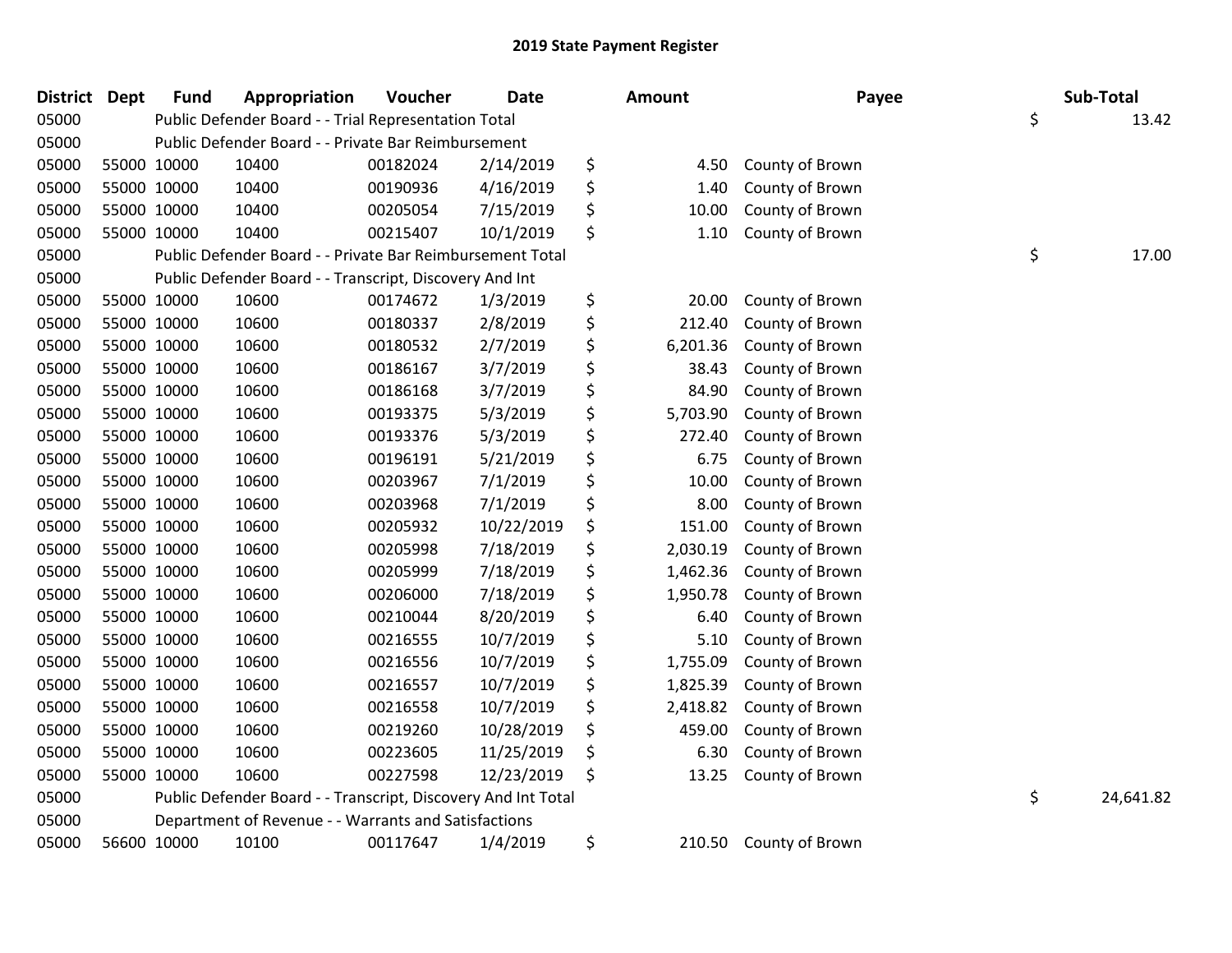# 2019 State Payment Register

| District | Dept | Fund | Appropriation | Voucher | Date | Amount | Payee | Sub-Total |
|---|---|---|---|---|---|---|---|---|
| 05000 | | Public Defender Board - - Trial Representation Total | | | | | | $ 13.42 |
| 05000 | | Public Defender Board - - Private Bar Reimbursement | | | | | | |
| 05000 | 55000 | 10000 | 10400 | 00182024 | 2/14/2019 | $ 4.50 | County of Brown | |
| 05000 | 55000 | 10000 | 10400 | 00190936 | 4/16/2019 | $ 1.40 | County of Brown | |
| 05000 | 55000 | 10000 | 10400 | 00205054 | 7/15/2019 | $ 10.00 | County of Brown | |
| 05000 | 55000 | 10000 | 10400 | 00215407 | 10/1/2019 | $ 1.10 | County of Brown | |
| 05000 | | Public Defender Board - - Private Bar Reimbursement Total | | | | | | $ 17.00 |
| 05000 | | Public Defender Board - - Transcript, Discovery And Int | | | | | | |
| 05000 | 55000 | 10000 | 10600 | 00174672 | 1/3/2019 | $ 20.00 | County of Brown | |
| 05000 | 55000 | 10000 | 10600 | 00180337 | 2/8/2019 | $ 212.40 | County of Brown | |
| 05000 | 55000 | 10000 | 10600 | 00180532 | 2/7/2019 | $ 6,201.36 | County of Brown | |
| 05000 | 55000 | 10000 | 10600 | 00186167 | 3/7/2019 | $ 38.43 | County of Brown | |
| 05000 | 55000 | 10000 | 10600 | 00186168 | 3/7/2019 | $ 84.90 | County of Brown | |
| 05000 | 55000 | 10000 | 10600 | 00193375 | 5/3/2019 | $ 5,703.90 | County of Brown | |
| 05000 | 55000 | 10000 | 10600 | 00193376 | 5/3/2019 | $ 272.40 | County of Brown | |
| 05000 | 55000 | 10000 | 10600 | 00196191 | 5/21/2019 | $ 6.75 | County of Brown | |
| 05000 | 55000 | 10000 | 10600 | 00203967 | 7/1/2019 | $ 10.00 | County of Brown | |
| 05000 | 55000 | 10000 | 10600 | 00203968 | 7/1/2019 | $ 8.00 | County of Brown | |
| 05000 | 55000 | 10000 | 10600 | 00205932 | 10/22/2019 | $ 151.00 | County of Brown | |
| 05000 | 55000 | 10000 | 10600 | 00205998 | 7/18/2019 | $ 2,030.19 | County of Brown | |
| 05000 | 55000 | 10000 | 10600 | 00205999 | 7/18/2019 | $ 1,462.36 | County of Brown | |
| 05000 | 55000 | 10000 | 10600 | 00206000 | 7/18/2019 | $ 1,950.78 | County of Brown | |
| 05000 | 55000 | 10000 | 10600 | 00210044 | 8/20/2019 | $ 6.40 | County of Brown | |
| 05000 | 55000 | 10000 | 10600 | 00216555 | 10/7/2019 | $ 5.10 | County of Brown | |
| 05000 | 55000 | 10000 | 10600 | 00216556 | 10/7/2019 | $ 1,755.09 | County of Brown | |
| 05000 | 55000 | 10000 | 10600 | 00216557 | 10/7/2019 | $ 1,825.39 | County of Brown | |
| 05000 | 55000 | 10000 | 10600 | 00216558 | 10/7/2019 | $ 2,418.82 | County of Brown | |
| 05000 | 55000 | 10000 | 10600 | 00219260 | 10/28/2019 | $ 459.00 | County of Brown | |
| 05000 | 55000 | 10000 | 10600 | 00223605 | 11/25/2019 | $ 6.30 | County of Brown | |
| 05000 | 55000 | 10000 | 10600 | 00227598 | 12/23/2019 | $ 13.25 | County of Brown | |
| 05000 | | Public Defender Board - - Transcript, Discovery And Int Total | | | | | | $ 24,641.82 |
| 05000 | | Department of Revenue - - Warrants and Satisfactions | | | | | | |
| 05000 | 56600 | 10000 | 10100 | 00117647 | 1/4/2019 | $ 210.50 | County of Brown | |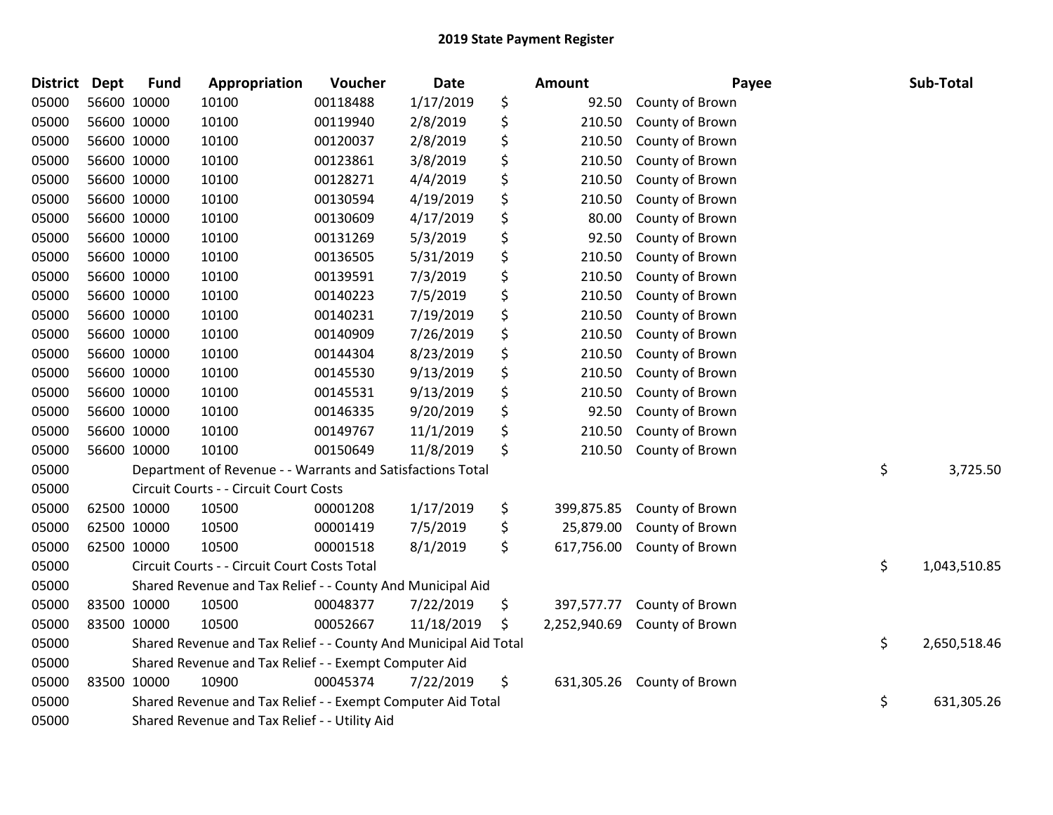# 2019 State Payment Register

| District | Dept | Fund | Appropriation | Voucher | Date | Amount | Payee | Sub-Total |
|---|---|---|---|---|---|---|---|---|
| 05000 | 56600 | 10000 | 10100 | 00118488 | 1/17/2019 | $ 92.50 | County of Brown | |
| 05000 | 56600 | 10000 | 10100 | 00119940 | 2/8/2019 | $ 210.50 | County of Brown | |
| 05000 | 56600 | 10000 | 10100 | 00120037 | 2/8/2019 | $ 210.50 | County of Brown | |
| 05000 | 56600 | 10000 | 10100 | 00123861 | 3/8/2019 | $ 210.50 | County of Brown | |
| 05000 | 56600 | 10000 | 10100 | 00128271 | 4/4/2019 | $ 210.50 | County of Brown | |
| 05000 | 56600 | 10000 | 10100 | 00130594 | 4/19/2019 | $ 210.50 | County of Brown | |
| 05000 | 56600 | 10000 | 10100 | 00130609 | 4/17/2019 | $ 80.00 | County of Brown | |
| 05000 | 56600 | 10000 | 10100 | 00131269 | 5/3/2019 | $ 92.50 | County of Brown | |
| 05000 | 56600 | 10000 | 10100 | 00136505 | 5/31/2019 | $ 210.50 | County of Brown | |
| 05000 | 56600 | 10000 | 10100 | 00139591 | 7/3/2019 | $ 210.50 | County of Brown | |
| 05000 | 56600 | 10000 | 10100 | 00140223 | 7/5/2019 | $ 210.50 | County of Brown | |
| 05000 | 56600 | 10000 | 10100 | 00140231 | 7/19/2019 | $ 210.50 | County of Brown | |
| 05000 | 56600 | 10000 | 10100 | 00140909 | 7/26/2019 | $ 210.50 | County of Brown | |
| 05000 | 56600 | 10000 | 10100 | 00144304 | 8/23/2019 | $ 210.50 | County of Brown | |
| 05000 | 56600 | 10000 | 10100 | 00145530 | 9/13/2019 | $ 210.50 | County of Brown | |
| 05000 | 56600 | 10000 | 10100 | 00145531 | 9/13/2019 | $ 210.50 | County of Brown | |
| 05000 | 56600 | 10000 | 10100 | 00146335 | 9/20/2019 | $ 92.50 | County of Brown | |
| 05000 | 56600 | 10000 | 10100 | 00149767 | 11/1/2019 | $ 210.50 | County of Brown | |
| 05000 | 56600 | 10000 | 10100 | 00150649 | 11/8/2019 | $ 210.50 | County of Brown | |
| 05000 | | Department of Revenue - - Warrants and Satisfactions Total | | | | | | $ 3,725.50 |
| 05000 | | Circuit Courts - - Circuit Court Costs | | | | | | |
| 05000 | 62500 | 10000 | 10500 | 00001208 | 1/17/2019 | $ 399,875.85 | County of Brown | |
| 05000 | 62500 | 10000 | 10500 | 00001419 | 7/5/2019 | $ 25,879.00 | County of Brown | |
| 05000 | 62500 | 10000 | 10500 | 00001518 | 8/1/2019 | $ 617,756.00 | County of Brown | |
| 05000 | | Circuit Courts - - Circuit Court Costs Total | | | | | | $ 1,043,510.85 |
| 05000 | | Shared Revenue and Tax Relief - - County And Municipal Aid | | | | | | |
| 05000 | 83500 | 10000 | 10500 | 00048377 | 7/22/2019 | $ 397,577.77 | County of Brown | |
| 05000 | 83500 | 10000 | 10500 | 00052667 | 11/18/2019 | $ 2,252,940.69 | County of Brown | |
| 05000 | | Shared Revenue and Tax Relief - - County And Municipal Aid Total | | | | | | $ 2,650,518.46 |
| 05000 | | Shared Revenue and Tax Relief - - Exempt Computer Aid | | | | | | |
| 05000 | 83500 | 10000 | 10900 | 00045374 | 7/22/2019 | $ 631,305.26 | County of Brown | |
| 05000 | | Shared Revenue and Tax Relief - - Exempt Computer Aid Total | | | | | | $ 631,305.26 |
| 05000 | | Shared Revenue and Tax Relief - - Utility Aid | | | | | | |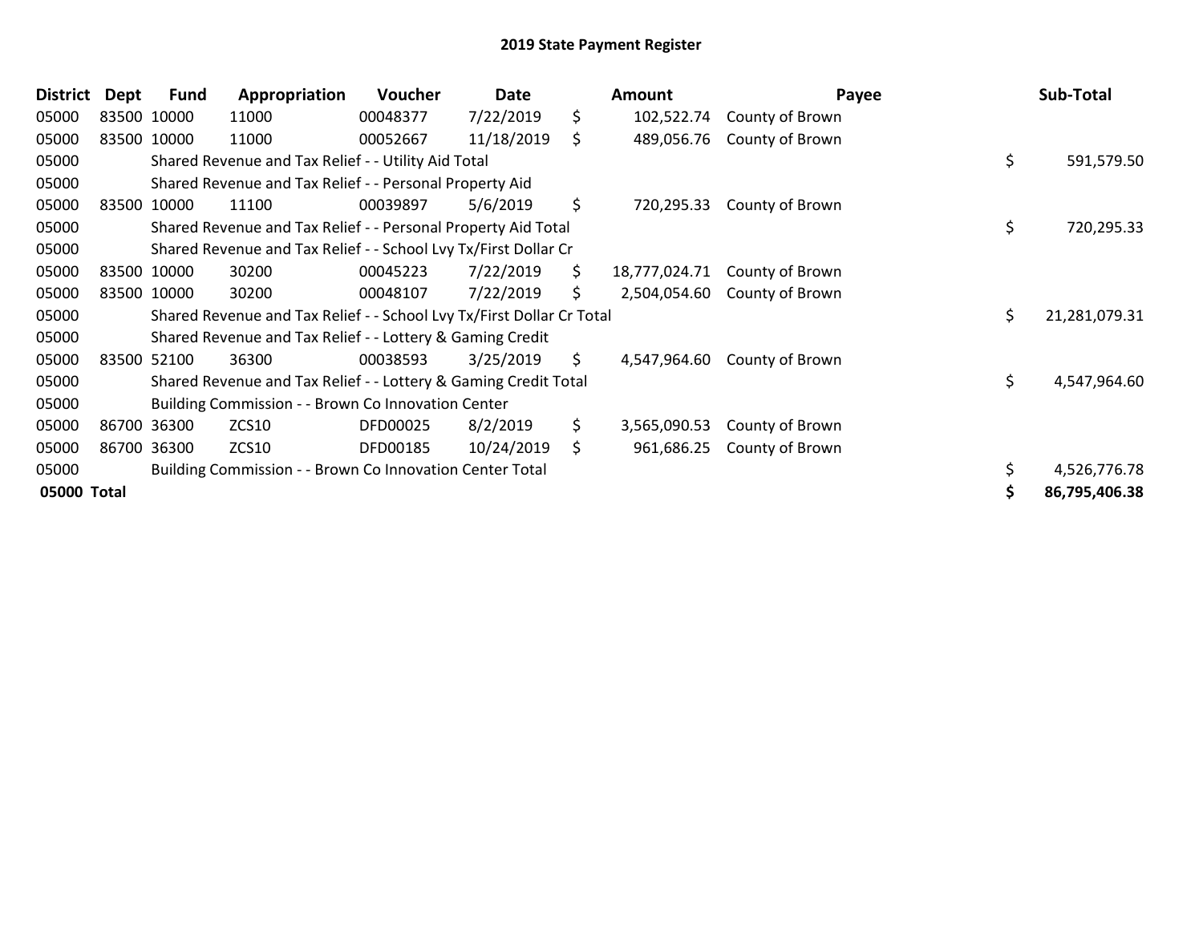# 2019 State Payment Register

| District | Dept | Fund | Appropriation | Voucher | Date | | Amount | Payee | | Sub-Total |
|---|---|---|---|---|---|---|---|---|---|---|
| 05000 | 83500 | 10000 | 11000 | 00048377 | 7/22/2019 | $ | 102,522.74 | County of Brown | | |
| 05000 | 83500 | 10000 | 11000 | 00052667 | 11/18/2019 | $ | 489,056.76 | County of Brown | | |
| 05000 | | Shared Revenue and Tax Relief - - Utility Aid Total | | | | | | | $ | 591,579.50 |
| 05000 | | Shared Revenue and Tax Relief - - Personal Property Aid | | | | | | | | |
| 05000 | 83500 | 10000 | 11100 | 00039897 | 5/6/2019 | $ | 720,295.33 | County of Brown | | |
| 05000 | | Shared Revenue and Tax Relief - - Personal Property Aid Total | | | | | | | $ | 720,295.33 |
| 05000 | | Shared Revenue and Tax Relief - - School Lvy Tx/First Dollar Cr | | | | | | | | |
| 05000 | 83500 | 10000 | 30200 | 00045223 | 7/22/2019 | $ | 18,777,024.71 | County of Brown | | |
| 05000 | 83500 | 10000 | 30200 | 00048107 | 7/22/2019 | $ | 2,504,054.60 | County of Brown | | |
| 05000 | | Shared Revenue and Tax Relief - - School Lvy Tx/First Dollar Cr Total | | | | | | | $ | 21,281,079.31 |
| 05000 | | Shared Revenue and Tax Relief - - Lottery & Gaming Credit | | | | | | | | |
| 05000 | 83500 | 52100 | 36300 | 00038593 | 3/25/2019 | $ | 4,547,964.60 | County of Brown | | |
| 05000 | | Shared Revenue and Tax Relief - - Lottery & Gaming Credit Total | | | | | | | $ | 4,547,964.60 |
| 05000 | | Building Commission - - Brown Co Innovation Center | | | | | | | | |
| 05000 | 86700 | 36300 | ZCS10 | DFD00025 | 8/2/2019 | $ | 3,565,090.53 | County of Brown | | |
| 05000 | 86700 | 36300 | ZCS10 | DFD00185 | 10/24/2019 | $ | 961,686.25 | County of Brown | | |
| 05000 | | Building Commission - - Brown Co Innovation Center Total | | | | | | | $ | 4,526,776.78 |
| **05000 Total** | | | | | | | | | **$** | **86,795,406.38** |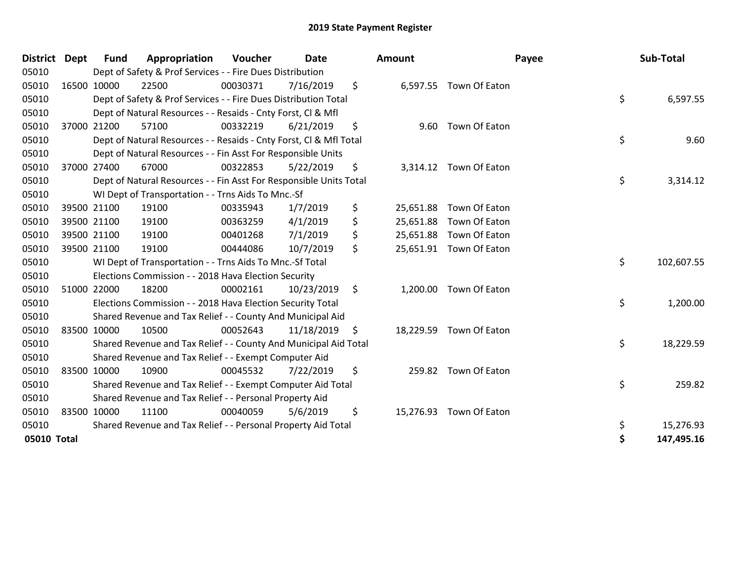# 2019 State Payment Register

| District | Dept | Fund | Appropriation | Voucher | Date | Amount | Payee | Sub-Total |
|---|---|---|---|---|---|---|---|---|
| 05010 | | Dept of Safety & Prof Services - - Fire Dues Distribution | | | | | | |
| 05010 | 16500 | 10000 | 22500 | 00030371 | 7/16/2019 | $ 6,597.55 | Town Of Eaton | |
| 05010 | | Dept of Safety & Prof Services - - Fire Dues Distribution Total | | | | | | $ 6,597.55 |
| 05010 | | Dept of Natural Resources - - Resaids - Cnty Forst, Cl & Mfl | | | | | | |
| 05010 | 37000 | 21200 | 57100 | 00332219 | 6/21/2019 | $ 9.60 | Town Of Eaton | |
| 05010 | | Dept of Natural Resources - - Resaids - Cnty Forst, Cl & Mfl Total | | | | | | $ 9.60 |
| 05010 | | Dept of Natural Resources - - Fin Asst For Responsible Units | | | | | | |
| 05010 | 37000 | 27400 | 67000 | 00322853 | 5/22/2019 | $ 3,314.12 | Town Of Eaton | |
| 05010 | | Dept of Natural Resources - - Fin Asst For Responsible Units Total | | | | | | $ 3,314.12 |
| 05010 | | WI Dept of Transportation - - Trns Aids To Mnc.-Sf | | | | | | |
| 05010 | 39500 | 21100 | 19100 | 00335943 | 1/7/2019 | $ 25,651.88 | Town Of Eaton | |
| 05010 | 39500 | 21100 | 19100 | 00363259 | 4/1/2019 | $ 25,651.88 | Town Of Eaton | |
| 05010 | 39500 | 21100 | 19100 | 00401268 | 7/1/2019 | $ 25,651.88 | Town Of Eaton | |
| 05010 | 39500 | 21100 | 19100 | 00444086 | 10/7/2019 | $ 25,651.91 | Town Of Eaton | |
| 05010 | | WI Dept of Transportation - - Trns Aids To Mnc.-Sf Total | | | | | | $ 102,607.55 |
| 05010 | | Elections Commission - - 2018 Hava Election Security | | | | | | |
| 05010 | 51000 | 22000 | 18200 | 00002161 | 10/23/2019 | $ 1,200.00 | Town Of Eaton | |
| 05010 | | Elections Commission - - 2018 Hava Election Security Total | | | | | | $ 1,200.00 |
| 05010 | | Shared Revenue and Tax Relief - - County And Municipal Aid | | | | | | |
| 05010 | 83500 | 10000 | 10500 | 00052643 | 11/18/2019 | $ 18,229.59 | Town Of Eaton | |
| 05010 | | Shared Revenue and Tax Relief - - County And Municipal Aid Total | | | | | | $ 18,229.59 |
| 05010 | | Shared Revenue and Tax Relief - - Exempt Computer Aid | | | | | | |
| 05010 | 83500 | 10000 | 10900 | 00045532 | 7/22/2019 | $ 259.82 | Town Of Eaton | |
| 05010 | | Shared Revenue and Tax Relief - - Exempt Computer Aid Total | | | | | | $ 259.82 |
| 05010 | | Shared Revenue and Tax Relief - - Personal Property Aid | | | | | | |
| 05010 | 83500 | 10000 | 11100 | 00040059 | 5/6/2019 | $ 15,276.93 | Town Of Eaton | |
| 05010 | | Shared Revenue and Tax Relief - - Personal Property Aid Total | | | | | | $ 15,276.93 |
| **05010 Total** | | | | | | | | **$ 147,495.16** |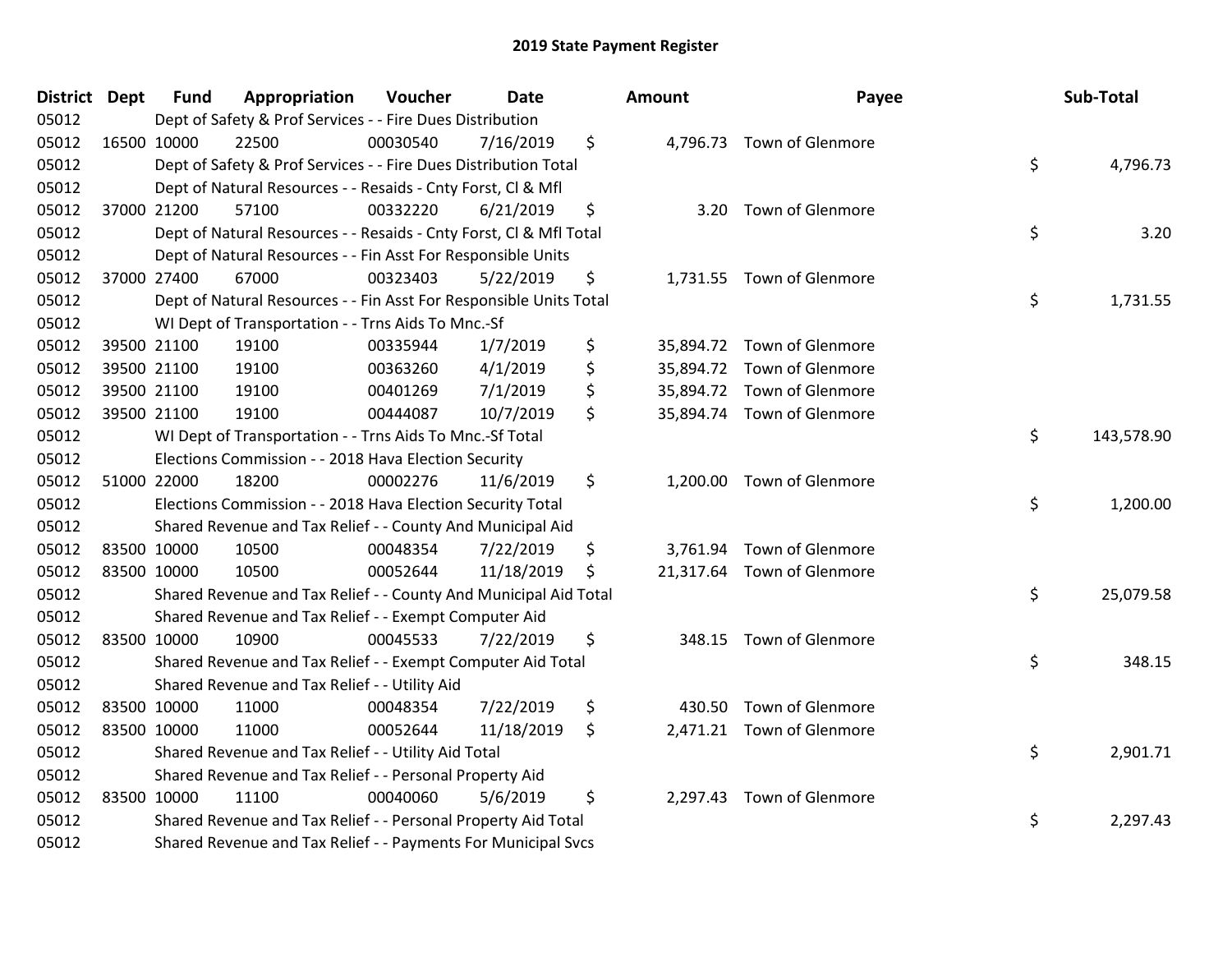# 2019 State Payment Register

| District | Dept | Fund | Appropriation | Voucher | Date | Amount | Payee | Sub-Total |
|---|---|---|---|---|---|---|---|---|
| 05012 | | Dept of Safety & Prof Services - - Fire Dues Distribution | | | | | | |
| 05012 | 16500 | 10000 | 22500 | 00030540 | 7/16/2019 | $ 4,796.73 | Town of Glenmore | |
| 05012 | | Dept of Safety & Prof Services - - Fire Dues Distribution Total | | | | | | $ 4,796.73 |
| 05012 | | Dept of Natural Resources - - Resaids - Cnty Forst, Cl & Mfl | | | | | | |
| 05012 | 37000 | 21200 | 57100 | 00332220 | 6/21/2019 | $ 3.20 | Town of Glenmore | |
| 05012 | | Dept of Natural Resources - - Resaids - Cnty Forst, Cl & Mfl Total | | | | | | $ 3.20 |
| 05012 | | Dept of Natural Resources - - Fin Asst For Responsible Units | | | | | | |
| 05012 | 37000 | 27400 | 67000 | 00323403 | 5/22/2019 | $ 1,731.55 | Town of Glenmore | |
| 05012 | | Dept of Natural Resources - - Fin Asst For Responsible Units Total | | | | | | $ 1,731.55 |
| 05012 | | WI Dept of Transportation - - Trns Aids To Mnc.-Sf | | | | | | |
| 05012 | 39500 | 21100 | 19100 | 00335944 | 1/7/2019 | $ 35,894.72 | Town of Glenmore | |
| 05012 | 39500 | 21100 | 19100 | 00363260 | 4/1/2019 | $ 35,894.72 | Town of Glenmore | |
| 05012 | 39500 | 21100 | 19100 | 00401269 | 7/1/2019 | $ 35,894.72 | Town of Glenmore | |
| 05012 | 39500 | 21100 | 19100 | 00444087 | 10/7/2019 | $ 35,894.74 | Town of Glenmore | |
| 05012 | | WI Dept of Transportation - - Trns Aids To Mnc.-Sf Total | | | | | | $ 143,578.90 |
| 05012 | | Elections Commission - - 2018 Hava Election Security | | | | | | |
| 05012 | 51000 | 22000 | 18200 | 00002276 | 11/6/2019 | $ 1,200.00 | Town of Glenmore | |
| 05012 | | Elections Commission - - 2018 Hava Election Security Total | | | | | | $ 1,200.00 |
| 05012 | | Shared Revenue and Tax Relief - - County And Municipal Aid | | | | | | |
| 05012 | 83500 | 10000 | 10500 | 00048354 | 7/22/2019 | $ 3,761.94 | Town of Glenmore | |
| 05012 | 83500 | 10000 | 10500 | 00052644 | 11/18/2019 | $ 21,317.64 | Town of Glenmore | |
| 05012 | | Shared Revenue and Tax Relief - - County And Municipal Aid Total | | | | | | $ 25,079.58 |
| 05012 | | Shared Revenue and Tax Relief - - Exempt Computer Aid | | | | | | |
| 05012 | 83500 | 10000 | 10900 | 00045533 | 7/22/2019 | $ 348.15 | Town of Glenmore | |
| 05012 | | Shared Revenue and Tax Relief - - Exempt Computer Aid Total | | | | | | $ 348.15 |
| 05012 | | Shared Revenue and Tax Relief - - Utility Aid | | | | | | |
| 05012 | 83500 | 10000 | 11000 | 00048354 | 7/22/2019 | $ 430.50 | Town of Glenmore | |
| 05012 | 83500 | 10000 | 11000 | 00052644 | 11/18/2019 | $ 2,471.21 | Town of Glenmore | |
| 05012 | | Shared Revenue and Tax Relief - - Utility Aid Total | | | | | | $ 2,901.71 |
| 05012 | | Shared Revenue and Tax Relief - - Personal Property Aid | | | | | | |
| 05012 | 83500 | 10000 | 11100 | 00040060 | 5/6/2019 | $ 2,297.43 | Town of Glenmore | |
| 05012 | | Shared Revenue and Tax Relief - - Personal Property Aid Total | | | | | | $ 2,297.43 |
| 05012 | | Shared Revenue and Tax Relief - - Payments For Municipal Svcs | | | | | | |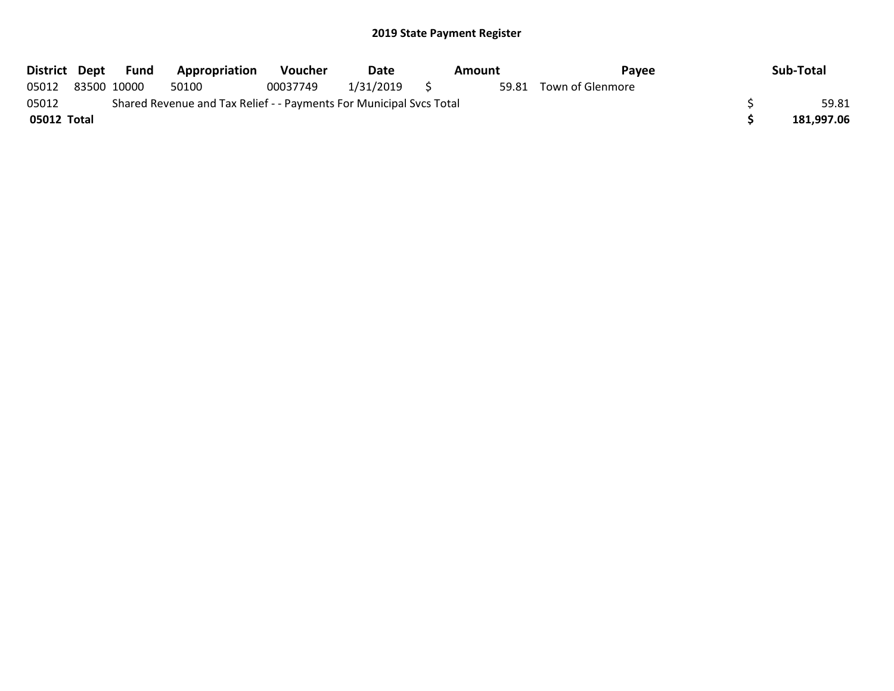# 2019 State Payment Register

| District | Dept | Fund | Appropriation | Voucher | Date | Amount | Payee | Sub-Total |
|---|---|---|---|---|---|---|---|---|
| 05012 | 83500 | 10000 | 50100 | 00037749 | 1/31/2019 | $ 59.81 | Town of Glenmore | |
| 05012 | Shared Revenue and Tax Relief - - Payments For Municipal Svcs Total | | | | | | | $ 59.81 |
| **05012 Total** | | | | | | | | **$ 181,997.06** |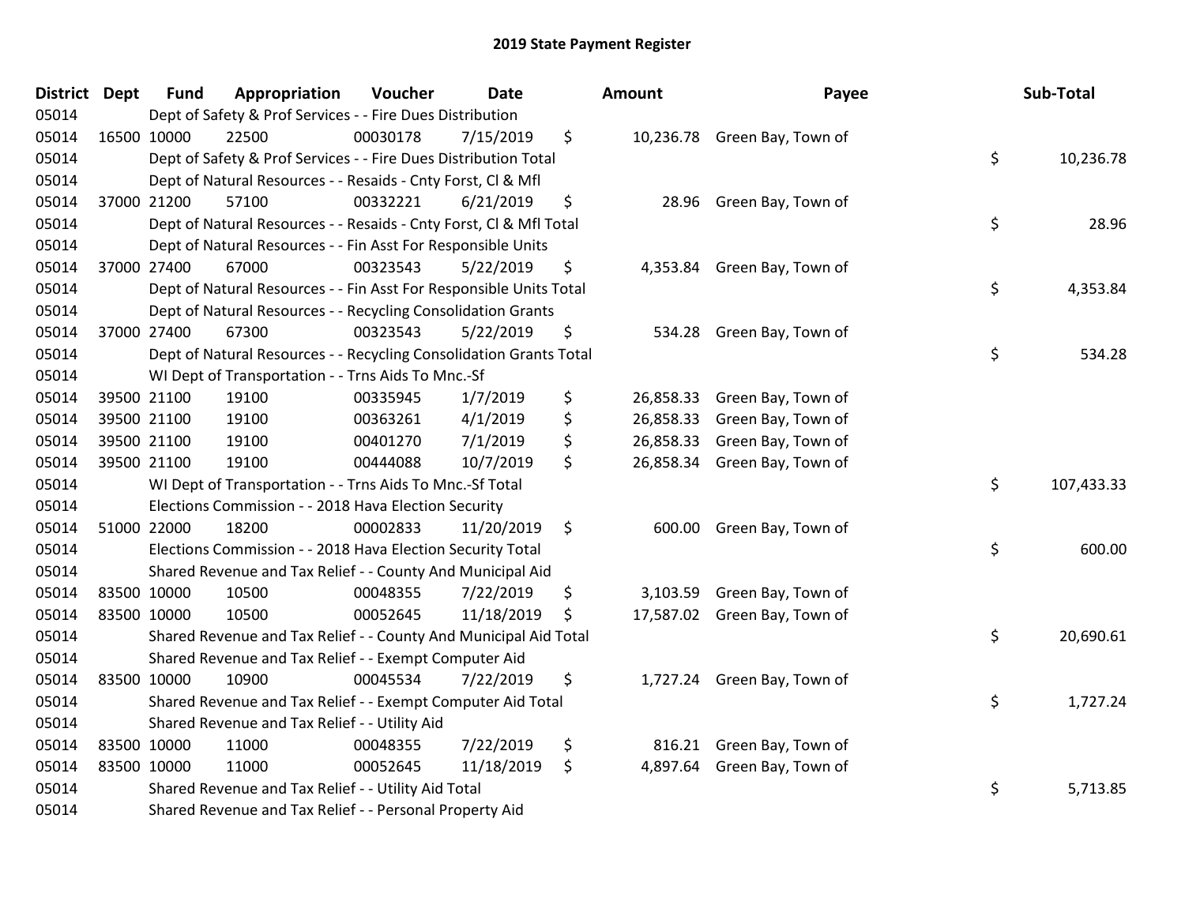# 2019 State Payment Register

| District | Dept | Fund | Appropriation | Voucher | Date | Amount | Payee | Sub-Total |
|---|---|---|---|---|---|---|---|---|
| 05014 | | Dept of Safety & Prof Services - - Fire Dues Distribution | | | | | | |
| 05014 | 16500 | 10000 | 22500 | 00030178 | 7/15/2019 | $ 10,236.78 | Green Bay, Town of | |
| 05014 | | Dept of Safety & Prof Services - - Fire Dues Distribution Total | | | | | | $ 10,236.78 |
| 05014 | | Dept of Natural Resources - - Resaids - Cnty Forst, Cl & Mfl | | | | | | |
| 05014 | 37000 | 21200 | 57100 | 00332221 | 6/21/2019 | $ 28.96 | Green Bay, Town of | |
| 05014 | | Dept of Natural Resources - - Resaids - Cnty Forst, Cl & Mfl Total | | | | | | $ 28.96 |
| 05014 | | Dept of Natural Resources - - Fin Asst For Responsible Units | | | | | | |
| 05014 | 37000 | 27400 | 67000 | 00323543 | 5/22/2019 | $ 4,353.84 | Green Bay, Town of | |
| 05014 | | Dept of Natural Resources - - Fin Asst For Responsible Units Total | | | | | | $ 4,353.84 |
| 05014 | | Dept of Natural Resources - - Recycling Consolidation Grants | | | | | | |
| 05014 | 37000 | 27400 | 67300 | 00323543 | 5/22/2019 | $ 534.28 | Green Bay, Town of | |
| 05014 | | Dept of Natural Resources - - Recycling Consolidation Grants Total | | | | | | $ 534.28 |
| 05014 | | WI Dept of Transportation - - Trns Aids To Mnc.-Sf | | | | | | |
| 05014 | 39500 | 21100 | 19100 | 00335945 | 1/7/2019 | $ 26,858.33 | Green Bay, Town of | |
| 05014 | 39500 | 21100 | 19100 | 00363261 | 4/1/2019 | $ 26,858.33 | Green Bay, Town of | |
| 05014 | 39500 | 21100 | 19100 | 00401270 | 7/1/2019 | $ 26,858.33 | Green Bay, Town of | |
| 05014 | 39500 | 21100 | 19100 | 00444088 | 10/7/2019 | $ 26,858.34 | Green Bay, Town of | |
| 05014 | | WI Dept of Transportation - - Trns Aids To Mnc.-Sf Total | | | | | | $ 107,433.33 |
| 05014 | | Elections Commission - - 2018 Hava Election Security | | | | | | |
| 05014 | 51000 | 22000 | 18200 | 00002833 | 11/20/2019 | $ 600.00 | Green Bay, Town of | |
| 05014 | | Elections Commission - - 2018 Hava Election Security Total | | | | | | $ 600.00 |
| 05014 | | Shared Revenue and Tax Relief - - County And Municipal Aid | | | | | | |
| 05014 | 83500 | 10000 | 10500 | 00048355 | 7/22/2019 | $ 3,103.59 | Green Bay, Town of | |
| 05014 | 83500 | 10000 | 10500 | 00052645 | 11/18/2019 | $ 17,587.02 | Green Bay, Town of | |
| 05014 | | Shared Revenue and Tax Relief - - County And Municipal Aid Total | | | | | | $ 20,690.61 |
| 05014 | | Shared Revenue and Tax Relief - - Exempt Computer Aid | | | | | | |
| 05014 | 83500 | 10000 | 10900 | 00045534 | 7/22/2019 | $ 1,727.24 | Green Bay, Town of | |
| 05014 | | Shared Revenue and Tax Relief - - Exempt Computer Aid Total | | | | | | $ 1,727.24 |
| 05014 | | Shared Revenue and Tax Relief - - Utility Aid | | | | | | |
| 05014 | 83500 | 10000 | 11000 | 00048355 | 7/22/2019 | $ 816.21 | Green Bay, Town of | |
| 05014 | 83500 | 10000 | 11000 | 00052645 | 11/18/2019 | $ 4,897.64 | Green Bay, Town of | |
| 05014 | | Shared Revenue and Tax Relief - - Utility Aid Total | | | | | | $ 5,713.85 |
| 05014 | | Shared Revenue and Tax Relief - - Personal Property Aid | | | | | | |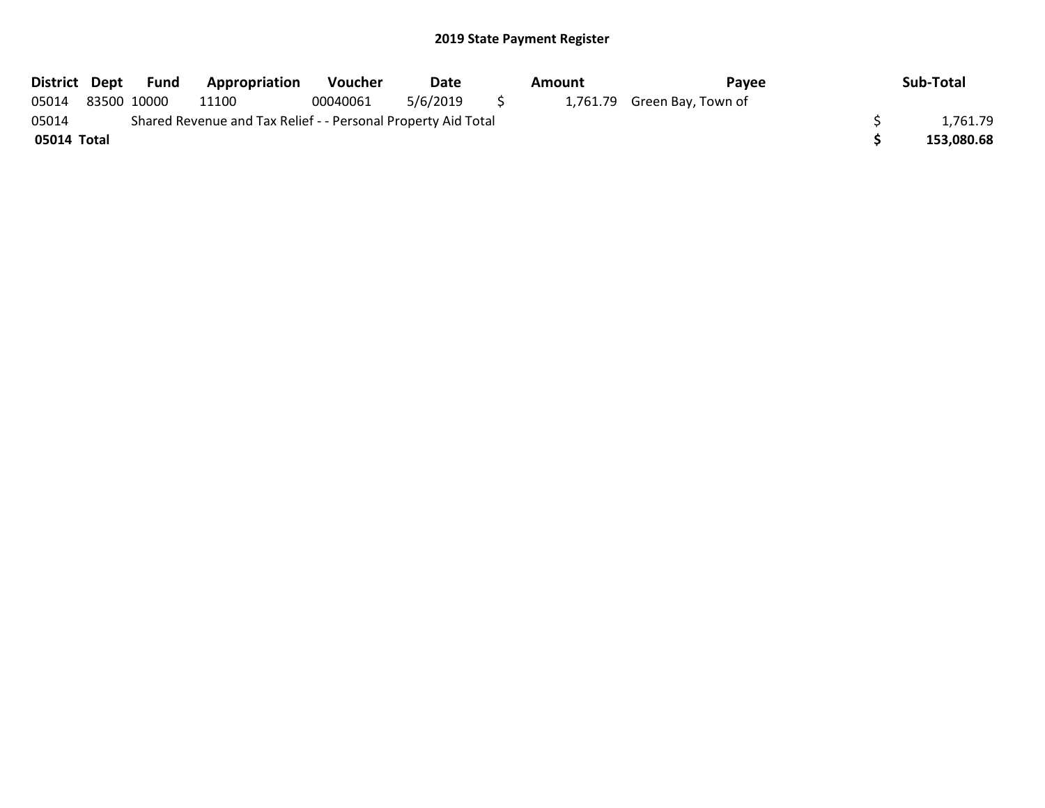# 2019 State Payment Register

| District | Dept | Fund | Appropriation | Voucher | Date | Amount | Payee | Sub-Total |
|---|---|---|---|---|---|---|---|---|
| 05014 | 83500 | 10000 | 11100 | 00040061 | 5/6/2019 | $ 1,761.79 | Green Bay, Town of | |
| 05014 | Shared Revenue and Tax Relief - - Personal Property Aid Total | | | | | | | $ 1,761.79 |
| **05014 Total** | | | | | | | | **$ 153,080.68** |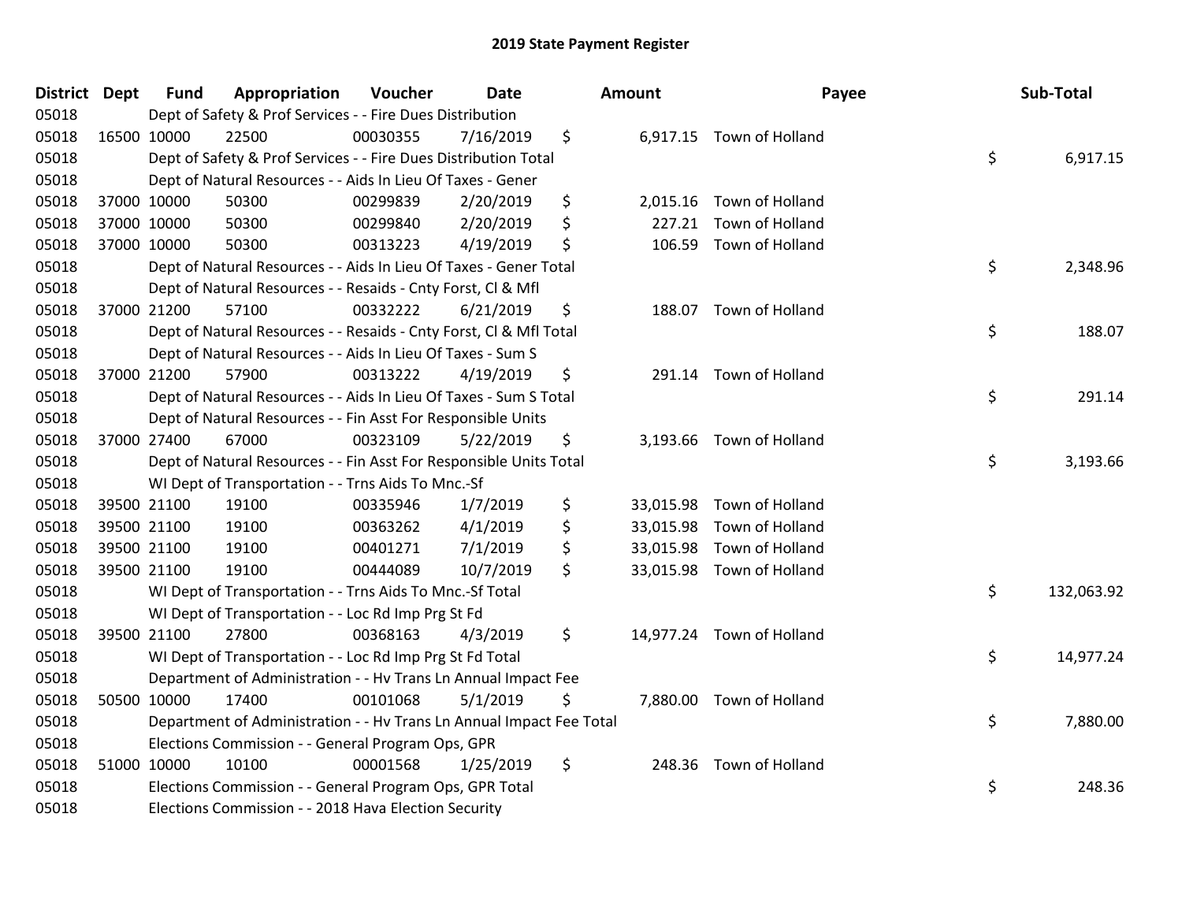# 2019 State Payment Register

| District | Dept | Fund | Appropriation | Voucher | Date | Amount | Payee | Sub-Total |
|---|---|---|---|---|---|---|---|---|
| 05018 | | Dept of Safety & Prof Services - - Fire Dues Distribution | | | | | | |
| 05018 | 16500 | 10000 | 22500 | 00030355 | 7/16/2019 | $ 6,917.15 | Town of Holland | |
| 05018 | | Dept of Safety & Prof Services - - Fire Dues Distribution Total | | | | | | $ 6,917.15 |
| 05018 | | Dept of Natural Resources - - Aids In Lieu Of Taxes - Gener | | | | | | |
| 05018 | 37000 | 10000 | 50300 | 00299839 | 2/20/2019 | $ 2,015.16 | Town of Holland | |
| 05018 | 37000 | 10000 | 50300 | 00299840 | 2/20/2019 | $ 227.21 | Town of Holland | |
| 05018 | 37000 | 10000 | 50300 | 00313223 | 4/19/2019 | $ 106.59 | Town of Holland | |
| 05018 | | Dept of Natural Resources - - Aids In Lieu Of Taxes - Gener Total | | | | | | $ 2,348.96 |
| 05018 | | Dept of Natural Resources - - Resaids - Cnty Forst, Cl & Mfl | | | | | | |
| 05018 | 37000 | 21200 | 57100 | 00332222 | 6/21/2019 | $ 188.07 | Town of Holland | |
| 05018 | | Dept of Natural Resources - - Resaids - Cnty Forst, Cl & Mfl Total | | | | | | $ 188.07 |
| 05018 | | Dept of Natural Resources - - Aids In Lieu Of Taxes - Sum S | | | | | | |
| 05018 | 37000 | 21200 | 57900 | 00313222 | 4/19/2019 | $ 291.14 | Town of Holland | |
| 05018 | | Dept of Natural Resources - - Aids In Lieu Of Taxes - Sum S Total | | | | | | $ 291.14 |
| 05018 | | Dept of Natural Resources - - Fin Asst For Responsible Units | | | | | | |
| 05018 | 37000 | 27400 | 67000 | 00323109 | 5/22/2019 | $ 3,193.66 | Town of Holland | |
| 05018 | | Dept of Natural Resources - - Fin Asst For Responsible Units Total | | | | | | $ 3,193.66 |
| 05018 | | WI Dept of Transportation - - Trns Aids To Mnc.-Sf | | | | | | |
| 05018 | 39500 | 21100 | 19100 | 00335946 | 1/7/2019 | $ 33,015.98 | Town of Holland | |
| 05018 | 39500 | 21100 | 19100 | 00363262 | 4/1/2019 | $ 33,015.98 | Town of Holland | |
| 05018 | 39500 | 21100 | 19100 | 00401271 | 7/1/2019 | $ 33,015.98 | Town of Holland | |
| 05018 | 39500 | 21100 | 19100 | 00444089 | 10/7/2019 | $ 33,015.98 | Town of Holland | |
| 05018 | | WI Dept of Transportation - - Trns Aids To Mnc.-Sf Total | | | | | | $ 132,063.92 |
| 05018 | | WI Dept of Transportation - - Loc Rd Imp Prg St Fd | | | | | | |
| 05018 | 39500 | 21100 | 27800 | 00368163 | 4/3/2019 | $ 14,977.24 | Town of Holland | |
| 05018 | | WI Dept of Transportation - - Loc Rd Imp Prg St Fd Total | | | | | | $ 14,977.24 |
| 05018 | | Department of Administration - - Hv Trans Ln Annual Impact Fee | | | | | | |
| 05018 | 50500 | 10000 | 17400 | 00101068 | 5/1/2019 | $ 7,880.00 | Town of Holland | |
| 05018 | | Department of Administration - - Hv Trans Ln Annual Impact Fee Total | | | | | | $ 7,880.00 |
| 05018 | | Elections Commission - - General Program Ops, GPR | | | | | | |
| 05018 | 51000 | 10000 | 10100 | 00001568 | 1/25/2019 | $ 248.36 | Town of Holland | |
| 05018 | | Elections Commission - - General Program Ops, GPR Total | | | | | | $ 248.36 |
| 05018 | | Elections Commission - - 2018 Hava Election Security | | | | | | |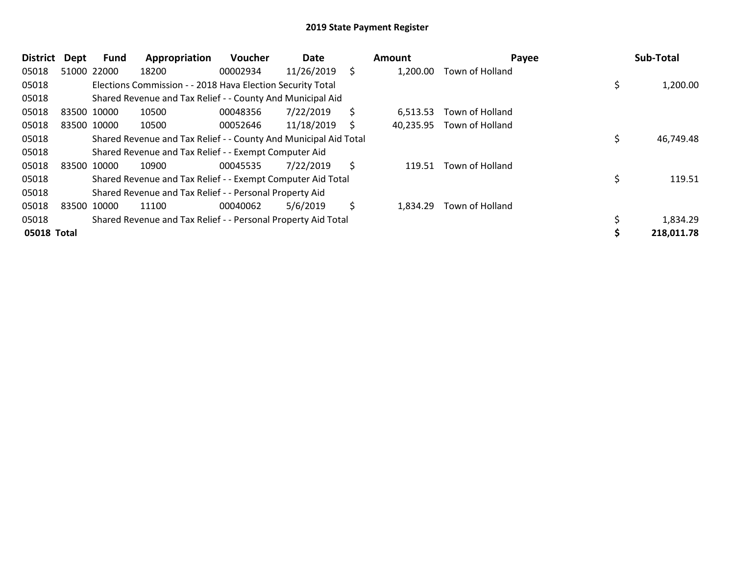# 2019 State Payment Register

| District | Dept | Fund | Appropriation | Voucher | Date | Amount | Payee | Sub-Total |
|---|---|---|---|---|---|---|---|---|
| 05018 | 51000 | 22000 | 18200 | 00002934 | 11/26/2019 | $ 1,200.00 | Town of Holland | |
| 05018 | | Elections Commission - - 2018 Hava Election Security Total | | | | | | $ 1,200.00 |
| 05018 | | Shared Revenue and Tax Relief - - County And Municipal Aid | | | | | | |
| 05018 | 83500 | 10000 | 10500 | 00048356 | 7/22/2019 | $ 6,513.53 | Town of Holland | |
| 05018 | 83500 | 10000 | 10500 | 00052646 | 11/18/2019 | $ 40,235.95 | Town of Holland | |
| 05018 | | Shared Revenue and Tax Relief - - County And Municipal Aid Total | | | | | | $ 46,749.48 |
| 05018 | | Shared Revenue and Tax Relief - - Exempt Computer Aid | | | | | | |
| 05018 | 83500 | 10000 | 10900 | 00045535 | 7/22/2019 | $ 119.51 | Town of Holland | |
| 05018 | | Shared Revenue and Tax Relief - - Exempt Computer Aid Total | | | | | | $ 119.51 |
| 05018 | | Shared Revenue and Tax Relief - - Personal Property Aid | | | | | | |
| 05018 | 83500 | 10000 | 11100 | 00040062 | 5/6/2019 | $ 1,834.29 | Town of Holland | |
| 05018 | | Shared Revenue and Tax Relief - - Personal Property Aid Total | | | | | | $ 1,834.29 |
| **05018 Total** | | | | | | | | **$ 218,011.78** |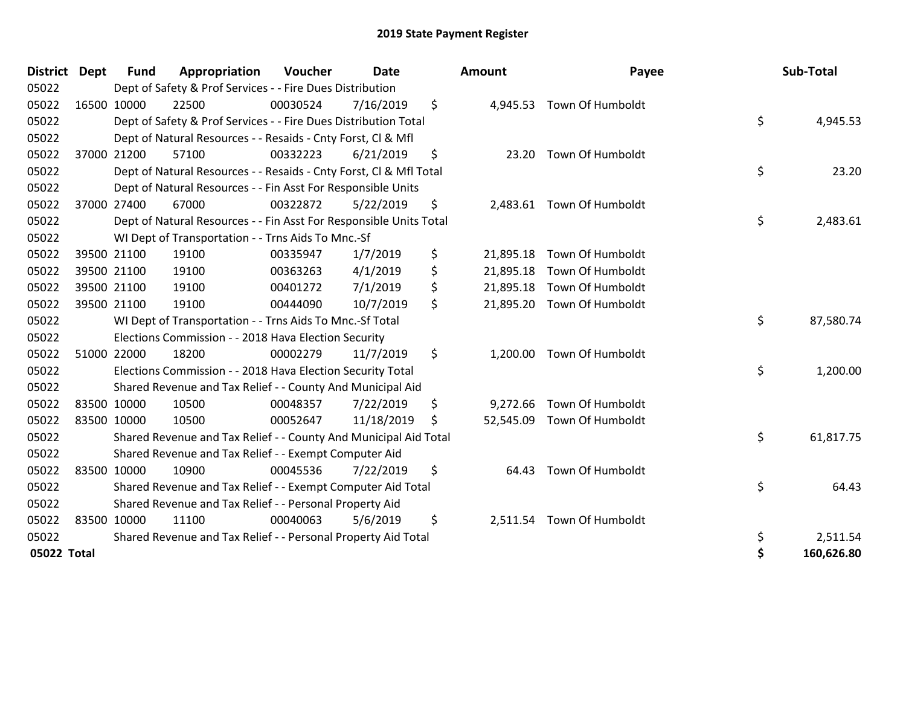# 2019 State Payment Register

| District | Dept | Fund | Appropriation | Voucher | Date | Amount | Payee | Sub-Total |
|---|---|---|---|---|---|---|---|---|
| 05022 | | Dept of Safety & Prof Services - - Fire Dues Distribution | | | | | | |
| 05022 | 16500 | 10000 | 22500 | 00030524 | 7/16/2019 | $ 4,945.53 | Town Of Humboldt | |
| 05022 | | Dept of Safety & Prof Services - - Fire Dues Distribution Total | | | | | | $ 4,945.53 |
| 05022 | | Dept of Natural Resources - - Resaids - Cnty Forst, Cl & Mfl | | | | | | |
| 05022 | 37000 | 21200 | 57100 | 00332223 | 6/21/2019 | $ 23.20 | Town Of Humboldt | |
| 05022 | | Dept of Natural Resources - - Resaids - Cnty Forst, Cl & Mfl Total | | | | | | $ 23.20 |
| 05022 | | Dept of Natural Resources - - Fin Asst For Responsible Units | | | | | | |
| 05022 | 37000 | 27400 | 67000 | 00322872 | 5/22/2019 | $ 2,483.61 | Town Of Humboldt | |
| 05022 | | Dept of Natural Resources - - Fin Asst For Responsible Units Total | | | | | | $ 2,483.61 |
| 05022 | | WI Dept of Transportation - - Trns Aids To Mnc.-Sf | | | | | | |
| 05022 | 39500 | 21100 | 19100 | 00335947 | 1/7/2019 | $ 21,895.18 | Town Of Humboldt | |
| 05022 | 39500 | 21100 | 19100 | 00363263 | 4/1/2019 | $ 21,895.18 | Town Of Humboldt | |
| 05022 | 39500 | 21100 | 19100 | 00401272 | 7/1/2019 | $ 21,895.18 | Town Of Humboldt | |
| 05022 | 39500 | 21100 | 19100 | 00444090 | 10/7/2019 | $ 21,895.20 | Town Of Humboldt | |
| 05022 | | WI Dept of Transportation - - Trns Aids To Mnc.-Sf Total | | | | | | $ 87,580.74 |
| 05022 | | Elections Commission - - 2018 Hava Election Security | | | | | | |
| 05022 | 51000 | 22000 | 18200 | 00002279 | 11/7/2019 | $ 1,200.00 | Town Of Humboldt | |
| 05022 | | Elections Commission - - 2018 Hava Election Security Total | | | | | | $ 1,200.00 |
| 05022 | | Shared Revenue and Tax Relief - - County And Municipal Aid | | | | | | |
| 05022 | 83500 | 10000 | 10500 | 00048357 | 7/22/2019 | $ 9,272.66 | Town Of Humboldt | |
| 05022 | 83500 | 10000 | 10500 | 00052647 | 11/18/2019 | $ 52,545.09 | Town Of Humboldt | |
| 05022 | | Shared Revenue and Tax Relief - - County And Municipal Aid Total | | | | | | $ 61,817.75 |
| 05022 | | Shared Revenue and Tax Relief - - Exempt Computer Aid | | | | | | |
| 05022 | 83500 | 10000 | 10900 | 00045536 | 7/22/2019 | $ 64.43 | Town Of Humboldt | |
| 05022 | | Shared Revenue and Tax Relief - - Exempt Computer Aid Total | | | | | | $ 64.43 |
| 05022 | | Shared Revenue and Tax Relief - - Personal Property Aid | | | | | | |
| 05022 | 83500 | 10000 | 11100 | 00040063 | 5/6/2019 | $ 2,511.54 | Town Of Humboldt | |
| 05022 | | Shared Revenue and Tax Relief - - Personal Property Aid Total | | | | | | $ 2,511.54 |
| **05022 Total** | | | | | | | | **$ 160,626.80** |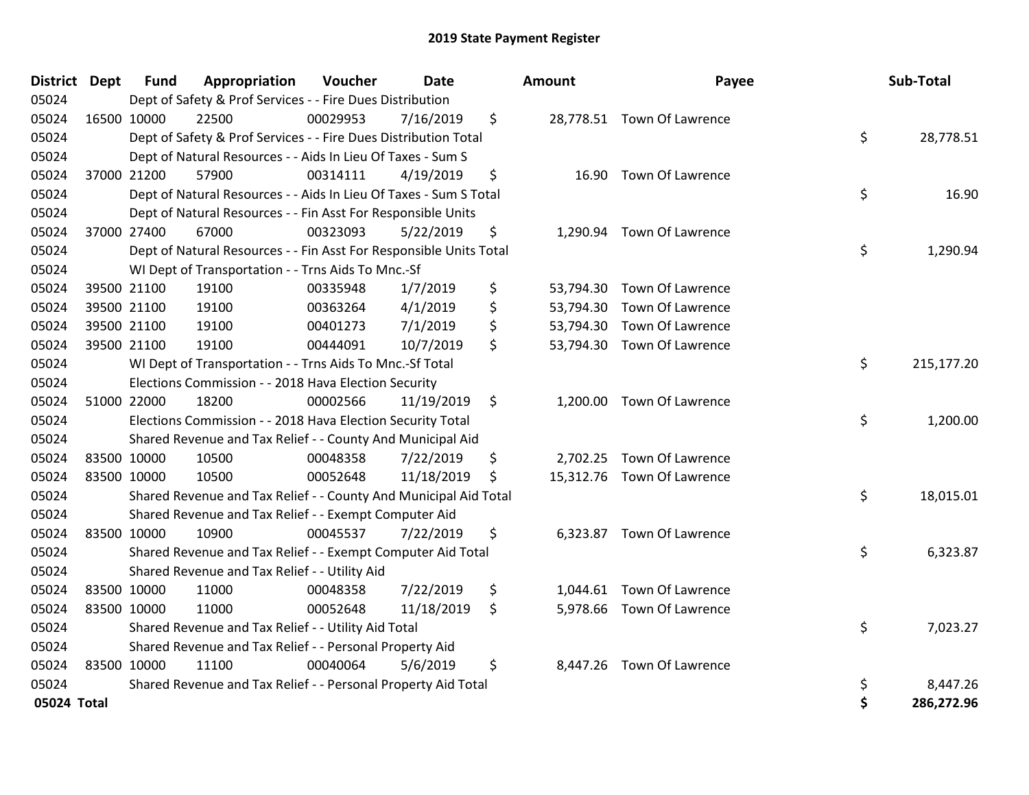# 2019 State Payment Register

| District | Dept | Fund | Appropriation | Voucher | Date | Amount | Payee | Sub-Total |
|---|---|---|---|---|---|---|---|---|
| 05024 | | Dept of Safety & Prof Services - - Fire Dues Distribution | | | | | | |
| 05024 | 16500 | 10000 | 22500 | 00029953 | 7/16/2019 | $ 28,778.51 | Town Of Lawrence | |
| 05024 | | Dept of Safety & Prof Services - - Fire Dues Distribution Total | | | | | | $ 28,778.51 |
| 05024 | | Dept of Natural Resources - - Aids In Lieu Of Taxes - Sum S | | | | | | |
| 05024 | 37000 | 21200 | 57900 | 00314111 | 4/19/2019 | $ 16.90 | Town Of Lawrence | |
| 05024 | | Dept of Natural Resources - - Aids In Lieu Of Taxes - Sum S Total | | | | | | $ 16.90 |
| 05024 | | Dept of Natural Resources - - Fin Asst For Responsible Units | | | | | | |
| 05024 | 37000 | 27400 | 67000 | 00323093 | 5/22/2019 | $ 1,290.94 | Town Of Lawrence | |
| 05024 | | Dept of Natural Resources - - Fin Asst For Responsible Units Total | | | | | | $ 1,290.94 |
| 05024 | | WI Dept of Transportation - - Trns Aids To Mnc.-Sf | | | | | | |
| 05024 | 39500 | 21100 | 19100 | 00335948 | 1/7/2019 | $ 53,794.30 | Town Of Lawrence | |
| 05024 | 39500 | 21100 | 19100 | 00363264 | 4/1/2019 | $ 53,794.30 | Town Of Lawrence | |
| 05024 | 39500 | 21100 | 19100 | 00401273 | 7/1/2019 | $ 53,794.30 | Town Of Lawrence | |
| 05024 | 39500 | 21100 | 19100 | 00444091 | 10/7/2019 | $ 53,794.30 | Town Of Lawrence | |
| 05024 | | WI Dept of Transportation - - Trns Aids To Mnc.-Sf Total | | | | | | $ 215,177.20 |
| 05024 | | Elections Commission - - 2018 Hava Election Security | | | | | | |
| 05024 | 51000 | 22000 | 18200 | 00002566 | 11/19/2019 | $ 1,200.00 | Town Of Lawrence | |
| 05024 | | Elections Commission - - 2018 Hava Election Security Total | | | | | | $ 1,200.00 |
| 05024 | | Shared Revenue and Tax Relief - - County And Municipal Aid | | | | | | |
| 05024 | 83500 | 10000 | 10500 | 00048358 | 7/22/2019 | $ 2,702.25 | Town Of Lawrence | |
| 05024 | 83500 | 10000 | 10500 | 00052648 | 11/18/2019 | $ 15,312.76 | Town Of Lawrence | |
| 05024 | | Shared Revenue and Tax Relief - - County And Municipal Aid Total | | | | | | $ 18,015.01 |
| 05024 | | Shared Revenue and Tax Relief - - Exempt Computer Aid | | | | | | |
| 05024 | 83500 | 10000 | 10900 | 00045537 | 7/22/2019 | $ 6,323.87 | Town Of Lawrence | |
| 05024 | | Shared Revenue and Tax Relief - - Exempt Computer Aid Total | | | | | | $ 6,323.87 |
| 05024 | | Shared Revenue and Tax Relief - - Utility Aid | | | | | | |
| 05024 | 83500 | 10000 | 11000 | 00048358 | 7/22/2019 | $ 1,044.61 | Town Of Lawrence | |
| 05024 | 83500 | 10000 | 11000 | 00052648 | 11/18/2019 | $ 5,978.66 | Town Of Lawrence | |
| 05024 | | Shared Revenue and Tax Relief - - Utility Aid Total | | | | | | $ 7,023.27 |
| 05024 | | Shared Revenue and Tax Relief - - Personal Property Aid | | | | | | |
| 05024 | 83500 | 10000 | 11100 | 00040064 | 5/6/2019 | $ 8,447.26 | Town Of Lawrence | |
| 05024 | | Shared Revenue and Tax Relief - - Personal Property Aid Total | | | | | | $ 8,447.26 |
| **05024 Total** | | | | | | | | **$ 286,272.96** |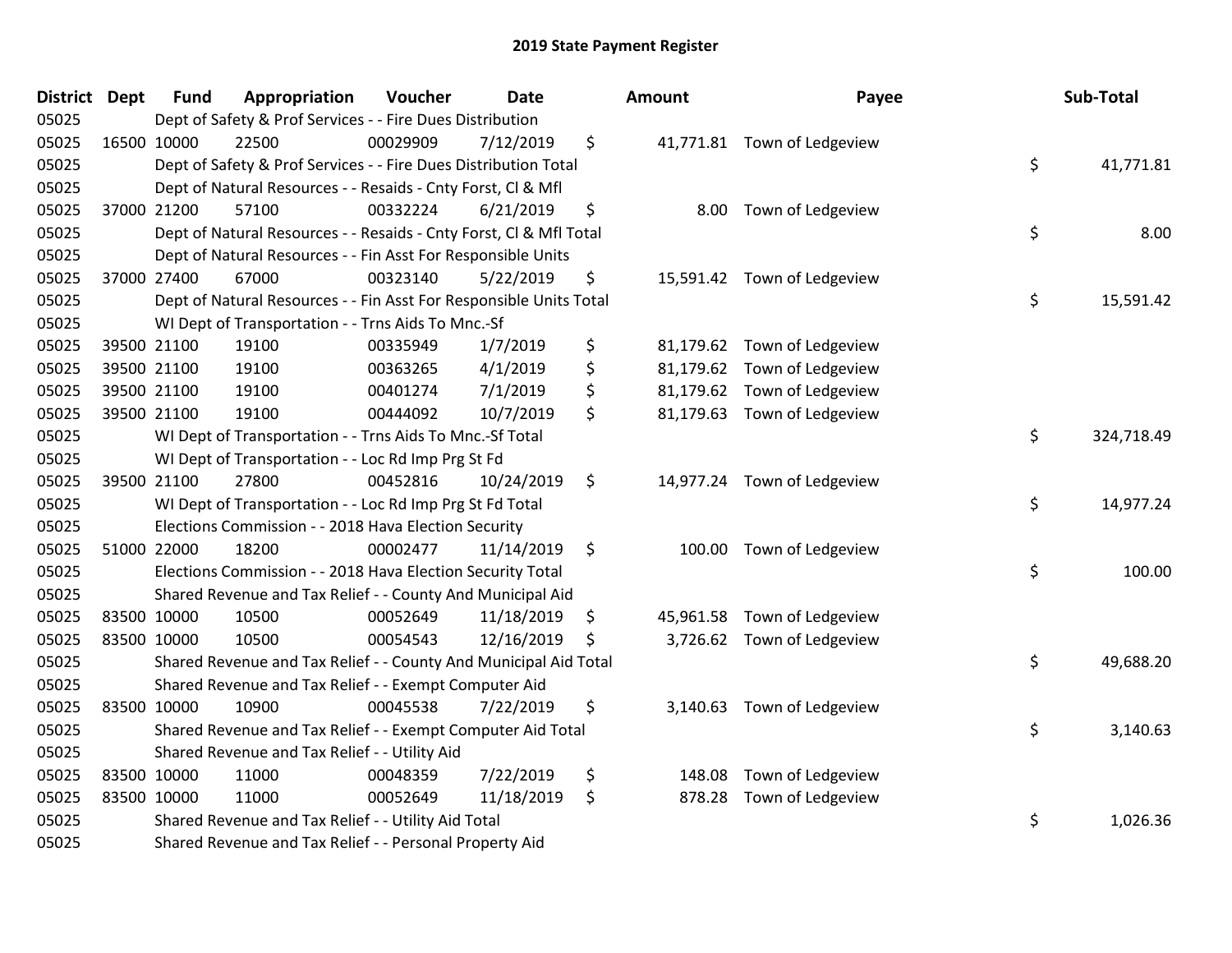# 2019 State Payment Register

| District | Dept | Fund | Appropriation | Voucher | Date | Amount | Payee | Sub-Total |
|---|---|---|---|---|---|---|---|---|
| 05025 | | Dept of Safety & Prof Services - - Fire Dues Distribution | | | | | | |
| 05025 | 16500 | 10000 | 22500 | 00029909 | 7/12/2019 | $ 41,771.81 | Town of Ledgeview | |
| 05025 | | Dept of Safety & Prof Services - - Fire Dues Distribution Total | | | | | | $ 41,771.81 |
| 05025 | | Dept of Natural Resources - - Resaids - Cnty Forst, Cl & Mfl | | | | | | |
| 05025 | 37000 | 21200 | 57100 | 00332224 | 6/21/2019 | $ 8.00 | Town of Ledgeview | |
| 05025 | | Dept of Natural Resources - - Resaids - Cnty Forst, Cl & Mfl Total | | | | | | $ 8.00 |
| 05025 | | Dept of Natural Resources - - Fin Asst For Responsible Units | | | | | | |
| 05025 | 37000 | 27400 | 67000 | 00323140 | 5/22/2019 | $ 15,591.42 | Town of Ledgeview | |
| 05025 | | Dept of Natural Resources - - Fin Asst For Responsible Units Total | | | | | | $ 15,591.42 |
| 05025 | | WI Dept of Transportation - - Trns Aids To Mnc.-Sf | | | | | | |
| 05025 | 39500 | 21100 | 19100 | 00335949 | 1/7/2019 | $ 81,179.62 | Town of Ledgeview | |
| 05025 | 39500 | 21100 | 19100 | 00363265 | 4/1/2019 | $ 81,179.62 | Town of Ledgeview | |
| 05025 | 39500 | 21100 | 19100 | 00401274 | 7/1/2019 | $ 81,179.62 | Town of Ledgeview | |
| 05025 | 39500 | 21100 | 19100 | 00444092 | 10/7/2019 | $ 81,179.63 | Town of Ledgeview | |
| 05025 | | WI Dept of Transportation - - Trns Aids To Mnc.-Sf Total | | | | | | $ 324,718.49 |
| 05025 | | WI Dept of Transportation - - Loc Rd Imp Prg St Fd | | | | | | |
| 05025 | 39500 | 21100 | 27800 | 00452816 | 10/24/2019 | $ 14,977.24 | Town of Ledgeview | |
| 05025 | | WI Dept of Transportation - - Loc Rd Imp Prg St Fd Total | | | | | | $ 14,977.24 |
| 05025 | | Elections Commission - - 2018 Hava Election Security | | | | | | |
| 05025 | 51000 | 22000 | 18200 | 00002477 | 11/14/2019 | $ 100.00 | Town of Ledgeview | |
| 05025 | | Elections Commission - - 2018 Hava Election Security Total | | | | | | $ 100.00 |
| 05025 | | Shared Revenue and Tax Relief - - County And Municipal Aid | | | | | | |
| 05025 | 83500 | 10000 | 10500 | 00052649 | 11/18/2019 | $ 45,961.58 | Town of Ledgeview | |
| 05025 | 83500 | 10000 | 10500 | 00054543 | 12/16/2019 | $ 3,726.62 | Town of Ledgeview | |
| 05025 | | Shared Revenue and Tax Relief - - County And Municipal Aid Total | | | | | | $ 49,688.20 |
| 05025 | | Shared Revenue and Tax Relief - - Exempt Computer Aid | | | | | | |
| 05025 | 83500 | 10000 | 10900 | 00045538 | 7/22/2019 | $ 3,140.63 | Town of Ledgeview | |
| 05025 | | Shared Revenue and Tax Relief - - Exempt Computer Aid Total | | | | | | $ 3,140.63 |
| 05025 | | Shared Revenue and Tax Relief - - Utility Aid | | | | | | |
| 05025 | 83500 | 10000 | 11000 | 00048359 | 7/22/2019 | $ 148.08 | Town of Ledgeview | |
| 05025 | 83500 | 10000 | 11000 | 00052649 | 11/18/2019 | $ 878.28 | Town of Ledgeview | |
| 05025 | | Shared Revenue and Tax Relief - - Utility Aid Total | | | | | | $ 1,026.36 |
| 05025 | | Shared Revenue and Tax Relief - - Personal Property Aid | | | | | | |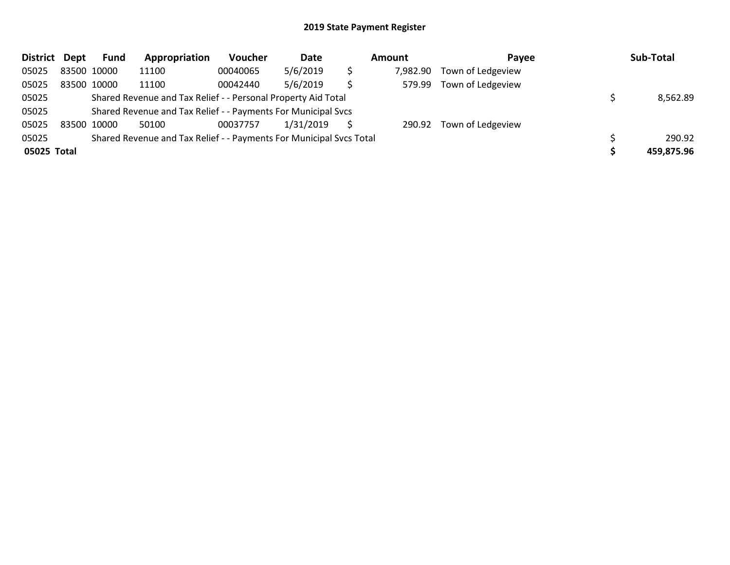# 2019 State Payment Register

| District | Dept | Fund | Appropriation | Voucher | Date | Amount | Payee | Sub-Total |
|---|---|---|---|---|---|---|---|---|
| 05025 | 83500 | 10000 | 11100 | 00040065 | 5/6/2019 | $ 7,982.90 | Town of Ledgeview | |
| 05025 | 83500 | 10000 | 11100 | 00042440 | 5/6/2019 | $ 579.99 | Town of Ledgeview | |
| 05025 | | Shared Revenue and Tax Relief - - Personal Property Aid Total | | | | | | $ 8,562.89 |
| 05025 | | Shared Revenue and Tax Relief - - Payments For Municipal Svcs | | | | | | |
| 05025 | 83500 | 10000 | 50100 | 00037757 | 1/31/2019 | $ 290.92 | Town of Ledgeview | |
| 05025 | | Shared Revenue and Tax Relief - - Payments For Municipal Svcs Total | | | | | | $ 290.92 |
| **05025 Total** | | | | | | | | **$ 459,875.96** |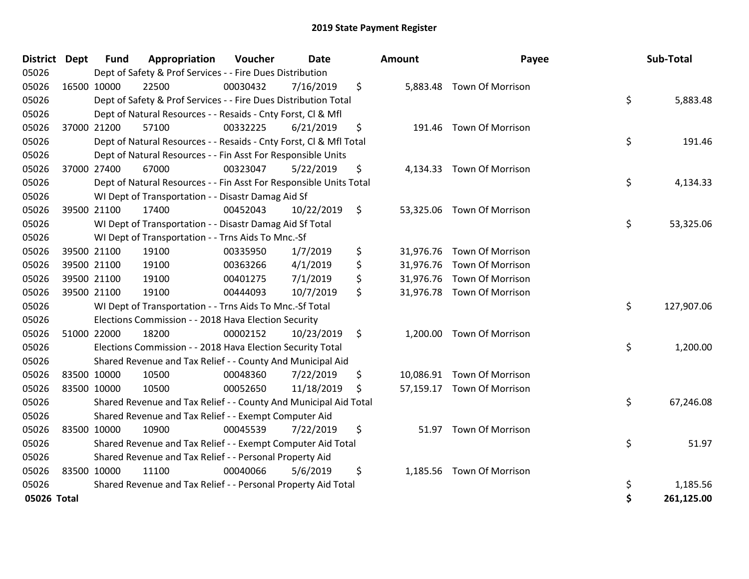# 2019 State Payment Register

| District | Dept | Fund | Appropriation | Voucher | Date | Amount | Payee | Sub-Total |
|---|---|---|---|---|---|---|---|---|
| 05026 | | Dept of Safety & Prof Services - - Fire Dues Distribution | | | | | | |
| 05026 | 16500 | 10000 | 22500 | 00030432 | 7/16/2019 | $ 5,883.48 | Town Of Morrison | |
| 05026 | | Dept of Safety & Prof Services - - Fire Dues Distribution Total | | | | | | $ 5,883.48 |
| 05026 | | Dept of Natural Resources - - Resaids - Cnty Forst, Cl & Mfl | | | | | | |
| 05026 | 37000 | 21200 | 57100 | 00332225 | 6/21/2019 | $ 191.46 | Town Of Morrison | |
| 05026 | | Dept of Natural Resources - - Resaids - Cnty Forst, Cl & Mfl Total | | | | | | $ 191.46 |
| 05026 | | Dept of Natural Resources - - Fin Asst For Responsible Units | | | | | | |
| 05026 | 37000 | 27400 | 67000 | 00323047 | 5/22/2019 | $ 4,134.33 | Town Of Morrison | |
| 05026 | | Dept of Natural Resources - - Fin Asst For Responsible Units Total | | | | | | $ 4,134.33 |
| 05026 | | WI Dept of Transportation - - Disastr Damag Aid Sf | | | | | | |
| 05026 | 39500 | 21100 | 17400 | 00452043 | 10/22/2019 | $ 53,325.06 | Town Of Morrison | |
| 05026 | | WI Dept of Transportation - - Disastr Damag Aid Sf Total | | | | | | $ 53,325.06 |
| 05026 | | WI Dept of Transportation - - Trns Aids To Mnc.-Sf | | | | | | |
| 05026 | 39500 | 21100 | 19100 | 00335950 | 1/7/2019 | $ 31,976.76 | Town Of Morrison | |
| 05026 | 39500 | 21100 | 19100 | 00363266 | 4/1/2019 | $ 31,976.76 | Town Of Morrison | |
| 05026 | 39500 | 21100 | 19100 | 00401275 | 7/1/2019 | $ 31,976.76 | Town Of Morrison | |
| 05026 | 39500 | 21100 | 19100 | 00444093 | 10/7/2019 | $ 31,976.78 | Town Of Morrison | |
| 05026 | | WI Dept of Transportation - - Trns Aids To Mnc.-Sf Total | | | | | | $ 127,907.06 |
| 05026 | | Elections Commission - - 2018 Hava Election Security | | | | | | |
| 05026 | 51000 | 22000 | 18200 | 00002152 | 10/23/2019 | $ 1,200.00 | Town Of Morrison | |
| 05026 | | Elections Commission - - 2018 Hava Election Security Total | | | | | | $ 1,200.00 |
| 05026 | | Shared Revenue and Tax Relief - - County And Municipal Aid | | | | | | |
| 05026 | 83500 | 10000 | 10500 | 00048360 | 7/22/2019 | $ 10,086.91 | Town Of Morrison | |
| 05026 | 83500 | 10000 | 10500 | 00052650 | 11/18/2019 | $ 57,159.17 | Town Of Morrison | |
| 05026 | | Shared Revenue and Tax Relief - - County And Municipal Aid Total | | | | | | $ 67,246.08 |
| 05026 | | Shared Revenue and Tax Relief - - Exempt Computer Aid | | | | | | |
| 05026 | 83500 | 10000 | 10900 | 00045539 | 7/22/2019 | $ 51.97 | Town Of Morrison | |
| 05026 | | Shared Revenue and Tax Relief - - Exempt Computer Aid Total | | | | | | $ 51.97 |
| 05026 | | Shared Revenue and Tax Relief - - Personal Property Aid | | | | | | |
| 05026 | 83500 | 10000 | 11100 | 00040066 | 5/6/2019 | $ 1,185.56 | Town Of Morrison | |
| 05026 | | Shared Revenue and Tax Relief - - Personal Property Aid Total | | | | | | $ 1,185.56 |
| **05026 Total** | | | | | | | | **$ 261,125.00** |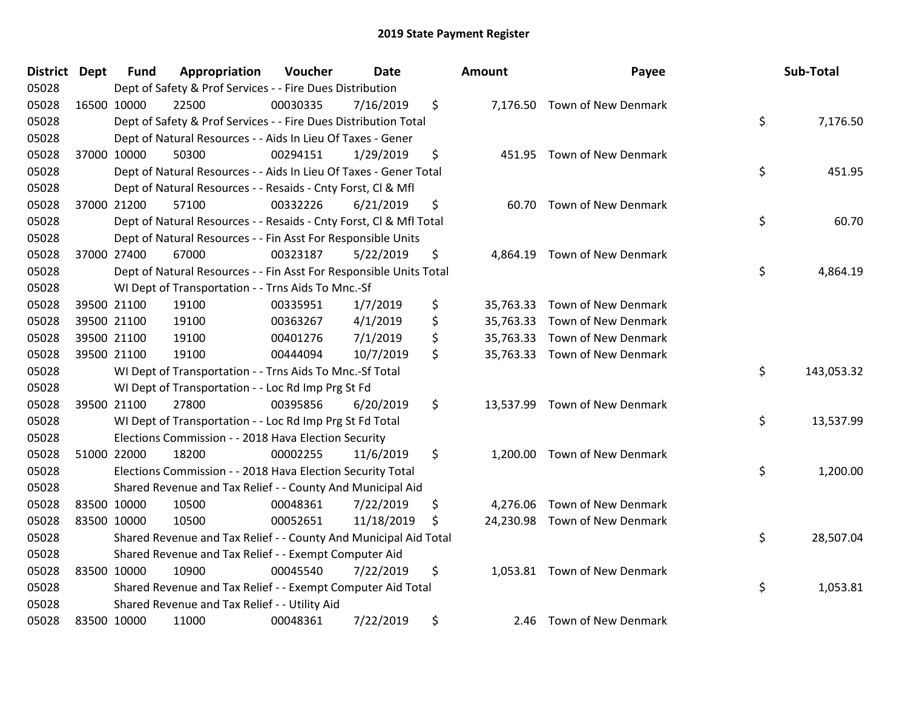## 2019 State Payment Register

| District | Dept | Fund | Appropriation | Voucher | Date | Amount | Payee | Sub-Total |
|---|---|---|---|---|---|---|---|---|
| 05028 | | Dept of Safety & Prof Services - - Fire Dues Distribution | | | | | | |
| 05028 | 16500 | 10000 | 22500 | 00030335 | 7/16/2019 | $ 7,176.50 | Town of New Denmark | |
| 05028 | | Dept of Safety & Prof Services - - Fire Dues Distribution Total | | | | | | $ 7,176.50 |
| 05028 | | Dept of Natural Resources - - Aids In Lieu Of Taxes - Gener | | | | | | |
| 05028 | 37000 | 10000 | 50300 | 00294151 | 1/29/2019 | $ 451.95 | Town of New Denmark | |
| 05028 | | Dept of Natural Resources - - Aids In Lieu Of Taxes - Gener Total | | | | | | $ 451.95 |
| 05028 | | Dept of Natural Resources - - Resaids - Cnty Forst, Cl & Mfl | | | | | | |
| 05028 | 37000 | 21200 | 57100 | 00332226 | 6/21/2019 | $ 60.70 | Town of New Denmark | |
| 05028 | | Dept of Natural Resources - - Resaids - Cnty Forst, Cl & Mfl Total | | | | | | $ 60.70 |
| 05028 | | Dept of Natural Resources - - Fin Asst For Responsible Units | | | | | | |
| 05028 | 37000 | 27400 | 67000 | 00323187 | 5/22/2019 | $ 4,864.19 | Town of New Denmark | |
| 05028 | | Dept of Natural Resources - - Fin Asst For Responsible Units Total | | | | | | $ 4,864.19 |
| 05028 | | WI Dept of Transportation - - Trns Aids To Mnc.-Sf | | | | | | |
| 05028 | 39500 | 21100 | 19100 | 00335951 | 1/7/2019 | $ 35,763.33 | Town of New Denmark | |
| 05028 | 39500 | 21100 | 19100 | 00363267 | 4/1/2019 | $ 35,763.33 | Town of New Denmark | |
| 05028 | 39500 | 21100 | 19100 | 00401276 | 7/1/2019 | $ 35,763.33 | Town of New Denmark | |
| 05028 | 39500 | 21100 | 19100 | 00444094 | 10/7/2019 | $ 35,763.33 | Town of New Denmark | |
| 05028 | | WI Dept of Transportation - - Trns Aids To Mnc.-Sf Total | | | | | | $ 143,053.32 |
| 05028 | | WI Dept of Transportation - - Loc Rd Imp Prg St Fd | | | | | | |
| 05028 | 39500 | 21100 | 27800 | 00395856 | 6/20/2019 | $ 13,537.99 | Town of New Denmark | |
| 05028 | | WI Dept of Transportation - - Loc Rd Imp Prg St Fd Total | | | | | | $ 13,537.99 |
| 05028 | | Elections Commission - - 2018 Hava Election Security | | | | | | |
| 05028 | 51000 | 22000 | 18200 | 00002255 | 11/6/2019 | $ 1,200.00 | Town of New Denmark | |
| 05028 | | Elections Commission - - 2018 Hava Election Security Total | | | | | | $ 1,200.00 |
| 05028 | | Shared Revenue and Tax Relief - - County And Municipal Aid | | | | | | |
| 05028 | 83500 | 10000 | 10500 | 00048361 | 7/22/2019 | $ 4,276.06 | Town of New Denmark | |
| 05028 | 83500 | 10000 | 10500 | 00052651 | 11/18/2019 | $ 24,230.98 | Town of New Denmark | |
| 05028 | | Shared Revenue and Tax Relief - - County And Municipal Aid Total | | | | | | $ 28,507.04 |
| 05028 | | Shared Revenue and Tax Relief - - Exempt Computer Aid | | | | | | |
| 05028 | 83500 | 10000 | 10900 | 00045540 | 7/22/2019 | $ 1,053.81 | Town of New Denmark | |
| 05028 | | Shared Revenue and Tax Relief - - Exempt Computer Aid Total | | | | | | $ 1,053.81 |
| 05028 | | Shared Revenue and Tax Relief - - Utility Aid | | | | | | |
| 05028 | 83500 | 10000 | 11000 | 00048361 | 7/22/2019 | $ 2.46 | Town of New Denmark | |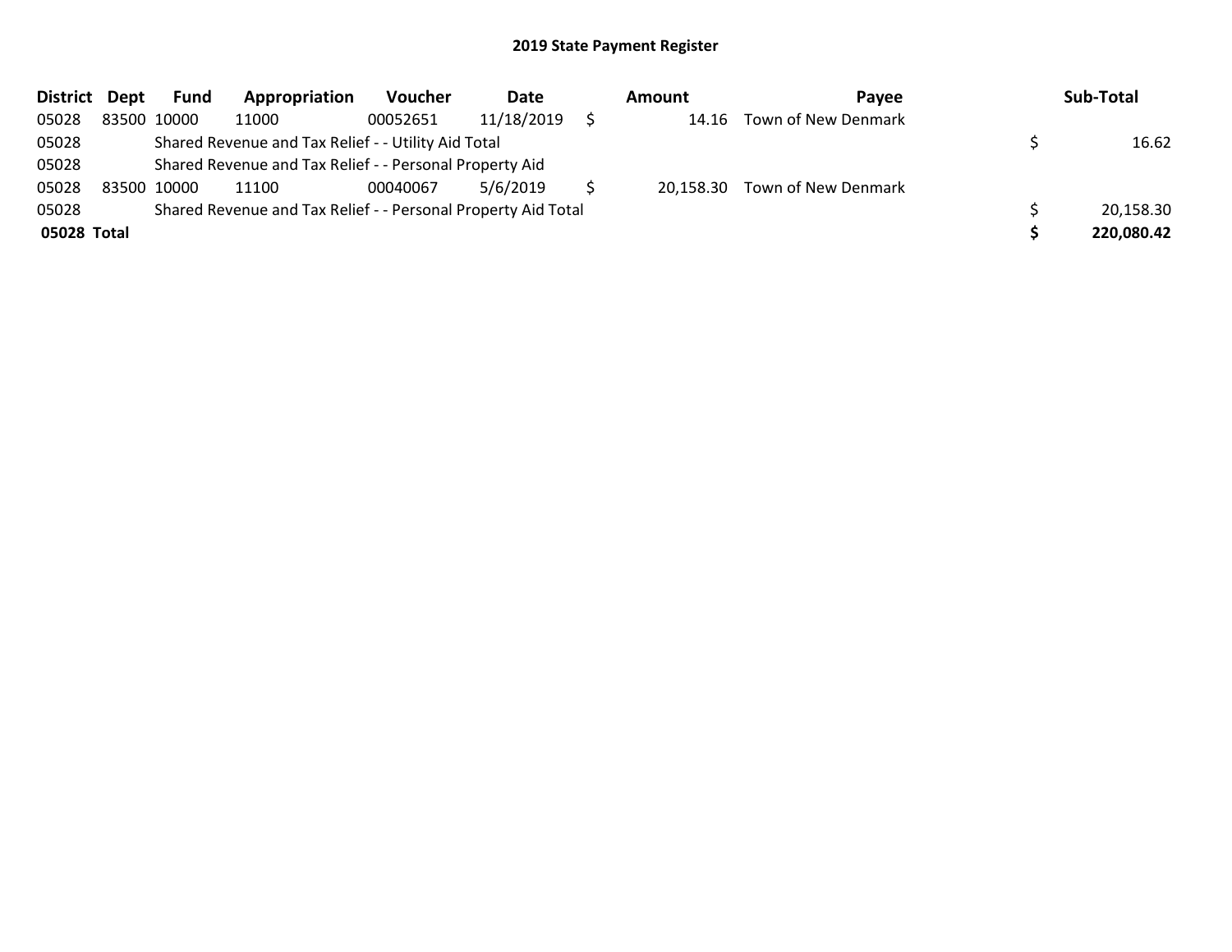## 2019 State Payment Register

| District | Dept | Fund | Appropriation | Voucher | Date | Amount | Payee | Sub-Total |
|---|---|---|---|---|---|---|---|---|
| 05028 | 83500 | 10000 | 11000 | 00052651 | 11/18/2019 | $ 14.16 | Town of New Denmark | |
| 05028 | | Shared Revenue and Tax Relief - - Utility Aid Total | | | | | | $ 16.62 |
| 05028 | | Shared Revenue and Tax Relief - - Personal Property Aid | | | | | | |
| 05028 | 83500 | 10000 | 11100 | 00040067 | 5/6/2019 | $ 20,158.30 | Town of New Denmark | |
| 05028 | | Shared Revenue and Tax Relief - - Personal Property Aid Total | | | | | | $ 20,158.30 |
| **05028 Total** | | | | | | | | **$ 220,080.42** |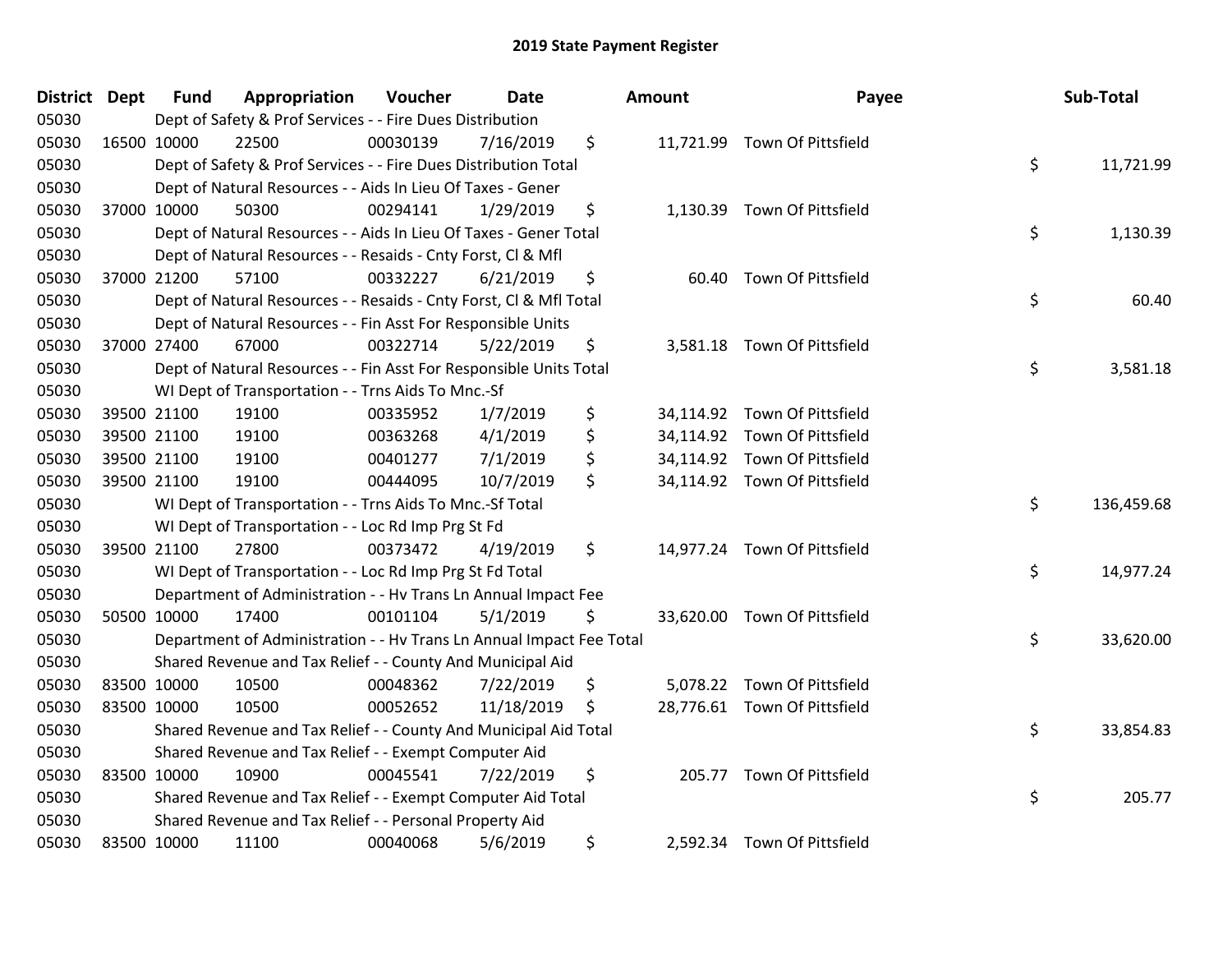# 2019 State Payment Register

| District | Dept | Fund | Appropriation | Voucher | Date | Amount | Payee | Sub-Total |
|---|---|---|---|---|---|---|---|---|
| 05030 | | Dept of Safety & Prof Services - - Fire Dues Distribution | | | | | | |
| 05030 | 16500 | 10000 | 22500 | 00030139 | 7/16/2019 | $ 11,721.99 | Town Of Pittsfield | |
| 05030 | | Dept of Safety & Prof Services - - Fire Dues Distribution Total | | | | | | $ 11,721.99 |
| 05030 | | Dept of Natural Resources - - Aids In Lieu Of Taxes - Gener | | | | | | |
| 05030 | 37000 | 10000 | 50300 | 00294141 | 1/29/2019 | $ 1,130.39 | Town Of Pittsfield | |
| 05030 | | Dept of Natural Resources - - Aids In Lieu Of Taxes - Gener Total | | | | | | $ 1,130.39 |
| 05030 | | Dept of Natural Resources - - Resaids - Cnty Forst, Cl & Mfl | | | | | | |
| 05030 | 37000 | 21200 | 57100 | 00332227 | 6/21/2019 | $ 60.40 | Town Of Pittsfield | |
| 05030 | | Dept of Natural Resources - - Resaids - Cnty Forst, Cl & Mfl Total | | | | | | $ 60.40 |
| 05030 | | Dept of Natural Resources - - Fin Asst For Responsible Units | | | | | | |
| 05030 | 37000 | 27400 | 67000 | 00322714 | 5/22/2019 | $ 3,581.18 | Town Of Pittsfield | |
| 05030 | | Dept of Natural Resources - - Fin Asst For Responsible Units Total | | | | | | $ 3,581.18 |
| 05030 | | WI Dept of Transportation - - Trns Aids To Mnc.-Sf | | | | | | |
| 05030 | 39500 | 21100 | 19100 | 00335952 | 1/7/2019 | $ 34,114.92 | Town Of Pittsfield | |
| 05030 | 39500 | 21100 | 19100 | 00363268 | 4/1/2019 | $ 34,114.92 | Town Of Pittsfield | |
| 05030 | 39500 | 21100 | 19100 | 00401277 | 7/1/2019 | $ 34,114.92 | Town Of Pittsfield | |
| 05030 | 39500 | 21100 | 19100 | 00444095 | 10/7/2019 | $ 34,114.92 | Town Of Pittsfield | |
| 05030 | | WI Dept of Transportation - - Trns Aids To Mnc.-Sf Total | | | | | | $ 136,459.68 |
| 05030 | | WI Dept of Transportation - - Loc Rd Imp Prg St Fd | | | | | | |
| 05030 | 39500 | 21100 | 27800 | 00373472 | 4/19/2019 | $ 14,977.24 | Town Of Pittsfield | |
| 05030 | | WI Dept of Transportation - - Loc Rd Imp Prg St Fd Total | | | | | | $ 14,977.24 |
| 05030 | | Department of Administration - - Hv Trans Ln Annual Impact Fee | | | | | | |
| 05030 | 50500 | 10000 | 17400 | 00101104 | 5/1/2019 | $ 33,620.00 | Town Of Pittsfield | |
| 05030 | | Department of Administration - - Hv Trans Ln Annual Impact Fee Total | | | | | | $ 33,620.00 |
| 05030 | | Shared Revenue and Tax Relief - - County And Municipal Aid | | | | | | |
| 05030 | 83500 | 10000 | 10500 | 00048362 | 7/22/2019 | $ 5,078.22 | Town Of Pittsfield | |
| 05030 | 83500 | 10000 | 10500 | 00052652 | 11/18/2019 | $ 28,776.61 | Town Of Pittsfield | |
| 05030 | | Shared Revenue and Tax Relief - - County And Municipal Aid Total | | | | | | $ 33,854.83 |
| 05030 | | Shared Revenue and Tax Relief - - Exempt Computer Aid | | | | | | |
| 05030 | 83500 | 10000 | 10900 | 00045541 | 7/22/2019 | $ 205.77 | Town Of Pittsfield | |
| 05030 | | Shared Revenue and Tax Relief - - Exempt Computer Aid Total | | | | | | $ 205.77 |
| 05030 | | Shared Revenue and Tax Relief - - Personal Property Aid | | | | | | |
| 05030 | 83500 | 10000 | 11100 | 00040068 | 5/6/2019 | $ 2,592.34 | Town Of Pittsfield | |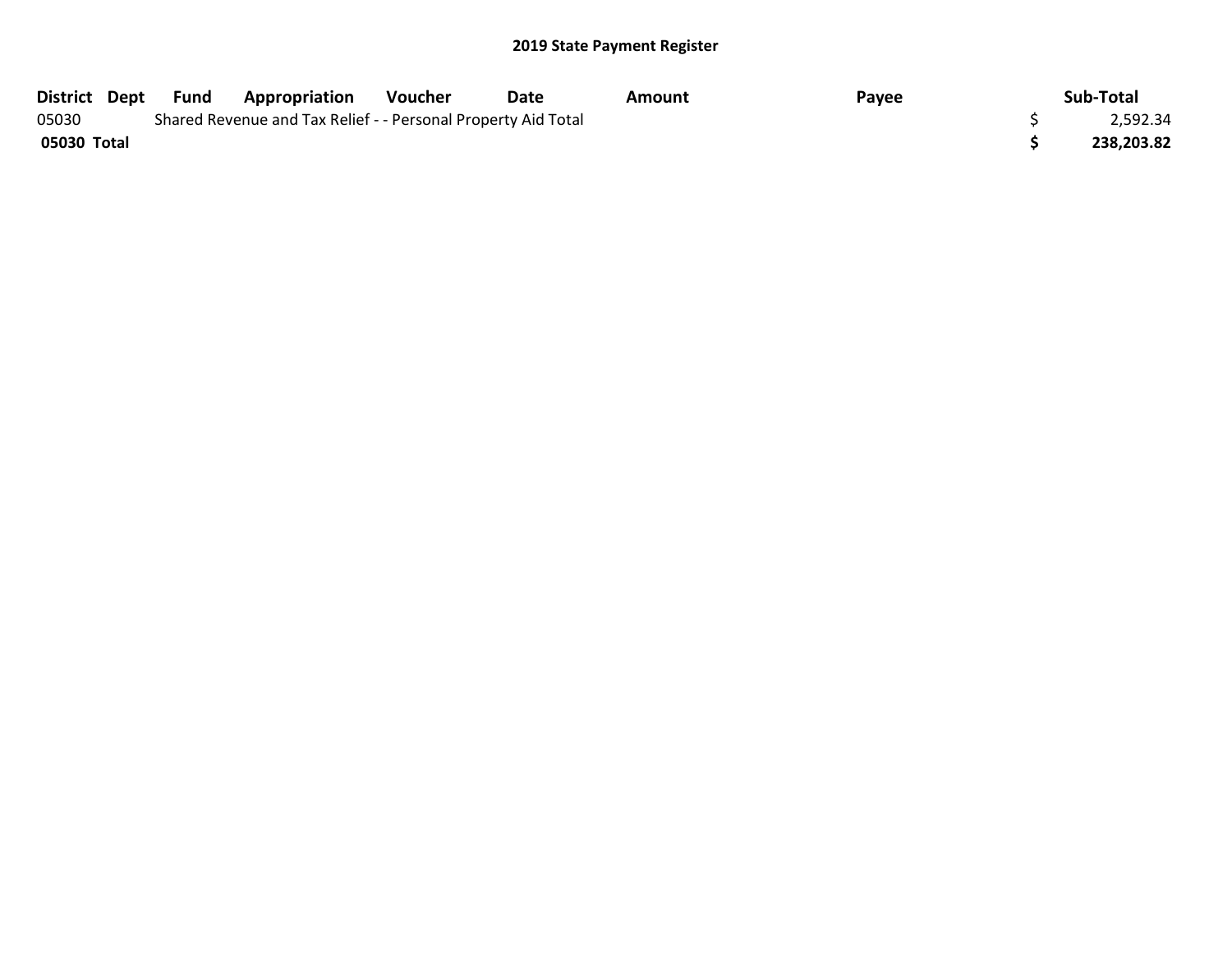## 2019 State Payment Register

| District | Dept | Fund | Appropriation | Voucher | Date | Amount | Payee | Sub-Total |
|---|---|---|---|---|---|---|---|---|
| 05030 | | Shared Revenue and Tax Relief - - Personal Property Aid Total | | | | | | $ 2,592.34 |
| **05030 Total** | | | | | | | | **$ 238,203.82** |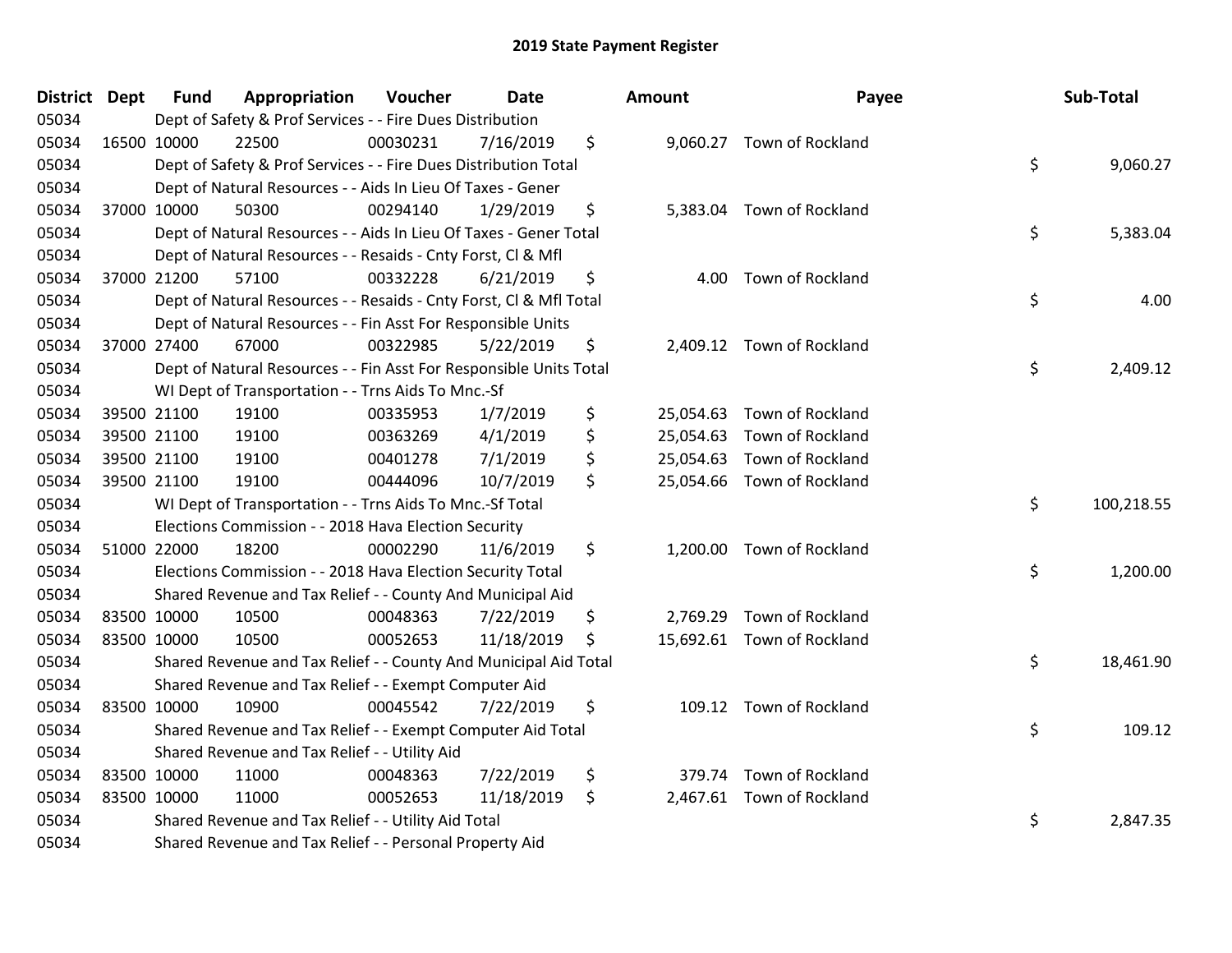# 2019 State Payment Register

| District | Dept | Fund | Appropriation | Voucher | Date | Amount | Payee | Sub-Total |
|---|---|---|---|---|---|---|---|---|
| 05034 | | Dept of Safety & Prof Services - - Fire Dues Distribution | | | | | | |
| 05034 | 16500 | 10000 | 22500 | 00030231 | 7/16/2019 | $ 9,060.27 | Town of Rockland | |
| 05034 | | Dept of Safety & Prof Services - - Fire Dues Distribution Total | | | | | | $ 9,060.27 |
| 05034 | | Dept of Natural Resources - - Aids In Lieu Of Taxes - Gener | | | | | | |
| 05034 | 37000 | 10000 | 50300 | 00294140 | 1/29/2019 | $ 5,383.04 | Town of Rockland | |
| 05034 | | Dept of Natural Resources - - Aids In Lieu Of Taxes - Gener Total | | | | | | $ 5,383.04 |
| 05034 | | Dept of Natural Resources - - Resaids - Cnty Forst, Cl & Mfl | | | | | | |
| 05034 | 37000 | 21200 | 57100 | 00332228 | 6/21/2019 | $ 4.00 | Town of Rockland | |
| 05034 | | Dept of Natural Resources - - Resaids - Cnty Forst, Cl & Mfl Total | | | | | | $ 4.00 |
| 05034 | | Dept of Natural Resources - - Fin Asst For Responsible Units | | | | | | |
| 05034 | 37000 | 27400 | 67000 | 00322985 | 5/22/2019 | $ 2,409.12 | Town of Rockland | |
| 05034 | | Dept of Natural Resources - - Fin Asst For Responsible Units Total | | | | | | $ 2,409.12 |
| 05034 | | WI Dept of Transportation - - Trns Aids To Mnc.-Sf | | | | | | |
| 05034 | 39500 | 21100 | 19100 | 00335953 | 1/7/2019 | $ 25,054.63 | Town of Rockland | |
| 05034 | 39500 | 21100 | 19100 | 00363269 | 4/1/2019 | $ 25,054.63 | Town of Rockland | |
| 05034 | 39500 | 21100 | 19100 | 00401278 | 7/1/2019 | $ 25,054.63 | Town of Rockland | |
| 05034 | 39500 | 21100 | 19100 | 00444096 | 10/7/2019 | $ 25,054.66 | Town of Rockland | |
| 05034 | | WI Dept of Transportation - - Trns Aids To Mnc.-Sf Total | | | | | | $ 100,218.55 |
| 05034 | | Elections Commission - - 2018 Hava Election Security | | | | | | |
| 05034 | 51000 | 22000 | 18200 | 00002290 | 11/6/2019 | $ 1,200.00 | Town of Rockland | |
| 05034 | | Elections Commission - - 2018 Hava Election Security Total | | | | | | $ 1,200.00 |
| 05034 | | Shared Revenue and Tax Relief - - County And Municipal Aid | | | | | | |
| 05034 | 83500 | 10000 | 10500 | 00048363 | 7/22/2019 | $ 2,769.29 | Town of Rockland | |
| 05034 | 83500 | 10000 | 10500 | 00052653 | 11/18/2019 | $ 15,692.61 | Town of Rockland | |
| 05034 | | Shared Revenue and Tax Relief - - County And Municipal Aid Total | | | | | | $ 18,461.90 |
| 05034 | | Shared Revenue and Tax Relief - - Exempt Computer Aid | | | | | | |
| 05034 | 83500 | 10000 | 10900 | 00045542 | 7/22/2019 | $ 109.12 | Town of Rockland | |
| 05034 | | Shared Revenue and Tax Relief - - Exempt Computer Aid Total | | | | | | $ 109.12 |
| 05034 | | Shared Revenue and Tax Relief - - Utility Aid | | | | | | |
| 05034 | 83500 | 10000 | 11000 | 00048363 | 7/22/2019 | $ 379.74 | Town of Rockland | |
| 05034 | 83500 | 10000 | 11000 | 00052653 | 11/18/2019 | $ 2,467.61 | Town of Rockland | |
| 05034 | | Shared Revenue and Tax Relief - - Utility Aid Total | | | | | | $ 2,847.35 |
| 05034 | | Shared Revenue and Tax Relief - - Personal Property Aid | | | | | | |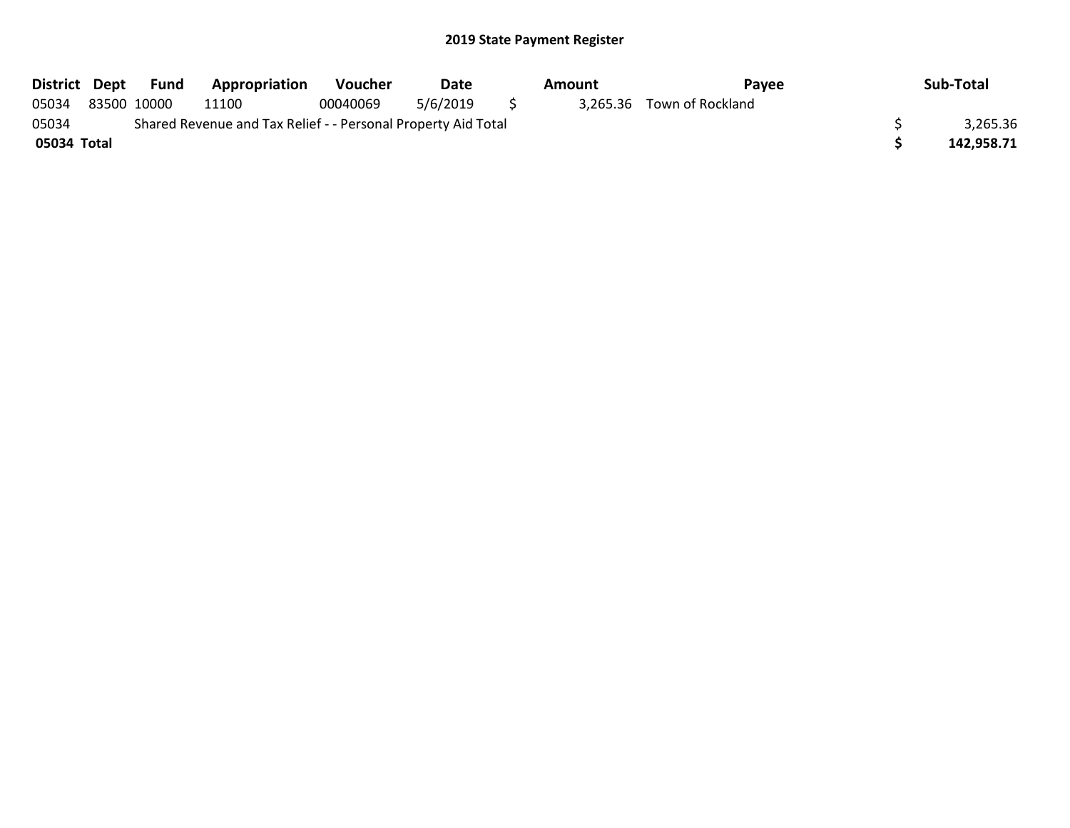## 2019 State Payment Register

| District | Dept | Fund | Appropriation | Voucher | Date | Amount | Payee | Sub-Total |
|---|---|---|---|---|---|---|---|---|
| 05034 | 83500 | 10000 | 11100 | 00040069 | 5/6/2019 | $ 3,265.36 | Town of Rockland | |
| 05034 | | Shared Revenue and Tax Relief - - Personal Property Aid Total | | | | | | $ 3,265.36 |
| **05034 Total** | | | | | | | | **$ 142,958.71** |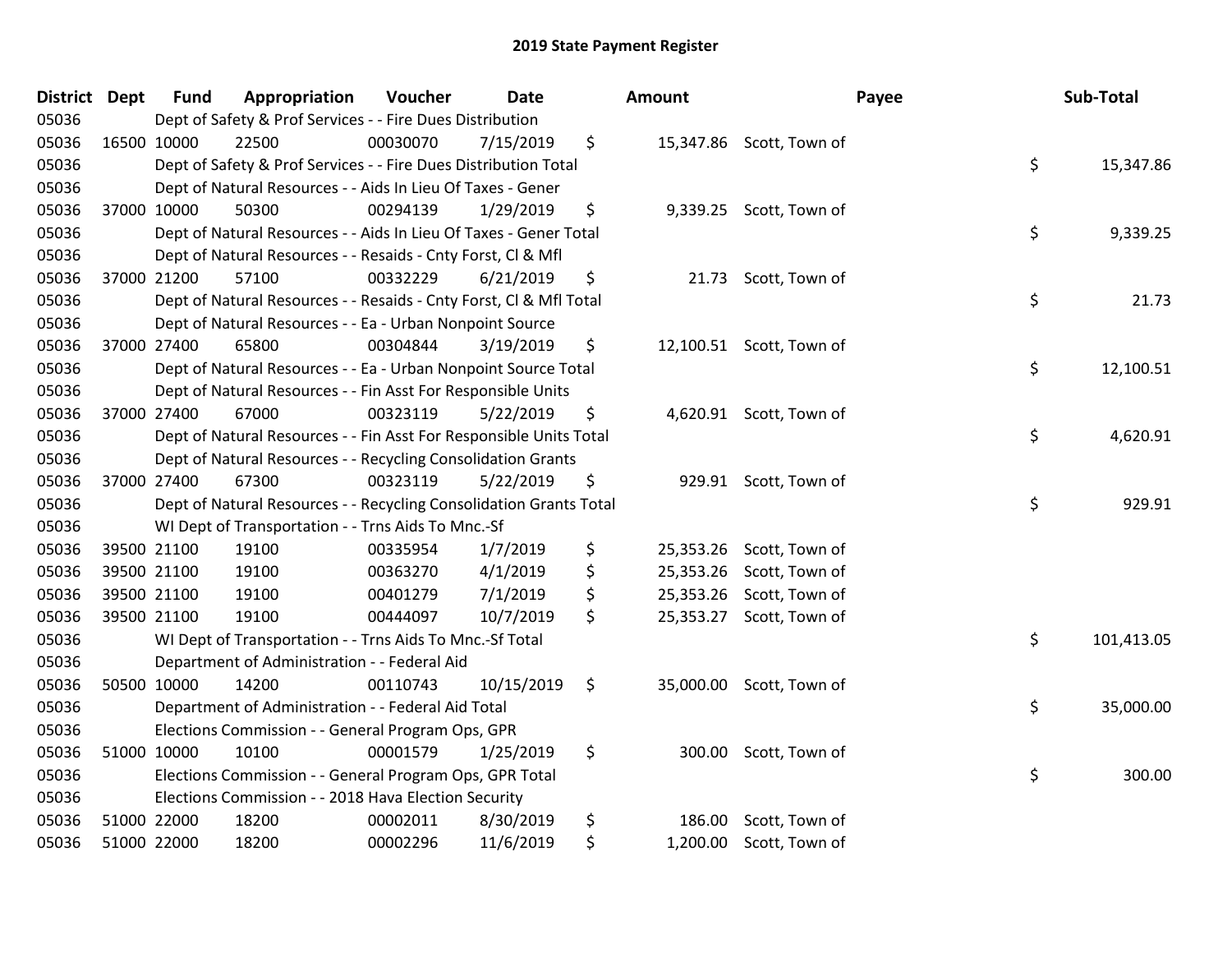# 2019 State Payment Register

| District | Dept | Fund | Appropriation | Voucher | Date | Amount | Payee | Sub-Total |
|---|---|---|---|---|---|---|---|---|
| 05036 | | Dept of Safety & Prof Services - - Fire Dues Distribution | | | | | | |
| 05036 | 16500 | 10000 | 22500 | 00030070 | 7/15/2019 | $ 15,347.86 | Scott, Town of | |
| 05036 | | Dept of Safety & Prof Services - - Fire Dues Distribution Total | | | | | | $ 15,347.86 |
| 05036 | | Dept of Natural Resources - - Aids In Lieu Of Taxes - Gener | | | | | | |
| 05036 | 37000 | 10000 | 50300 | 00294139 | 1/29/2019 | $ 9,339.25 | Scott, Town of | |
| 05036 | | Dept of Natural Resources - - Aids In Lieu Of Taxes - Gener Total | | | | | | $ 9,339.25 |
| 05036 | | Dept of Natural Resources - - Resaids - Cnty Forst, Cl & Mfl | | | | | | |
| 05036 | 37000 | 21200 | 57100 | 00332229 | 6/21/2019 | $ 21.73 | Scott, Town of | |
| 05036 | | Dept of Natural Resources - - Resaids - Cnty Forst, Cl & Mfl Total | | | | | | $ 21.73 |
| 05036 | | Dept of Natural Resources - - Ea - Urban Nonpoint Source | | | | | | |
| 05036 | 37000 | 27400 | 65800 | 00304844 | 3/19/2019 | $ 12,100.51 | Scott, Town of | |
| 05036 | | Dept of Natural Resources - - Ea - Urban Nonpoint Source Total | | | | | | $ 12,100.51 |
| 05036 | | Dept of Natural Resources - - Fin Asst For Responsible Units | | | | | | |
| 05036 | 37000 | 27400 | 67000 | 00323119 | 5/22/2019 | $ 4,620.91 | Scott, Town of | |
| 05036 | | Dept of Natural Resources - - Fin Asst For Responsible Units Total | | | | | | $ 4,620.91 |
| 05036 | | Dept of Natural Resources - - Recycling Consolidation Grants | | | | | | |
| 05036 | 37000 | 27400 | 67300 | 00323119 | 5/22/2019 | $ 929.91 | Scott, Town of | |
| 05036 | | Dept of Natural Resources - - Recycling Consolidation Grants Total | | | | | | $ 929.91 |
| 05036 | | WI Dept of Transportation - - Trns Aids To Mnc.-Sf | | | | | | |
| 05036 | 39500 | 21100 | 19100 | 00335954 | 1/7/2019 | $ 25,353.26 | Scott, Town of | |
| 05036 | 39500 | 21100 | 19100 | 00363270 | 4/1/2019 | $ 25,353.26 | Scott, Town of | |
| 05036 | 39500 | 21100 | 19100 | 00401279 | 7/1/2019 | $ 25,353.26 | Scott, Town of | |
| 05036 | 39500 | 21100 | 19100 | 00444097 | 10/7/2019 | $ 25,353.27 | Scott, Town of | |
| 05036 | | WI Dept of Transportation - - Trns Aids To Mnc.-Sf Total | | | | | | $ 101,413.05 |
| 05036 | | Department of Administration - - Federal Aid | | | | | | |
| 05036 | 50500 | 10000 | 14200 | 00110743 | 10/15/2019 | $ 35,000.00 | Scott, Town of | |
| 05036 | | Department of Administration - - Federal Aid Total | | | | | | $ 35,000.00 |
| 05036 | | Elections Commission - - General Program Ops, GPR | | | | | | |
| 05036 | 51000 | 10000 | 10100 | 00001579 | 1/25/2019 | $ 300.00 | Scott, Town of | |
| 05036 | | Elections Commission - - General Program Ops, GPR Total | | | | | | $ 300.00 |
| 05036 | | Elections Commission - - 2018 Hava Election Security | | | | | | |
| 05036 | 51000 | 22000 | 18200 | 00002011 | 8/30/2019 | $ 186.00 | Scott, Town of | |
| 05036 | 51000 | 22000 | 18200 | 00002296 | 11/6/2019 | $ 1,200.00 | Scott, Town of | |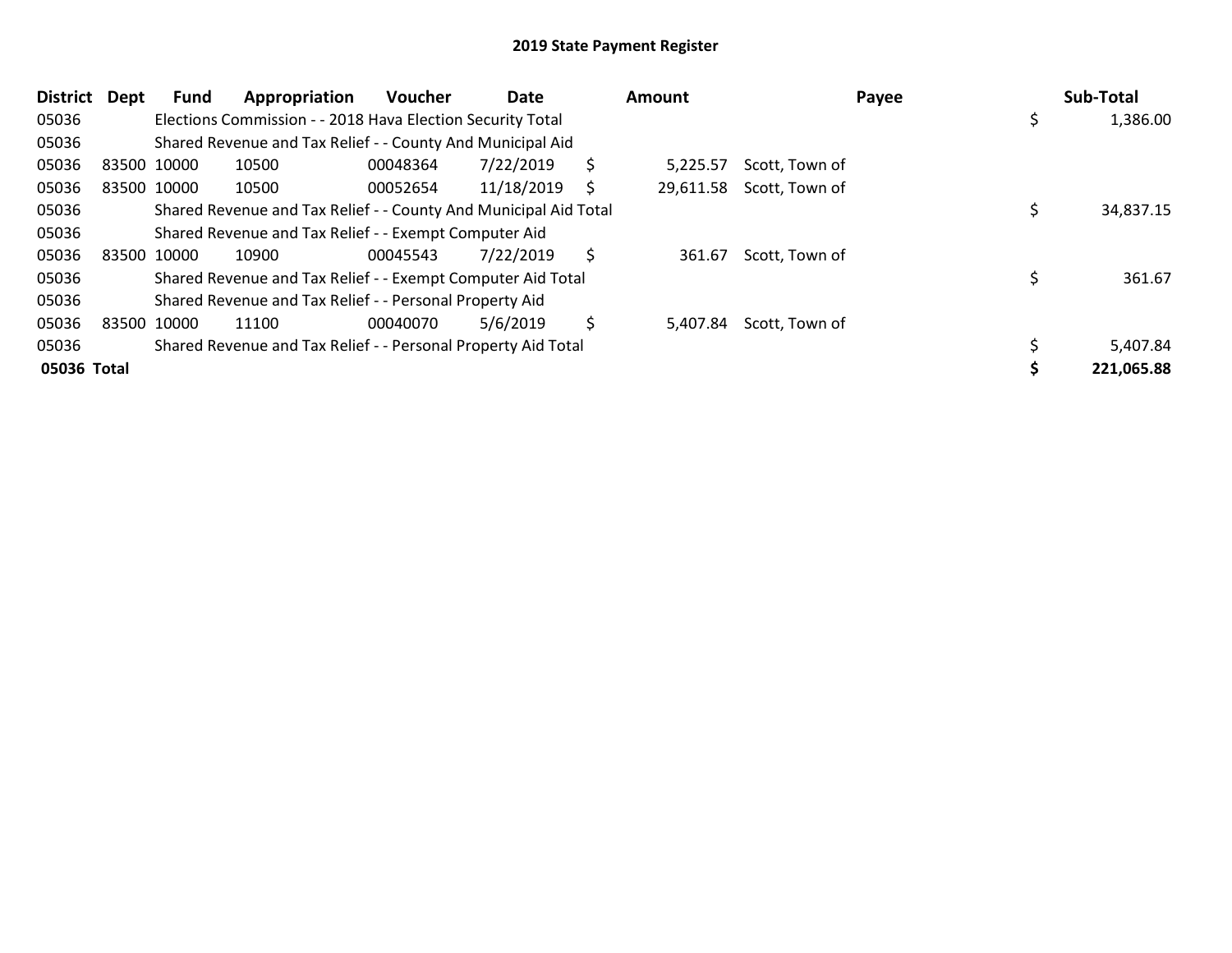# 2019 State Payment Register

| District | Dept | Fund | Appropriation | Voucher | Date | Amount | Payee | Sub-Total |
|---|---|---|---|---|---|---|---|---|
| 05036 | | Elections Commission - - 2018 Hava Election Security Total | | | | | | $ 1,386.00 |
| 05036 | | Shared Revenue and Tax Relief - - County And Municipal Aid | | | | | | |
| 05036 | 83500 | 10000 | 10500 | 00048364 | 7/22/2019 | $ 5,225.57 | Scott, Town of | |
| 05036 | 83500 | 10000 | 10500 | 00052654 | 11/18/2019 | $ 29,611.58 | Scott, Town of | |
| 05036 | | Shared Revenue and Tax Relief - - County And Municipal Aid Total | | | | | | $ 34,837.15 |
| 05036 | | Shared Revenue and Tax Relief - - Exempt Computer Aid | | | | | | |
| 05036 | 83500 | 10000 | 10900 | 00045543 | 7/22/2019 | $ 361.67 | Scott, Town of | |
| 05036 | | Shared Revenue and Tax Relief - - Exempt Computer Aid Total | | | | | | $ 361.67 |
| 05036 | | Shared Revenue and Tax Relief - - Personal Property Aid | | | | | | |
| 05036 | 83500 | 10000 | 11100 | 00040070 | 5/6/2019 | $ 5,407.84 | Scott, Town of | |
| 05036 | | Shared Revenue and Tax Relief - - Personal Property Aid Total | | | | | | $ 5,407.84 |
| **05036 Total** | | | | | | | | **$ 221,065.88** |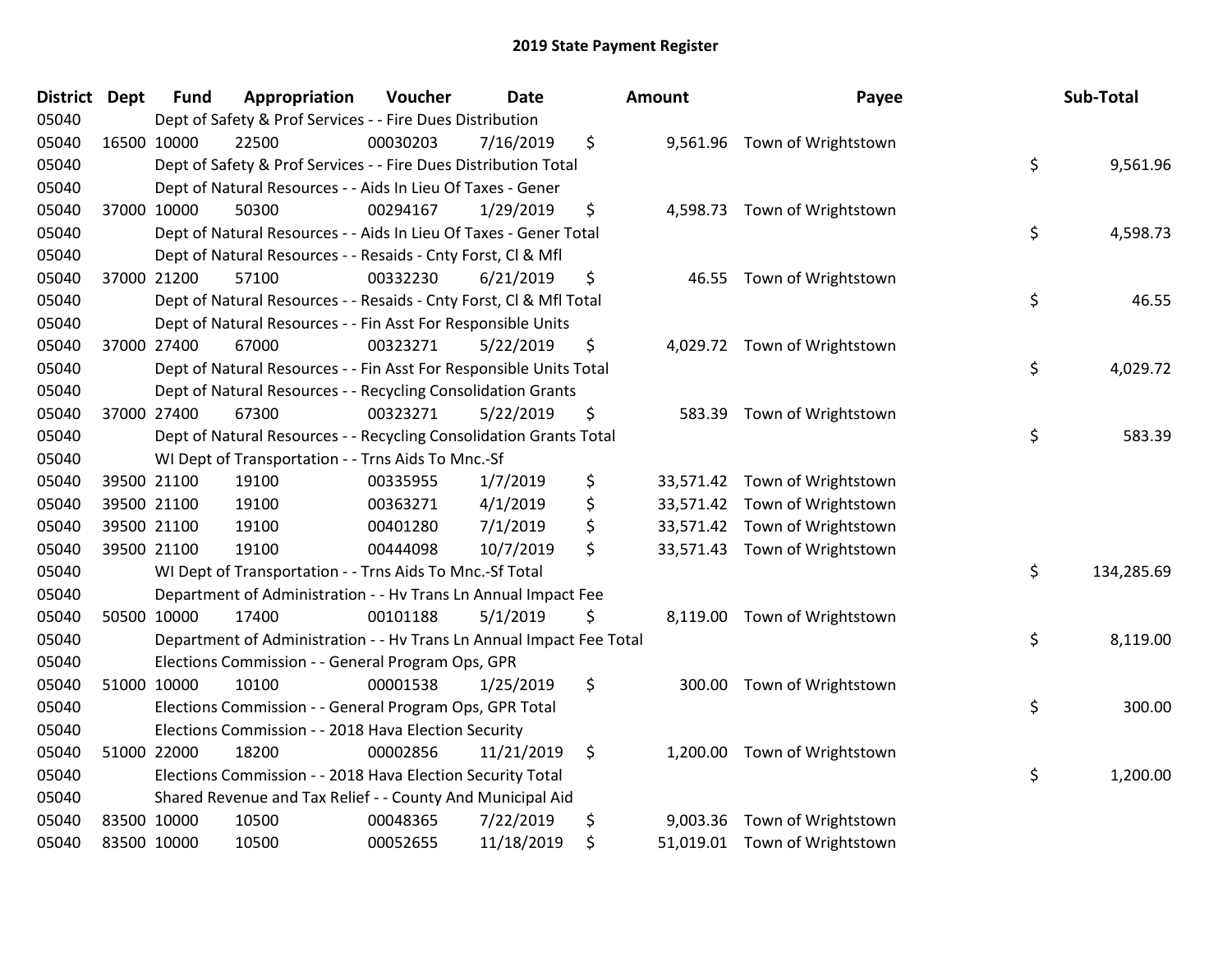# 2019 State Payment Register

| District | Dept | Fund | Appropriation | Voucher | Date | Amount | Payee | Sub-Total |
|---|---|---|---|---|---|---|---|---|
| 05040 | | Dept of Safety & Prof Services - - Fire Dues Distribution | | | | | | |
| 05040 | 16500 | 10000 | 22500 | 00030203 | 7/16/2019 | $ 9,561.96 | Town of Wrightstown | |
| 05040 | | Dept of Safety & Prof Services - - Fire Dues Distribution Total | | | | | | $ 9,561.96 |
| 05040 | | Dept of Natural Resources - - Aids In Lieu Of Taxes - Gener | | | | | | |
| 05040 | 37000 | 10000 | 50300 | 00294167 | 1/29/2019 | $ 4,598.73 | Town of Wrightstown | |
| 05040 | | Dept of Natural Resources - - Aids In Lieu Of Taxes - Gener Total | | | | | | $ 4,598.73 |
| 05040 | | Dept of Natural Resources - - Resaids - Cnty Forst, Cl & Mfl | | | | | | |
| 05040 | 37000 | 21200 | 57100 | 00332230 | 6/21/2019 | $ 46.55 | Town of Wrightstown | |
| 05040 | | Dept of Natural Resources - - Resaids - Cnty Forst, Cl & Mfl Total | | | | | | $ 46.55 |
| 05040 | | Dept of Natural Resources - - Fin Asst For Responsible Units | | | | | | |
| 05040 | 37000 | 27400 | 67000 | 00323271 | 5/22/2019 | $ 4,029.72 | Town of Wrightstown | |
| 05040 | | Dept of Natural Resources - - Fin Asst For Responsible Units Total | | | | | | $ 4,029.72 |
| 05040 | | Dept of Natural Resources - - Recycling Consolidation Grants | | | | | | |
| 05040 | 37000 | 27400 | 67300 | 00323271 | 5/22/2019 | $ 583.39 | Town of Wrightstown | |
| 05040 | | Dept of Natural Resources - - Recycling Consolidation Grants Total | | | | | | $ 583.39 |
| 05040 | | WI Dept of Transportation - - Trns Aids To Mnc.-Sf | | | | | | |
| 05040 | 39500 | 21100 | 19100 | 00335955 | 1/7/2019 | $ 33,571.42 | Town of Wrightstown | |
| 05040 | 39500 | 21100 | 19100 | 00363271 | 4/1/2019 | $ 33,571.42 | Town of Wrightstown | |
| 05040 | 39500 | 21100 | 19100 | 00401280 | 7/1/2019 | $ 33,571.42 | Town of Wrightstown | |
| 05040 | 39500 | 21100 | 19100 | 00444098 | 10/7/2019 | $ 33,571.43 | Town of Wrightstown | |
| 05040 | | WI Dept of Transportation - - Trns Aids To Mnc.-Sf Total | | | | | | $ 134,285.69 |
| 05040 | | Department of Administration - - Hv Trans Ln Annual Impact Fee | | | | | | |
| 05040 | 50500 | 10000 | 17400 | 00101188 | 5/1/2019 | $ 8,119.00 | Town of Wrightstown | |
| 05040 | | Department of Administration - - Hv Trans Ln Annual Impact Fee Total | | | | | | $ 8,119.00 |
| 05040 | | Elections Commission - - General Program Ops, GPR | | | | | | |
| 05040 | 51000 | 10000 | 10100 | 00001538 | 1/25/2019 | $ 300.00 | Town of Wrightstown | |
| 05040 | | Elections Commission - - General Program Ops, GPR Total | | | | | | $ 300.00 |
| 05040 | | Elections Commission - - 2018 Hava Election Security | | | | | | |
| 05040 | 51000 | 22000 | 18200 | 00002856 | 11/21/2019 | $ 1,200.00 | Town of Wrightstown | |
| 05040 | | Elections Commission - - 2018 Hava Election Security Total | | | | | | $ 1,200.00 |
| 05040 | | Shared Revenue and Tax Relief - - County And Municipal Aid | | | | | | |
| 05040 | 83500 | 10000 | 10500 | 00048365 | 7/22/2019 | $ 9,003.36 | Town of Wrightstown | |
| 05040 | 83500 | 10000 | 10500 | 00052655 | 11/18/2019 | $ 51,019.01 | Town of Wrightstown | |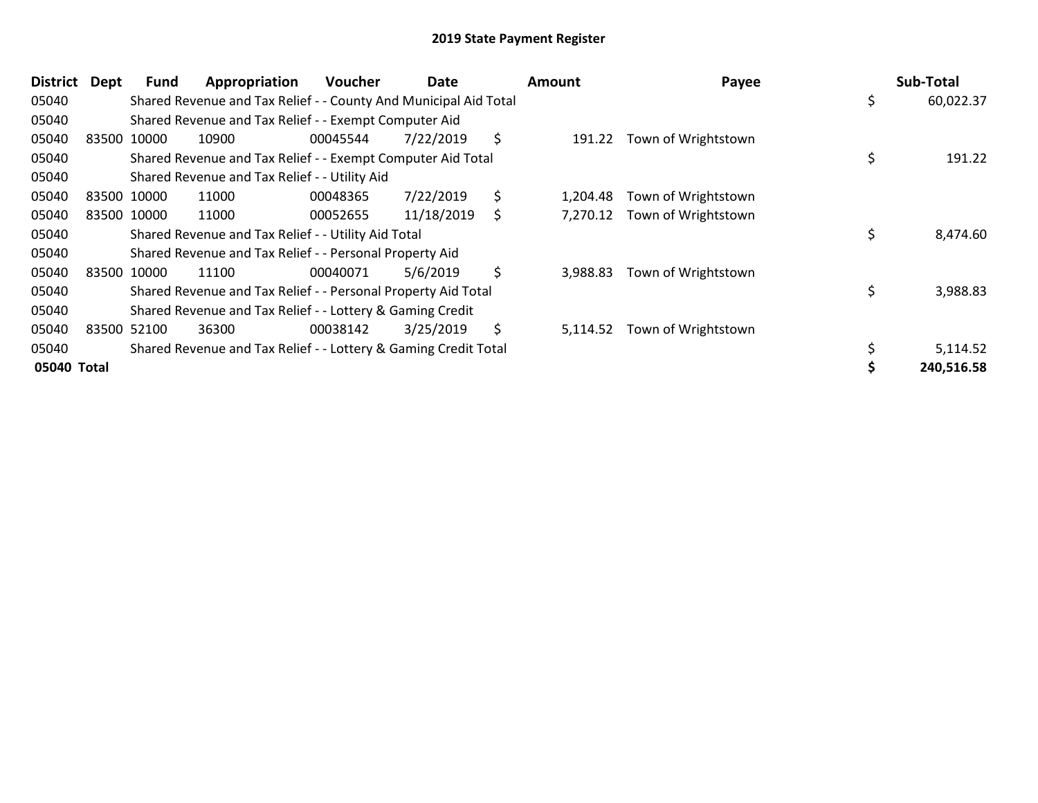# 2019 State Payment Register

| District | Dept | Fund | Appropriation | Voucher | Date | Amount | Payee | Sub-Total |
|---|---|---|---|---|---|---|---|---|
| 05040 | | Shared Revenue and Tax Relief - - County And Municipal Aid Total | | | | | | $ 60,022.37 |
| 05040 | | Shared Revenue and Tax Relief - - Exempt Computer Aid | | | | | | |
| 05040 | 83500 | 10000 | 10900 | 00045544 | 7/22/2019 | $ 191.22 | Town of Wrightstown | |
| 05040 | | Shared Revenue and Tax Relief - - Exempt Computer Aid Total | | | | | | $ 191.22 |
| 05040 | | Shared Revenue and Tax Relief - - Utility Aid | | | | | | |
| 05040 | 83500 | 10000 | 11000 | 00048365 | 7/22/2019 | $ 1,204.48 | Town of Wrightstown | |
| 05040 | 83500 | 10000 | 11000 | 00052655 | 11/18/2019 | $ 7,270.12 | Town of Wrightstown | |
| 05040 | | Shared Revenue and Tax Relief - - Utility Aid Total | | | | | | $ 8,474.60 |
| 05040 | | Shared Revenue and Tax Relief - - Personal Property Aid | | | | | | |
| 05040 | 83500 | 10000 | 11100 | 00040071 | 5/6/2019 | $ 3,988.83 | Town of Wrightstown | |
| 05040 | | Shared Revenue and Tax Relief - - Personal Property Aid Total | | | | | | $ 3,988.83 |
| 05040 | | Shared Revenue and Tax Relief - - Lottery & Gaming Credit | | | | | | |
| 05040 | 83500 | 52100 | 36300 | 00038142 | 3/25/2019 | $ 5,114.52 | Town of Wrightstown | |
| 05040 | | Shared Revenue and Tax Relief - - Lottery & Gaming Credit Total | | | | | | $ 5,114.52 |
| **05040 Total** | | | | | | | | **$ 240,516.58** |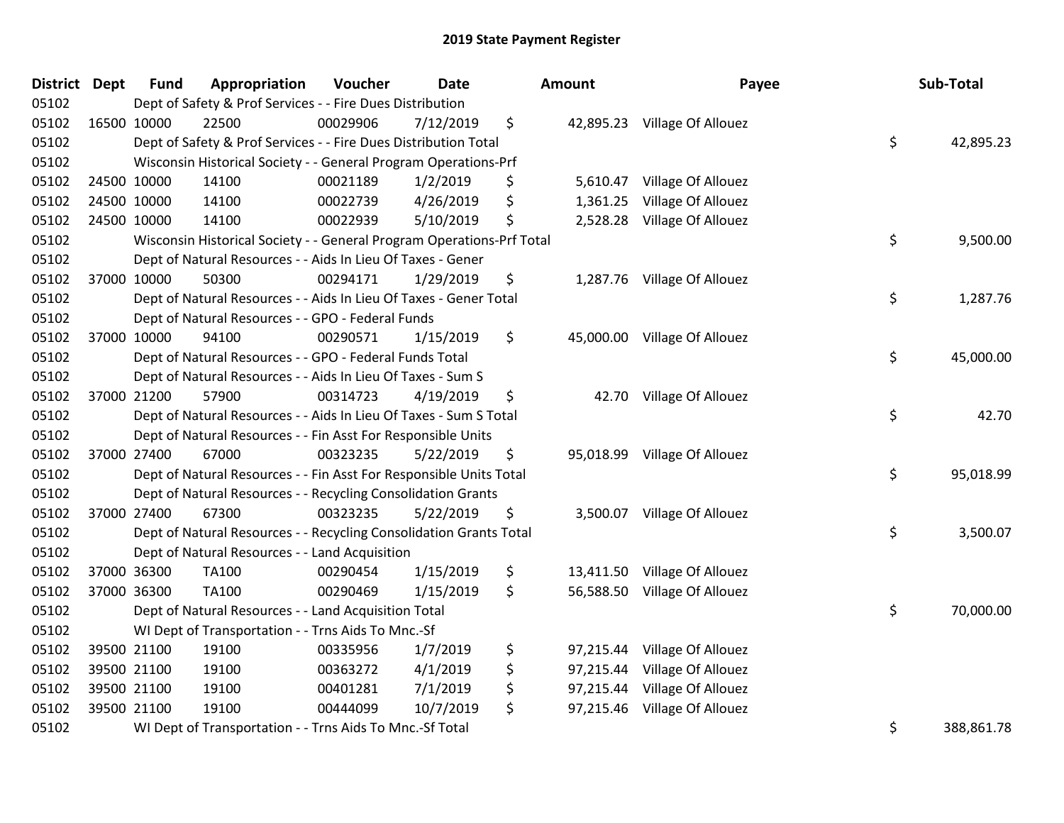# 2019 State Payment Register

| District | Dept | Fund | Appropriation | Voucher | Date | Amount | Payee | Sub-Total |
|---|---|---|---|---|---|---|---|---|
| 05102 | | Dept of Safety & Prof Services - - Fire Dues Distribution | | | | | | |
| 05102 | 16500 | 10000 | 22500 | 00029906 | 7/12/2019 | $ 42,895.23 | Village Of Allouez | |
| 05102 | | Dept of Safety & Prof Services - - Fire Dues Distribution Total | | | | | | $ 42,895.23 |
| 05102 | | Wisconsin Historical Society - - General Program Operations-Prf | | | | | | |
| 05102 | 24500 | 10000 | 14100 | 00021189 | 1/2/2019 | $ 5,610.47 | Village Of Allouez | |
| 05102 | 24500 | 10000 | 14100 | 00022739 | 4/26/2019 | $ 1,361.25 | Village Of Allouez | |
| 05102 | 24500 | 10000 | 14100 | 00022939 | 5/10/2019 | $ 2,528.28 | Village Of Allouez | |
| 05102 | | Wisconsin Historical Society - - General Program Operations-Prf Total | | | | | | $ 9,500.00 |
| 05102 | | Dept of Natural Resources - - Aids In Lieu Of Taxes - Gener | | | | | | |
| 05102 | 37000 | 10000 | 50300 | 00294171 | 1/29/2019 | $ 1,287.76 | Village Of Allouez | |
| 05102 | | Dept of Natural Resources - - Aids In Lieu Of Taxes - Gener Total | | | | | | $ 1,287.76 |
| 05102 | | Dept of Natural Resources - - GPO - Federal Funds | | | | | | |
| 05102 | 37000 | 10000 | 94100 | 00290571 | 1/15/2019 | $ 45,000.00 | Village Of Allouez | |
| 05102 | | Dept of Natural Resources - - GPO - Federal Funds Total | | | | | | $ 45,000.00 |
| 05102 | | Dept of Natural Resources - - Aids In Lieu Of Taxes - Sum S | | | | | | |
| 05102 | 37000 | 21200 | 57900 | 00314723 | 4/19/2019 | $ 42.70 | Village Of Allouez | |
| 05102 | | Dept of Natural Resources - - Aids In Lieu Of Taxes - Sum S Total | | | | | | $ 42.70 |
| 05102 | | Dept of Natural Resources - - Fin Asst For Responsible Units | | | | | | |
| 05102 | 37000 | 27400 | 67000 | 00323235 | 5/22/2019 | $ 95,018.99 | Village Of Allouez | |
| 05102 | | Dept of Natural Resources - - Fin Asst For Responsible Units Total | | | | | | $ 95,018.99 |
| 05102 | | Dept of Natural Resources - - Recycling Consolidation Grants | | | | | | |
| 05102 | 37000 | 27400 | 67300 | 00323235 | 5/22/2019 | $ 3,500.07 | Village Of Allouez | |
| 05102 | | Dept of Natural Resources - - Recycling Consolidation Grants Total | | | | | | $ 3,500.07 |
| 05102 | | Dept of Natural Resources - - Land Acquisition | | | | | | |
| 05102 | 37000 | 36300 | TA100 | 00290454 | 1/15/2019 | $ 13,411.50 | Village Of Allouez | |
| 05102 | 37000 | 36300 | TA100 | 00290469 | 1/15/2019 | $ 56,588.50 | Village Of Allouez | |
| 05102 | | Dept of Natural Resources - - Land Acquisition Total | | | | | | $ 70,000.00 |
| 05102 | | WI Dept of Transportation - - Trns Aids To Mnc.-Sf | | | | | | |
| 05102 | 39500 | 21100 | 19100 | 00335956 | 1/7/2019 | $ 97,215.44 | Village Of Allouez | |
| 05102 | 39500 | 21100 | 19100 | 00363272 | 4/1/2019 | $ 97,215.44 | Village Of Allouez | |
| 05102 | 39500 | 21100 | 19100 | 00401281 | 7/1/2019 | $ 97,215.44 | Village Of Allouez | |
| 05102 | 39500 | 21100 | 19100 | 00444099 | 10/7/2019 | $ 97,215.46 | Village Of Allouez | |
| 05102 | | WI Dept of Transportation - - Trns Aids To Mnc.-Sf Total | | | | | | $ 388,861.78 |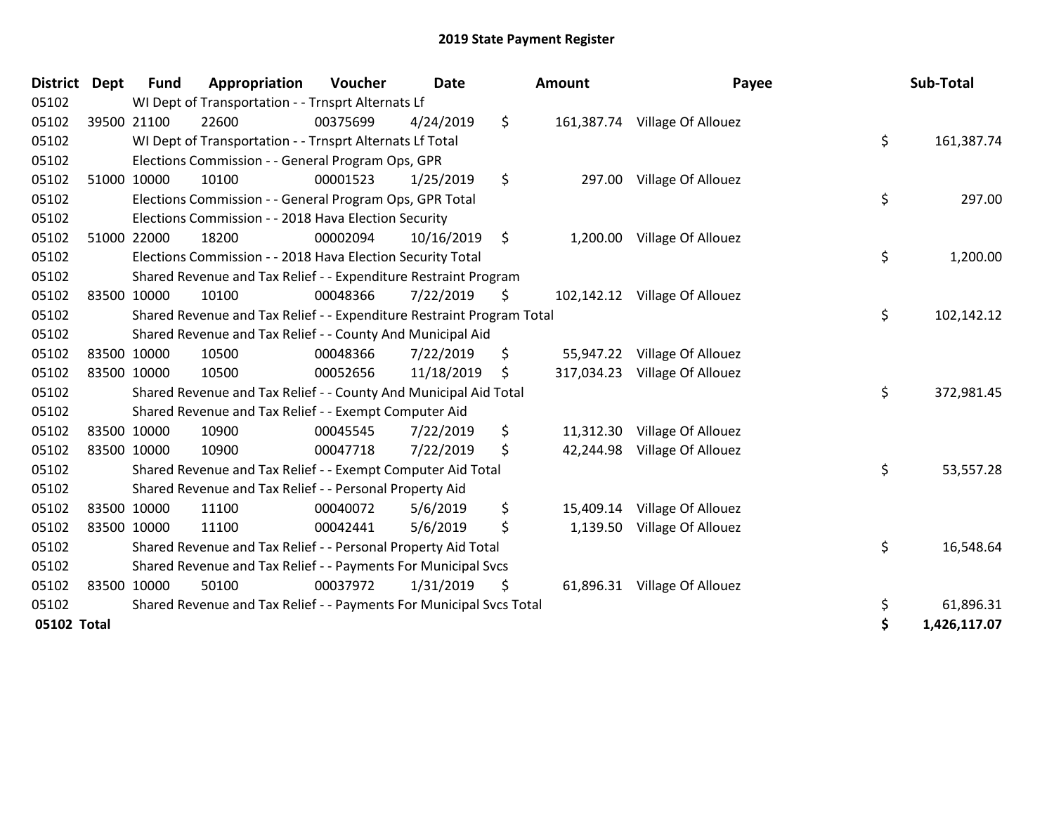# 2019 State Payment Register

| District | Dept | Fund | Appropriation | Voucher | Date | Amount | Payee | Sub-Total |
|---|---|---|---|---|---|---|---|---|
| 05102 | | WI Dept of Transportation - - Trnsprt Alternats Lf | | | | | | |
| 05102 | 39500 | 21100 | 22600 | 00375699 | 4/24/2019 | $ 161,387.74 | Village Of Allouez | |
| 05102 | | WI Dept of Transportation - - Trnsprt Alternats Lf Total | | | | | | $ 161,387.74 |
| 05102 | | Elections Commission - - General Program Ops, GPR | | | | | | |
| 05102 | 51000 | 10000 | 10100 | 00001523 | 1/25/2019 | $ 297.00 | Village Of Allouez | |
| 05102 | | Elections Commission - - General Program Ops, GPR Total | | | | | | $ 297.00 |
| 05102 | | Elections Commission - - 2018 Hava Election Security | | | | | | |
| 05102 | 51000 | 22000 | 18200 | 00002094 | 10/16/2019 | $ 1,200.00 | Village Of Allouez | |
| 05102 | | Elections Commission - - 2018 Hava Election Security Total | | | | | | $ 1,200.00 |
| 05102 | | Shared Revenue and Tax Relief - - Expenditure Restraint Program | | | | | | |
| 05102 | 83500 | 10000 | 10100 | 00048366 | 7/22/2019 | $ 102,142.12 | Village Of Allouez | |
| 05102 | | Shared Revenue and Tax Relief - - Expenditure Restraint Program Total | | | | | | $ 102,142.12 |
| 05102 | | Shared Revenue and Tax Relief - - County And Municipal Aid | | | | | | |
| 05102 | 83500 | 10000 | 10500 | 00048366 | 7/22/2019 | $ 55,947.22 | Village Of Allouez | |
| 05102 | 83500 | 10000 | 10500 | 00052656 | 11/18/2019 | $ 317,034.23 | Village Of Allouez | |
| 05102 | | Shared Revenue and Tax Relief - - County And Municipal Aid Total | | | | | | $ 372,981.45 |
| 05102 | | Shared Revenue and Tax Relief - - Exempt Computer Aid | | | | | | |
| 05102 | 83500 | 10000 | 10900 | 00045545 | 7/22/2019 | $ 11,312.30 | Village Of Allouez | |
| 05102 | 83500 | 10000 | 10900 | 00047718 | 7/22/2019 | $ 42,244.98 | Village Of Allouez | |
| 05102 | | Shared Revenue and Tax Relief - - Exempt Computer Aid Total | | | | | | $ 53,557.28 |
| 05102 | | Shared Revenue and Tax Relief - - Personal Property Aid | | | | | | |
| 05102 | 83500 | 10000 | 11100 | 00040072 | 5/6/2019 | $ 15,409.14 | Village Of Allouez | |
| 05102 | 83500 | 10000 | 11100 | 00042441 | 5/6/2019 | $ 1,139.50 | Village Of Allouez | |
| 05102 | | Shared Revenue and Tax Relief - - Personal Property Aid Total | | | | | | $ 16,548.64 |
| 05102 | | Shared Revenue and Tax Relief - - Payments For Municipal Svcs | | | | | | |
| 05102 | 83500 | 10000 | 50100 | 00037972 | 1/31/2019 | $ 61,896.31 | Village Of Allouez | |
| 05102 | | Shared Revenue and Tax Relief - - Payments For Municipal Svcs Total | | | | | | $ 61,896.31 |
| **05102 Total** | | | | | | | | **$ 1,426,117.07** |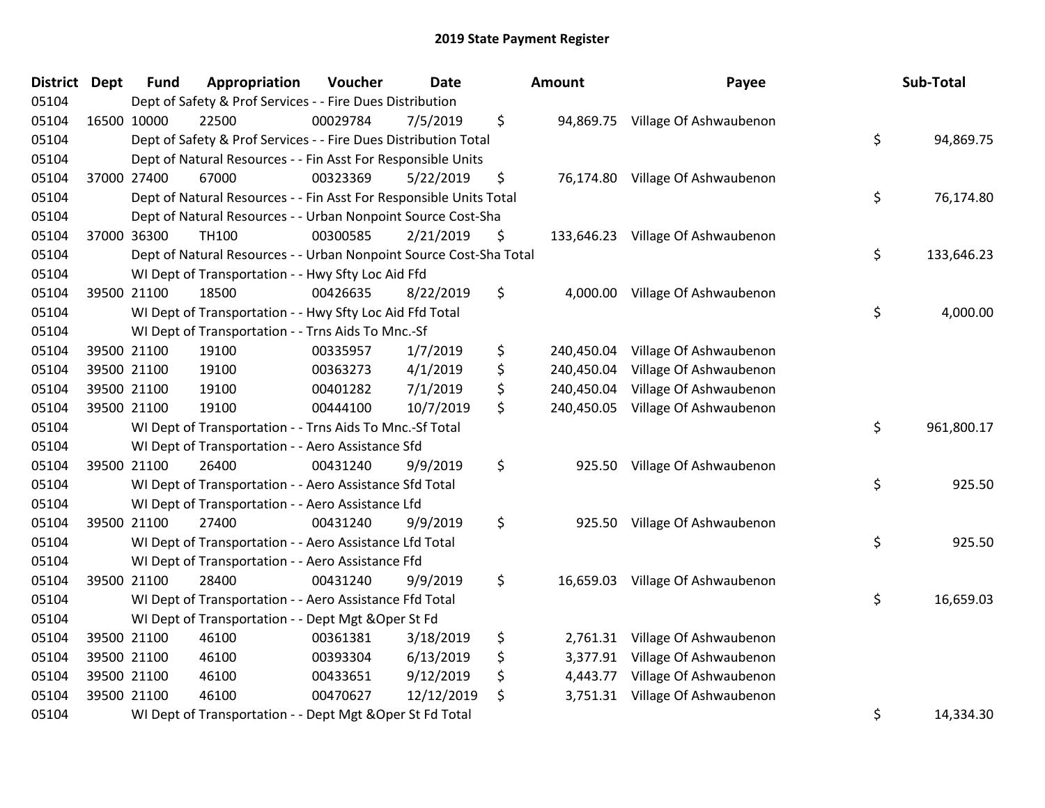# 2019 State Payment Register

| District | Dept | Fund | Appropriation | Voucher | Date | Amount | Payee | Sub-Total |
|---|---|---|---|---|---|---|---|---|
| 05104 | | Dept of Safety & Prof Services - - Fire Dues Distribution | | | | | | |
| 05104 | 16500 | 10000 | 22500 | 00029784 | 7/5/2019 | $ 94,869.75 | Village Of Ashwaubenon | |
| 05104 | | Dept of Safety & Prof Services - - Fire Dues Distribution Total | | | | | | $ 94,869.75 |
| 05104 | | Dept of Natural Resources - - Fin Asst For Responsible Units | | | | | | |
| 05104 | 37000 | 27400 | 67000 | 00323369 | 5/22/2019 | $ 76,174.80 | Village Of Ashwaubenon | |
| 05104 | | Dept of Natural Resources - - Fin Asst For Responsible Units Total | | | | | | $ 76,174.80 |
| 05104 | | Dept of Natural Resources - - Urban Nonpoint Source Cost-Sha | | | | | | |
| 05104 | 37000 | 36300 | TH100 | 00300585 | 2/21/2019 | $ 133,646.23 | Village Of Ashwaubenon | |
| 05104 | | Dept of Natural Resources - - Urban Nonpoint Source Cost-Sha Total | | | | | | $ 133,646.23 |
| 05104 | | WI Dept of Transportation - - Hwy Sfty Loc Aid Ffd | | | | | | |
| 05104 | 39500 | 21100 | 18500 | 00426635 | 8/22/2019 | $ 4,000.00 | Village Of Ashwaubenon | |
| 05104 | | WI Dept of Transportation - - Hwy Sfty Loc Aid Ffd Total | | | | | | $ 4,000.00 |
| 05104 | | WI Dept of Transportation - - Trns Aids To Mnc.-Sf | | | | | | |
| 05104 | 39500 | 21100 | 19100 | 00335957 | 1/7/2019 | $ 240,450.04 | Village Of Ashwaubenon | |
| 05104 | 39500 | 21100 | 19100 | 00363273 | 4/1/2019 | $ 240,450.04 | Village Of Ashwaubenon | |
| 05104 | 39500 | 21100 | 19100 | 00401282 | 7/1/2019 | $ 240,450.04 | Village Of Ashwaubenon | |
| 05104 | 39500 | 21100 | 19100 | 00444100 | 10/7/2019 | $ 240,450.05 | Village Of Ashwaubenon | |
| 05104 | | WI Dept of Transportation - - Trns Aids To Mnc.-Sf Total | | | | | | $ 961,800.17 |
| 05104 | | WI Dept of Transportation - - Aero Assistance Sfd | | | | | | |
| 05104 | 39500 | 21100 | 26400 | 00431240 | 9/9/2019 | $ 925.50 | Village Of Ashwaubenon | |
| 05104 | | WI Dept of Transportation - - Aero Assistance Sfd Total | | | | | | $ 925.50 |
| 05104 | | WI Dept of Transportation - - Aero Assistance Lfd | | | | | | |
| 05104 | 39500 | 21100 | 27400 | 00431240 | 9/9/2019 | $ 925.50 | Village Of Ashwaubenon | |
| 05104 | | WI Dept of Transportation - - Aero Assistance Lfd Total | | | | | | $ 925.50 |
| 05104 | | WI Dept of Transportation - - Aero Assistance Ffd | | | | | | |
| 05104 | 39500 | 21100 | 28400 | 00431240 | 9/9/2019 | $ 16,659.03 | Village Of Ashwaubenon | |
| 05104 | | WI Dept of Transportation - - Aero Assistance Ffd Total | | | | | | $ 16,659.03 |
| 05104 | | WI Dept of Transportation - - Dept Mgt &Oper St Fd | | | | | | |
| 05104 | 39500 | 21100 | 46100 | 00361381 | 3/18/2019 | $ 2,761.31 | Village Of Ashwaubenon | |
| 05104 | 39500 | 21100 | 46100 | 00393304 | 6/13/2019 | $ 3,377.91 | Village Of Ashwaubenon | |
| 05104 | 39500 | 21100 | 46100 | 00433651 | 9/12/2019 | $ 4,443.77 | Village Of Ashwaubenon | |
| 05104 | 39500 | 21100 | 46100 | 00470627 | 12/12/2019 | $ 3,751.31 | Village Of Ashwaubenon | |
| 05104 | | WI Dept of Transportation - - Dept Mgt &Oper St Fd Total | | | | | | $ 14,334.30 |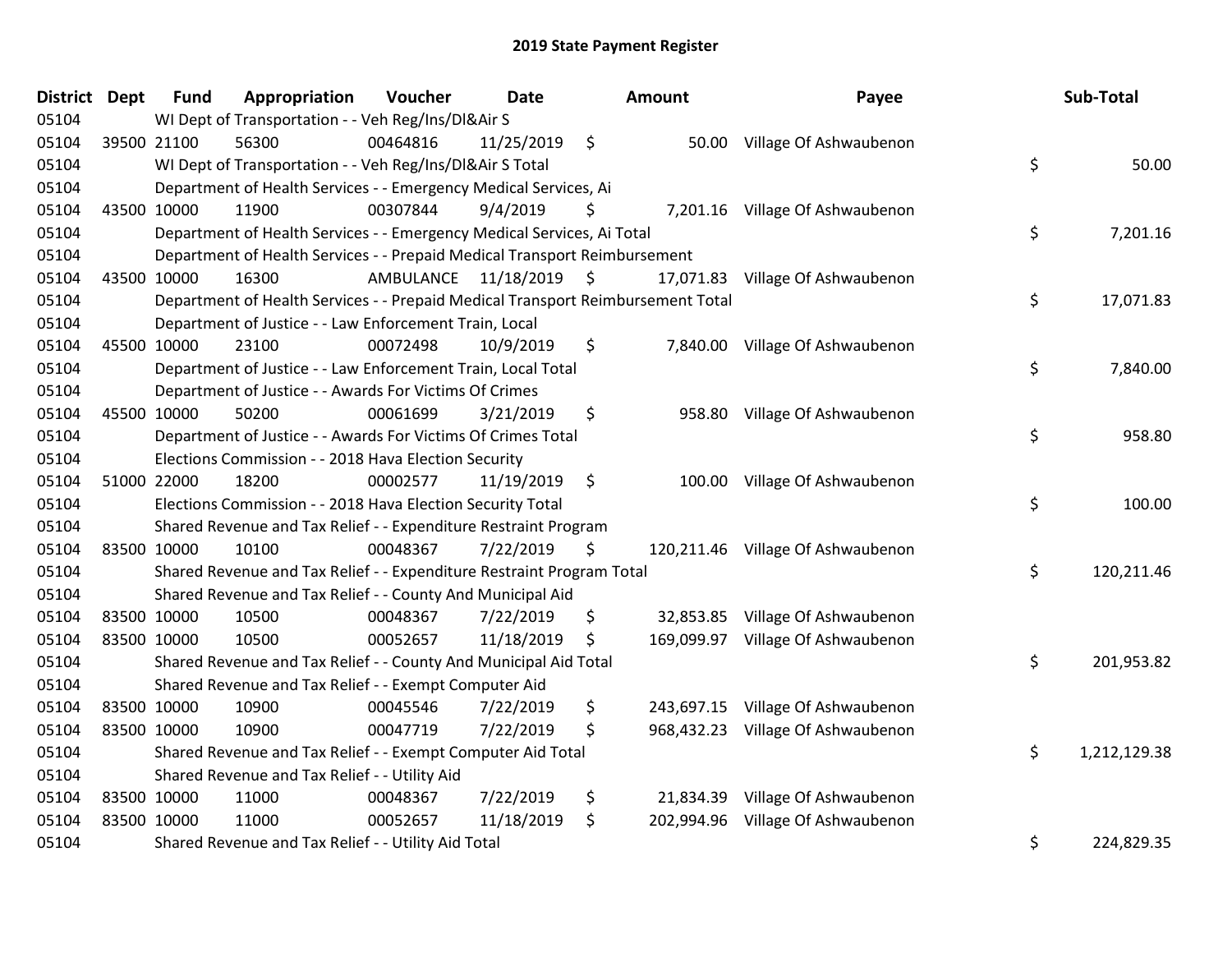# 2019 State Payment Register

| District | Dept | Fund | Appropriation | Voucher | Date | Amount | Payee | Sub-Total |
|---|---|---|---|---|---|---|---|---|
| 05104 | | WI Dept of Transportation - - Veh Reg/Ins/Dl&Air S | | | | | | |
| 05104 | 39500 | 21100 | 56300 | 00464816 | 11/25/2019 | $ 50.00 | Village Of Ashwaubenon | |
| 05104 | | WI Dept of Transportation - - Veh Reg/Ins/Dl&Air S Total | | | | | | $ 50.00 |
| 05104 | | Department of Health Services - - Emergency Medical Services, Ai | | | | | | |
| 05104 | 43500 | 10000 | 11900 | 00307844 | 9/4/2019 | $ 7,201.16 | Village Of Ashwaubenon | |
| 05104 | | Department of Health Services - - Emergency Medical Services, Ai Total | | | | | | $ 7,201.16 |
| 05104 | | Department of Health Services - - Prepaid Medical Transport Reimbursement | | | | | | |
| 05104 | 43500 | 10000 | 16300 | AMBULANCE | 11/18/2019 | $ 17,071.83 | Village Of Ashwaubenon | |
| 05104 | | Department of Health Services - - Prepaid Medical Transport Reimbursement Total | | | | | | $ 17,071.83 |
| 05104 | | Department of Justice - - Law Enforcement Train, Local | | | | | | |
| 05104 | 45500 | 10000 | 23100 | 00072498 | 10/9/2019 | $ 7,840.00 | Village Of Ashwaubenon | |
| 05104 | | Department of Justice - - Law Enforcement Train, Local Total | | | | | | $ 7,840.00 |
| 05104 | | Department of Justice - - Awards For Victims Of Crimes | | | | | | |
| 05104 | 45500 | 10000 | 50200 | 00061699 | 3/21/2019 | $ 958.80 | Village Of Ashwaubenon | |
| 05104 | | Department of Justice - - Awards For Victims Of Crimes Total | | | | | | $ 958.80 |
| 05104 | | Elections Commission - - 2018 Hava Election Security | | | | | | |
| 05104 | 51000 | 22000 | 18200 | 00002577 | 11/19/2019 | $ 100.00 | Village Of Ashwaubenon | |
| 05104 | | Elections Commission - - 2018 Hava Election Security Total | | | | | | $ 100.00 |
| 05104 | | Shared Revenue and Tax Relief - - Expenditure Restraint Program | | | | | | |
| 05104 | 83500 | 10000 | 10100 | 00048367 | 7/22/2019 | $ 120,211.46 | Village Of Ashwaubenon | |
| 05104 | | Shared Revenue and Tax Relief - - Expenditure Restraint Program Total | | | | | | $ 120,211.46 |
| 05104 | | Shared Revenue and Tax Relief - - County And Municipal Aid | | | | | | |
| 05104 | 83500 | 10000 | 10500 | 00048367 | 7/22/2019 | $ 32,853.85 | Village Of Ashwaubenon | |
| 05104 | 83500 | 10000 | 10500 | 00052657 | 11/18/2019 | $ 169,099.97 | Village Of Ashwaubenon | |
| 05104 | | Shared Revenue and Tax Relief - - County And Municipal Aid Total | | | | | | $ 201,953.82 |
| 05104 | | Shared Revenue and Tax Relief - - Exempt Computer Aid | | | | | | |
| 05104 | 83500 | 10000 | 10900 | 00045546 | 7/22/2019 | $ 243,697.15 | Village Of Ashwaubenon | |
| 05104 | 83500 | 10000 | 10900 | 00047719 | 7/22/2019 | $ 968,432.23 | Village Of Ashwaubenon | |
| 05104 | | Shared Revenue and Tax Relief - - Exempt Computer Aid Total | | | | | | $ 1,212,129.38 |
| 05104 | | Shared Revenue and Tax Relief - - Utility Aid | | | | | | |
| 05104 | 83500 | 10000 | 11000 | 00048367 | 7/22/2019 | $ 21,834.39 | Village Of Ashwaubenon | |
| 05104 | 83500 | 10000 | 11000 | 00052657 | 11/18/2019 | $ 202,994.96 | Village Of Ashwaubenon | |
| 05104 | | Shared Revenue and Tax Relief - - Utility Aid Total | | | | | | $ 224,829.35 |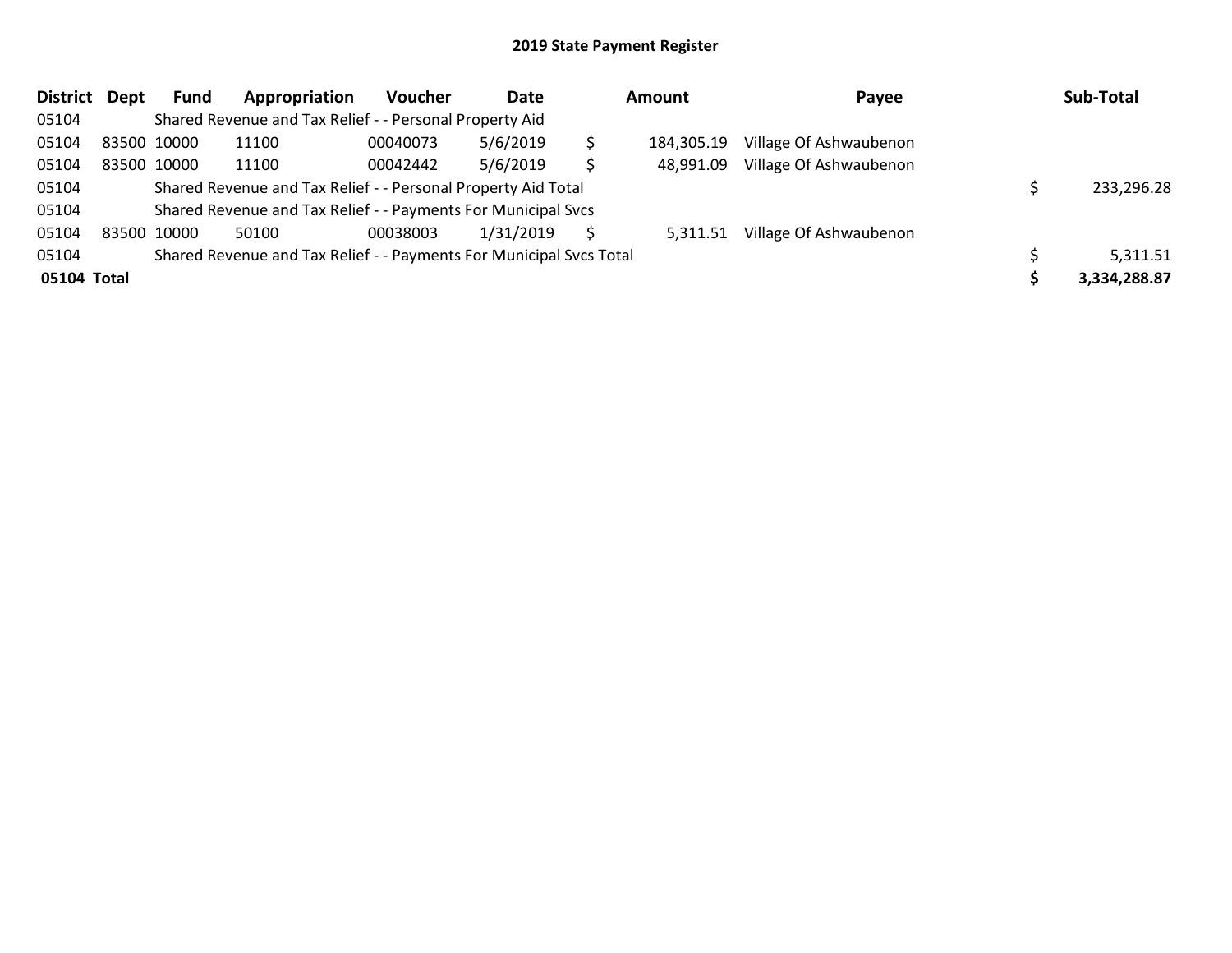# 2019 State Payment Register

| District | Dept | Fund | Appropriation | Voucher | Date | Amount | Payee | Sub-Total |
|---|---|---|---|---|---|---|---|---|
| 05104 | | Shared Revenue and Tax Relief - - Personal Property Aid | | | | | | |
| 05104 | 83500 | 10000 | 11100 | 00040073 | 5/6/2019 | $ 184,305.19 | Village Of Ashwaubenon | |
| 05104 | 83500 | 10000 | 11100 | 00042442 | 5/6/2019 | $ 48,991.09 | Village Of Ashwaubenon | |
| 05104 | | Shared Revenue and Tax Relief - - Personal Property Aid Total | | | | | | $ 233,296.28 |
| 05104 | | Shared Revenue and Tax Relief - - Payments For Municipal Svcs | | | | | | |
| 05104 | 83500 | 10000 | 50100 | 00038003 | 1/31/2019 | $ 5,311.51 | Village Of Ashwaubenon | |
| 05104 | | Shared Revenue and Tax Relief - - Payments For Municipal Svcs Total | | | | | | $ 5,311.51 |
| **05104 Total** | | | | | | | | **$ 3,334,288.87** |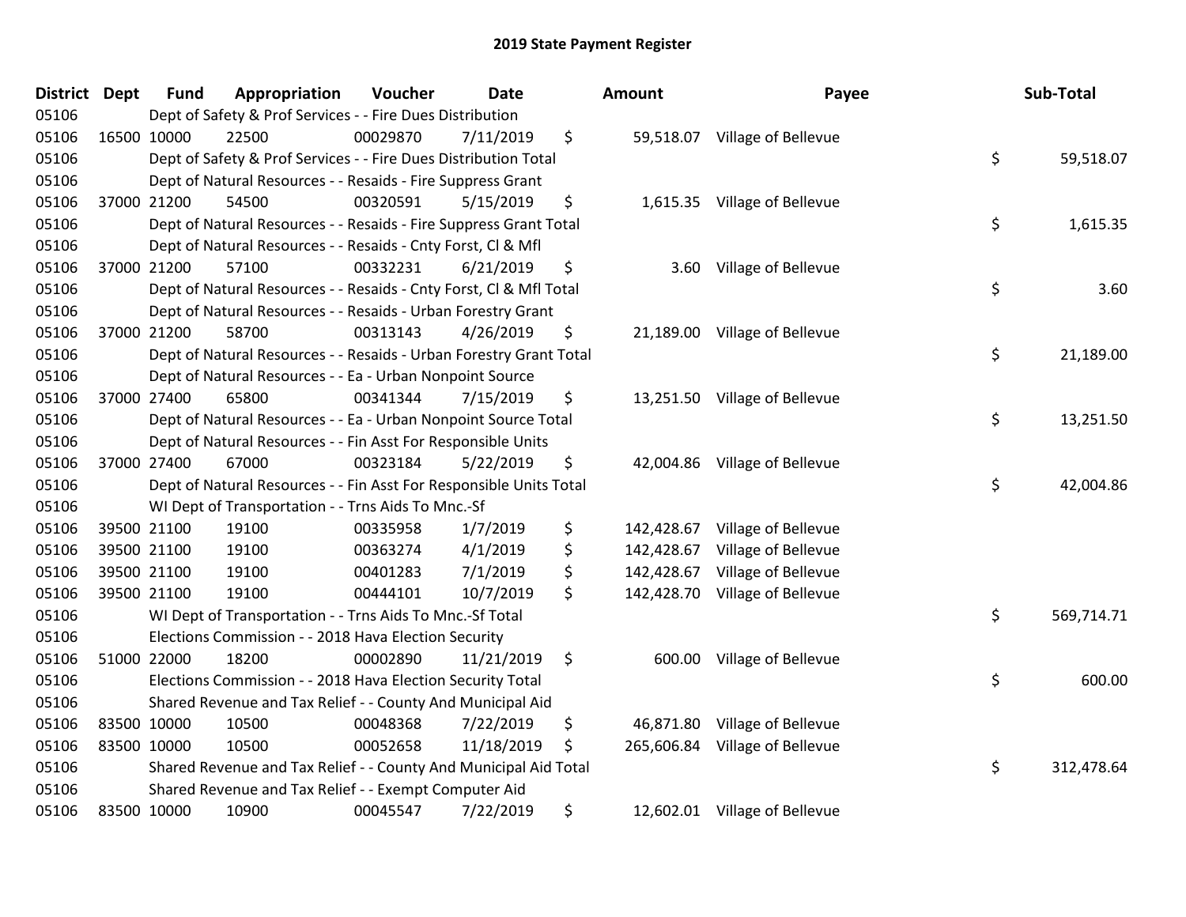# 2019 State Payment Register

| District | Dept | Fund | Appropriation | Voucher | Date | Amount | Payee | Sub-Total |
|---|---|---|---|---|---|---|---|---|
| 05106 | | Dept of Safety & Prof Services - - Fire Dues Distribution | | | | | | |
| 05106 | 16500 | 10000 | 22500 | 00029870 | 7/11/2019 | $ 59,518.07 | Village of Bellevue | |
| 05106 | | Dept of Safety & Prof Services - - Fire Dues Distribution Total | | | | | | $ 59,518.07 |
| 05106 | | Dept of Natural Resources - - Resaids - Fire Suppress Grant | | | | | | |
| 05106 | 37000 | 21200 | 54500 | 00320591 | 5/15/2019 | $ 1,615.35 | Village of Bellevue | |
| 05106 | | Dept of Natural Resources - - Resaids - Fire Suppress Grant Total | | | | | | $ 1,615.35 |
| 05106 | | Dept of Natural Resources - - Resaids - Cnty Forst, Cl & Mfl | | | | | | |
| 05106 | 37000 | 21200 | 57100 | 00332231 | 6/21/2019 | $ 3.60 | Village of Bellevue | |
| 05106 | | Dept of Natural Resources - - Resaids - Cnty Forst, Cl & Mfl Total | | | | | | $ 3.60 |
| 05106 | | Dept of Natural Resources - - Resaids - Urban Forestry Grant | | | | | | |
| 05106 | 37000 | 21200 | 58700 | 00313143 | 4/26/2019 | $ 21,189.00 | Village of Bellevue | |
| 05106 | | Dept of Natural Resources - - Resaids - Urban Forestry Grant Total | | | | | | $ 21,189.00 |
| 05106 | | Dept of Natural Resources - - Ea - Urban Nonpoint Source | | | | | | |
| 05106 | 37000 | 27400 | 65800 | 00341344 | 7/15/2019 | $ 13,251.50 | Village of Bellevue | |
| 05106 | | Dept of Natural Resources - - Ea - Urban Nonpoint Source Total | | | | | | $ 13,251.50 |
| 05106 | | Dept of Natural Resources - - Fin Asst For Responsible Units | | | | | | |
| 05106 | 37000 | 27400 | 67000 | 00323184 | 5/22/2019 | $ 42,004.86 | Village of Bellevue | |
| 05106 | | Dept of Natural Resources - - Fin Asst For Responsible Units Total | | | | | | $ 42,004.86 |
| 05106 | | WI Dept of Transportation - - Trns Aids To Mnc.-Sf | | | | | | |
| 05106 | 39500 | 21100 | 19100 | 00335958 | 1/7/2019 | $ 142,428.67 | Village of Bellevue | |
| 05106 | 39500 | 21100 | 19100 | 00363274 | 4/1/2019 | $ 142,428.67 | Village of Bellevue | |
| 05106 | 39500 | 21100 | 19100 | 00401283 | 7/1/2019 | $ 142,428.67 | Village of Bellevue | |
| 05106 | 39500 | 21100 | 19100 | 00444101 | 10/7/2019 | $ 142,428.70 | Village of Bellevue | |
| 05106 | | WI Dept of Transportation - - Trns Aids To Mnc.-Sf Total | | | | | | $ 569,714.71 |
| 05106 | | Elections Commission - - 2018 Hava Election Security | | | | | | |
| 05106 | 51000 | 22000 | 18200 | 00002890 | 11/21/2019 | $ 600.00 | Village of Bellevue | |
| 05106 | | Elections Commission - - 2018 Hava Election Security Total | | | | | | $ 600.00 |
| 05106 | | Shared Revenue and Tax Relief - - County And Municipal Aid | | | | | | |
| 05106 | 83500 | 10000 | 10500 | 00048368 | 7/22/2019 | $ 46,871.80 | Village of Bellevue | |
| 05106 | 83500 | 10000 | 10500 | 00052658 | 11/18/2019 | $ 265,606.84 | Village of Bellevue | |
| 05106 | | Shared Revenue and Tax Relief - - County And Municipal Aid Total | | | | | | $ 312,478.64 |
| 05106 | | Shared Revenue and Tax Relief - - Exempt Computer Aid | | | | | | |
| 05106 | 83500 | 10000 | 10900 | 00045547 | 7/22/2019 | $ 12,602.01 | Village of Bellevue | |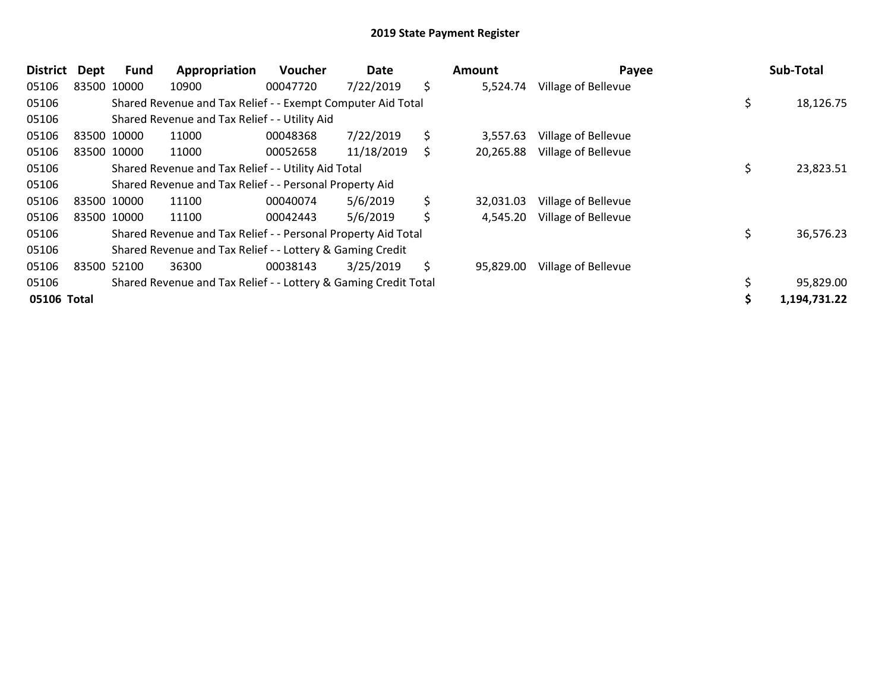# 2019 State Payment Register

| District | Dept | Fund | Appropriation | Voucher | Date | Amount | Payee | Sub-Total |
|---|---|---|---|---|---|---|---|---|
| 05106 | 83500 | 10000 | 10900 | 00047720 | 7/22/2019 | $ 5,524.74 | Village of Bellevue | |
| 05106 | | Shared Revenue and Tax Relief - - Exempt Computer Aid Total | | | | | | $ 18,126.75 |
| 05106 | | Shared Revenue and Tax Relief - - Utility Aid | | | | | | |
| 05106 | 83500 | 10000 | 11000 | 00048368 | 7/22/2019 | $ 3,557.63 | Village of Bellevue | |
| 05106 | 83500 | 10000 | 11000 | 00052658 | 11/18/2019 | $ 20,265.88 | Village of Bellevue | |
| 05106 | | Shared Revenue and Tax Relief - - Utility Aid Total | | | | | | $ 23,823.51 |
| 05106 | | Shared Revenue and Tax Relief - - Personal Property Aid | | | | | | |
| 05106 | 83500 | 10000 | 11100 | 00040074 | 5/6/2019 | $ 32,031.03 | Village of Bellevue | |
| 05106 | 83500 | 10000 | 11100 | 00042443 | 5/6/2019 | $ 4,545.20 | Village of Bellevue | |
| 05106 | | Shared Revenue and Tax Relief - - Personal Property Aid Total | | | | | | $ 36,576.23 |
| 05106 | | Shared Revenue and Tax Relief - - Lottery & Gaming Credit | | | | | | |
| 05106 | 83500 | 52100 | 36300 | 00038143 | 3/25/2019 | $ 95,829.00 | Village of Bellevue | |
| 05106 | | Shared Revenue and Tax Relief - - Lottery & Gaming Credit Total | | | | | | $ 95,829.00 |
| **05106 Total** | | | | | | | | **$ 1,194,731.22** |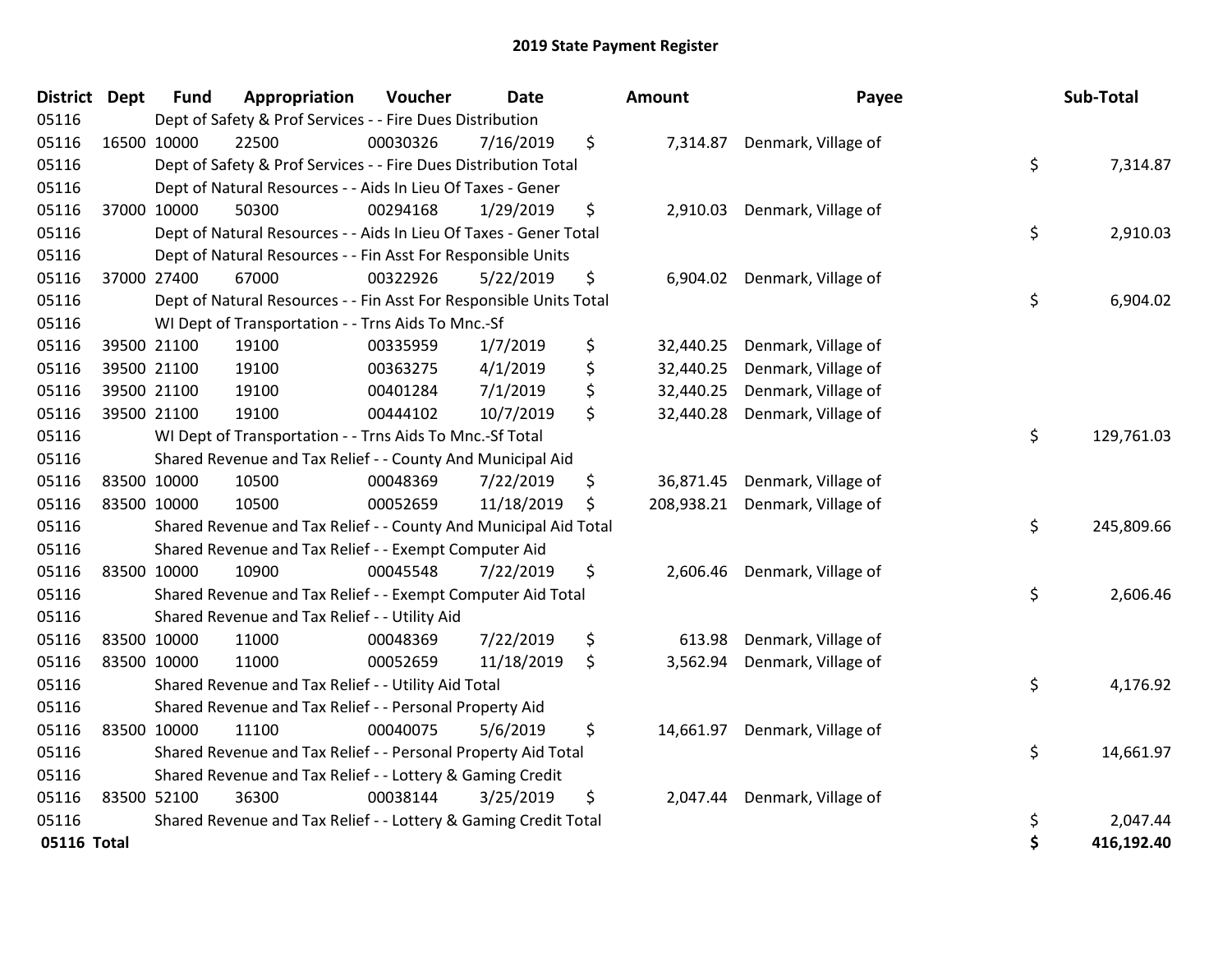# 2019 State Payment Register

| District | Dept | Fund | Appropriation | Voucher | Date | Amount | Payee | Sub-Total |
|---|---|---|---|---|---|---|---|---|
| 05116 | | Dept of Safety & Prof Services - - Fire Dues Distribution | | | | | | |
| 05116 | 16500 | 10000 | 22500 | 00030326 | 7/16/2019 | $ 7,314.87 | Denmark, Village of | |
| 05116 | | Dept of Safety & Prof Services - - Fire Dues Distribution Total | | | | | | $ 7,314.87 |
| 05116 | | Dept of Natural Resources - - Aids In Lieu Of Taxes - Gener | | | | | | |
| 05116 | 37000 | 10000 | 50300 | 00294168 | 1/29/2019 | $ 2,910.03 | Denmark, Village of | |
| 05116 | | Dept of Natural Resources - - Aids In Lieu Of Taxes - Gener Total | | | | | | $ 2,910.03 |
| 05116 | | Dept of Natural Resources - - Fin Asst For Responsible Units | | | | | | |
| 05116 | 37000 | 27400 | 67000 | 00322926 | 5/22/2019 | $ 6,904.02 | Denmark, Village of | |
| 05116 | | Dept of Natural Resources - - Fin Asst For Responsible Units Total | | | | | | $ 6,904.02 |
| 05116 | | WI Dept of Transportation - - Trns Aids To Mnc.-Sf | | | | | | |
| 05116 | 39500 | 21100 | 19100 | 00335959 | 1/7/2019 | $ 32,440.25 | Denmark, Village of | |
| 05116 | 39500 | 21100 | 19100 | 00363275 | 4/1/2019 | $ 32,440.25 | Denmark, Village of | |
| 05116 | 39500 | 21100 | 19100 | 00401284 | 7/1/2019 | $ 32,440.25 | Denmark, Village of | |
| 05116 | 39500 | 21100 | 19100 | 00444102 | 10/7/2019 | $ 32,440.28 | Denmark, Village of | |
| 05116 | | WI Dept of Transportation - - Trns Aids To Mnc.-Sf Total | | | | | | $ 129,761.03 |
| 05116 | | Shared Revenue and Tax Relief - - County And Municipal Aid | | | | | | |
| 05116 | 83500 | 10000 | 10500 | 00048369 | 7/22/2019 | $ 36,871.45 | Denmark, Village of | |
| 05116 | 83500 | 10000 | 10500 | 00052659 | 11/18/2019 | $ 208,938.21 | Denmark, Village of | |
| 05116 | | Shared Revenue and Tax Relief - - County And Municipal Aid Total | | | | | | $ 245,809.66 |
| 05116 | | Shared Revenue and Tax Relief - - Exempt Computer Aid | | | | | | |
| 05116 | 83500 | 10000 | 10900 | 00045548 | 7/22/2019 | $ 2,606.46 | Denmark, Village of | |
| 05116 | | Shared Revenue and Tax Relief - - Exempt Computer Aid Total | | | | | | $ 2,606.46 |
| 05116 | | Shared Revenue and Tax Relief - - Utility Aid | | | | | | |
| 05116 | 83500 | 10000 | 11000 | 00048369 | 7/22/2019 | $ 613.98 | Denmark, Village of | |
| 05116 | 83500 | 10000 | 11000 | 00052659 | 11/18/2019 | $ 3,562.94 | Denmark, Village of | |
| 05116 | | Shared Revenue and Tax Relief - - Utility Aid Total | | | | | | $ 4,176.92 |
| 05116 | | Shared Revenue and Tax Relief - - Personal Property Aid | | | | | | |
| 05116 | 83500 | 10000 | 11100 | 00040075 | 5/6/2019 | $ 14,661.97 | Denmark, Village of | |
| 05116 | | Shared Revenue and Tax Relief - - Personal Property Aid Total | | | | | | $ 14,661.97 |
| 05116 | | Shared Revenue and Tax Relief - - Lottery & Gaming Credit | | | | | | |
| 05116 | 83500 | 52100 | 36300 | 00038144 | 3/25/2019 | $ 2,047.44 | Denmark, Village of | |
| 05116 | | Shared Revenue and Tax Relief - - Lottery & Gaming Credit Total | | | | | | $ 2,047.44 |
| **05116 Total** | | | | | | | | **$ 416,192.40** |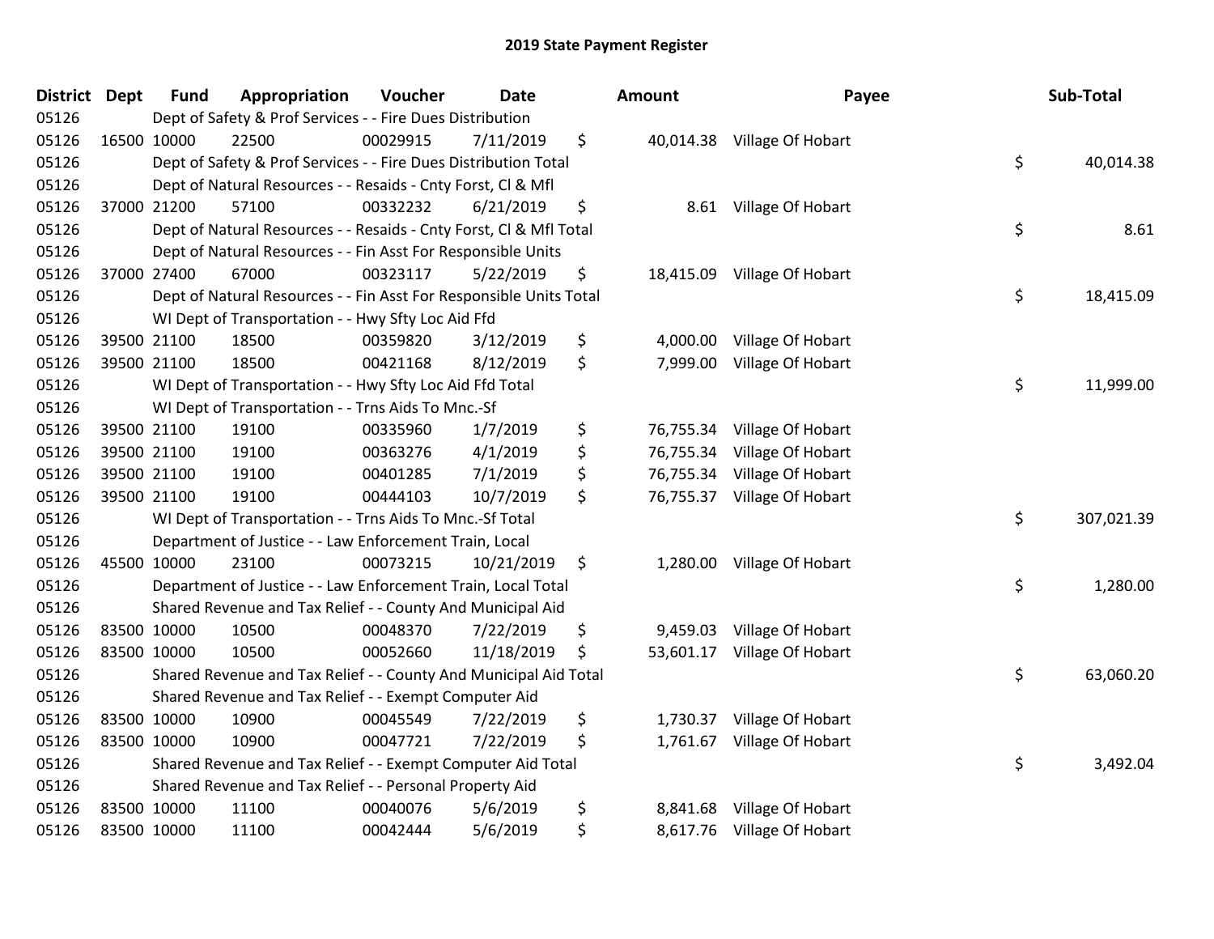# 2019 State Payment Register

| District | Dept | Fund | Appropriation | Voucher | Date | Amount | Payee | Sub-Total |
|---|---|---|---|---|---|---|---|---|
| 05126 | | Dept of Safety & Prof Services - - Fire Dues Distribution | | | | | | |
| 05126 | 16500 | 10000 | 22500 | 00029915 | 7/11/2019 | $ 40,014.38 | Village Of Hobart | |
| 05126 | | Dept of Safety & Prof Services - - Fire Dues Distribution Total | | | | | | $ 40,014.38 |
| 05126 | | Dept of Natural Resources - - Resaids - Cnty Forst, Cl & Mfl | | | | | | |
| 05126 | 37000 | 21200 | 57100 | 00332232 | 6/21/2019 | $ 8.61 | Village Of Hobart | |
| 05126 | | Dept of Natural Resources - - Resaids - Cnty Forst, Cl & Mfl Total | | | | | | $ 8.61 |
| 05126 | | Dept of Natural Resources - - Fin Asst For Responsible Units | | | | | | |
| 05126 | 37000 | 27400 | 67000 | 00323117 | 5/22/2019 | $ 18,415.09 | Village Of Hobart | |
| 05126 | | Dept of Natural Resources - - Fin Asst For Responsible Units Total | | | | | | $ 18,415.09 |
| 05126 | | WI Dept of Transportation - - Hwy Sfty Loc Aid Ffd | | | | | | |
| 05126 | 39500 | 21100 | 18500 | 00359820 | 3/12/2019 | $ 4,000.00 | Village Of Hobart | |
| 05126 | 39500 | 21100 | 18500 | 00421168 | 8/12/2019 | $ 7,999.00 | Village Of Hobart | |
| 05126 | | WI Dept of Transportation - - Hwy Sfty Loc Aid Ffd Total | | | | | | $ 11,999.00 |
| 05126 | | WI Dept of Transportation - - Trns Aids To Mnc.-Sf | | | | | | |
| 05126 | 39500 | 21100 | 19100 | 00335960 | 1/7/2019 | $ 76,755.34 | Village Of Hobart | |
| 05126 | 39500 | 21100 | 19100 | 00363276 | 4/1/2019 | $ 76,755.34 | Village Of Hobart | |
| 05126 | 39500 | 21100 | 19100 | 00401285 | 7/1/2019 | $ 76,755.34 | Village Of Hobart | |
| 05126 | 39500 | 21100 | 19100 | 00444103 | 10/7/2019 | $ 76,755.37 | Village Of Hobart | |
| 05126 | | WI Dept of Transportation - - Trns Aids To Mnc.-Sf Total | | | | | | $ 307,021.39 |
| 05126 | | Department of Justice - - Law Enforcement Train, Local | | | | | | |
| 05126 | 45500 | 10000 | 23100 | 00073215 | 10/21/2019 | $ 1,280.00 | Village Of Hobart | |
| 05126 | | Department of Justice - - Law Enforcement Train, Local Total | | | | | | $ 1,280.00 |
| 05126 | | Shared Revenue and Tax Relief - - County And Municipal Aid | | | | | | |
| 05126 | 83500 | 10000 | 10500 | 00048370 | 7/22/2019 | $ 9,459.03 | Village Of Hobart | |
| 05126 | 83500 | 10000 | 10500 | 00052660 | 11/18/2019 | $ 53,601.17 | Village Of Hobart | |
| 05126 | | Shared Revenue and Tax Relief - - County And Municipal Aid Total | | | | | | $ 63,060.20 |
| 05126 | | Shared Revenue and Tax Relief - - Exempt Computer Aid | | | | | | |
| 05126 | 83500 | 10000 | 10900 | 00045549 | 7/22/2019 | $ 1,730.37 | Village Of Hobart | |
| 05126 | 83500 | 10000 | 10900 | 00047721 | 7/22/2019 | $ 1,761.67 | Village Of Hobart | |
| 05126 | | Shared Revenue and Tax Relief - - Exempt Computer Aid Total | | | | | | $ 3,492.04 |
| 05126 | | Shared Revenue and Tax Relief - - Personal Property Aid | | | | | | |
| 05126 | 83500 | 10000 | 11100 | 00040076 | 5/6/2019 | $ 8,841.68 | Village Of Hobart | |
| 05126 | 83500 | 10000 | 11100 | 00042444 | 5/6/2019 | $ 8,617.76 | Village Of Hobart | |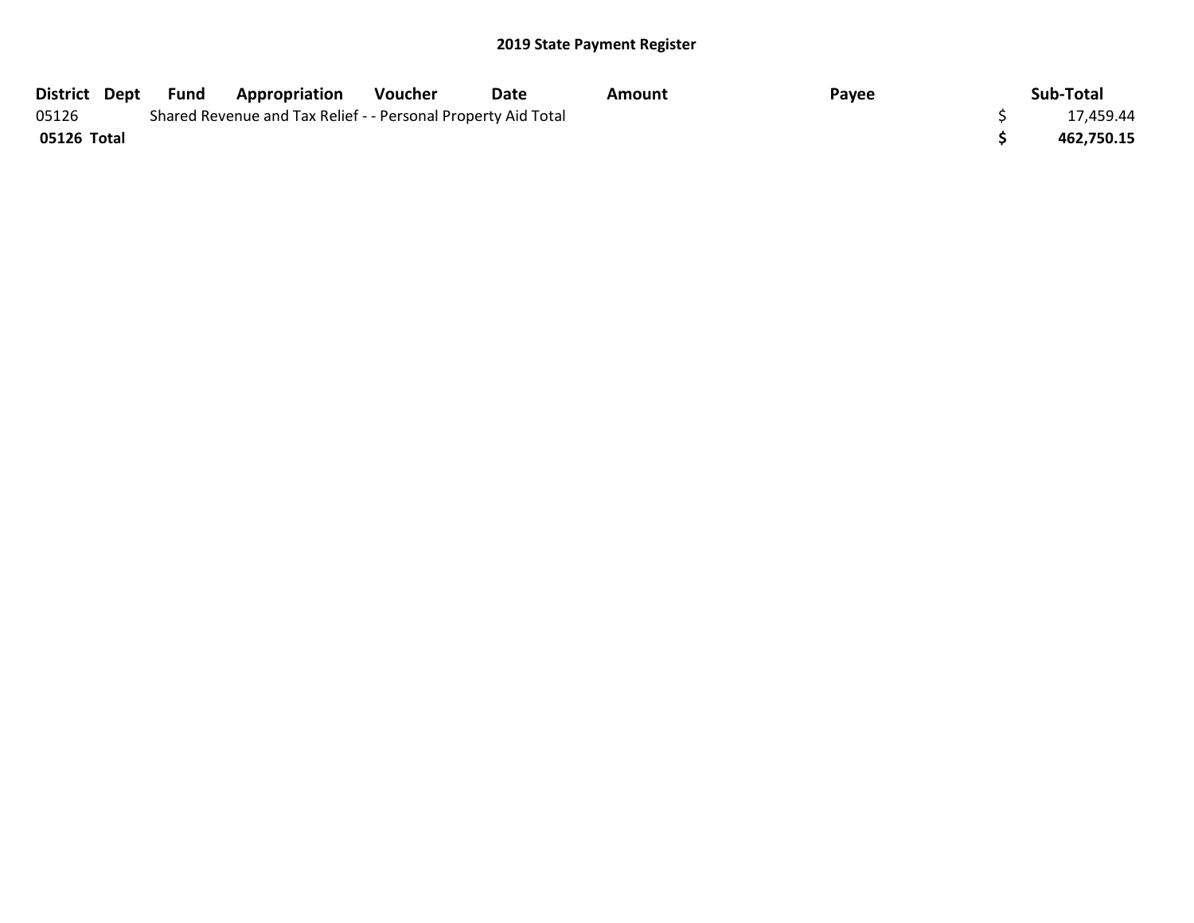## 2019 State Payment Register

| District | Dept | Fund | Appropriation | Voucher | Date | Amount | Payee | Sub-Total |
|---|---|---|---|---|---|---|---|---|
| 05126 | | Shared Revenue and Tax Relief - - Personal Property Aid Total | | | | | | $ 17,459.44 |
| **05126 Total** | | | | | | | | **$ 462,750.15** |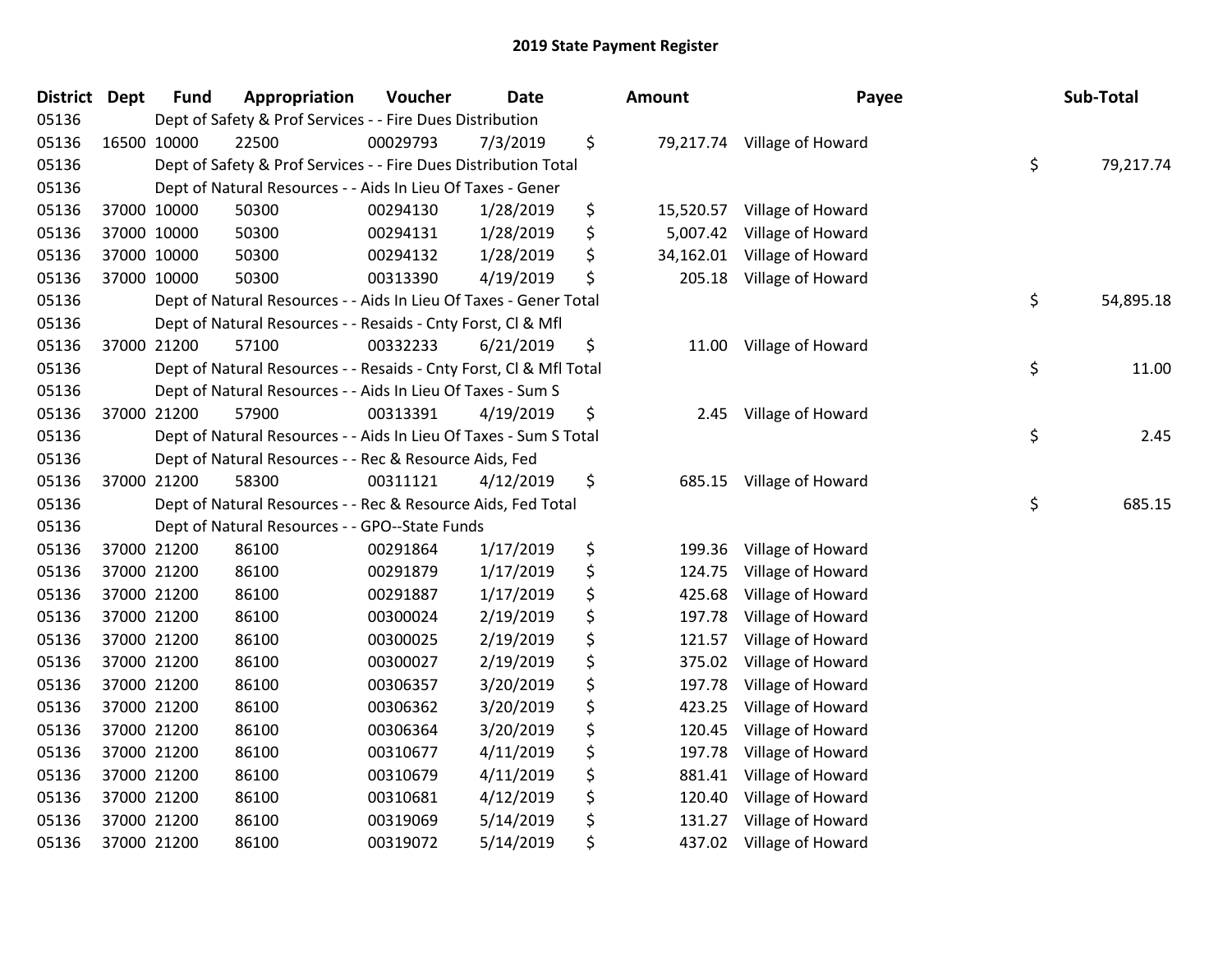# 2019 State Payment Register

| District | Dept | Fund | Appropriation | Voucher | Date | Amount | Payee | Sub-Total |
|---|---|---|---|---|---|---|---|---|
| 05136 | | Dept of Safety & Prof Services - - Fire Dues Distribution | | | | | | |
| 05136 | 16500 | 10000 | 22500 | 00029793 | 7/3/2019 | $ 79,217.74 | Village of Howard | |
| 05136 | | Dept of Safety & Prof Services - - Fire Dues Distribution Total | | | | | | $ 79,217.74 |
| 05136 | | Dept of Natural Resources - - Aids In Lieu Of Taxes - Gener | | | | | | |
| 05136 | 37000 | 10000 | 50300 | 00294130 | 1/28/2019 | $ 15,520.57 | Village of Howard | |
| 05136 | 37000 | 10000 | 50300 | 00294131 | 1/28/2019 | $ 5,007.42 | Village of Howard | |
| 05136 | 37000 | 10000 | 50300 | 00294132 | 1/28/2019 | $ 34,162.01 | Village of Howard | |
| 05136 | 37000 | 10000 | 50300 | 00313390 | 4/19/2019 | $ 205.18 | Village of Howard | |
| 05136 | | Dept of Natural Resources - - Aids In Lieu Of Taxes - Gener Total | | | | | | $ 54,895.18 |
| 05136 | | Dept of Natural Resources - - Resaids - Cnty Forst, Cl & Mfl | | | | | | |
| 05136 | 37000 | 21200 | 57100 | 00332233 | 6/21/2019 | $ 11.00 | Village of Howard | |
| 05136 | | Dept of Natural Resources - - Resaids - Cnty Forst, Cl & Mfl Total | | | | | | $ 11.00 |
| 05136 | | Dept of Natural Resources - - Aids In Lieu Of Taxes - Sum S | | | | | | |
| 05136 | 37000 | 21200 | 57900 | 00313391 | 4/19/2019 | $ 2.45 | Village of Howard | |
| 05136 | | Dept of Natural Resources - - Aids In Lieu Of Taxes - Sum S Total | | | | | | $ 2.45 |
| 05136 | | Dept of Natural Resources - - Rec & Resource Aids, Fed | | | | | | |
| 05136 | 37000 | 21200 | 58300 | 00311121 | 4/12/2019 | $ 685.15 | Village of Howard | |
| 05136 | | Dept of Natural Resources - - Rec & Resource Aids, Fed Total | | | | | | $ 685.15 |
| 05136 | | Dept of Natural Resources - - GPO--State Funds | | | | | | |
| 05136 | 37000 | 21200 | 86100 | 00291864 | 1/17/2019 | $ 199.36 | Village of Howard | |
| 05136 | 37000 | 21200 | 86100 | 00291879 | 1/17/2019 | $ 124.75 | Village of Howard | |
| 05136 | 37000 | 21200 | 86100 | 00291887 | 1/17/2019 | $ 425.68 | Village of Howard | |
| 05136 | 37000 | 21200 | 86100 | 00300024 | 2/19/2019 | $ 197.78 | Village of Howard | |
| 05136 | 37000 | 21200 | 86100 | 00300025 | 2/19/2019 | $ 121.57 | Village of Howard | |
| 05136 | 37000 | 21200 | 86100 | 00300027 | 2/19/2019 | $ 375.02 | Village of Howard | |
| 05136 | 37000 | 21200 | 86100 | 00306357 | 3/20/2019 | $ 197.78 | Village of Howard | |
| 05136 | 37000 | 21200 | 86100 | 00306362 | 3/20/2019 | $ 423.25 | Village of Howard | |
| 05136 | 37000 | 21200 | 86100 | 00306364 | 3/20/2019 | $ 120.45 | Village of Howard | |
| 05136 | 37000 | 21200 | 86100 | 00310677 | 4/11/2019 | $ 197.78 | Village of Howard | |
| 05136 | 37000 | 21200 | 86100 | 00310679 | 4/11/2019 | $ 881.41 | Village of Howard | |
| 05136 | 37000 | 21200 | 86100 | 00310681 | 4/12/2019 | $ 120.40 | Village of Howard | |
| 05136 | 37000 | 21200 | 86100 | 00319069 | 5/14/2019 | $ 131.27 | Village of Howard | |
| 05136 | 37000 | 21200 | 86100 | 00319072 | 5/14/2019 | $ 437.02 | Village of Howard | |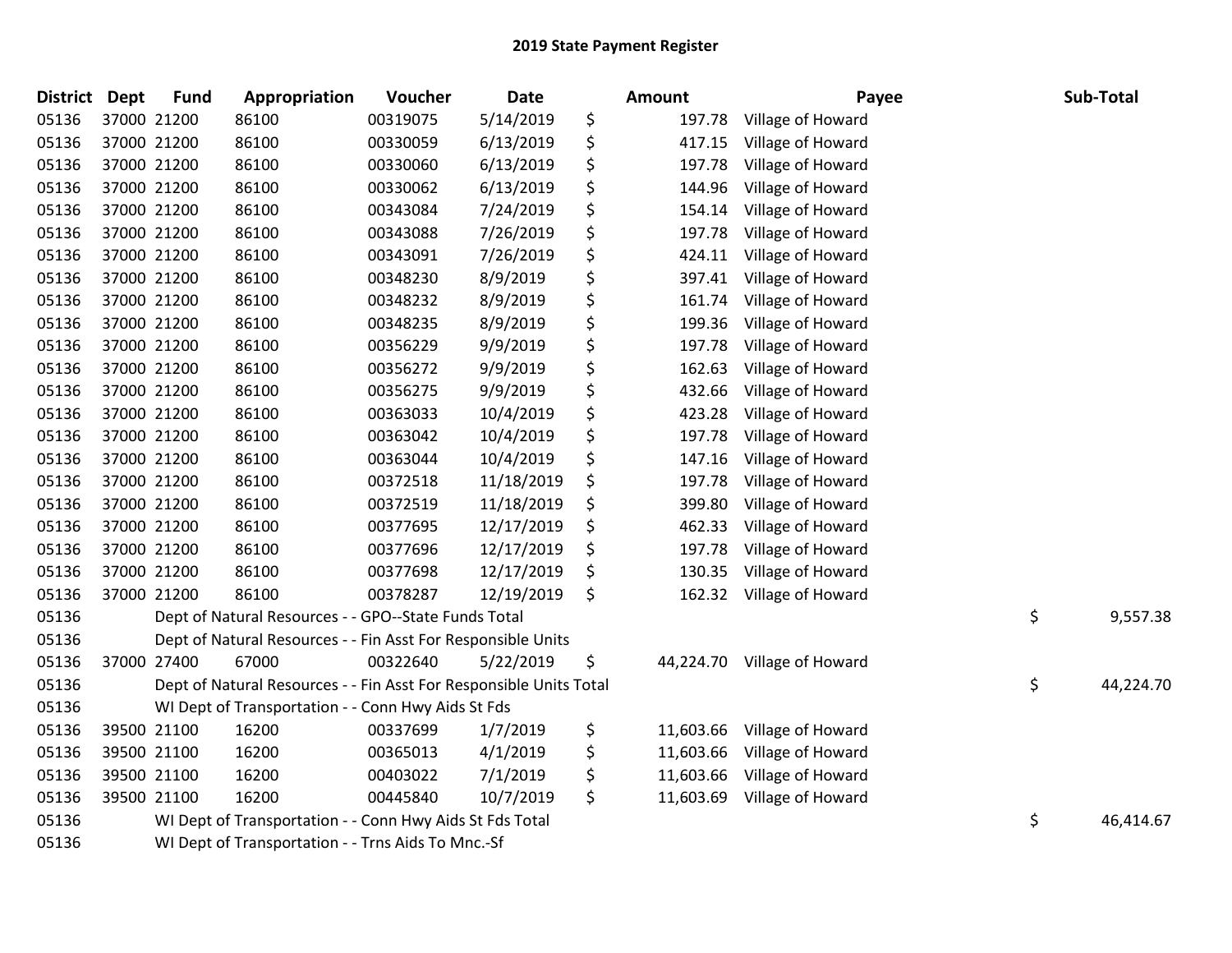# 2019 State Payment Register

| District | Dept | Fund | Appropriation | Voucher | Date | Amount | Payee | Sub-Total |
|---|---|---|---|---|---|---|---|---|
| 05136 | 37000 | 21200 | 86100 | 00319075 | 5/14/2019 | $ 197.78 | Village of Howard | |
| 05136 | 37000 | 21200 | 86100 | 00330059 | 6/13/2019 | $ 417.15 | Village of Howard | |
| 05136 | 37000 | 21200 | 86100 | 00330060 | 6/13/2019 | $ 197.78 | Village of Howard | |
| 05136 | 37000 | 21200 | 86100 | 00330062 | 6/13/2019 | $ 144.96 | Village of Howard | |
| 05136 | 37000 | 21200 | 86100 | 00343084 | 7/24/2019 | $ 154.14 | Village of Howard | |
| 05136 | 37000 | 21200 | 86100 | 00343088 | 7/26/2019 | $ 197.78 | Village of Howard | |
| 05136 | 37000 | 21200 | 86100 | 00343091 | 7/26/2019 | $ 424.11 | Village of Howard | |
| 05136 | 37000 | 21200 | 86100 | 00348230 | 8/9/2019 | $ 397.41 | Village of Howard | |
| 05136 | 37000 | 21200 | 86100 | 00348232 | 8/9/2019 | $ 161.74 | Village of Howard | |
| 05136 | 37000 | 21200 | 86100 | 00348235 | 8/9/2019 | $ 199.36 | Village of Howard | |
| 05136 | 37000 | 21200 | 86100 | 00356229 | 9/9/2019 | $ 197.78 | Village of Howard | |
| 05136 | 37000 | 21200 | 86100 | 00356272 | 9/9/2019 | $ 162.63 | Village of Howard | |
| 05136 | 37000 | 21200 | 86100 | 00356275 | 9/9/2019 | $ 432.66 | Village of Howard | |
| 05136 | 37000 | 21200 | 86100 | 00363033 | 10/4/2019 | $ 423.28 | Village of Howard | |
| 05136 | 37000 | 21200 | 86100 | 00363042 | 10/4/2019 | $ 197.78 | Village of Howard | |
| 05136 | 37000 | 21200 | 86100 | 00363044 | 10/4/2019 | $ 147.16 | Village of Howard | |
| 05136 | 37000 | 21200 | 86100 | 00372518 | 11/18/2019 | $ 197.78 | Village of Howard | |
| 05136 | 37000 | 21200 | 86100 | 00372519 | 11/18/2019 | $ 399.80 | Village of Howard | |
| 05136 | 37000 | 21200 | 86100 | 00377695 | 12/17/2019 | $ 462.33 | Village of Howard | |
| 05136 | 37000 | 21200 | 86100 | 00377696 | 12/17/2019 | $ 197.78 | Village of Howard | |
| 05136 | 37000 | 21200 | 86100 | 00377698 | 12/17/2019 | $ 130.35 | Village of Howard | |
| 05136 | 37000 | 21200 | 86100 | 00378287 | 12/19/2019 | $ 162.32 | Village of Howard | |
| 05136 | Dept of Natural Resources - - GPO--State Funds Total | | | | | | | $ 9,557.38 |
| 05136 | Dept of Natural Resources - - Fin Asst For Responsible Units | | | | | | | |
| 05136 | 37000 | 27400 | 67000 | 00322640 | 5/22/2019 | $ 44,224.70 | Village of Howard | |
| 05136 | Dept of Natural Resources - - Fin Asst For Responsible Units Total | | | | | | | $ 44,224.70 |
| 05136 | WI Dept of Transportation - - Conn Hwy Aids St Fds | | | | | | | |
| 05136 | 39500 | 21100 | 16200 | 00337699 | 1/7/2019 | $ 11,603.66 | Village of Howard | |
| 05136 | 39500 | 21100 | 16200 | 00365013 | 4/1/2019 | $ 11,603.66 | Village of Howard | |
| 05136 | 39500 | 21100 | 16200 | 00403022 | 7/1/2019 | $ 11,603.66 | Village of Howard | |
| 05136 | 39500 | 21100 | 16200 | 00445840 | 10/7/2019 | $ 11,603.69 | Village of Howard | |
| 05136 | WI Dept of Transportation - - Conn Hwy Aids St Fds Total | | | | | | | $ 46,414.67 |
| 05136 | WI Dept of Transportation - - Trns Aids To Mnc.-Sf | | | | | | | |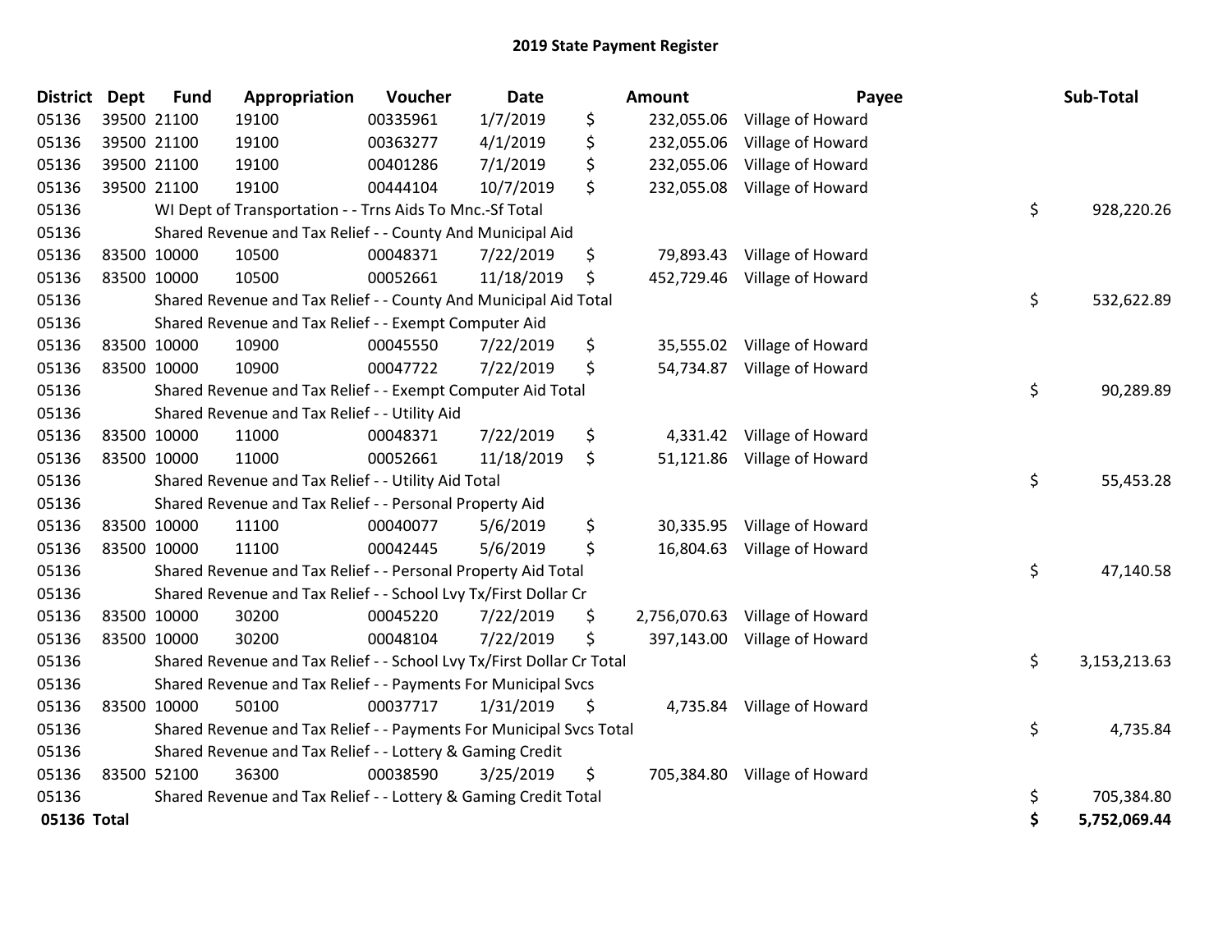# 2019 State Payment Register

| District | Dept | Fund | Appropriation | Voucher | Date | Amount | Payee | Sub-Total |
|---|---|---|---|---|---|---|---|---|
| 05136 | 39500 | 21100 | 19100 | 00335961 | 1/7/2019 | $ 232,055.06 | Village of Howard | |
| 05136 | 39500 | 21100 | 19100 | 00363277 | 4/1/2019 | $ 232,055.06 | Village of Howard | |
| 05136 | 39500 | 21100 | 19100 | 00401286 | 7/1/2019 | $ 232,055.06 | Village of Howard | |
| 05136 | 39500 | 21100 | 19100 | 00444104 | 10/7/2019 | $ 232,055.08 | Village of Howard | |
| 05136 | | WI Dept of Transportation - - Trns Aids To Mnc.-Sf Total | | | | | | $ 928,220.26 |
| 05136 | | Shared Revenue and Tax Relief - - County And Municipal Aid | | | | | | |
| 05136 | 83500 | 10000 | 10500 | 00048371 | 7/22/2019 | $ 79,893.43 | Village of Howard | |
| 05136 | 83500 | 10000 | 10500 | 00052661 | 11/18/2019 | $ 452,729.46 | Village of Howard | |
| 05136 | | Shared Revenue and Tax Relief - - County And Municipal Aid Total | | | | | | $ 532,622.89 |
| 05136 | | Shared Revenue and Tax Relief - - Exempt Computer Aid | | | | | | |
| 05136 | 83500 | 10000 | 10900 | 00045550 | 7/22/2019 | $ 35,555.02 | Village of Howard | |
| 05136 | 83500 | 10000 | 10900 | 00047722 | 7/22/2019 | $ 54,734.87 | Village of Howard | |
| 05136 | | Shared Revenue and Tax Relief - - Exempt Computer Aid Total | | | | | | $ 90,289.89 |
| 05136 | | Shared Revenue and Tax Relief - - Utility Aid | | | | | | |
| 05136 | 83500 | 10000 | 11000 | 00048371 | 7/22/2019 | $ 4,331.42 | Village of Howard | |
| 05136 | 83500 | 10000 | 11000 | 00052661 | 11/18/2019 | $ 51,121.86 | Village of Howard | |
| 05136 | | Shared Revenue and Tax Relief - - Utility Aid Total | | | | | | $ 55,453.28 |
| 05136 | | Shared Revenue and Tax Relief - - Personal Property Aid | | | | | | |
| 05136 | 83500 | 10000 | 11100 | 00040077 | 5/6/2019 | $ 30,335.95 | Village of Howard | |
| 05136 | 83500 | 10000 | 11100 | 00042445 | 5/6/2019 | $ 16,804.63 | Village of Howard | |
| 05136 | | Shared Revenue and Tax Relief - - Personal Property Aid Total | | | | | | $ 47,140.58 |
| 05136 | | Shared Revenue and Tax Relief - - School Lvy Tx/First Dollar Cr | | | | | | |
| 05136 | 83500 | 10000 | 30200 | 00045220 | 7/22/2019 | $ 2,756,070.63 | Village of Howard | |
| 05136 | 83500 | 10000 | 30200 | 00048104 | 7/22/2019 | $ 397,143.00 | Village of Howard | |
| 05136 | | Shared Revenue and Tax Relief - - School Lvy Tx/First Dollar Cr Total | | | | | | $ 3,153,213.63 |
| 05136 | | Shared Revenue and Tax Relief - - Payments For Municipal Svcs | | | | | | |
| 05136 | 83500 | 10000 | 50100 | 00037717 | 1/31/2019 | $ 4,735.84 | Village of Howard | |
| 05136 | | Shared Revenue and Tax Relief - - Payments For Municipal Svcs Total | | | | | | $ 4,735.84 |
| 05136 | | Shared Revenue and Tax Relief - - Lottery & Gaming Credit | | | | | | |
| 05136 | 83500 | 52100 | 36300 | 00038590 | 3/25/2019 | $ 705,384.80 | Village of Howard | |
| 05136 | | Shared Revenue and Tax Relief - - Lottery & Gaming Credit Total | | | | | | $ 705,384.80 |
| **05136 Total** | | | | | | | | **$ 5,752,069.44** |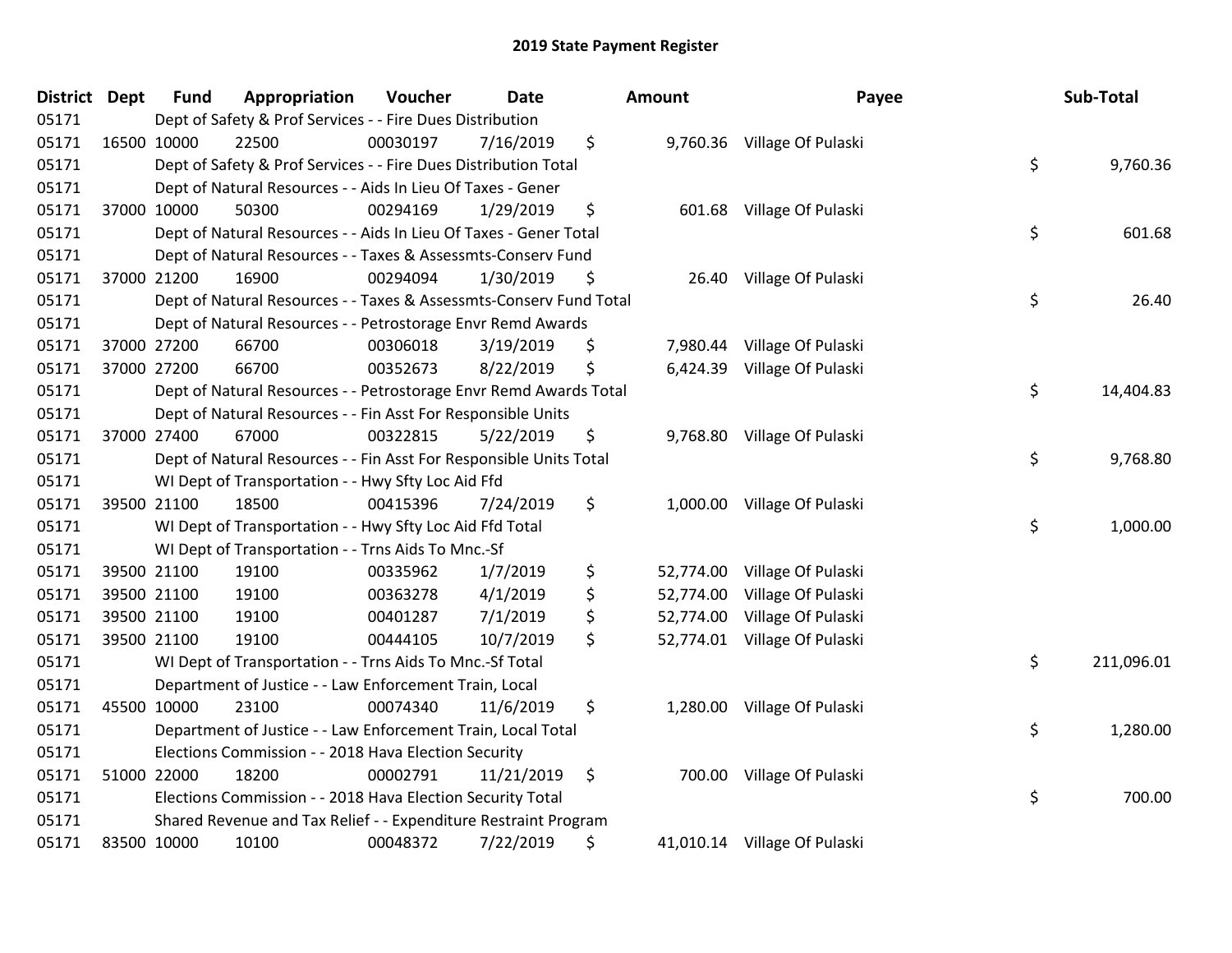# 2019 State Payment Register

| District | Dept | Fund | Appropriation | Voucher | Date | Amount | Payee | Sub-Total |
|---|---|---|---|---|---|---|---|---|
| 05171 | | Dept of Safety & Prof Services - - Fire Dues Distribution | | | | | | |
| 05171 | 16500 | 10000 | 22500 | 00030197 | 7/16/2019 | $ 9,760.36 | Village Of Pulaski | |
| 05171 | | Dept of Safety & Prof Services - - Fire Dues Distribution Total | | | | | | $ 9,760.36 |
| 05171 | | Dept of Natural Resources - - Aids In Lieu Of Taxes - Gener | | | | | | |
| 05171 | 37000 | 10000 | 50300 | 00294169 | 1/29/2019 | $ 601.68 | Village Of Pulaski | |
| 05171 | | Dept of Natural Resources - - Aids In Lieu Of Taxes - Gener Total | | | | | | $ 601.68 |
| 05171 | | Dept of Natural Resources - - Taxes & Assessmts-Conserv Fund | | | | | | |
| 05171 | 37000 | 21200 | 16900 | 00294094 | 1/30/2019 | $ 26.40 | Village Of Pulaski | |
| 05171 | | Dept of Natural Resources - - Taxes & Assessmts-Conserv Fund Total | | | | | | $ 26.40 |
| 05171 | | Dept of Natural Resources - - Petrostorage Envr Remd Awards | | | | | | |
| 05171 | 37000 | 27200 | 66700 | 00306018 | 3/19/2019 | $ 7,980.44 | Village Of Pulaski | |
| 05171 | 37000 | 27200 | 66700 | 00352673 | 8/22/2019 | $ 6,424.39 | Village Of Pulaski | |
| 05171 | | Dept of Natural Resources - - Petrostorage Envr Remd Awards Total | | | | | | $ 14,404.83 |
| 05171 | | Dept of Natural Resources - - Fin Asst For Responsible Units | | | | | | |
| 05171 | 37000 | 27400 | 67000 | 00322815 | 5/22/2019 | $ 9,768.80 | Village Of Pulaski | |
| 05171 | | Dept of Natural Resources - - Fin Asst For Responsible Units Total | | | | | | $ 9,768.80 |
| 05171 | | WI Dept of Transportation - - Hwy Sfty Loc Aid Ffd | | | | | | |
| 05171 | 39500 | 21100 | 18500 | 00415396 | 7/24/2019 | $ 1,000.00 | Village Of Pulaski | |
| 05171 | | WI Dept of Transportation - - Hwy Sfty Loc Aid Ffd Total | | | | | | $ 1,000.00 |
| 05171 | | WI Dept of Transportation - - Trns Aids To Mnc.-Sf | | | | | | |
| 05171 | 39500 | 21100 | 19100 | 00335962 | 1/7/2019 | $ 52,774.00 | Village Of Pulaski | |
| 05171 | 39500 | 21100 | 19100 | 00363278 | 4/1/2019 | $ 52,774.00 | Village Of Pulaski | |
| 05171 | 39500 | 21100 | 19100 | 00401287 | 7/1/2019 | $ 52,774.00 | Village Of Pulaski | |
| 05171 | 39500 | 21100 | 19100 | 00444105 | 10/7/2019 | $ 52,774.01 | Village Of Pulaski | |
| 05171 | | WI Dept of Transportation - - Trns Aids To Mnc.-Sf Total | | | | | | $ 211,096.01 |
| 05171 | | Department of Justice - - Law Enforcement Train, Local | | | | | | |
| 05171 | 45500 | 10000 | 23100 | 00074340 | 11/6/2019 | $ 1,280.00 | Village Of Pulaski | |
| 05171 | | Department of Justice - - Law Enforcement Train, Local Total | | | | | | $ 1,280.00 |
| 05171 | | Elections Commission - - 2018 Hava Election Security | | | | | | |
| 05171 | 51000 | 22000 | 18200 | 00002791 | 11/21/2019 | $ 700.00 | Village Of Pulaski | |
| 05171 | | Elections Commission - - 2018 Hava Election Security Total | | | | | | $ 700.00 |
| 05171 | | Shared Revenue and Tax Relief - - Expenditure Restraint Program | | | | | | |
| 05171 | 83500 | 10000 | 10100 | 00048372 | 7/22/2019 | $ 41,010.14 | Village Of Pulaski | |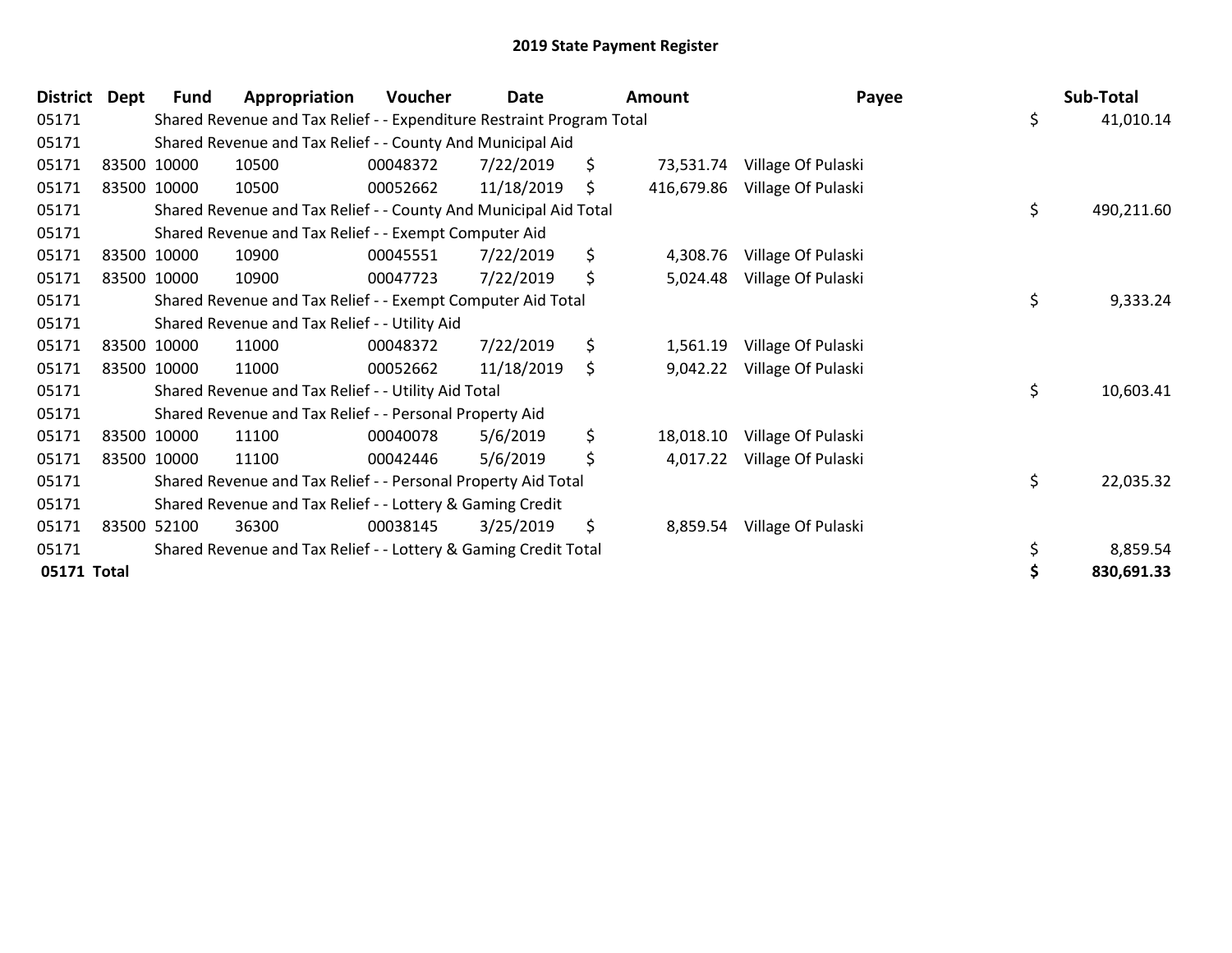# 2019 State Payment Register

| District | Dept | Fund | Appropriation | Voucher | Date | Amount | Payee | Sub-Total |
|---|---|---|---|---|---|---|---|---|
| 05171 | | Shared Revenue and Tax Relief - - Expenditure Restraint Program Total | | | | | | $ 41,010.14 |
| 05171 | | Shared Revenue and Tax Relief - - County And Municipal Aid | | | | | | |
| 05171 | 83500 | 10000 | 10500 | 00048372 | 7/22/2019 | $ 73,531.74 | Village Of Pulaski | |
| 05171 | 83500 | 10000 | 10500 | 00052662 | 11/18/2019 | $ 416,679.86 | Village Of Pulaski | |
| 05171 | | Shared Revenue and Tax Relief - - County And Municipal Aid Total | | | | | | $ 490,211.60 |
| 05171 | | Shared Revenue and Tax Relief - - Exempt Computer Aid | | | | | | |
| 05171 | 83500 | 10000 | 10900 | 00045551 | 7/22/2019 | $ 4,308.76 | Village Of Pulaski | |
| 05171 | 83500 | 10000 | 10900 | 00047723 | 7/22/2019 | $ 5,024.48 | Village Of Pulaski | |
| 05171 | | Shared Revenue and Tax Relief - - Exempt Computer Aid Total | | | | | | $ 9,333.24 |
| 05171 | | Shared Revenue and Tax Relief - - Utility Aid | | | | | | |
| 05171 | 83500 | 10000 | 11000 | 00048372 | 7/22/2019 | $ 1,561.19 | Village Of Pulaski | |
| 05171 | 83500 | 10000 | 11000 | 00052662 | 11/18/2019 | $ 9,042.22 | Village Of Pulaski | |
| 05171 | | Shared Revenue and Tax Relief - - Utility Aid Total | | | | | | $ 10,603.41 |
| 05171 | | Shared Revenue and Tax Relief - - Personal Property Aid | | | | | | |
| 05171 | 83500 | 10000 | 11100 | 00040078 | 5/6/2019 | $ 18,018.10 | Village Of Pulaski | |
| 05171 | 83500 | 10000 | 11100 | 00042446 | 5/6/2019 | $ 4,017.22 | Village Of Pulaski | |
| 05171 | | Shared Revenue and Tax Relief - - Personal Property Aid Total | | | | | | $ 22,035.32 |
| 05171 | | Shared Revenue and Tax Relief - - Lottery & Gaming Credit | | | | | | |
| 05171 | 83500 | 52100 | 36300 | 00038145 | 3/25/2019 | $ 8,859.54 | Village Of Pulaski | |
| 05171 | | Shared Revenue and Tax Relief - - Lottery & Gaming Credit Total | | | | | | $ 8,859.54 |
| **05171 Total** | | | | | | | | **$ 830,691.33** |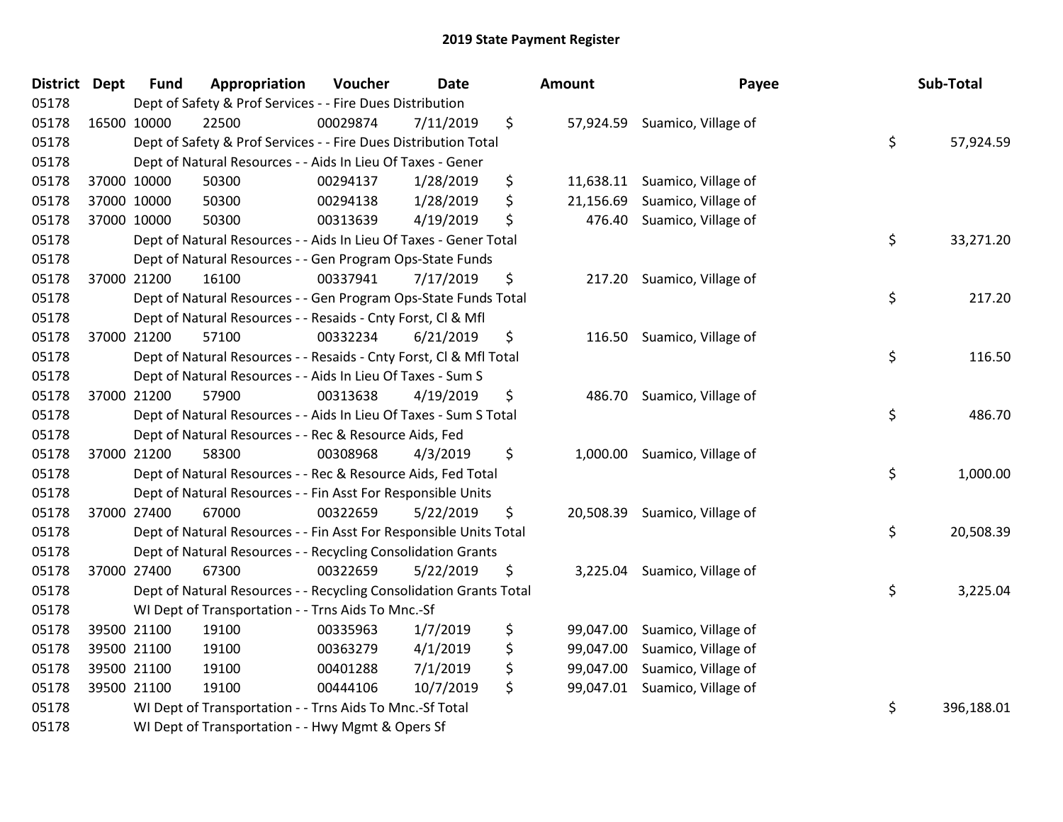# 2019 State Payment Register

| District | Dept | Fund | Appropriation | Voucher | Date | Amount | Payee | Sub-Total |
|---|---|---|---|---|---|---|---|---|
| 05178 | | Dept of Safety & Prof Services - - Fire Dues Distribution | | | | | | |
| 05178 | 16500 | 10000 | 22500 | 00029874 | 7/11/2019 | $ 57,924.59 | Suamico, Village of | |
| 05178 | | Dept of Safety & Prof Services - - Fire Dues Distribution Total | | | | | | $ 57,924.59 |
| 05178 | | Dept of Natural Resources - - Aids In Lieu Of Taxes - Gener | | | | | | |
| 05178 | 37000 | 10000 | 50300 | 00294137 | 1/28/2019 | $ 11,638.11 | Suamico, Village of | |
| 05178 | 37000 | 10000 | 50300 | 00294138 | 1/28/2019 | $ 21,156.69 | Suamico, Village of | |
| 05178 | 37000 | 10000 | 50300 | 00313639 | 4/19/2019 | $ 476.40 | Suamico, Village of | |
| 05178 | | Dept of Natural Resources - - Aids In Lieu Of Taxes - Gener Total | | | | | | $ 33,271.20 |
| 05178 | | Dept of Natural Resources - - Gen Program Ops-State Funds | | | | | | |
| 05178 | 37000 | 21200 | 16100 | 00337941 | 7/17/2019 | $ 217.20 | Suamico, Village of | |
| 05178 | | Dept of Natural Resources - - Gen Program Ops-State Funds Total | | | | | | $ 217.20 |
| 05178 | | Dept of Natural Resources - - Resaids - Cnty Forst, Cl & Mfl | | | | | | |
| 05178 | 37000 | 21200 | 57100 | 00332234 | 6/21/2019 | $ 116.50 | Suamico, Village of | |
| 05178 | | Dept of Natural Resources - - Resaids - Cnty Forst, Cl & Mfl Total | | | | | | $ 116.50 |
| 05178 | | Dept of Natural Resources - - Aids In Lieu Of Taxes - Sum S | | | | | | |
| 05178 | 37000 | 21200 | 57900 | 00313638 | 4/19/2019 | $ 486.70 | Suamico, Village of | |
| 05178 | | Dept of Natural Resources - - Aids In Lieu Of Taxes - Sum S Total | | | | | | $ 486.70 |
| 05178 | | Dept of Natural Resources - - Rec & Resource Aids, Fed | | | | | | |
| 05178 | 37000 | 21200 | 58300 | 00308968 | 4/3/2019 | $ 1,000.00 | Suamico, Village of | |
| 05178 | | Dept of Natural Resources - - Rec & Resource Aids, Fed Total | | | | | | $ 1,000.00 |
| 05178 | | Dept of Natural Resources - - Fin Asst For Responsible Units | | | | | | |
| 05178 | 37000 | 27400 | 67000 | 00322659 | 5/22/2019 | $ 20,508.39 | Suamico, Village of | |
| 05178 | | Dept of Natural Resources - - Fin Asst For Responsible Units Total | | | | | | $ 20,508.39 |
| 05178 | | Dept of Natural Resources - - Recycling Consolidation Grants | | | | | | |
| 05178 | 37000 | 27400 | 67300 | 00322659 | 5/22/2019 | $ 3,225.04 | Suamico, Village of | |
| 05178 | | Dept of Natural Resources - - Recycling Consolidation Grants Total | | | | | | $ 3,225.04 |
| 05178 | | WI Dept of Transportation - - Trns Aids To Mnc.-Sf | | | | | | |
| 05178 | 39500 | 21100 | 19100 | 00335963 | 1/7/2019 | $ 99,047.00 | Suamico, Village of | |
| 05178 | 39500 | 21100 | 19100 | 00363279 | 4/1/2019 | $ 99,047.00 | Suamico, Village of | |
| 05178 | 39500 | 21100 | 19100 | 00401288 | 7/1/2019 | $ 99,047.00 | Suamico, Village of | |
| 05178 | 39500 | 21100 | 19100 | 00444106 | 10/7/2019 | $ 99,047.01 | Suamico, Village of | |
| 05178 | | WI Dept of Transportation - - Trns Aids To Mnc.-Sf Total | | | | | | $ 396,188.01 |
| 05178 | | WI Dept of Transportation - - Hwy Mgmt & Opers Sf | | | | | | |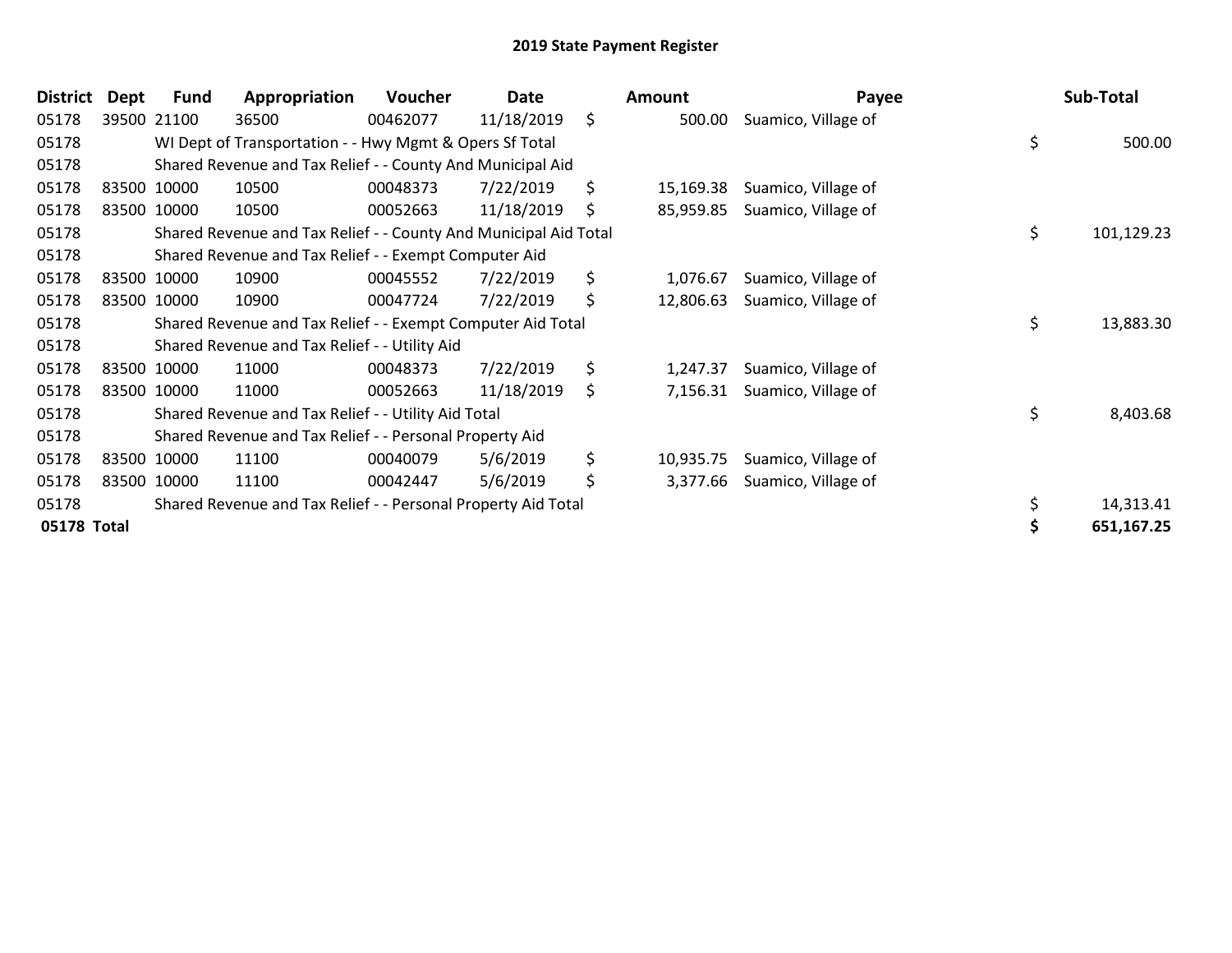# 2019 State Payment Register

| District | Dept | Fund | Appropriation | Voucher | Date | Amount | Payee | Sub-Total |
|---|---|---|---|---|---|---|---|---|
| 05178 | 39500 | 21100 | 36500 | 00462077 | 11/18/2019 | $ 500.00 | Suamico, Village of | |
| 05178 | | WI Dept of Transportation - - Hwy Mgmt & Opers Sf Total | | | | | | $ 500.00 |
| 05178 | | Shared Revenue and Tax Relief - - County And Municipal Aid | | | | | | |
| 05178 | 83500 | 10000 | 10500 | 00048373 | 7/22/2019 | $ 15,169.38 | Suamico, Village of | |
| 05178 | 83500 | 10000 | 10500 | 00052663 | 11/18/2019 | $ 85,959.85 | Suamico, Village of | |
| 05178 | | Shared Revenue and Tax Relief - - County And Municipal Aid Total | | | | | | $ 101,129.23 |
| 05178 | | Shared Revenue and Tax Relief - - Exempt Computer Aid | | | | | | |
| 05178 | 83500 | 10000 | 10900 | 00045552 | 7/22/2019 | $ 1,076.67 | Suamico, Village of | |
| 05178 | 83500 | 10000 | 10900 | 00047724 | 7/22/2019 | $ 12,806.63 | Suamico, Village of | |
| 05178 | | Shared Revenue and Tax Relief - - Exempt Computer Aid Total | | | | | | $ 13,883.30 |
| 05178 | | Shared Revenue and Tax Relief - - Utility Aid | | | | | | |
| 05178 | 83500 | 10000 | 11000 | 00048373 | 7/22/2019 | $ 1,247.37 | Suamico, Village of | |
| 05178 | 83500 | 10000 | 11000 | 00052663 | 11/18/2019 | $ 7,156.31 | Suamico, Village of | |
| 05178 | | Shared Revenue and Tax Relief - - Utility Aid Total | | | | | | $ 8,403.68 |
| 05178 | | Shared Revenue and Tax Relief - - Personal Property Aid | | | | | | |
| 05178 | 83500 | 10000 | 11100 | 00040079 | 5/6/2019 | $ 10,935.75 | Suamico, Village of | |
| 05178 | 83500 | 10000 | 11100 | 00042447 | 5/6/2019 | $ 3,377.66 | Suamico, Village of | |
| 05178 | | Shared Revenue and Tax Relief - - Personal Property Aid Total | | | | | | $ 14,313.41 |
| **05178 Total** | | | | | | | | **$ 651,167.25** |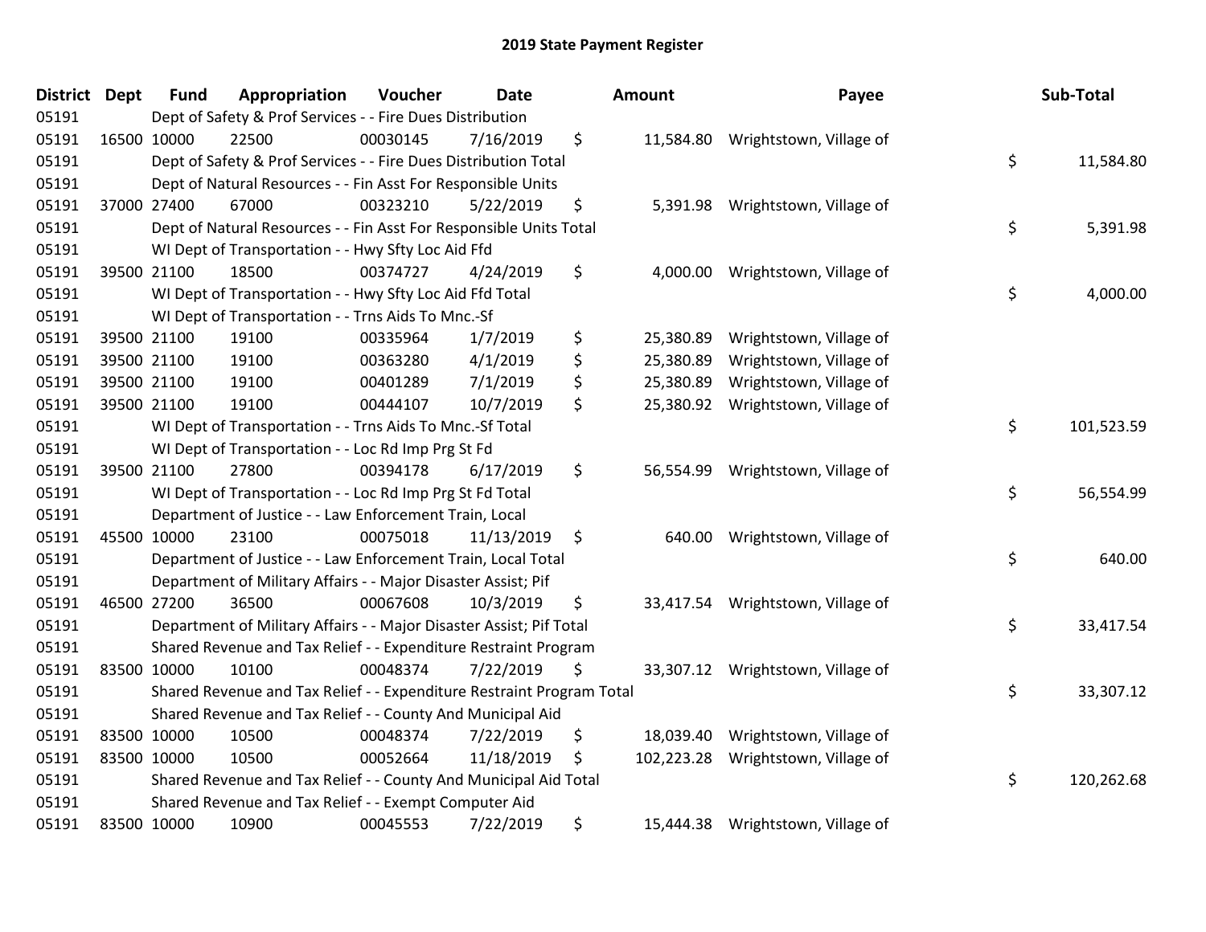# 2019 State Payment Register

| District | Dept | Fund | Appropriation | Voucher | Date | Amount | Payee | Sub-Total |
|---|---|---|---|---|---|---|---|---|
| 05191 | | Dept of Safety & Prof Services - - Fire Dues Distribution | | | | | | |
| 05191 | 16500 | 10000 | 22500 | 00030145 | 7/16/2019 | $ 11,584.80 | Wrightstown, Village of | |
| 05191 | | Dept of Safety & Prof Services - - Fire Dues Distribution Total | | | | | | $ 11,584.80 |
| 05191 | | Dept of Natural Resources - - Fin Asst For Responsible Units | | | | | | |
| 05191 | 37000 | 27400 | 67000 | 00323210 | 5/22/2019 | $ 5,391.98 | Wrightstown, Village of | |
| 05191 | | Dept of Natural Resources - - Fin Asst For Responsible Units Total | | | | | | $ 5,391.98 |
| 05191 | | WI Dept of Transportation - - Hwy Sfty Loc Aid Ffd | | | | | | |
| 05191 | 39500 | 21100 | 18500 | 00374727 | 4/24/2019 | $ 4,000.00 | Wrightstown, Village of | |
| 05191 | | WI Dept of Transportation - - Hwy Sfty Loc Aid Ffd Total | | | | | | $ 4,000.00 |
| 05191 | | WI Dept of Transportation - - Trns Aids To Mnc.-Sf | | | | | | |
| 05191 | 39500 | 21100 | 19100 | 00335964 | 1/7/2019 | $ 25,380.89 | Wrightstown, Village of | |
| 05191 | 39500 | 21100 | 19100 | 00363280 | 4/1/2019 | $ 25,380.89 | Wrightstown, Village of | |
| 05191 | 39500 | 21100 | 19100 | 00401289 | 7/1/2019 | $ 25,380.89 | Wrightstown, Village of | |
| 05191 | 39500 | 21100 | 19100 | 00444107 | 10/7/2019 | $ 25,380.92 | Wrightstown, Village of | |
| 05191 | | WI Dept of Transportation - - Trns Aids To Mnc.-Sf Total | | | | | | $ 101,523.59 |
| 05191 | | WI Dept of Transportation - - Loc Rd Imp Prg St Fd | | | | | | |
| 05191 | 39500 | 21100 | 27800 | 00394178 | 6/17/2019 | $ 56,554.99 | Wrightstown, Village of | |
| 05191 | | WI Dept of Transportation - - Loc Rd Imp Prg St Fd Total | | | | | | $ 56,554.99 |
| 05191 | | Department of Justice - - Law Enforcement Train, Local | | | | | | |
| 05191 | 45500 | 10000 | 23100 | 00075018 | 11/13/2019 | $ 640.00 | Wrightstown, Village of | |
| 05191 | | Department of Justice - - Law Enforcement Train, Local Total | | | | | | $ 640.00 |
| 05191 | | Department of Military Affairs - - Major Disaster Assist; Pif | | | | | | |
| 05191 | 46500 | 27200 | 36500 | 00067608 | 10/3/2019 | $ 33,417.54 | Wrightstown, Village of | |
| 05191 | | Department of Military Affairs - - Major Disaster Assist; Pif Total | | | | | | $ 33,417.54 |
| 05191 | | Shared Revenue and Tax Relief - - Expenditure Restraint Program | | | | | | |
| 05191 | 83500 | 10000 | 10100 | 00048374 | 7/22/2019 | $ 33,307.12 | Wrightstown, Village of | |
| 05191 | | Shared Revenue and Tax Relief - - Expenditure Restraint Program Total | | | | | | $ 33,307.12 |
| 05191 | | Shared Revenue and Tax Relief - - County And Municipal Aid | | | | | | |
| 05191 | 83500 | 10000 | 10500 | 00048374 | 7/22/2019 | $ 18,039.40 | Wrightstown, Village of | |
| 05191 | 83500 | 10000 | 10500 | 00052664 | 11/18/2019 | $ 102,223.28 | Wrightstown, Village of | |
| 05191 | | Shared Revenue and Tax Relief - - County And Municipal Aid Total | | | | | | $ 120,262.68 |
| 05191 | | Shared Revenue and Tax Relief - - Exempt Computer Aid | | | | | | |
| 05191 | 83500 | 10000 | 10900 | 00045553 | 7/22/2019 | $ 15,444.38 | Wrightstown, Village of | |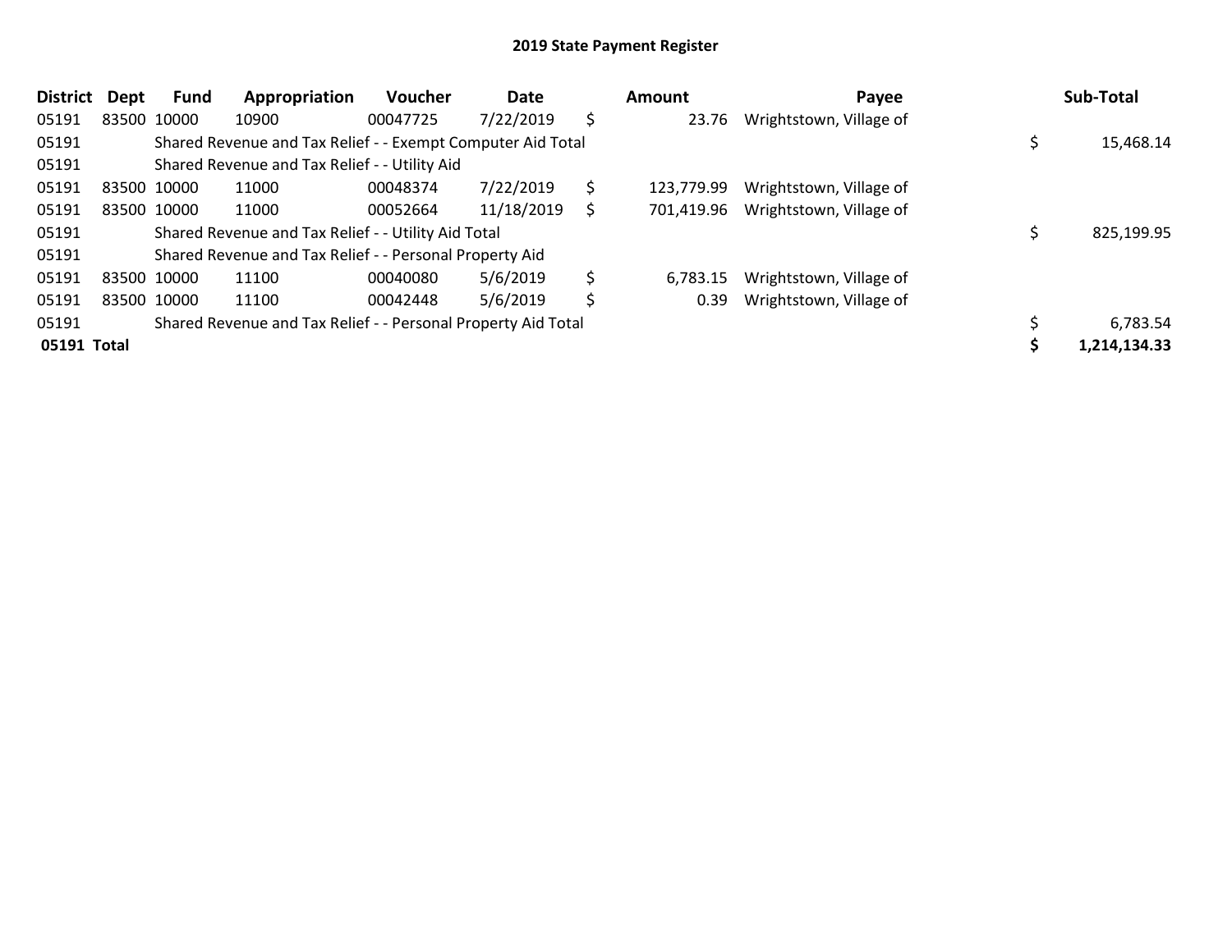# 2019 State Payment Register

| District | Dept | Fund | Appropriation | Voucher | Date | Amount | Payee | Sub-Total |
|---|---|---|---|---|---|---|---|---|
| 05191 | 83500 | 10000 | 10900 | 00047725 | 7/22/2019 | $ 23.76 | Wrightstown, Village of | |
| 05191 | | Shared Revenue and Tax Relief - - Exempt Computer Aid Total | | | | | | $ 15,468.14 |
| 05191 | | Shared Revenue and Tax Relief - - Utility Aid | | | | | | |
| 05191 | 83500 | 10000 | 11000 | 00048374 | 7/22/2019 | $ 123,779.99 | Wrightstown, Village of | |
| 05191 | 83500 | 10000 | 11000 | 00052664 | 11/18/2019 | $ 701,419.96 | Wrightstown, Village of | |
| 05191 | | Shared Revenue and Tax Relief - - Utility Aid Total | | | | | | $ 825,199.95 |
| 05191 | | Shared Revenue and Tax Relief - - Personal Property Aid | | | | | | |
| 05191 | 83500 | 10000 | 11100 | 00040080 | 5/6/2019 | $ 6,783.15 | Wrightstown, Village of | |
| 05191 | 83500 | 10000 | 11100 | 00042448 | 5/6/2019 | $ 0.39 | Wrightstown, Village of | |
| 05191 | | Shared Revenue and Tax Relief - - Personal Property Aid Total | | | | | | $ 6,783.54 |
| **05191** | **Total** | | | | | | | **$ 1,214,134.33** |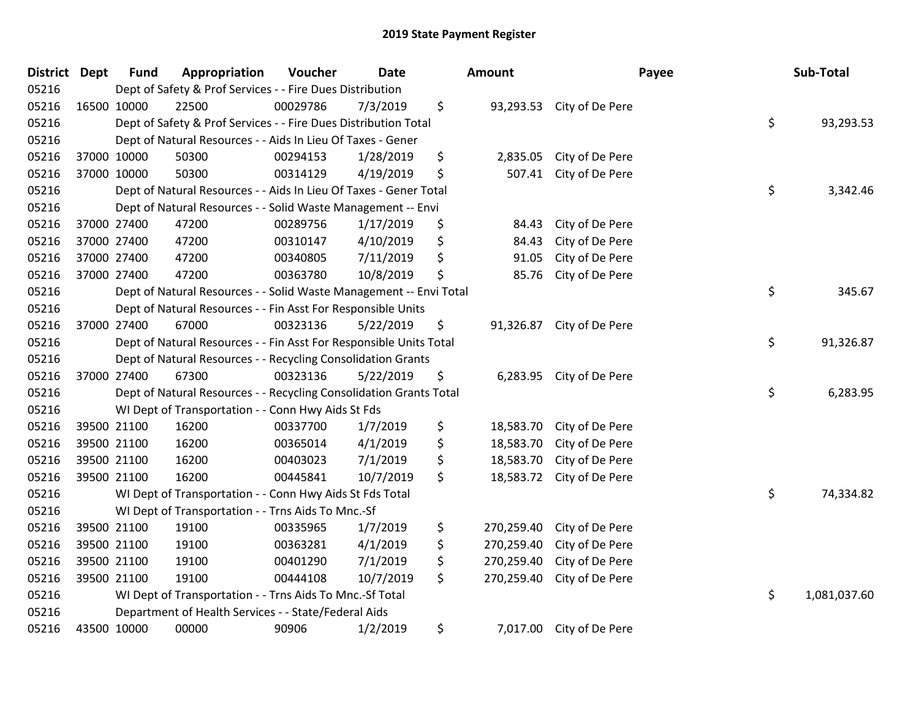# 2019 State Payment Register

| District | Dept | Fund | Appropriation | Voucher | Date | Amount | Payee | Sub-Total |
|---|---|---|---|---|---|---|---|---|
| 05216 | | Dept of Safety & Prof Services - - Fire Dues Distribution | | | | | | |
| 05216 | 16500 | 10000 | 22500 | 00029786 | 7/3/2019 | $ 93,293.53 | City of De Pere | |
| 05216 | | Dept of Safety & Prof Services - - Fire Dues Distribution Total | | | | | | $ 93,293.53 |
| 05216 | | Dept of Natural Resources - - Aids In Lieu Of Taxes - Gener | | | | | | |
| 05216 | 37000 | 10000 | 50300 | 00294153 | 1/28/2019 | $ 2,835.05 | City of De Pere | |
| 05216 | 37000 | 10000 | 50300 | 00314129 | 4/19/2019 | $ 507.41 | City of De Pere | |
| 05216 | | Dept of Natural Resources - - Aids In Lieu Of Taxes - Gener Total | | | | | | $ 3,342.46 |
| 05216 | | Dept of Natural Resources - - Solid Waste Management -- Envi | | | | | | |
| 05216 | 37000 | 27400 | 47200 | 00289756 | 1/17/2019 | $ 84.43 | City of De Pere | |
| 05216 | 37000 | 27400 | 47200 | 00310147 | 4/10/2019 | $ 84.43 | City of De Pere | |
| 05216 | 37000 | 27400 | 47200 | 00340805 | 7/11/2019 | $ 91.05 | City of De Pere | |
| 05216 | 37000 | 27400 | 47200 | 00363780 | 10/8/2019 | $ 85.76 | City of De Pere | |
| 05216 | | Dept of Natural Resources - - Solid Waste Management -- Envi Total | | | | | | $ 345.67 |
| 05216 | | Dept of Natural Resources - - Fin Asst For Responsible Units | | | | | | |
| 05216 | 37000 | 27400 | 67000 | 00323136 | 5/22/2019 | $ 91,326.87 | City of De Pere | |
| 05216 | | Dept of Natural Resources - - Fin Asst For Responsible Units Total | | | | | | $ 91,326.87 |
| 05216 | | Dept of Natural Resources - - Recycling Consolidation Grants | | | | | | |
| 05216 | 37000 | 27400 | 67300 | 00323136 | 5/22/2019 | $ 6,283.95 | City of De Pere | |
| 05216 | | Dept of Natural Resources - - Recycling Consolidation Grants Total | | | | | | $ 6,283.95 |
| 05216 | | WI Dept of Transportation - - Conn Hwy Aids St Fds | | | | | | |
| 05216 | 39500 | 21100 | 16200 | 00337700 | 1/7/2019 | $ 18,583.70 | City of De Pere | |
| 05216 | 39500 | 21100 | 16200 | 00365014 | 4/1/2019 | $ 18,583.70 | City of De Pere | |
| 05216 | 39500 | 21100 | 16200 | 00403023 | 7/1/2019 | $ 18,583.70 | City of De Pere | |
| 05216 | 39500 | 21100 | 16200 | 00445841 | 10/7/2019 | $ 18,583.72 | City of De Pere | |
| 05216 | | WI Dept of Transportation - - Conn Hwy Aids St Fds Total | | | | | | $ 74,334.82 |
| 05216 | | WI Dept of Transportation - - Trns Aids To Mnc.-Sf | | | | | | |
| 05216 | 39500 | 21100 | 19100 | 00335965 | 1/7/2019 | $ 270,259.40 | City of De Pere | |
| 05216 | 39500 | 21100 | 19100 | 00363281 | 4/1/2019 | $ 270,259.40 | City of De Pere | |
| 05216 | 39500 | 21100 | 19100 | 00401290 | 7/1/2019 | $ 270,259.40 | City of De Pere | |
| 05216 | 39500 | 21100 | 19100 | 00444108 | 10/7/2019 | $ 270,259.40 | City of De Pere | |
| 05216 | | WI Dept of Transportation - - Trns Aids To Mnc.-Sf Total | | | | | | $ 1,081,037.60 |
| 05216 | | Department of Health Services - - State/Federal Aids | | | | | | |
| 05216 | 43500 | 10000 | 00000 | 90906 | 1/2/2019 | $ 7,017.00 | City of De Pere | |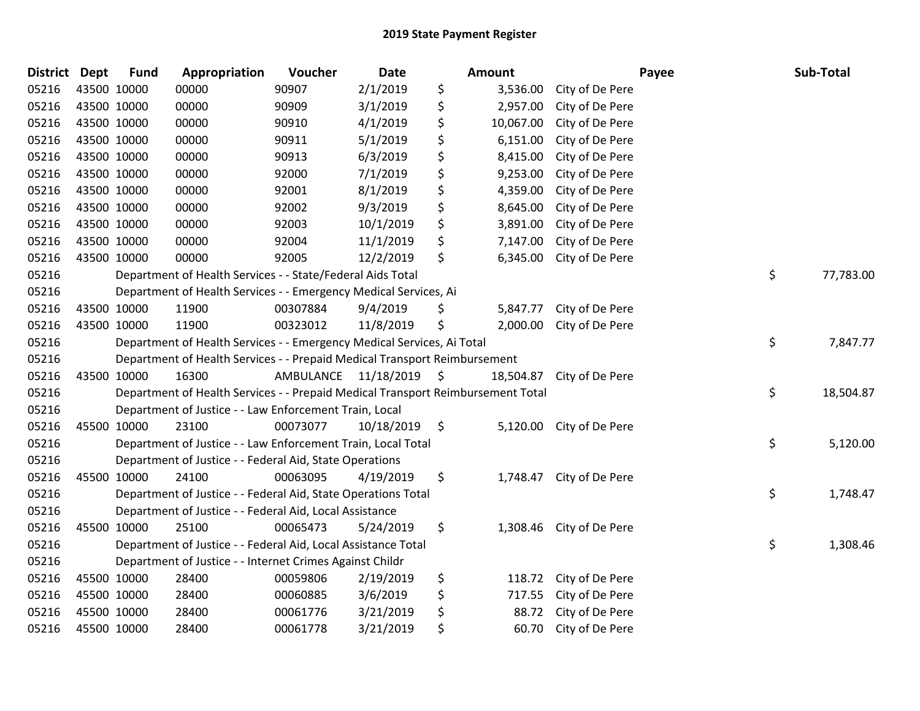# 2019 State Payment Register

| District | Dept | Fund | Appropriation | Voucher | Date | Amount | Payee | Sub-Total |
|---|---|---|---|---|---|---|---|---|
| 05216 | 43500 | 10000 | 00000 | 90907 | 2/1/2019 | $ 3,536.00 | City of De Pere | |
| 05216 | 43500 | 10000 | 00000 | 90909 | 3/1/2019 | $ 2,957.00 | City of De Pere | |
| 05216 | 43500 | 10000 | 00000 | 90910 | 4/1/2019 | $ 10,067.00 | City of De Pere | |
| 05216 | 43500 | 10000 | 00000 | 90911 | 5/1/2019 | $ 6,151.00 | City of De Pere | |
| 05216 | 43500 | 10000 | 00000 | 90913 | 6/3/2019 | $ 8,415.00 | City of De Pere | |
| 05216 | 43500 | 10000 | 00000 | 92000 | 7/1/2019 | $ 9,253.00 | City of De Pere | |
| 05216 | 43500 | 10000 | 00000 | 92001 | 8/1/2019 | $ 4,359.00 | City of De Pere | |
| 05216 | 43500 | 10000 | 00000 | 92002 | 9/3/2019 | $ 8,645.00 | City of De Pere | |
| 05216 | 43500 | 10000 | 00000 | 92003 | 10/1/2019 | $ 3,891.00 | City of De Pere | |
| 05216 | 43500 | 10000 | 00000 | 92004 | 11/1/2019 | $ 7,147.00 | City of De Pere | |
| 05216 | 43500 | 10000 | 00000 | 92005 | 12/2/2019 | $ 6,345.00 | City of De Pere | |
| 05216 | | Department of Health Services - - State/Federal Aids Total | | | | | | $ 77,783.00 |
| 05216 | | Department of Health Services - - Emergency Medical Services, Ai | | | | | | |
| 05216 | 43500 | 10000 | 11900 | 00307884 | 9/4/2019 | $ 5,847.77 | City of De Pere | |
| 05216 | 43500 | 10000 | 11900 | 00323012 | 11/8/2019 | $ 2,000.00 | City of De Pere | |
| 05216 | | Department of Health Services - - Emergency Medical Services, Ai Total | | | | | | $ 7,847.77 |
| 05216 | | Department of Health Services - - Prepaid Medical Transport Reimbursement | | | | | | |
| 05216 | 43500 | 10000 | 16300 | AMBULANCE | 11/18/2019 | $ 18,504.87 | City of De Pere | |
| 05216 | | Department of Health Services - - Prepaid Medical Transport Reimbursement Total | | | | | | $ 18,504.87 |
| 05216 | | Department of Justice - - Law Enforcement Train, Local | | | | | | |
| 05216 | 45500 | 10000 | 23100 | 00073077 | 10/18/2019 | $ 5,120.00 | City of De Pere | |
| 05216 | | Department of Justice - - Law Enforcement Train, Local Total | | | | | | $ 5,120.00 |
| 05216 | | Department of Justice - - Federal Aid, State Operations | | | | | | |
| 05216 | 45500 | 10000 | 24100 | 00063095 | 4/19/2019 | $ 1,748.47 | City of De Pere | |
| 05216 | | Department of Justice - - Federal Aid, State Operations Total | | | | | | $ 1,748.47 |
| 05216 | | Department of Justice - - Federal Aid, Local Assistance | | | | | | |
| 05216 | 45500 | 10000 | 25100 | 00065473 | 5/24/2019 | $ 1,308.46 | City of De Pere | |
| 05216 | | Department of Justice - - Federal Aid, Local Assistance Total | | | | | | $ 1,308.46 |
| 05216 | | Department of Justice - - Internet Crimes Against Childr | | | | | | |
| 05216 | 45500 | 10000 | 28400 | 00059806 | 2/19/2019 | $ 118.72 | City of De Pere | |
| 05216 | 45500 | 10000 | 28400 | 00060885 | 3/6/2019 | $ 717.55 | City of De Pere | |
| 05216 | 45500 | 10000 | 28400 | 00061776 | 3/21/2019 | $ 88.72 | City of De Pere | |
| 05216 | 45500 | 10000 | 28400 | 00061778 | 3/21/2019 | $ 60.70 | City of De Pere | |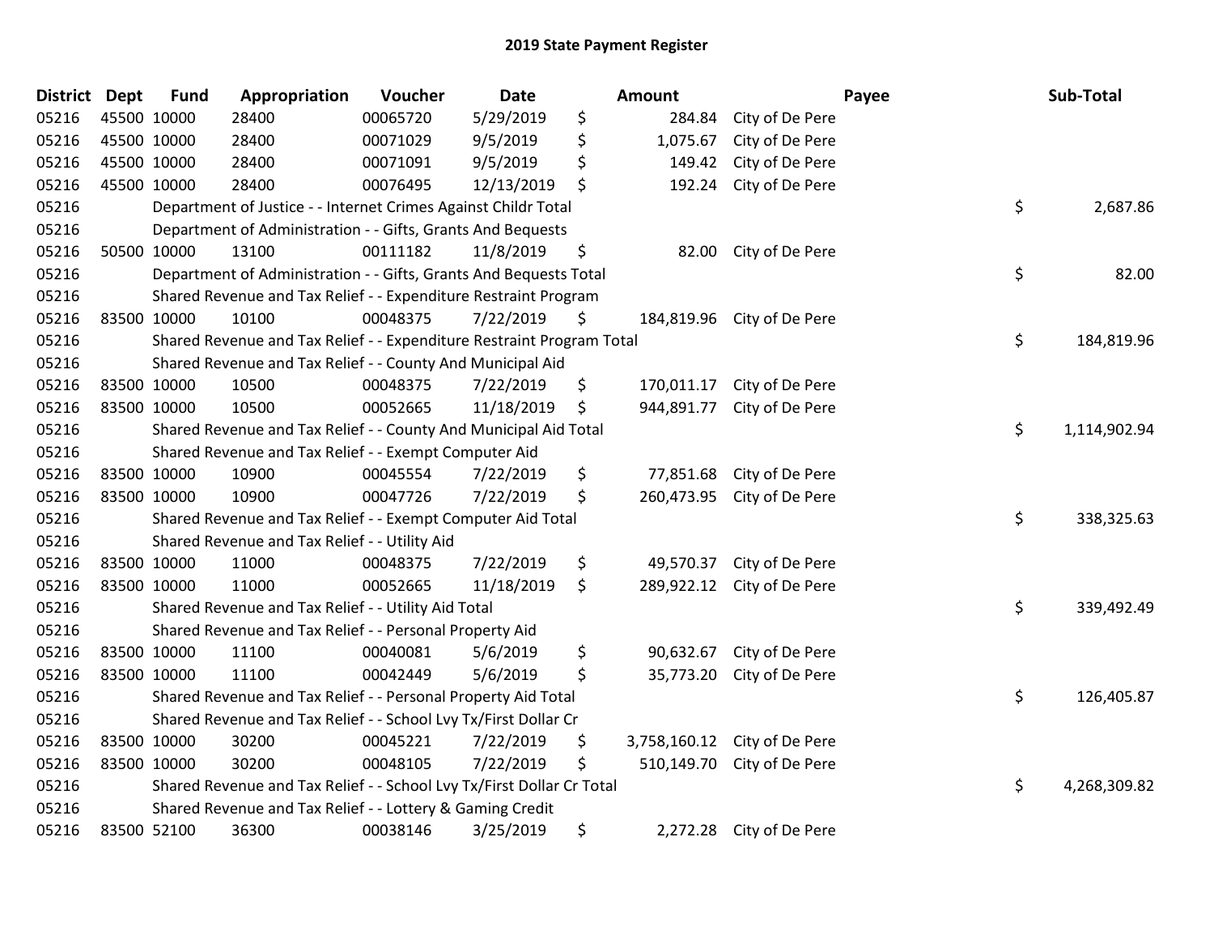# 2019 State Payment Register

| District | Dept | Fund | Appropriation | Voucher | Date | Amount | Payee | Sub-Total |
|---|---|---|---|---|---|---|---|---|
| 05216 | 45500 | 10000 | 28400 | 00065720 | 5/29/2019 | $ 284.84 | City of De Pere | |
| 05216 | 45500 | 10000 | 28400 | 00071029 | 9/5/2019 | $ 1,075.67 | City of De Pere | |
| 05216 | 45500 | 10000 | 28400 | 00071091 | 9/5/2019 | $ 149.42 | City of De Pere | |
| 05216 | 45500 | 10000 | 28400 | 00076495 | 12/13/2019 | $ 192.24 | City of De Pere | |
| 05216 | | Department of Justice - - Internet Crimes Against Childr Total | | | | | | $ 2,687.86 |
| 05216 | | Department of Administration - - Gifts, Grants And Bequests | | | | | | |
| 05216 | 50500 | 10000 | 13100 | 00111182 | 11/8/2019 | $ 82.00 | City of De Pere | |
| 05216 | | Department of Administration - - Gifts, Grants And Bequests Total | | | | | | $ 82.00 |
| 05216 | | Shared Revenue and Tax Relief - - Expenditure Restraint Program | | | | | | |
| 05216 | 83500 | 10000 | 10100 | 00048375 | 7/22/2019 | $ 184,819.96 | City of De Pere | |
| 05216 | | Shared Revenue and Tax Relief - - Expenditure Restraint Program Total | | | | | | $ 184,819.96 |
| 05216 | | Shared Revenue and Tax Relief - - County And Municipal Aid | | | | | | |
| 05216 | 83500 | 10000 | 10500 | 00048375 | 7/22/2019 | $ 170,011.17 | City of De Pere | |
| 05216 | 83500 | 10000 | 10500 | 00052665 | 11/18/2019 | $ 944,891.77 | City of De Pere | |
| 05216 | | Shared Revenue and Tax Relief - - County And Municipal Aid Total | | | | | | $ 1,114,902.94 |
| 05216 | | Shared Revenue and Tax Relief - - Exempt Computer Aid | | | | | | |
| 05216 | 83500 | 10000 | 10900 | 00045554 | 7/22/2019 | $ 77,851.68 | City of De Pere | |
| 05216 | 83500 | 10000 | 10900 | 00047726 | 7/22/2019 | $ 260,473.95 | City of De Pere | |
| 05216 | | Shared Revenue and Tax Relief - - Exempt Computer Aid Total | | | | | | $ 338,325.63 |
| 05216 | | Shared Revenue and Tax Relief - - Utility Aid | | | | | | |
| 05216 | 83500 | 10000 | 11000 | 00048375 | 7/22/2019 | $ 49,570.37 | City of De Pere | |
| 05216 | 83500 | 10000 | 11000 | 00052665 | 11/18/2019 | $ 289,922.12 | City of De Pere | |
| 05216 | | Shared Revenue and Tax Relief - - Utility Aid Total | | | | | | $ 339,492.49 |
| 05216 | | Shared Revenue and Tax Relief - - Personal Property Aid | | | | | | |
| 05216 | 83500 | 10000 | 11100 | 00040081 | 5/6/2019 | $ 90,632.67 | City of De Pere | |
| 05216 | 83500 | 10000 | 11100 | 00042449 | 5/6/2019 | $ 35,773.20 | City of De Pere | |
| 05216 | | Shared Revenue and Tax Relief - - Personal Property Aid Total | | | | | | $ 126,405.87 |
| 05216 | | Shared Revenue and Tax Relief - - School Lvy Tx/First Dollar Cr | | | | | | |
| 05216 | 83500 | 10000 | 30200 | 00045221 | 7/22/2019 | $ 3,758,160.12 | City of De Pere | |
| 05216 | 83500 | 10000 | 30200 | 00048105 | 7/22/2019 | $ 510,149.70 | City of De Pere | |
| 05216 | | Shared Revenue and Tax Relief - - School Lvy Tx/First Dollar Cr Total | | | | | | $ 4,268,309.82 |
| 05216 | | Shared Revenue and Tax Relief - - Lottery & Gaming Credit | | | | | | |
| 05216 | 83500 | 52100 | 36300 | 00038146 | 3/25/2019 | $ 2,272.28 | City of De Pere | |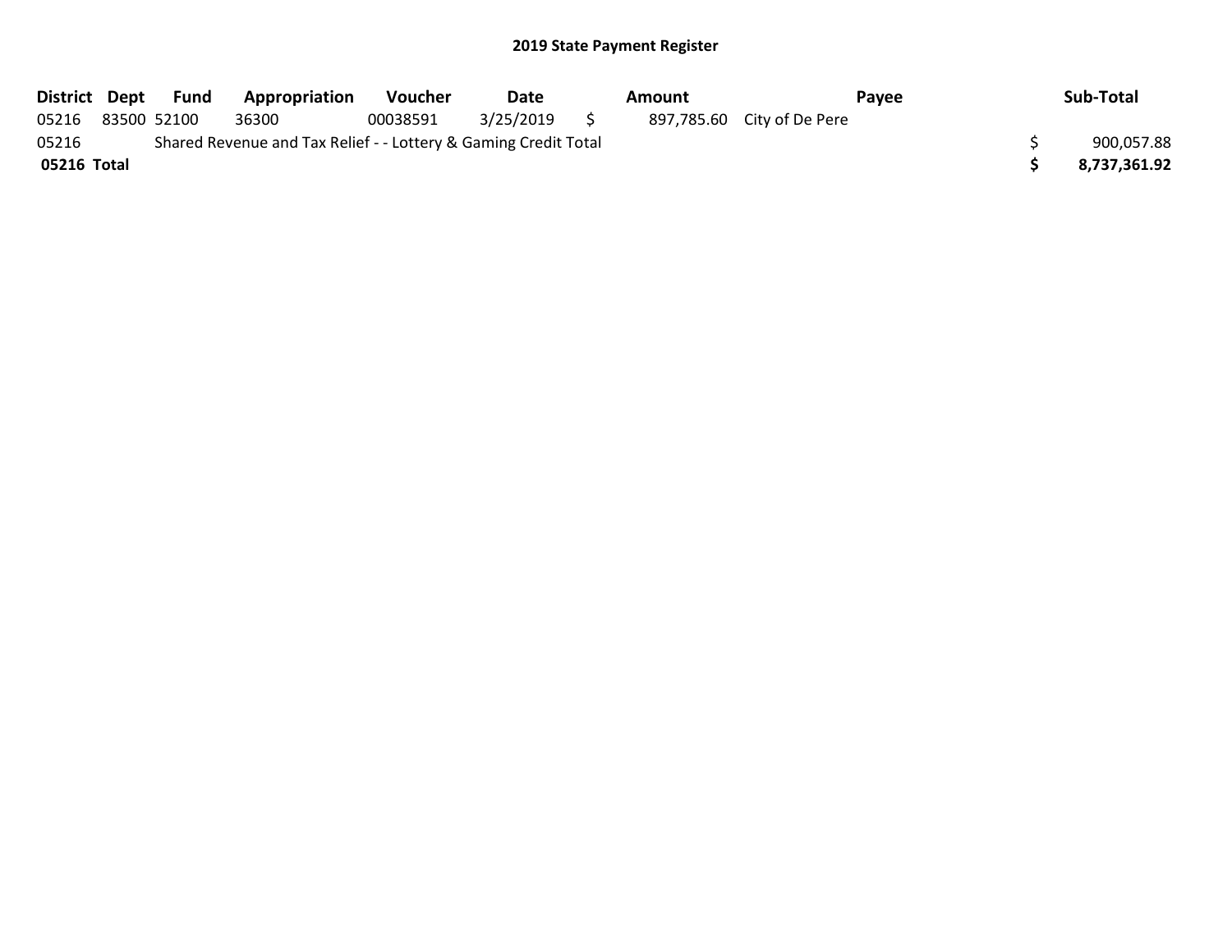## 2019 State Payment Register

| District | Dept | Fund | Appropriation | Voucher | Date | Amount | Payee | Sub-Total |
|---|---|---|---|---|---|---|---|---|
| 05216 | 83500 | 52100 | 36300 | 00038591 | 3/25/2019 | $ 897,785.60 | City of De Pere | |
| 05216 | | Shared Revenue and Tax Relief - - Lottery & Gaming Credit Total | | | | | | $ 900,057.88 |
| **05216 Total** | | | | | | | | **$ 8,737,361.92** |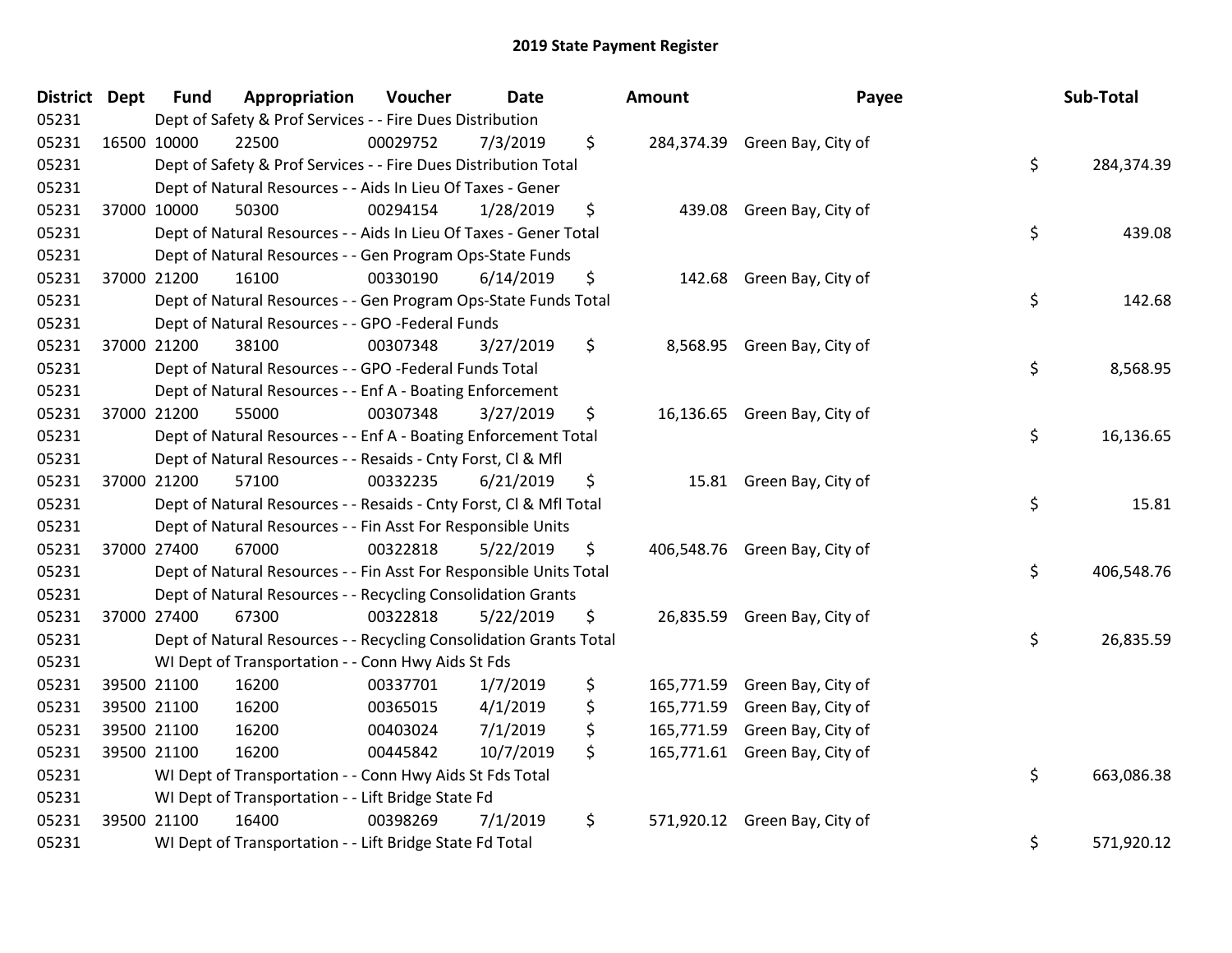# 2019 State Payment Register

| District | Dept | Fund | Appropriation | Voucher | Date | Amount | Payee | Sub-Total |
|---|---|---|---|---|---|---|---|---|
| 05231 | | Dept of Safety & Prof Services - - Fire Dues Distribution | | | | | | |
| 05231 | 16500 | 10000 | 22500 | 00029752 | 7/3/2019 | $ 284,374.39 | Green Bay, City of | |
| 05231 | | Dept of Safety & Prof Services - - Fire Dues Distribution Total | | | | | | $ 284,374.39 |
| 05231 | | Dept of Natural Resources - - Aids In Lieu Of Taxes - Gener | | | | | | |
| 05231 | 37000 | 10000 | 50300 | 00294154 | 1/28/2019 | $ 439.08 | Green Bay, City of | |
| 05231 | | Dept of Natural Resources - - Aids In Lieu Of Taxes - Gener Total | | | | | | $ 439.08 |
| 05231 | | Dept of Natural Resources - - Gen Program Ops-State Funds | | | | | | |
| 05231 | 37000 | 21200 | 16100 | 00330190 | 6/14/2019 | $ 142.68 | Green Bay, City of | |
| 05231 | | Dept of Natural Resources - - Gen Program Ops-State Funds Total | | | | | | $ 142.68 |
| 05231 | | Dept of Natural Resources - - GPO -Federal Funds | | | | | | |
| 05231 | 37000 | 21200 | 38100 | 00307348 | 3/27/2019 | $ 8,568.95 | Green Bay, City of | |
| 05231 | | Dept of Natural Resources - - GPO -Federal Funds Total | | | | | | $ 8,568.95 |
| 05231 | | Dept of Natural Resources - - Enf A - Boating Enforcement | | | | | | |
| 05231 | 37000 | 21200 | 55000 | 00307348 | 3/27/2019 | $ 16,136.65 | Green Bay, City of | |
| 05231 | | Dept of Natural Resources - - Enf A - Boating Enforcement Total | | | | | | $ 16,136.65 |
| 05231 | | Dept of Natural Resources - - Resaids - Cnty Forst, Cl & Mfl | | | | | | |
| 05231 | 37000 | 21200 | 57100 | 00332235 | 6/21/2019 | $ 15.81 | Green Bay, City of | |
| 05231 | | Dept of Natural Resources - - Resaids - Cnty Forst, Cl & Mfl Total | | | | | | $ 15.81 |
| 05231 | | Dept of Natural Resources - - Fin Asst For Responsible Units | | | | | | |
| 05231 | 37000 | 27400 | 67000 | 00322818 | 5/22/2019 | $ 406,548.76 | Green Bay, City of | |
| 05231 | | Dept of Natural Resources - - Fin Asst For Responsible Units Total | | | | | | $ 406,548.76 |
| 05231 | | Dept of Natural Resources - - Recycling Consolidation Grants | | | | | | |
| 05231 | 37000 | 27400 | 67300 | 00322818 | 5/22/2019 | $ 26,835.59 | Green Bay, City of | |
| 05231 | | Dept of Natural Resources - - Recycling Consolidation Grants Total | | | | | | $ 26,835.59 |
| 05231 | | WI Dept of Transportation - - Conn Hwy Aids St Fds | | | | | | |
| 05231 | 39500 | 21100 | 16200 | 00337701 | 1/7/2019 | $ 165,771.59 | Green Bay, City of | |
| 05231 | 39500 | 21100 | 16200 | 00365015 | 4/1/2019 | $ 165,771.59 | Green Bay, City of | |
| 05231 | 39500 | 21100 | 16200 | 00403024 | 7/1/2019 | $ 165,771.59 | Green Bay, City of | |
| 05231 | 39500 | 21100 | 16200 | 00445842 | 10/7/2019 | $ 165,771.61 | Green Bay, City of | |
| 05231 | | WI Dept of Transportation - - Conn Hwy Aids St Fds Total | | | | | | $ 663,086.38 |
| 05231 | | WI Dept of Transportation - - Lift Bridge State Fd | | | | | | |
| 05231 | 39500 | 21100 | 16400 | 00398269 | 7/1/2019 | $ 571,920.12 | Green Bay, City of | |
| 05231 | | WI Dept of Transportation - - Lift Bridge State Fd Total | | | | | | $ 571,920.12 |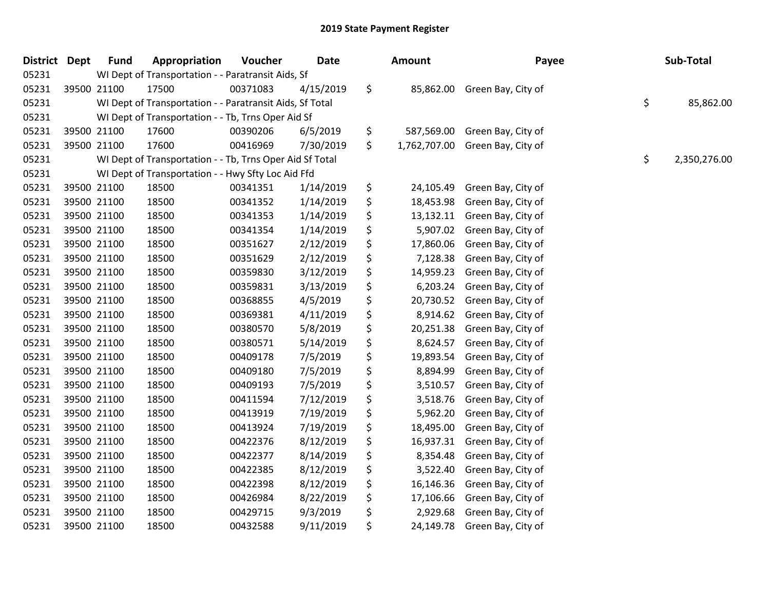# 2019 State Payment Register

| District | Dept | Fund | Appropriation | Voucher | Date | Amount | Payee | Sub-Total |
|---|---|---|---|---|---|---|---|---|
| 05231 | | WI Dept of Transportation - - Paratransit Aids, Sf | | | | | | |
| 05231 | 39500 | 21100 | 17500 | 00371083 | 4/15/2019 | $ 85,862.00 | Green Bay, City of | |
| 05231 | | WI Dept of Transportation - - Paratransit Aids, Sf Total | | | | | | $ 85,862.00 |
| 05231 | | WI Dept of Transportation - - Tb, Trns Oper Aid Sf | | | | | | |
| 05231 | 39500 | 21100 | 17600 | 00390206 | 6/5/2019 | $ 587,569.00 | Green Bay, City of | |
| 05231 | 39500 | 21100 | 17600 | 00416969 | 7/30/2019 | $ 1,762,707.00 | Green Bay, City of | |
| 05231 | | WI Dept of Transportation - - Tb, Trns Oper Aid Sf Total | | | | | | $ 2,350,276.00 |
| 05231 | | WI Dept of Transportation - - Hwy Sfty Loc Aid Ffd | | | | | | |
| 05231 | 39500 | 21100 | 18500 | 00341351 | 1/14/2019 | $ 24,105.49 | Green Bay, City of | |
| 05231 | 39500 | 21100 | 18500 | 00341352 | 1/14/2019 | $ 18,453.98 | Green Bay, City of | |
| 05231 | 39500 | 21100 | 18500 | 00341353 | 1/14/2019 | $ 13,132.11 | Green Bay, City of | |
| 05231 | 39500 | 21100 | 18500 | 00341354 | 1/14/2019 | $ 5,907.02 | Green Bay, City of | |
| 05231 | 39500 | 21100 | 18500 | 00351627 | 2/12/2019 | $ 17,860.06 | Green Bay, City of | |
| 05231 | 39500 | 21100 | 18500 | 00351629 | 2/12/2019 | $ 7,128.38 | Green Bay, City of | |
| 05231 | 39500 | 21100 | 18500 | 00359830 | 3/12/2019 | $ 14,959.23 | Green Bay, City of | |
| 05231 | 39500 | 21100 | 18500 | 00359831 | 3/13/2019 | $ 6,203.24 | Green Bay, City of | |
| 05231 | 39500 | 21100 | 18500 | 00368855 | 4/5/2019 | $ 20,730.52 | Green Bay, City of | |
| 05231 | 39500 | 21100 | 18500 | 00369381 | 4/11/2019 | $ 8,914.62 | Green Bay, City of | |
| 05231 | 39500 | 21100 | 18500 | 00380570 | 5/8/2019 | $ 20,251.38 | Green Bay, City of | |
| 05231 | 39500 | 21100 | 18500 | 00380571 | 5/14/2019 | $ 8,624.57 | Green Bay, City of | |
| 05231 | 39500 | 21100 | 18500 | 00409178 | 7/5/2019 | $ 19,893.54 | Green Bay, City of | |
| 05231 | 39500 | 21100 | 18500 | 00409180 | 7/5/2019 | $ 8,894.99 | Green Bay, City of | |
| 05231 | 39500 | 21100 | 18500 | 00409193 | 7/5/2019 | $ 3,510.57 | Green Bay, City of | |
| 05231 | 39500 | 21100 | 18500 | 00411594 | 7/12/2019 | $ 3,518.76 | Green Bay, City of | |
| 05231 | 39500 | 21100 | 18500 | 00413919 | 7/19/2019 | $ 5,962.20 | Green Bay, City of | |
| 05231 | 39500 | 21100 | 18500 | 00413924 | 7/19/2019 | $ 18,495.00 | Green Bay, City of | |
| 05231 | 39500 | 21100 | 18500 | 00422376 | 8/12/2019 | $ 16,937.31 | Green Bay, City of | |
| 05231 | 39500 | 21100 | 18500 | 00422377 | 8/14/2019 | $ 8,354.48 | Green Bay, City of | |
| 05231 | 39500 | 21100 | 18500 | 00422385 | 8/12/2019 | $ 3,522.40 | Green Bay, City of | |
| 05231 | 39500 | 21100 | 18500 | 00422398 | 8/12/2019 | $ 16,146.36 | Green Bay, City of | |
| 05231 | 39500 | 21100 | 18500 | 00426984 | 8/22/2019 | $ 17,106.66 | Green Bay, City of | |
| 05231 | 39500 | 21100 | 18500 | 00429715 | 9/3/2019 | $ 2,929.68 | Green Bay, City of | |
| 05231 | 39500 | 21100 | 18500 | 00432588 | 9/11/2019 | $ 24,149.78 | Green Bay, City of | |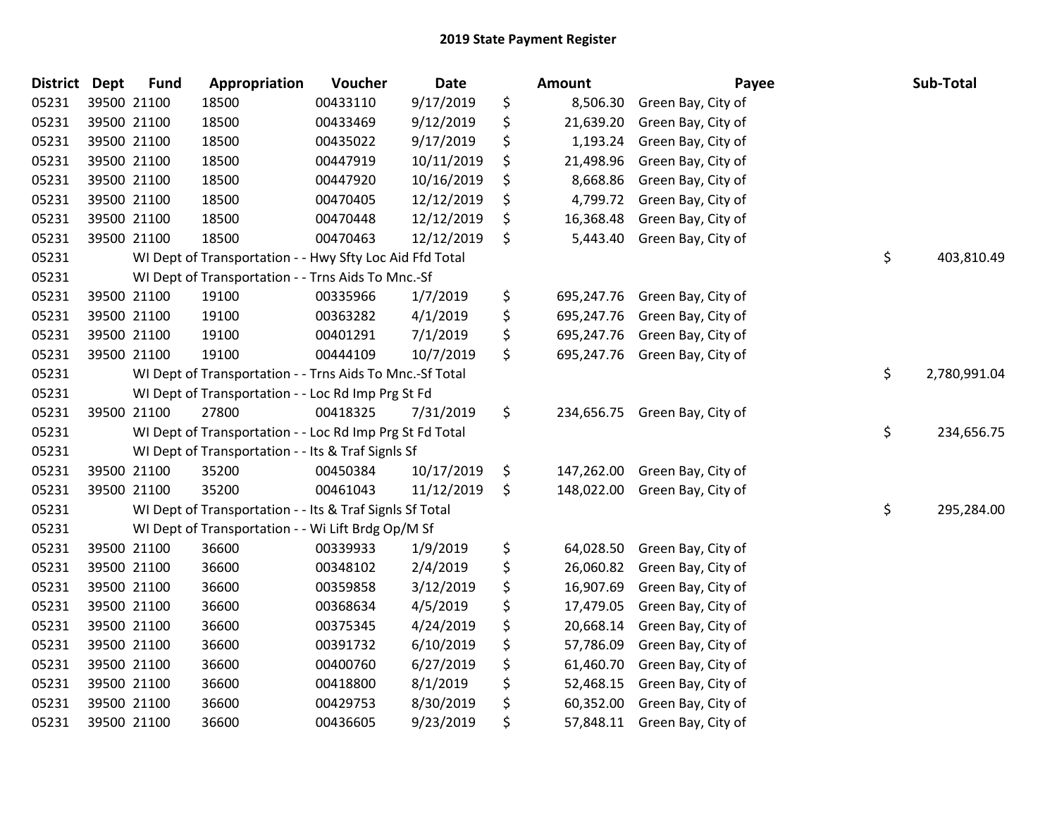# 2019 State Payment Register

| District | Dept | Fund | Appropriation | Voucher | Date | | Amount | Payee | | Sub-Total |
|---|---|---|---|---|---|---|---|---|---|---|
| 05231 | 39500 | 21100 | 18500 | 00433110 | 9/17/2019 | $ | 8,506.30 | Green Bay, City of | | |
| 05231 | 39500 | 21100 | 18500 | 00433469 | 9/12/2019 | $ | 21,639.20 | Green Bay, City of | | |
| 05231 | 39500 | 21100 | 18500 | 00435022 | 9/17/2019 | $ | 1,193.24 | Green Bay, City of | | |
| 05231 | 39500 | 21100 | 18500 | 00447919 | 10/11/2019 | $ | 21,498.96 | Green Bay, City of | | |
| 05231 | 39500 | 21100 | 18500 | 00447920 | 10/16/2019 | $ | 8,668.86 | Green Bay, City of | | |
| 05231 | 39500 | 21100 | 18500 | 00470405 | 12/12/2019 | $ | 4,799.72 | Green Bay, City of | | |
| 05231 | 39500 | 21100 | 18500 | 00470448 | 12/12/2019 | $ | 16,368.48 | Green Bay, City of | | |
| 05231 | 39500 | 21100 | 18500 | 00470463 | 12/12/2019 | $ | 5,443.40 | Green Bay, City of | | |
| 05231 | | WI Dept of Transportation - - Hwy Sfty Loc Aid Ffd Total | | | | | | | $ | 403,810.49 |
| 05231 | | WI Dept of Transportation - - Trns Aids To Mnc.-Sf | | | | | | | | |
| 05231 | 39500 | 21100 | 19100 | 00335966 | 1/7/2019 | $ | 695,247.76 | Green Bay, City of | | |
| 05231 | 39500 | 21100 | 19100 | 00363282 | 4/1/2019 | $ | 695,247.76 | Green Bay, City of | | |
| 05231 | 39500 | 21100 | 19100 | 00401291 | 7/1/2019 | $ | 695,247.76 | Green Bay, City of | | |
| 05231 | 39500 | 21100 | 19100 | 00444109 | 10/7/2019 | $ | 695,247.76 | Green Bay, City of | | |
| 05231 | | WI Dept of Transportation - - Trns Aids To Mnc.-Sf Total | | | | | | | $ | 2,780,991.04 |
| 05231 | | WI Dept of Transportation - - Loc Rd Imp Prg St Fd | | | | | | | | |
| 05231 | 39500 | 21100 | 27800 | 00418325 | 7/31/2019 | $ | 234,656.75 | Green Bay, City of | | |
| 05231 | | WI Dept of Transportation - - Loc Rd Imp Prg St Fd Total | | | | | | | $ | 234,656.75 |
| 05231 | | WI Dept of Transportation - - Its & Traf Signls Sf | | | | | | | | |
| 05231 | 39500 | 21100 | 35200 | 00450384 | 10/17/2019 | $ | 147,262.00 | Green Bay, City of | | |
| 05231 | 39500 | 21100 | 35200 | 00461043 | 11/12/2019 | $ | 148,022.00 | Green Bay, City of | | |
| 05231 | | WI Dept of Transportation - - Its & Traf Signls Sf Total | | | | | | | $ | 295,284.00 |
| 05231 | | WI Dept of Transportation - - Wi Lift Brdg Op/M Sf | | | | | | | | |
| 05231 | 39500 | 21100 | 36600 | 00339933 | 1/9/2019 | $ | 64,028.50 | Green Bay, City of | | |
| 05231 | 39500 | 21100 | 36600 | 00348102 | 2/4/2019 | $ | 26,060.82 | Green Bay, City of | | |
| 05231 | 39500 | 21100 | 36600 | 00359858 | 3/12/2019 | $ | 16,907.69 | Green Bay, City of | | |
| 05231 | 39500 | 21100 | 36600 | 00368634 | 4/5/2019 | $ | 17,479.05 | Green Bay, City of | | |
| 05231 | 39500 | 21100 | 36600 | 00375345 | 4/24/2019 | $ | 20,668.14 | Green Bay, City of | | |
| 05231 | 39500 | 21100 | 36600 | 00391732 | 6/10/2019 | $ | 57,786.09 | Green Bay, City of | | |
| 05231 | 39500 | 21100 | 36600 | 00400760 | 6/27/2019 | $ | 61,460.70 | Green Bay, City of | | |
| 05231 | 39500 | 21100 | 36600 | 00418800 | 8/1/2019 | $ | 52,468.15 | Green Bay, City of | | |
| 05231 | 39500 | 21100 | 36600 | 00429753 | 8/30/2019 | $ | 60,352.00 | Green Bay, City of | | |
| 05231 | 39500 | 21100 | 36600 | 00436605 | 9/23/2019 | $ | 57,848.11 | Green Bay, City of | | |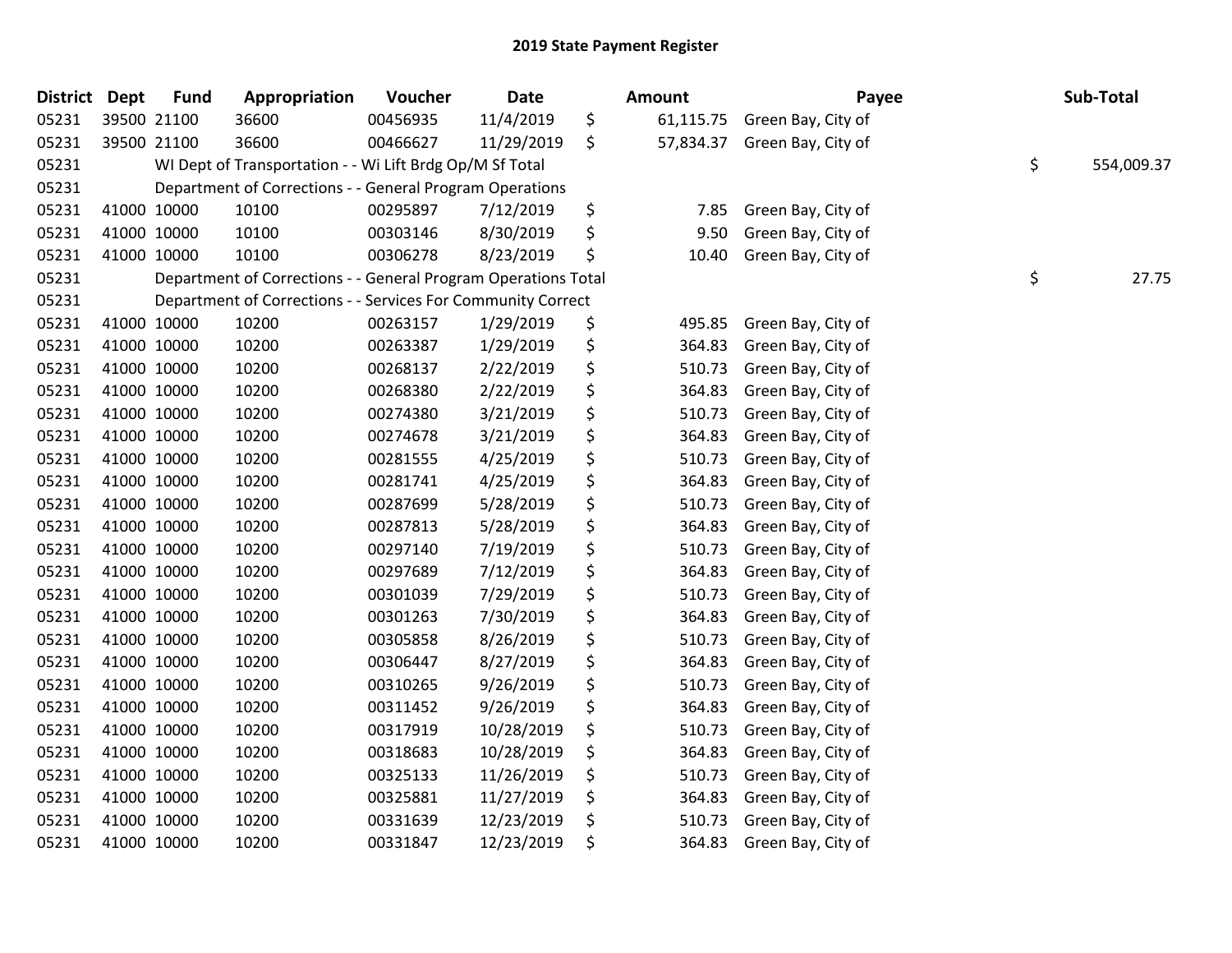# 2019 State Payment Register

| District | Dept | Fund | Appropriation | Voucher | Date | | Amount | Payee | | Sub-Total |
|---|---|---|---|---|---|---|---|---|---|---|
| 05231 | 39500 | 21100 | 36600 | 00456935 | 11/4/2019 | $ | 61,115.75 | Green Bay, City of | | |
| 05231 | 39500 | 21100 | 36600 | 00466627 | 11/29/2019 | $ | 57,834.37 | Green Bay, City of | | |
| 05231 | | | WI Dept of Transportation - - Wi Lift Brdg Op/M Sf Total | | | | | | $ | 554,009.37 |
| 05231 | | | Department of Corrections - - General Program Operations | | | | | | | |
| 05231 | 41000 | 10000 | 10100 | 00295897 | 7/12/2019 | $ | 7.85 | Green Bay, City of | | |
| 05231 | 41000 | 10000 | 10100 | 00303146 | 8/30/2019 | $ | 9.50 | Green Bay, City of | | |
| 05231 | 41000 | 10000 | 10100 | 00306278 | 8/23/2019 | $ | 10.40 | Green Bay, City of | | |
| 05231 | | | Department of Corrections - - General Program Operations Total | | | | | | $ | 27.75 |
| 05231 | | | Department of Corrections - - Services For Community Correct | | | | | | | |
| 05231 | 41000 | 10000 | 10200 | 00263157 | 1/29/2019 | $ | 495.85 | Green Bay, City of | | |
| 05231 | 41000 | 10000 | 10200 | 00263387 | 1/29/2019 | $ | 364.83 | Green Bay, City of | | |
| 05231 | 41000 | 10000 | 10200 | 00268137 | 2/22/2019 | $ | 510.73 | Green Bay, City of | | |
| 05231 | 41000 | 10000 | 10200 | 00268380 | 2/22/2019 | $ | 364.83 | Green Bay, City of | | |
| 05231 | 41000 | 10000 | 10200 | 00274380 | 3/21/2019 | $ | 510.73 | Green Bay, City of | | |
| 05231 | 41000 | 10000 | 10200 | 00274678 | 3/21/2019 | $ | 364.83 | Green Bay, City of | | |
| 05231 | 41000 | 10000 | 10200 | 00281555 | 4/25/2019 | $ | 510.73 | Green Bay, City of | | |
| 05231 | 41000 | 10000 | 10200 | 00281741 | 4/25/2019 | $ | 364.83 | Green Bay, City of | | |
| 05231 | 41000 | 10000 | 10200 | 00287699 | 5/28/2019 | $ | 510.73 | Green Bay, City of | | |
| 05231 | 41000 | 10000 | 10200 | 00287813 | 5/28/2019 | $ | 364.83 | Green Bay, City of | | |
| 05231 | 41000 | 10000 | 10200 | 00297140 | 7/19/2019 | $ | 510.73 | Green Bay, City of | | |
| 05231 | 41000 | 10000 | 10200 | 00297689 | 7/12/2019 | $ | 364.83 | Green Bay, City of | | |
| 05231 | 41000 | 10000 | 10200 | 00301039 | 7/29/2019 | $ | 510.73 | Green Bay, City of | | |
| 05231 | 41000 | 10000 | 10200 | 00301263 | 7/30/2019 | $ | 364.83 | Green Bay, City of | | |
| 05231 | 41000 | 10000 | 10200 | 00305858 | 8/26/2019 | $ | 510.73 | Green Bay, City of | | |
| 05231 | 41000 | 10000 | 10200 | 00306447 | 8/27/2019 | $ | 364.83 | Green Bay, City of | | |
| 05231 | 41000 | 10000 | 10200 | 00310265 | 9/26/2019 | $ | 510.73 | Green Bay, City of | | |
| 05231 | 41000 | 10000 | 10200 | 00311452 | 9/26/2019 | $ | 364.83 | Green Bay, City of | | |
| 05231 | 41000 | 10000 | 10200 | 00317919 | 10/28/2019 | $ | 510.73 | Green Bay, City of | | |
| 05231 | 41000 | 10000 | 10200 | 00318683 | 10/28/2019 | $ | 364.83 | Green Bay, City of | | |
| 05231 | 41000 | 10000 | 10200 | 00325133 | 11/26/2019 | $ | 510.73 | Green Bay, City of | | |
| 05231 | 41000 | 10000 | 10200 | 00325881 | 11/27/2019 | $ | 364.83 | Green Bay, City of | | |
| 05231 | 41000 | 10000 | 10200 | 00331639 | 12/23/2019 | $ | 510.73 | Green Bay, City of | | |
| 05231 | 41000 | 10000 | 10200 | 00331847 | 12/23/2019 | $ | 364.83 | Green Bay, City of | | |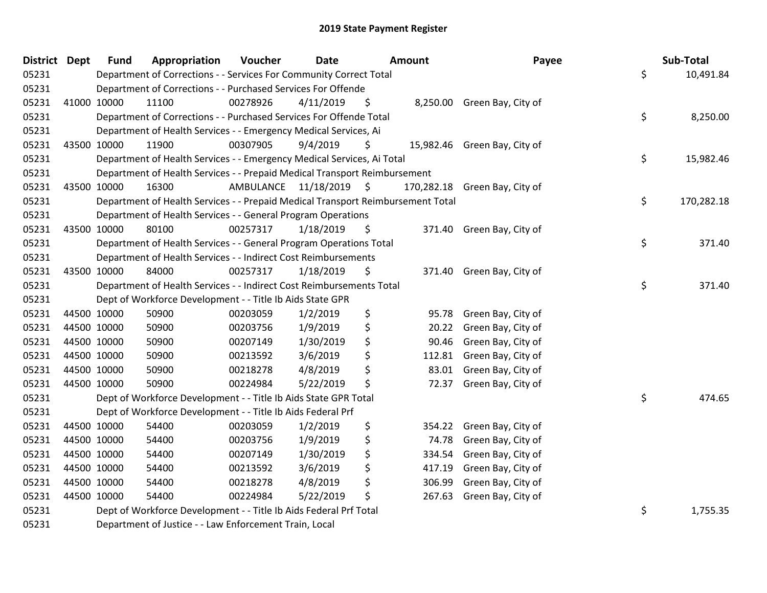## 2019 State Payment Register

| District | Dept | Fund | Appropriation | Voucher | Date | Amount | Payee | Sub-Total |
|---|---|---|---|---|---|---|---|---|
| 05231 | | | Department of Corrections - - Services For Community Correct Total | | | | | $ 10,491.84 |
| 05231 | | | Department of Corrections - - Purchased Services For Offende | | | | | |
| 05231 | 41000 | 10000 | 11100 | 00278926 | 4/11/2019 | $ 8,250.00 | Green Bay, City of | |
| 05231 | | | Department of Corrections - - Purchased Services For Offende Total | | | | | $ 8,250.00 |
| 05231 | | | Department of Health Services - - Emergency Medical Services, Ai | | | | | |
| 05231 | 43500 | 10000 | 11900 | 00307905 | 9/4/2019 | $ 15,982.46 | Green Bay, City of | |
| 05231 | | | Department of Health Services - - Emergency Medical Services, Ai Total | | | | | $ 15,982.46 |
| 05231 | | | Department of Health Services - - Prepaid Medical Transport Reimbursement | | | | | |
| 05231 | 43500 | 10000 | 16300 | AMBULANCE | 11/18/2019 | $ 170,282.18 | Green Bay, City of | |
| 05231 | | | Department of Health Services - - Prepaid Medical Transport Reimbursement Total | | | | | $ 170,282.18 |
| 05231 | | | Department of Health Services - - General Program Operations | | | | | |
| 05231 | 43500 | 10000 | 80100 | 00257317 | 1/18/2019 | $ 371.40 | Green Bay, City of | |
| 05231 | | | Department of Health Services - - General Program Operations Total | | | | | $ 371.40 |
| 05231 | | | Department of Health Services - - Indirect Cost Reimbursements | | | | | |
| 05231 | 43500 | 10000 | 84000 | 00257317 | 1/18/2019 | $ 371.40 | Green Bay, City of | |
| 05231 | | | Department of Health Services - - Indirect Cost Reimbursements Total | | | | | $ 371.40 |
| 05231 | | | Dept of Workforce Development - - Title Ib Aids State GPR | | | | | |
| 05231 | 44500 | 10000 | 50900 | 00203059 | 1/2/2019 | $ 95.78 | Green Bay, City of | |
| 05231 | 44500 | 10000 | 50900 | 00203756 | 1/9/2019 | $ 20.22 | Green Bay, City of | |
| 05231 | 44500 | 10000 | 50900 | 00207149 | 1/30/2019 | $ 90.46 | Green Bay, City of | |
| 05231 | 44500 | 10000 | 50900 | 00213592 | 3/6/2019 | $ 112.81 | Green Bay, City of | |
| 05231 | 44500 | 10000 | 50900 | 00218278 | 4/8/2019 | $ 83.01 | Green Bay, City of | |
| 05231 | 44500 | 10000 | 50900 | 00224984 | 5/22/2019 | $ 72.37 | Green Bay, City of | |
| 05231 | | | Dept of Workforce Development - - Title Ib Aids State GPR Total | | | | | $ 474.65 |
| 05231 | | | Dept of Workforce Development - - Title Ib Aids Federal Prf | | | | | |
| 05231 | 44500 | 10000 | 54400 | 00203059 | 1/2/2019 | $ 354.22 | Green Bay, City of | |
| 05231 | 44500 | 10000 | 54400 | 00203756 | 1/9/2019 | $ 74.78 | Green Bay, City of | |
| 05231 | 44500 | 10000 | 54400 | 00207149 | 1/30/2019 | $ 334.54 | Green Bay, City of | |
| 05231 | 44500 | 10000 | 54400 | 00213592 | 3/6/2019 | $ 417.19 | Green Bay, City of | |
| 05231 | 44500 | 10000 | 54400 | 00218278 | 4/8/2019 | $ 306.99 | Green Bay, City of | |
| 05231 | 44500 | 10000 | 54400 | 00224984 | 5/22/2019 | $ 267.63 | Green Bay, City of | |
| 05231 | | | Dept of Workforce Development - - Title Ib Aids Federal Prf Total | | | | | $ 1,755.35 |
| 05231 | | | Department of Justice - - Law Enforcement Train, Local | | | | | |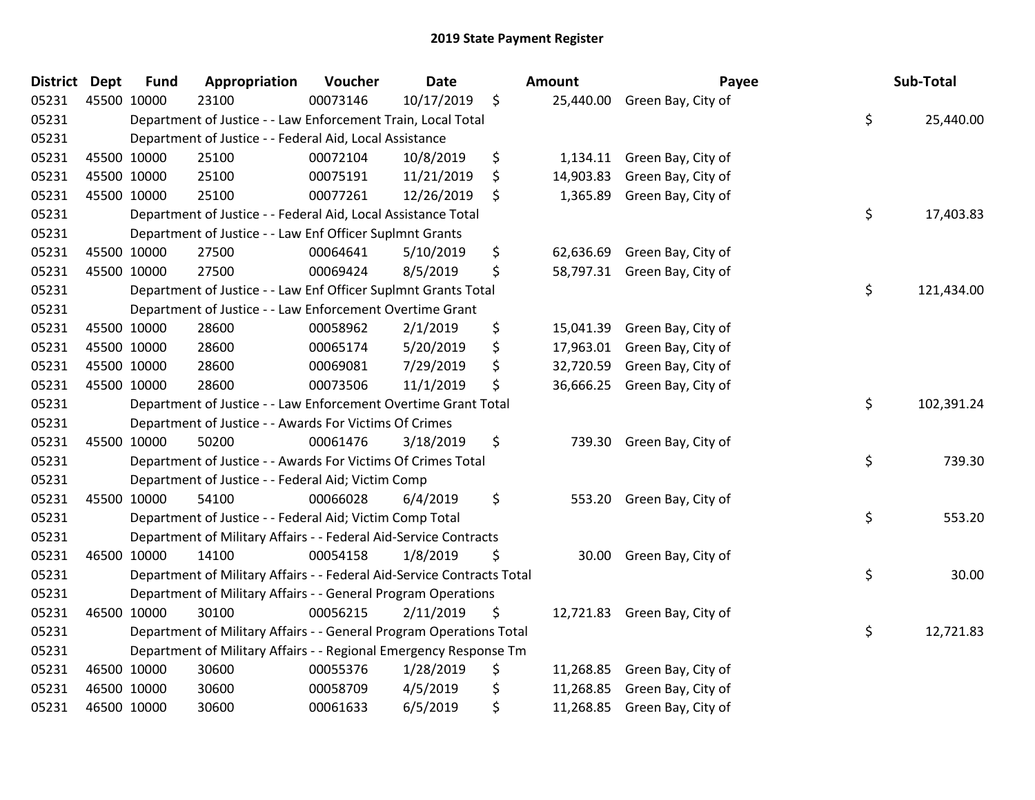## 2019 State Payment Register

| District | Dept | Fund | Appropriation | Voucher | Date | Amount | Payee | Sub-Total |
|---|---|---|---|---|---|---|---|---|
| 05231 | 45500 | 10000 | 23100 | 00073146 | 10/17/2019 | $ 25,440.00 | Green Bay, City of | |
| 05231 | | Department of Justice - - Law Enforcement Train, Local Total | | | | | | $ 25,440.00 |
| 05231 | | Department of Justice - - Federal Aid, Local Assistance | | | | | | |
| 05231 | 45500 | 10000 | 25100 | 00072104 | 10/8/2019 | $ 1,134.11 | Green Bay, City of | |
| 05231 | 45500 | 10000 | 25100 | 00075191 | 11/21/2019 | $ 14,903.83 | Green Bay, City of | |
| 05231 | 45500 | 10000 | 25100 | 00077261 | 12/26/2019 | $ 1,365.89 | Green Bay, City of | |
| 05231 | | Department of Justice - - Federal Aid, Local Assistance Total | | | | | | $ 17,403.83 |
| 05231 | | Department of Justice - - Law Enf Officer Suplmnt Grants | | | | | | |
| 05231 | 45500 | 10000 | 27500 | 00064641 | 5/10/2019 | $ 62,636.69 | Green Bay, City of | |
| 05231 | 45500 | 10000 | 27500 | 00069424 | 8/5/2019 | $ 58,797.31 | Green Bay, City of | |
| 05231 | | Department of Justice - - Law Enf Officer Suplmnt Grants Total | | | | | | $ 121,434.00 |
| 05231 | | Department of Justice - - Law Enforcement Overtime Grant | | | | | | |
| 05231 | 45500 | 10000 | 28600 | 00058962 | 2/1/2019 | $ 15,041.39 | Green Bay, City of | |
| 05231 | 45500 | 10000 | 28600 | 00065174 | 5/20/2019 | $ 17,963.01 | Green Bay, City of | |
| 05231 | 45500 | 10000 | 28600 | 00069081 | 7/29/2019 | $ 32,720.59 | Green Bay, City of | |
| 05231 | 45500 | 10000 | 28600 | 00073506 | 11/1/2019 | $ 36,666.25 | Green Bay, City of | |
| 05231 | | Department of Justice - - Law Enforcement Overtime Grant Total | | | | | | $ 102,391.24 |
| 05231 | | Department of Justice - - Awards For Victims Of Crimes | | | | | | |
| 05231 | 45500 | 10000 | 50200 | 00061476 | 3/18/2019 | $ 739.30 | Green Bay, City of | |
| 05231 | | Department of Justice - - Awards For Victims Of Crimes Total | | | | | | $ 739.30 |
| 05231 | | Department of Justice - - Federal Aid; Victim Comp | | | | | | |
| 05231 | 45500 | 10000 | 54100 | 00066028 | 6/4/2019 | $ 553.20 | Green Bay, City of | |
| 05231 | | Department of Justice - - Federal Aid; Victim Comp Total | | | | | | $ 553.20 |
| 05231 | | Department of Military Affairs - - Federal Aid-Service Contracts | | | | | | |
| 05231 | 46500 | 10000 | 14100 | 00054158 | 1/8/2019 | $ 30.00 | Green Bay, City of | |
| 05231 | | Department of Military Affairs - - Federal Aid-Service Contracts Total | | | | | | $ 30.00 |
| 05231 | | Department of Military Affairs - - General Program Operations | | | | | | |
| 05231 | 46500 | 10000 | 30100 | 00056215 | 2/11/2019 | $ 12,721.83 | Green Bay, City of | |
| 05231 | | Department of Military Affairs - - General Program Operations Total | | | | | | $ 12,721.83 |
| 05231 | | Department of Military Affairs - - Regional Emergency Response Tm | | | | | | |
| 05231 | 46500 | 10000 | 30600 | 00055376 | 1/28/2019 | $ 11,268.85 | Green Bay, City of | |
| 05231 | 46500 | 10000 | 30600 | 00058709 | 4/5/2019 | $ 11,268.85 | Green Bay, City of | |
| 05231 | 46500 | 10000 | 30600 | 00061633 | 6/5/2019 | $ 11,268.85 | Green Bay, City of | |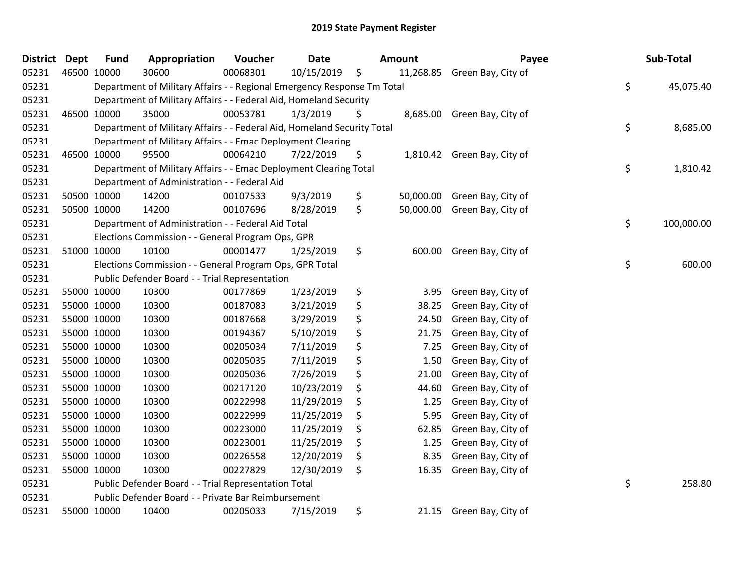# 2019 State Payment Register

| District | Dept | Fund | Appropriation | Voucher | Date | Amount | Payee | Sub-Total |
|---|---|---|---|---|---|---|---|---|
| 05231 | 46500 | 10000 | 30600 | 00068301 | 10/15/2019 | $ 11,268.85 | Green Bay, City of | |
| 05231 | | Department of Military Affairs - - Regional Emergency Response Tm Total | | | | | | $ 45,075.40 |
| 05231 | | Department of Military Affairs - - Federal Aid, Homeland Security | | | | | | |
| 05231 | 46500 | 10000 | 35000 | 00053781 | 1/3/2019 | $ 8,685.00 | Green Bay, City of | |
| 05231 | | Department of Military Affairs - - Federal Aid, Homeland Security Total | | | | | | $ 8,685.00 |
| 05231 | | Department of Military Affairs - - Emac Deployment Clearing | | | | | | |
| 05231 | 46500 | 10000 | 95500 | 00064210 | 7/22/2019 | $ 1,810.42 | Green Bay, City of | |
| 05231 | | Department of Military Affairs - - Emac Deployment Clearing Total | | | | | | $ 1,810.42 |
| 05231 | | Department of Administration - - Federal Aid | | | | | | |
| 05231 | 50500 | 10000 | 14200 | 00107533 | 9/3/2019 | $ 50,000.00 | Green Bay, City of | |
| 05231 | 50500 | 10000 | 14200 | 00107696 | 8/28/2019 | $ 50,000.00 | Green Bay, City of | |
| 05231 | | Department of Administration - - Federal Aid Total | | | | | | $ 100,000.00 |
| 05231 | | Elections Commission - - General Program Ops, GPR | | | | | | |
| 05231 | 51000 | 10000 | 10100 | 00001477 | 1/25/2019 | $ 600.00 | Green Bay, City of | |
| 05231 | | Elections Commission - - General Program Ops, GPR Total | | | | | | $ 600.00 |
| 05231 | | Public Defender Board - - Trial Representation | | | | | | |
| 05231 | 55000 | 10000 | 10300 | 00177869 | 1/23/2019 | $ 3.95 | Green Bay, City of | |
| 05231 | 55000 | 10000 | 10300 | 00187083 | 3/21/2019 | $ 38.25 | Green Bay, City of | |
| 05231 | 55000 | 10000 | 10300 | 00187668 | 3/29/2019 | $ 24.50 | Green Bay, City of | |
| 05231 | 55000 | 10000 | 10300 | 00194367 | 5/10/2019 | $ 21.75 | Green Bay, City of | |
| 05231 | 55000 | 10000 | 10300 | 00205034 | 7/11/2019 | $ 7.25 | Green Bay, City of | |
| 05231 | 55000 | 10000 | 10300 | 00205035 | 7/11/2019 | $ 1.50 | Green Bay, City of | |
| 05231 | 55000 | 10000 | 10300 | 00205036 | 7/26/2019 | $ 21.00 | Green Bay, City of | |
| 05231 | 55000 | 10000 | 10300 | 00217120 | 10/23/2019 | $ 44.60 | Green Bay, City of | |
| 05231 | 55000 | 10000 | 10300 | 00222998 | 11/29/2019 | $ 1.25 | Green Bay, City of | |
| 05231 | 55000 | 10000 | 10300 | 00222999 | 11/25/2019 | $ 5.95 | Green Bay, City of | |
| 05231 | 55000 | 10000 | 10300 | 00223000 | 11/25/2019 | $ 62.85 | Green Bay, City of | |
| 05231 | 55000 | 10000 | 10300 | 00223001 | 11/25/2019 | $ 1.25 | Green Bay, City of | |
| 05231 | 55000 | 10000 | 10300 | 00226558 | 12/20/2019 | $ 8.35 | Green Bay, City of | |
| 05231 | 55000 | 10000 | 10300 | 00227829 | 12/30/2019 | $ 16.35 | Green Bay, City of | |
| 05231 | | Public Defender Board - - Trial Representation Total | | | | | | $ 258.80 |
| 05231 | | Public Defender Board - - Private Bar Reimbursement | | | | | | |
| 05231 | 55000 | 10000 | 10400 | 00205033 | 7/15/2019 | $ 21.15 | Green Bay, City of | |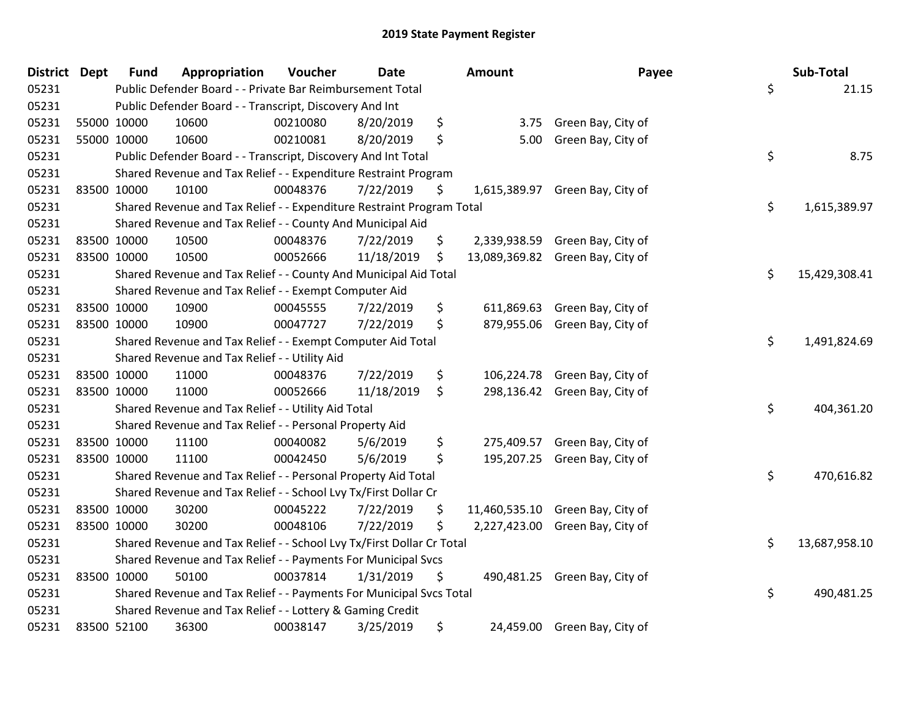# 2019 State Payment Register

| District | Dept | Fund | Appropriation | Voucher | Date | Amount | Payee | Sub-Total |
|---|---|---|---|---|---|---|---|---|
| 05231 | | Public Defender Board - - Private Bar Reimbursement Total | | | | | | $ 21.15 |
| 05231 | | Public Defender Board - - Transcript, Discovery And Int | | | | | | |
| 05231 | 55000 | 10000 | 10600 | 00210080 | 8/20/2019 | $ 3.75 | Green Bay, City of | |
| 05231 | 55000 | 10000 | 10600 | 00210081 | 8/20/2019 | $ 5.00 | Green Bay, City of | |
| 05231 | | Public Defender Board - - Transcript, Discovery And Int Total | | | | | | $ 8.75 |
| 05231 | | Shared Revenue and Tax Relief - - Expenditure Restraint Program | | | | | | |
| 05231 | 83500 | 10000 | 10100 | 00048376 | 7/22/2019 | $ 1,615,389.97 | Green Bay, City of | |
| 05231 | | Shared Revenue and Tax Relief - - Expenditure Restraint Program Total | | | | | | $ 1,615,389.97 |
| 05231 | | Shared Revenue and Tax Relief - - County And Municipal Aid | | | | | | |
| 05231 | 83500 | 10000 | 10500 | 00048376 | 7/22/2019 | $ 2,339,938.59 | Green Bay, City of | |
| 05231 | 83500 | 10000 | 10500 | 00052666 | 11/18/2019 | $ 13,089,369.82 | Green Bay, City of | |
| 05231 | | Shared Revenue and Tax Relief - - County And Municipal Aid Total | | | | | | $ 15,429,308.41 |
| 05231 | | Shared Revenue and Tax Relief - - Exempt Computer Aid | | | | | | |
| 05231 | 83500 | 10000 | 10900 | 00045555 | 7/22/2019 | $ 611,869.63 | Green Bay, City of | |
| 05231 | 83500 | 10000 | 10900 | 00047727 | 7/22/2019 | $ 879,955.06 | Green Bay, City of | |
| 05231 | | Shared Revenue and Tax Relief - - Exempt Computer Aid Total | | | | | | $ 1,491,824.69 |
| 05231 | | Shared Revenue and Tax Relief - - Utility Aid | | | | | | |
| 05231 | 83500 | 10000 | 11000 | 00048376 | 7/22/2019 | $ 106,224.78 | Green Bay, City of | |
| 05231 | 83500 | 10000 | 11000 | 00052666 | 11/18/2019 | $ 298,136.42 | Green Bay, City of | |
| 05231 | | Shared Revenue and Tax Relief - - Utility Aid Total | | | | | | $ 404,361.20 |
| 05231 | | Shared Revenue and Tax Relief - - Personal Property Aid | | | | | | |
| 05231 | 83500 | 10000 | 11100 | 00040082 | 5/6/2019 | $ 275,409.57 | Green Bay, City of | |
| 05231 | 83500 | 10000 | 11100 | 00042450 | 5/6/2019 | $ 195,207.25 | Green Bay, City of | |
| 05231 | | Shared Revenue and Tax Relief - - Personal Property Aid Total | | | | | | $ 470,616.82 |
| 05231 | | Shared Revenue and Tax Relief - - School Lvy Tx/First Dollar Cr | | | | | | |
| 05231 | 83500 | 10000 | 30200 | 00045222 | 7/22/2019 | $ 11,460,535.10 | Green Bay, City of | |
| 05231 | 83500 | 10000 | 30200 | 00048106 | 7/22/2019 | $ 2,227,423.00 | Green Bay, City of | |
| 05231 | | Shared Revenue and Tax Relief - - School Lvy Tx/First Dollar Cr Total | | | | | | $ 13,687,958.10 |
| 05231 | | Shared Revenue and Tax Relief - - Payments For Municipal Svcs | | | | | | |
| 05231 | 83500 | 10000 | 50100 | 00037814 | 1/31/2019 | $ 490,481.25 | Green Bay, City of | |
| 05231 | | Shared Revenue and Tax Relief - - Payments For Municipal Svcs Total | | | | | | $ 490,481.25 |
| 05231 | | Shared Revenue and Tax Relief - - Lottery & Gaming Credit | | | | | | |
| 05231 | 83500 | 52100 | 36300 | 00038147 | 3/25/2019 | $ 24,459.00 | Green Bay, City of | |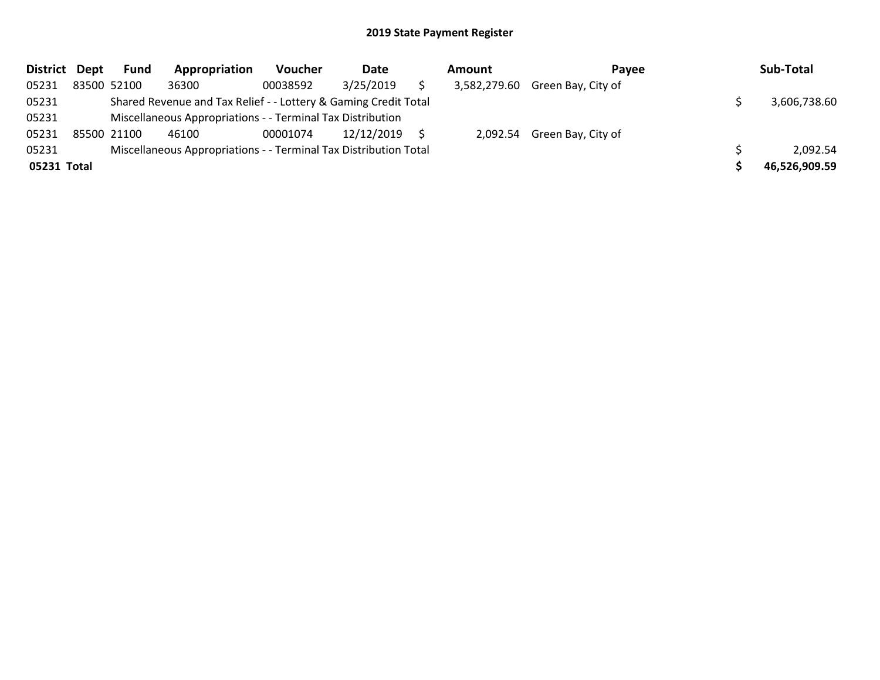## 2019 State Payment Register

| District | Dept | Fund | Appropriation | Voucher | Date | Amount | Payee | Sub-Total |
|---|---|---|---|---|---|---|---|---|
| 05231 | 83500 | 52100 | 36300 | 00038592 | 3/25/2019 | $ 3,582,279.60 | Green Bay, City of | |
| 05231 | | Shared Revenue and Tax Relief - - Lottery & Gaming Credit Total | | | | | | $ 3,606,738.60 |
| 05231 | | Miscellaneous Appropriations - - Terminal Tax Distribution | | | | | | |
| 05231 | 85500 | 21100 | 46100 | 00001074 | 12/12/2019 | $ 2,092.54 | Green Bay, City of | |
| 05231 | | Miscellaneous Appropriations - - Terminal Tax Distribution Total | | | | | | $ 2,092.54 |
| **05231 Total** | | | | | | | | **$ 46,526,909.59** |